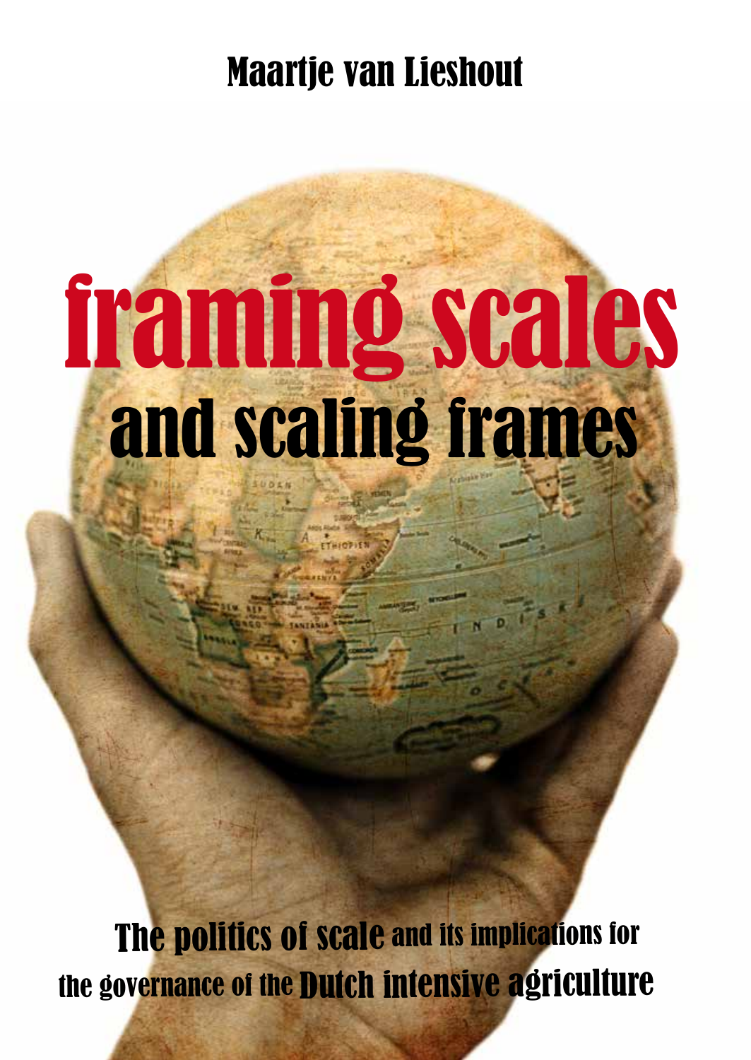Maartje van Lieshout

# framing scales
## and scaling frames

The politics of scale and its implications for the governance of the Dutch intensive agriculture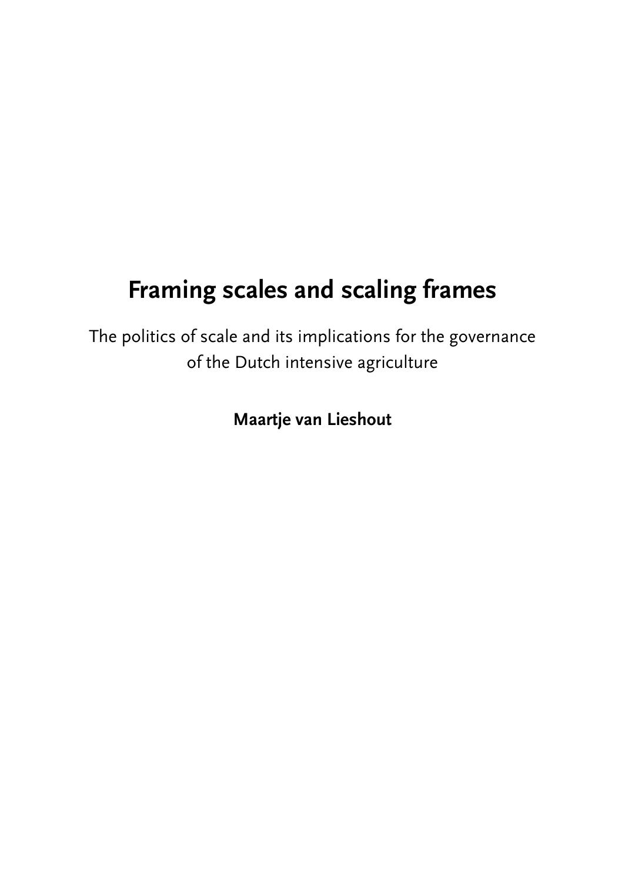# Framing scales and scaling frames

The politics of scale and its implications for the governance of the Dutch intensive agriculture

**Maartje van Lieshout**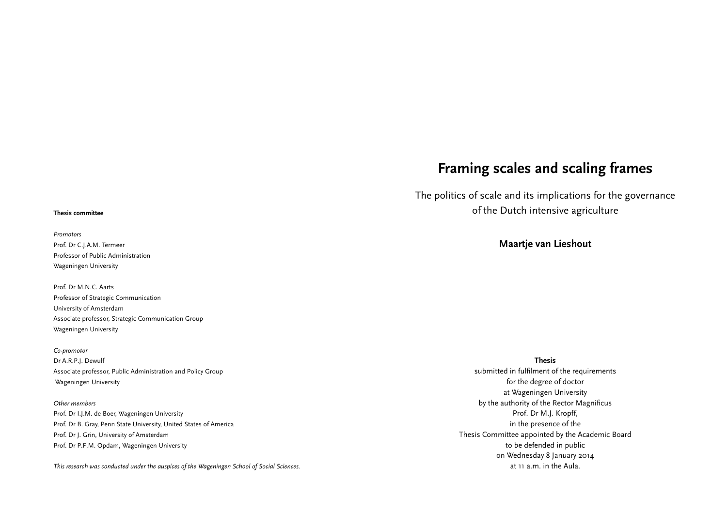**Thesis committee**

*Promotors*
Prof. Dr C.J.A.M. Termeer
Professor of Public Administration
Wageningen University

Prof. Dr M.N.C. Aarts
Professor of Strategic Communication
University of Amsterdam
Associate professor, Strategic Communication Group
Wageningen University

*Co-promotor*
Dr A.R.P.J. Dewulf
Associate professor, Public Administration and Policy Group
Wageningen University

*Other members*
Prof. Dr I.J.M. de Boer, Wageningen University
Prof. Dr B. Gray, Penn State University, United States of America
Prof. Dr J. Grin, University of Amsterdam
Prof. Dr P.F.M. Opdam, Wageningen University

*This research was conducted under the auspices of the Wageningen School of Social Sciences.*

# Framing scales and scaling frames

The politics of scale and its implications for the governance of the Dutch intensive agriculture

**Maartje van Lieshout**

**Thesis**
submitted in fulfilment of the requirements
for the degree of doctor
at Wageningen University
by the authority of the Rector Magnificus
Prof. Dr M.J. Kropff,
in the presence of the
Thesis Committee appointed by the Academic Board
to be defended in public
on Wednesday 8 January 2014
at 11 a.m. in the Aula.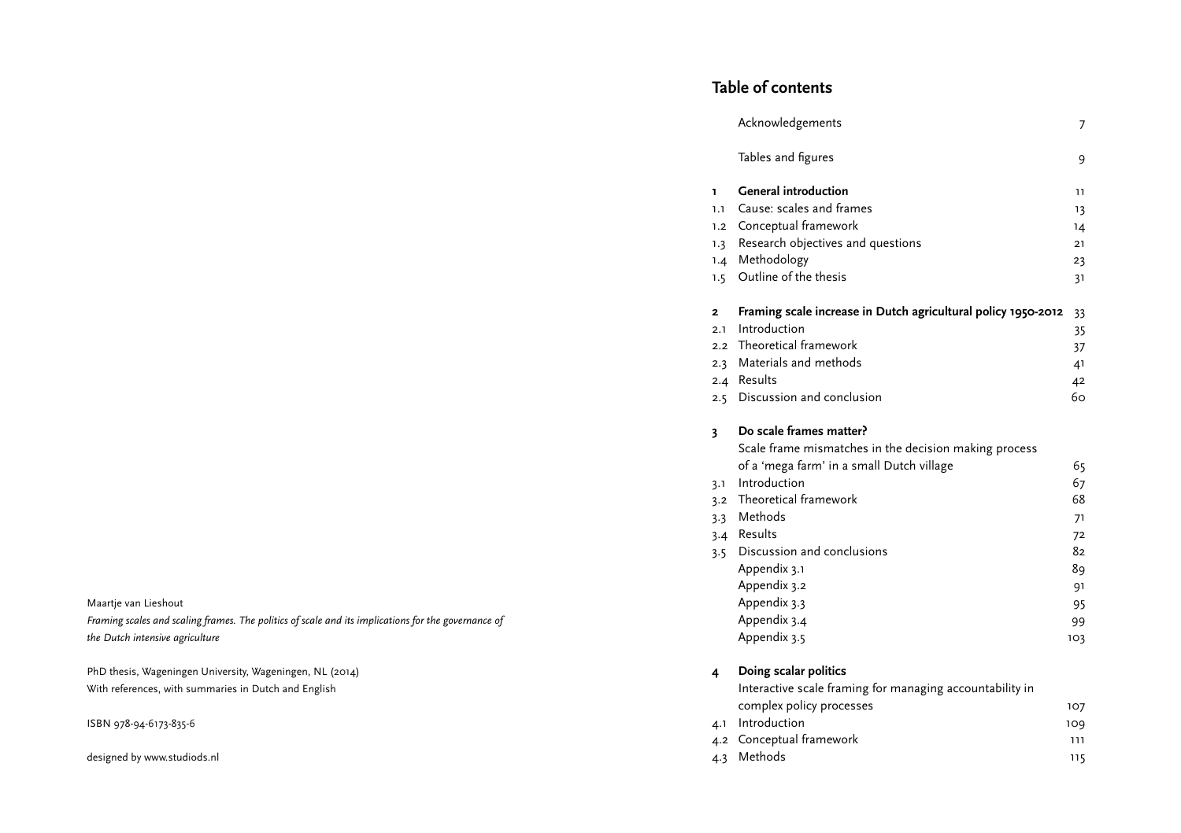Maartje van Lieshout

*Framing scales and scaling frames. The politics of scale and its implications for the governance of the Dutch intensive agriculture*

PhD thesis, Wageningen University, Wageningen, NL (2014)
With references, with summaries in Dutch and English

ISBN 978-94-6173-835-6

designed by www.studiods.nl

# Table of contents

| | | |
|---|---|---|
| | Acknowledgements | 7 |
| | Tables and figures | 9 |
| **1** | **General introduction** | 11 |
| 1.1 | Cause: scales and frames | 13 |
| 1.2 | Conceptual framework | 14 |
| 1.3 | Research objectives and questions | 21 |
| 1.4 | Methodology | 23 |
| 1.5 | Outline of the thesis | 31 |
| **2** | **Framing scale increase in Dutch agricultural policy 1950-2012** | 33 |
| 2.1 | Introduction | 35 |
| 2.2 | Theoretical framework | 37 |
| 2.3 | Materials and methods | 41 |
| 2.4 | Results | 42 |
| 2.5 | Discussion and conclusion | 60 |
| **3** | **Do scale frames matter?** Scale frame mismatches in the decision making process of a 'mega farm' in a small Dutch village | 65 |
| 3.1 | Introduction | 67 |
| 3.2 | Theoretical framework | 68 |
| 3.3 | Methods | 71 |
| 3.4 | Results | 72 |
| 3.5 | Discussion and conclusions | 82 |
| | Appendix 3.1 | 89 |
| | Appendix 3.2 | 91 |
| | Appendix 3.3 | 95 |
| | Appendix 3.4 | 99 |
| | Appendix 3.5 | 103 |
| **4** | **Doing scalar politics** Interactive scale framing for managing accountability in complex policy processes | 107 |
| 4.1 | Introduction | 109 |
| 4.2 | Conceptual framework | 111 |
| 4.3 | Methods | 115 |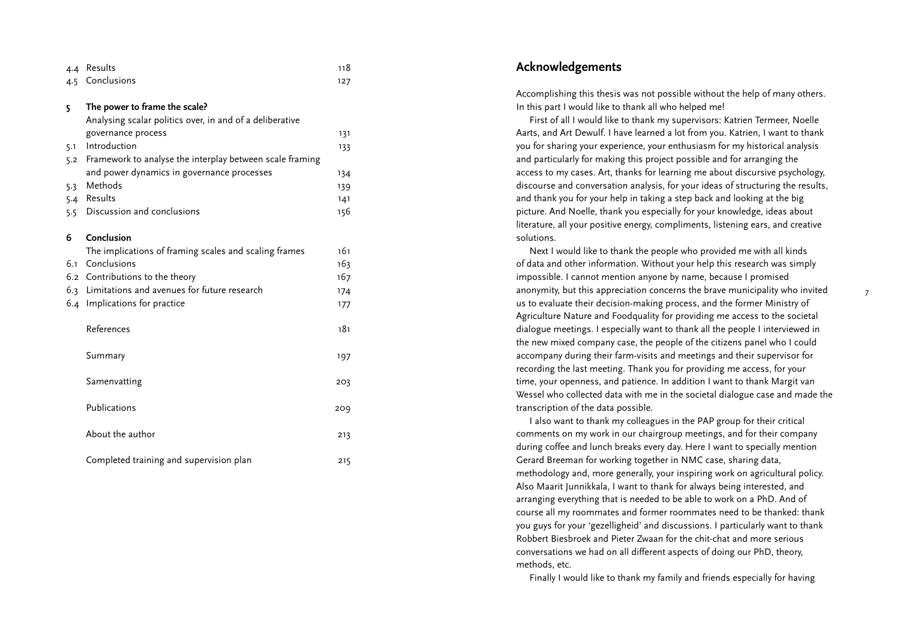| | | |
|---|---|---|
| 4.4 | Results | 118 |
| 4.5 | Conclusions | 127 |
| **5** | **The power to frame the scale?** | |
| | Analysing scalar politics over, in and of a deliberative governance process | 131 |
| 5.1 | Introduction | 133 |
| 5.2 | Framework to analyse the interplay between scale framing and power dynamics in governance processes | 134 |
| 5.3 | Methods | 139 |
| 5.4 | Results | 141 |
| 5.5 | Discussion and conclusions | 156 |
| **6** | **Conclusion** | |
| | The implications of framing scales and scaling frames | 161 |
| 6.1 | Conclusions | 163 |
| 6.2 | Contributions to the theory | 167 |
| 6.3 | Limitations and avenues for future research | 174 |
| 6.4 | Implications for practice | 177 |
| | References | 181 |
| | Summary | 197 |
| | Samenvatting | 203 |
| | Publications | 209 |
| | About the author | 213 |
| | Completed training and supervision plan | 215 |

## Acknowledgements

Accomplishing this thesis was not possible without the help of many others. In this part I would like to thank all who helped me!

First of all I would like to thank my supervisors: Katrien Termeer, Noelle Aarts, and Art Dewulf. I have learned a lot from you. Katrien, I want to thank you for sharing your experience, your enthusiasm for my historical analysis and particularly for making this project possible and for arranging the access to my cases. Art, thanks for learning me about discursive psychology, discourse and conversation analysis, for your ideas of structuring the results, and thank you for your help in taking a step back and looking at the big picture. And Noelle, thank you especially for your knowledge, ideas about literature, all your positive energy, compliments, listening ears, and creative solutions.

Next I would like to thank the people who provided me with all kinds of data and other information. Without your help this research was simply impossible. I cannot mention anyone by name, because I promised anonymity, but this appreciation concerns the brave municipality who invited us to evaluate their decision-making process, and the former Ministry of Agriculture Nature and Foodquality for providing me access to the societal dialogue meetings. I especially want to thank all the people I interviewed in the new mixed company case, the people of the citizens panel who I could accompany during their farm-visits and meetings and their supervisor for recording the last meeting. Thank you for providing me access, for your time, your openness, and patience. In addition I want to thank Margit van Wessel who collected data with me in the societal dialogue case and made the transcription of the data possible.

I also want to thank my colleagues in the PAP group for their critical comments on my work in our chairgroup meetings, and for their company during coffee and lunch breaks every day. Here I want to specially mention Gerard Breeman for working together in NMC case, sharing data, methodology and, more generally, your inspiring work on agricultural policy. Also Maarit Junnikkala, I want to thank for always being interested, and arranging everything that is needed to be able to work on a PhD. And of course all my roommates and former roommates need to be thanked: thank you guys for your 'gezelligheid' and discussions. I particularly want to thank Robbert Biesbroek and Pieter Zwaan for the chit-chat and more serious conversations we had on all different aspects of doing our PhD, theory, methods, etc.

Finally I would like to thank my family and friends especially for having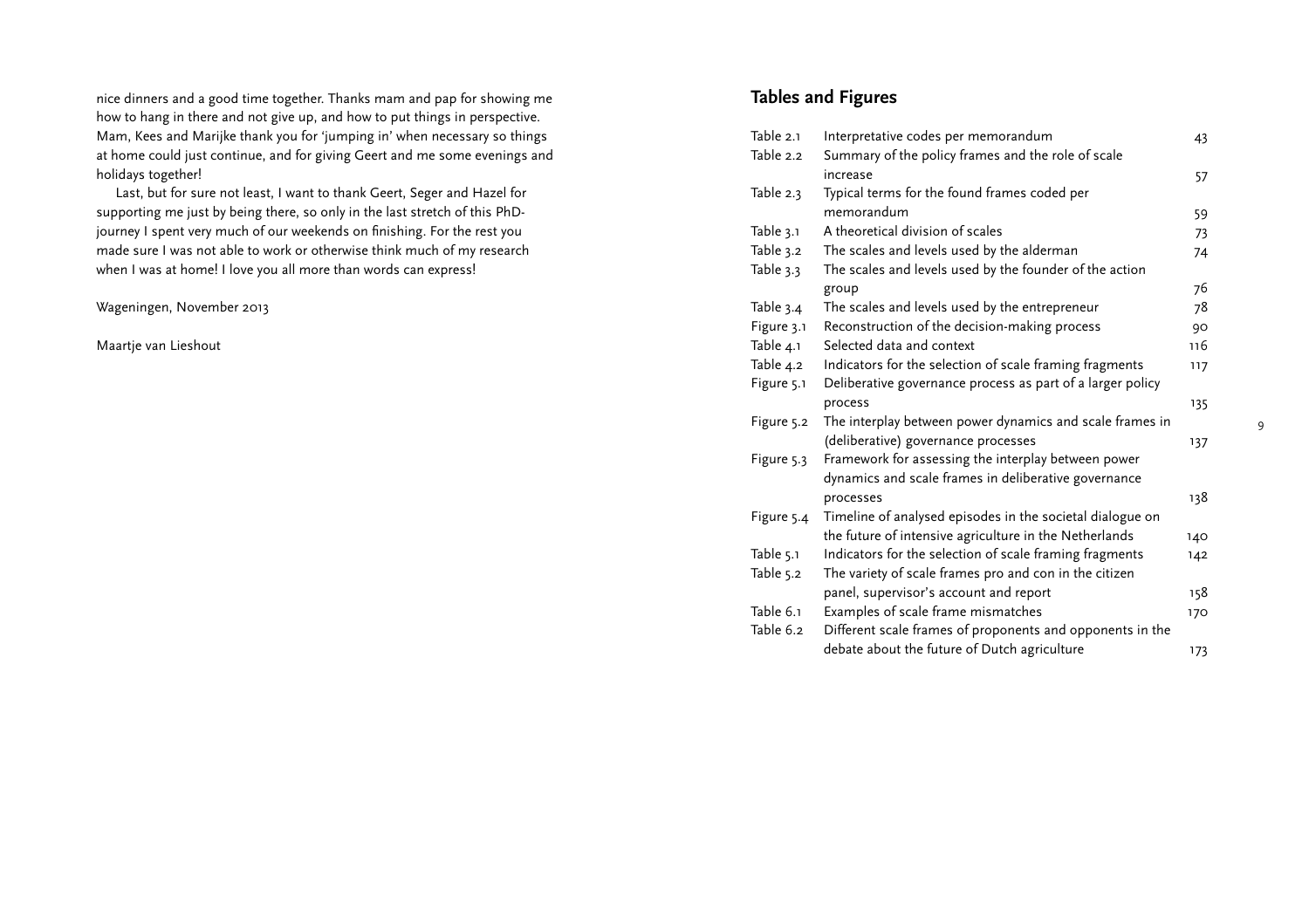nice dinners and a good time together. Thanks mam and pap for showing me how to hang in there and not give up, and how to put things in perspective. Mam, Kees and Marijke thank you for 'jumping in' when necessary so things at home could just continue, and for giving Geert and me some evenings and holidays together!

Last, but for sure not least, I want to thank Geert, Seger and Hazel for supporting me just by being there, so only in the last stretch of this PhD-journey I spent very much of our weekends on finishing. For the rest you made sure I was not able to work or otherwise think much of my research when I was at home! I love you all more than words can express!

Wageningen, November 2013

Maartje van Lieshout

## Tables and Figures

| | | |
|---|---|---|
| Table 2.1 | Interpretative codes per memorandum | 43 |
| Table 2.2 | Summary of the policy frames and the role of scale increase | 57 |
| Table 2.3 | Typical terms for the found frames coded per memorandum | 59 |
| Table 3.1 | A theoretical division of scales | 73 |
| Table 3.2 | The scales and levels used by the alderman | 74 |
| Table 3.3 | The scales and levels used by the founder of the action group | 76 |
| Table 3.4 | The scales and levels used by the entrepreneur | 78 |
| Figure 3.1 | Reconstruction of the decision-making process | 90 |
| Table 4.1 | Selected data and context | 116 |
| Table 4.2 | Indicators for the selection of scale framing fragments | 117 |
| Figure 5.1 | Deliberative governance process as part of a larger policy process | 135 |
| Figure 5.2 | The interplay between power dynamics and scale frames in (deliberative) governance processes | 137 |
| Figure 5.3 | Framework for assessing the interplay between power dynamics and scale frames in deliberative governance processes | 138 |
| Figure 5.4 | Timeline of analysed episodes in the societal dialogue on the future of intensive agriculture in the Netherlands | 140 |
| Table 5.1 | Indicators for the selection of scale framing fragments | 142 |
| Table 5.2 | The variety of scale frames pro and con in the citizen panel, supervisor's account and report | 158 |
| Table 6.1 | Examples of scale frame mismatches | 170 |
| Table 6.2 | Different scale frames of proponents and opponents in the debate about the future of Dutch agriculture | 173 |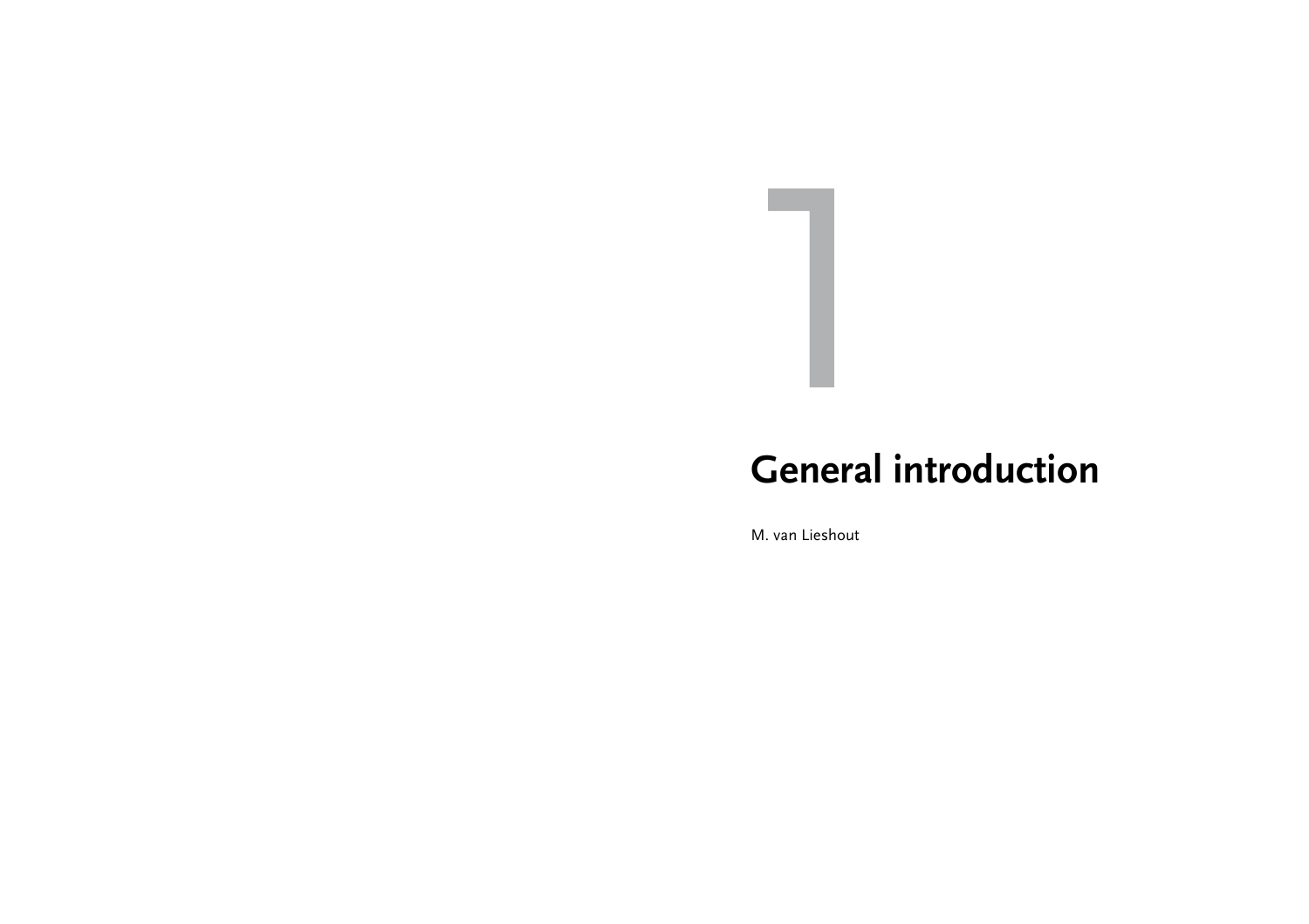# 1

# General introduction

M. van Lieshout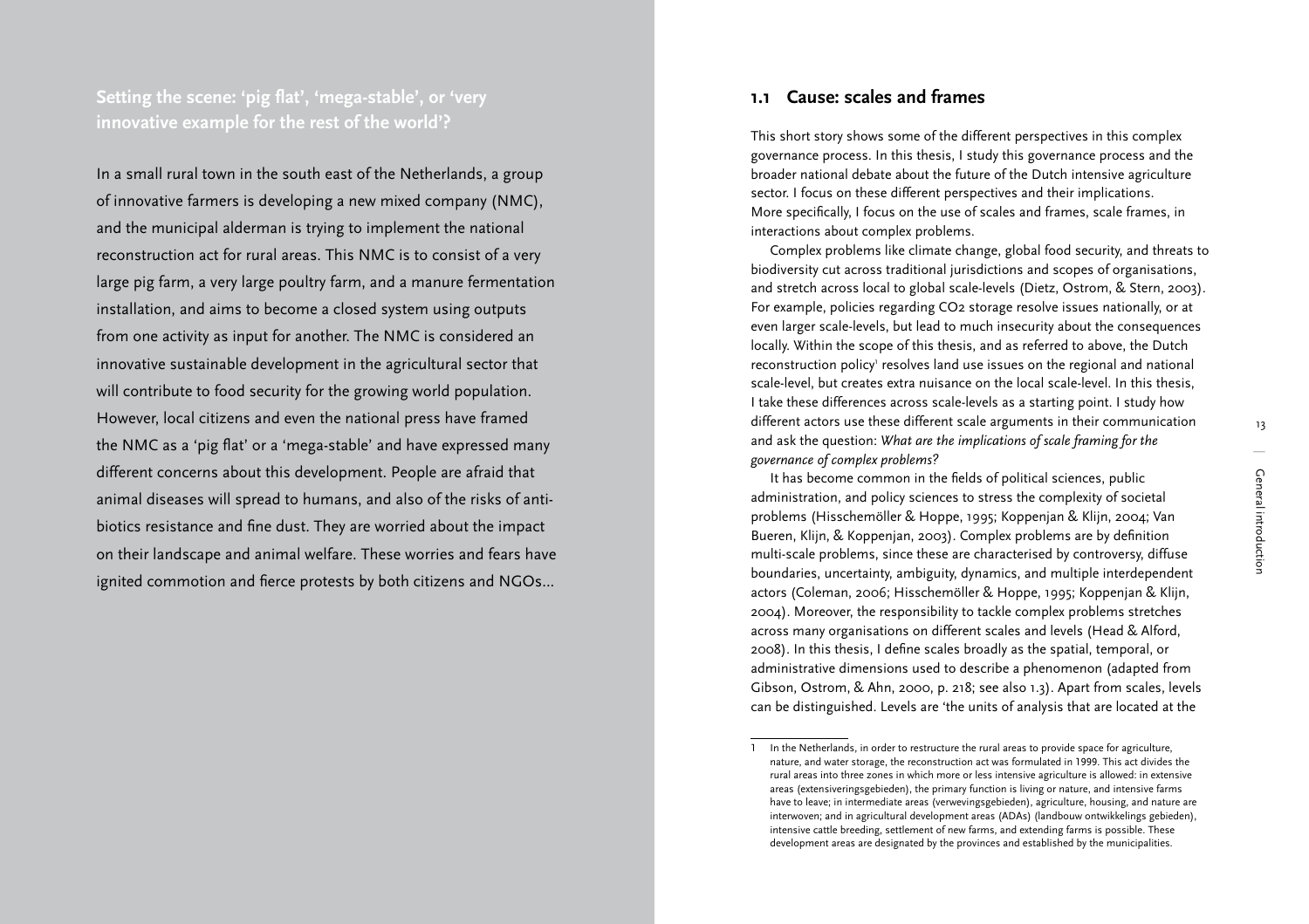## Setting the scene: 'pig flat', 'mega-stable', or 'very innovative example for the rest of the world'?

In a small rural town in the south east of the Netherlands, a group of innovative farmers is developing a new mixed company (NMC), and the municipal alderman is trying to implement the national reconstruction act for rural areas. This NMC is to consist of a very large pig farm, a very large poultry farm, and a manure fermentation installation, and aims to become a closed system using outputs from one activity as input for another. The NMC is considered an innovative sustainable development in the agricultural sector that will contribute to food security for the growing world population. However, local citizens and even the national press have framed the NMC as a 'pig flat' or a 'mega-stable' and have expressed many different concerns about this development. People are afraid that animal diseases will spread to humans, and also of the risks of antibiotics resistance and fine dust. They are worried about the impact on their landscape and animal welfare. These worries and fears have ignited commotion and fierce protests by both citizens and NGOs...

## 1.1 Cause: scales and frames

This short story shows some of the different perspectives in this complex governance process. In this thesis, I study this governance process and the broader national debate about the future of the Dutch intensive agriculture sector. I focus on these different perspectives and their implications. More specifically, I focus on the use of scales and frames, scale frames, in interactions about complex problems.

Complex problems like climate change, global food security, and threats to biodiversity cut across traditional jurisdictions and scopes of organisations, and stretch across local to global scale-levels (Dietz, Ostrom, & Stern, 2003). For example, policies regarding $CO_2$ storage resolve issues nationally, or at even larger scale-levels, but lead to much insecurity about the consequences locally. Within the scope of this thesis, and as referred to above, the Dutch reconstruction policy[1] resolves land use issues on the regional and national scale-level, but creates extra nuisance on the local scale-level. In this thesis, I take these differences across scale-levels as a starting point. I study how different actors use these different scale arguments in their communication and ask the question: *What are the implications of scale framing for the governance of complex problems?*

It has become common in the fields of political sciences, public administration, and policy sciences to stress the complexity of societal problems (Hisschemöller & Hoppe, 1995; Koppenjan & Klijn, 2004; Van Bueren, Klijn, & Koppenjan, 2003). Complex problems are by definition multi-scale problems, since these are characterised by controversy, diffuse boundaries, uncertainty, ambiguity, dynamics, and multiple interdependent actors (Coleman, 2006; Hisschemöller & Hoppe, 1995; Koppenjan & Klijn, 2004). Moreover, the responsibility to tackle complex problems stretches across many organisations on different scales and levels (Head & Alford, 2008). In this thesis, I define scales broadly as the spatial, temporal, or administrative dimensions used to describe a phenomenon (adapted from Gibson, Ostrom, & Ahn, 2000, p. 218; see also 1.3). Apart from scales, levels can be distinguished. Levels are 'the units of analysis that are located at the

---

1 In the Netherlands, in order to restructure the rural areas to provide space for agriculture, nature, and water storage, the reconstruction act was formulated in 1999. This act divides the rural areas into three zones in which more or less intensive agriculture is allowed: in extensive areas (extensiveringsgebieden), the primary function is living or nature, and intensive farms have to leave; in intermediate areas (verwevingsgebieden), agriculture, housing, and nature are interwoven; and in agricultural development areas (ADAs) (landbouw ontwikkelings gebieden), intensive cattle breeding, settlement of new farms, and extending farms is possible. These development areas are designated by the provinces and established by the municipalities.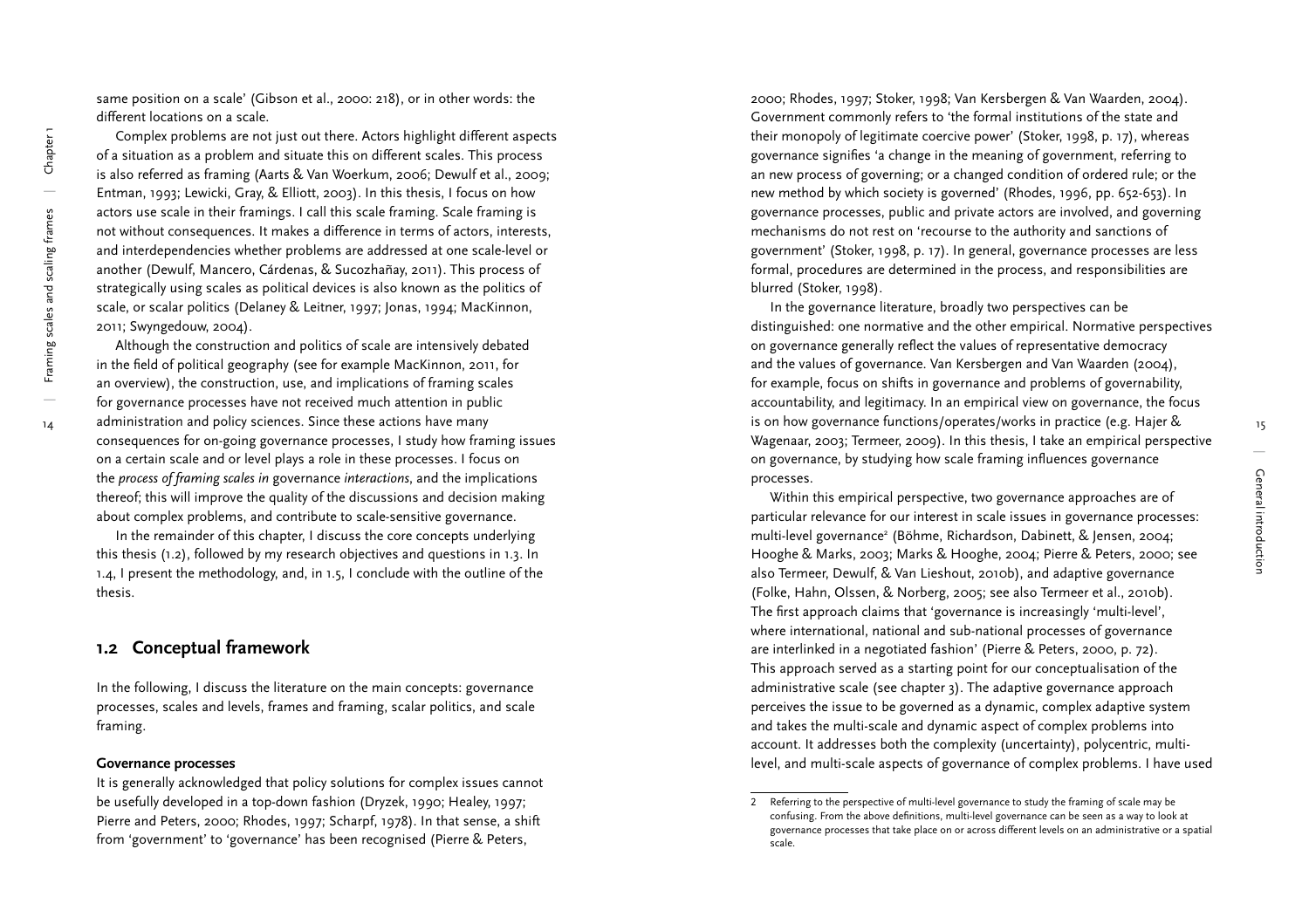same position on a scale' (Gibson et al., 2000: 218), or in other words: the different locations on a scale.

Complex problems are not just out there. Actors highlight different aspects of a situation as a problem and situate this on different scales. This process is also referred as framing (Aarts & Van Woerkum, 2006; Dewulf et al., 2009; Entman, 1993; Lewicki, Gray, & Elliott, 2003). In this thesis, I focus on how actors use scale in their framings. I call this scale framing. Scale framing is not without consequences. It makes a difference in terms of actors, interests, and interdependencies whether problems are addressed at one scale-level or another (Dewulf, Mancero, Cárdenas, & Sucozhañay, 2011). This process of strategically using scales as political devices is also known as the politics of scale, or scalar politics (Delaney & Leitner, 1997; Jonas, 1994; MacKinnon, 2011; Swyngedouw, 2004).

Although the construction and politics of scale are intensively debated in the field of political geography (see for example MacKinnon, 2011, for an overview), the construction, use, and implications of framing scales for governance processes have not received much attention in public administration and policy sciences. Since these actions have many consequences for on-going governance processes, I study how framing issues on a certain scale and or level plays a role in these processes. I focus on the *process of framing scales in* governance *interactions*, and the implications thereof; this will improve the quality of the discussions and decision making about complex problems, and contribute to scale-sensitive governance.

In the remainder of this chapter, I discuss the core concepts underlying this thesis (1.2), followed by my research objectives and questions in 1.3. In 1.4, I present the methodology, and, in 1.5, I conclude with the outline of the thesis.

## 1.2 Conceptual framework

In the following, I discuss the literature on the main concepts: governance processes, scales and levels, frames and framing, scalar politics, and scale framing.

### Governance processes

It is generally acknowledged that policy solutions for complex issues cannot be usefully developed in a top-down fashion (Dryzek, 1990; Healey, 1997; Pierre and Peters, 2000; Rhodes, 1997; Scharpf, 1978). In that sense, a shift from 'government' to 'governance' has been recognised (Pierre & Peters, 2000; Rhodes, 1997; Stoker, 1998; Van Kersbergen & Van Waarden, 2004). Government commonly refers to 'the formal institutions of the state and their monopoly of legitimate coercive power' (Stoker, 1998, p. 17), whereas governance signifies 'a change in the meaning of government, referring to an new process of governing; or a changed condition of ordered rule; or the new method by which society is governed' (Rhodes, 1996, pp. 652-653). In governance processes, public and private actors are involved, and governing mechanisms do not rest on 'recourse to the authority and sanctions of government' (Stoker, 1998, p. 17). In general, governance processes are less formal, procedures are determined in the process, and responsibilities are blurred (Stoker, 1998).

In the governance literature, broadly two perspectives can be distinguished: one normative and the other empirical. Normative perspectives on governance generally reflect the values of representative democracy and the values of governance. Van Kersbergen and Van Waarden (2004), for example, focus on shifts in governance and problems of governability, accountability, and legitimacy. In an empirical view on governance, the focus is on how governance functions/operates/works in practice (e.g. Hajer & Wagenaar, 2003; Termeer, 2009). In this thesis, I take an empirical perspective on governance, by studying how scale framing influences governance processes.

Within this empirical perspective, two governance approaches are of particular relevance for our interest in scale issues in governance processes: multi-level governance[2] (Böhme, Richardson, Dabinett, & Jensen, 2004; Hooghe & Marks, 2003; Marks & Hooghe, 2004; Pierre & Peters, 2000; see also Termeer, Dewulf, & Van Lieshout, 2010b), and adaptive governance (Folke, Hahn, Olssen, & Norberg, 2005; see also Termeer et al., 2010b). The first approach claims that 'governance is increasingly 'multi-level', where international, national and sub-national processes of governance are interlinked in a negotiated fashion' (Pierre & Peters, 2000, p. 72). This approach served as a starting point for our conceptualisation of the administrative scale (see chapter 3). The adaptive governance approach perceives the issue to be governed as a dynamic, complex adaptive system and takes the multi-scale and dynamic aspect of complex problems into account. It addresses both the complexity (uncertainty), polycentric, multi-level, and multi-scale aspects of governance of complex problems. I have used

2 Referring to the perspective of multi-level governance to study the framing of scale may be confusing. From the above definitions, multi-level governance can be seen as a way to look at governance processes that take place on or across different levels on an administrative or a spatial scale.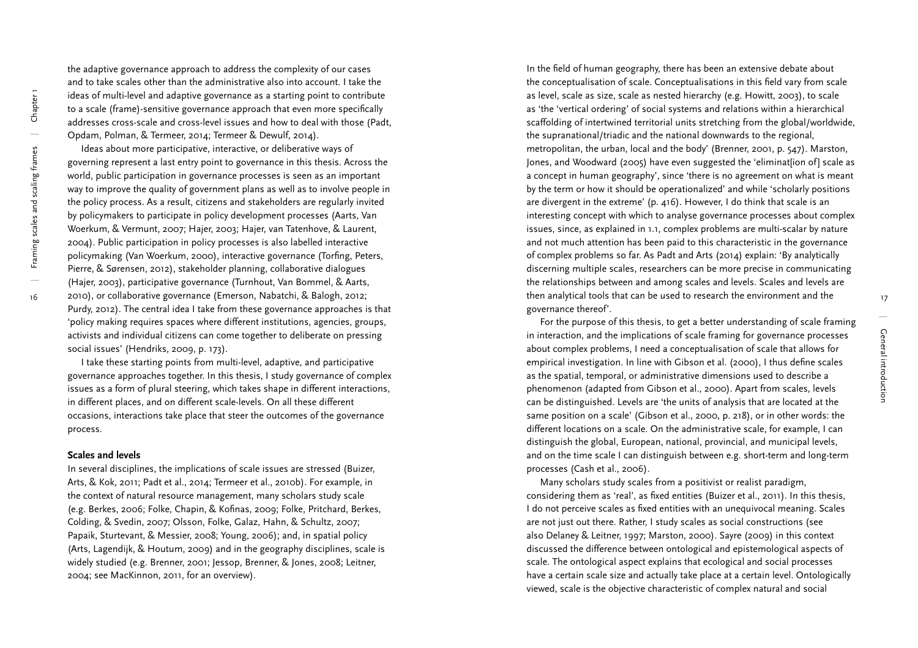the adaptive governance approach to address the complexity of our cases and to take scales other than the administrative also into account. I take the ideas of multi-level and adaptive governance as a starting point to contribute to a scale (frame)-sensitive governance approach that even more specifically addresses cross-scale and cross-level issues and how to deal with those (Padt, Opdam, Polman, & Termeer, 2014; Termeer & Dewulf, 2014).

Ideas about more participative, interactive, or deliberative ways of governing represent a last entry point to governance in this thesis. Across the world, public participation in governance processes is seen as an important way to improve the quality of government plans as well as to involve people in the policy process. As a result, citizens and stakeholders are regularly invited by policymakers to participate in policy development processes (Aarts, Van Woerkum, & Vermunt, 2007; Hajer, 2003; Hajer, van Tatenhove, & Laurent, 2004). Public participation in policy processes is also labelled interactive policymaking (Van Woerkum, 2000), interactive governance (Torfing, Peters, Pierre, & Sørensen, 2012), stakeholder planning, collaborative dialogues (Hajer, 2003), participative governance (Turnhout, Van Bommel, & Aarts, 2010), or collaborative governance (Emerson, Nabatchi, & Balogh, 2012; Purdy, 2012). The central idea I take from these governance approaches is that 'policy making requires spaces where different institutions, agencies, groups, activists and individual citizens can come together to deliberate on pressing social issues' (Hendriks, 2009, p. 173).

I take these starting points from multi-level, adaptive, and participative governance approaches together. In this thesis, I study governance of complex issues as a form of plural steering, which takes shape in different interactions, in different places, and on different scale-levels. On all these different occasions, interactions take place that steer the outcomes of the governance process.

**Scales and levels**

In several disciplines, the implications of scale issues are stressed (Buizer, Arts, & Kok, 2011; Padt et al., 2014; Termeer et al., 2010b). For example, in the context of natural resource management, many scholars study scale (e.g. Berkes, 2006; Folke, Chapin, & Kofinas, 2009; Folke, Pritchard, Berkes, Colding, & Svedin, 2007; Olsson, Folke, Galaz, Hahn, & Schultz, 2007; Papaik, Sturtevant, & Messier, 2008; Young, 2006); and, in spatial policy (Arts, Lagendijk, & Houtum, 2009) and in the geography disciplines, scale is widely studied (e.g. Brenner, 2001; Jessop, Brenner, & Jones, 2008; Leitner, 2004; see MacKinnon, 2011, for an overview).

In the field of human geography, there has been an extensive debate about the conceptualisation of scale. Conceptualisations in this field vary from scale as level, scale as size, scale as nested hierarchy (e.g. Howitt, 2003), to scale as 'the 'vertical ordering' of social systems and relations within a hierarchical scaffolding of intertwined territorial units stretching from the global/worldwide, the supranational/triadic and the national downwards to the regional, metropolitan, the urban, local and the body' (Brenner, 2001, p. 547). Marston, Jones, and Woodward (2005) have even suggested the 'eliminat[ion of] scale as a concept in human geography', since 'there is no agreement on what is meant by the term or how it should be operationalized' and while 'scholarly positions are divergent in the extreme' (p. 416). However, I do think that scale is an interesting concept with which to analyse governance processes about complex issues, since, as explained in 1.1, complex problems are multi-scalar by nature and not much attention has been paid to this characteristic in the governance of complex problems so far. As Padt and Arts (2014) explain: 'By analytically discerning multiple scales, researchers can be more precise in communicating the relationships between and among scales and levels. Scales and levels are then analytical tools that can be used to research the environment and the governance thereof'.

For the purpose of this thesis, to get a better understanding of scale framing in interaction, and the implications of scale framing for governance processes about complex problems, I need a conceptualisation of scale that allows for empirical investigation. In line with Gibson et al. (2000), I thus define scales as the spatial, temporal, or administrative dimensions used to describe a phenomenon (adapted from Gibson et al., 2000). Apart from scales, levels can be distinguished. Levels are 'the units of analysis that are located at the same position on a scale' (Gibson et al., 2000, p. 218), or in other words: the different locations on a scale. On the administrative scale, for example, I can distinguish the global, European, national, provincial, and municipal levels, and on the time scale I can distinguish between e.g. short-term and long-term processes (Cash et al., 2006).

Many scholars study scales from a positivist or realist paradigm, considering them as 'real', as fixed entities (Buizer et al., 2011). In this thesis, I do not perceive scales as fixed entities with an unequivocal meaning. Scales are not just out there. Rather, I study scales as social constructions (see also Delaney & Leitner, 1997; Marston, 2000). Sayre (2009) in this context discussed the difference between ontological and epistemological aspects of scale. The ontological aspect explains that ecological and social processes have a certain scale size and actually take place at a certain level. Ontologically viewed, scale is the objective characteristic of complex natural and social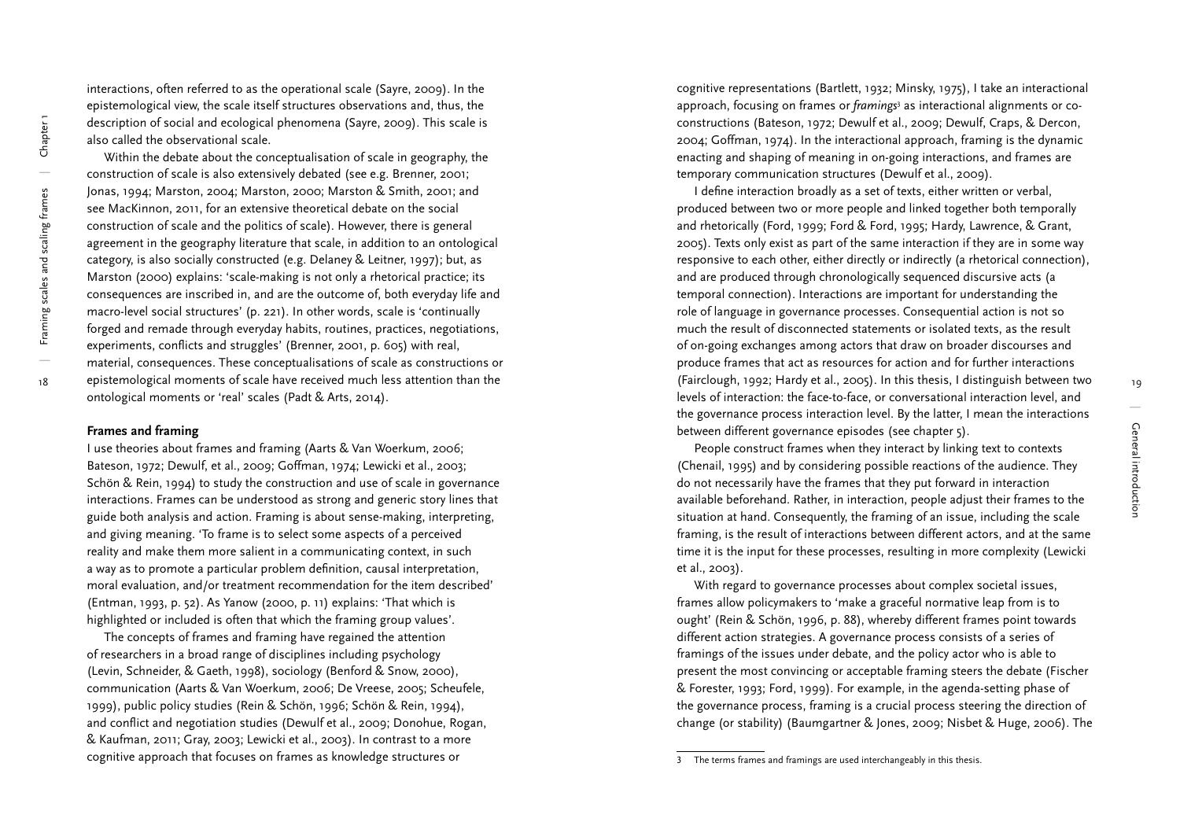interactions, often referred to as the operational scale (Sayre, 2009). In the epistemological view, the scale itself structures observations and, thus, the description of social and ecological phenomena (Sayre, 2009). This scale is also called the observational scale.

Within the debate about the conceptualisation of scale in geography, the construction of scale is also extensively debated (see e.g. Brenner, 2001; Jonas, 1994; Marston, 2004; Marston, 2000; Marston & Smith, 2001; and see MacKinnon, 2011, for an extensive theoretical debate on the social construction of scale and the politics of scale). However, there is general agreement in the geography literature that scale, in addition to an ontological category, is also socially constructed (e.g. Delaney & Leitner, 1997); but, as Marston (2000) explains: 'scale-making is not only a rhetorical practice; its consequences are inscribed in, and are the outcome of, both everyday life and macro-level social structures' (p. 221). In other words, scale is 'continually forged and remade through everyday habits, routines, practices, negotiations, experiments, conflicts and struggles' (Brenner, 2001, p. 605) with real, material, consequences. These conceptualisations of scale as constructions or epistemological moments of scale have received much less attention than the ontological moments or 'real' scales (Padt & Arts, 2014).

### Frames and framing

I use theories about frames and framing (Aarts & Van Woerkum, 2006; Bateson, 1972; Dewulf, et al., 2009; Goffman, 1974; Lewicki et al., 2003; Schön & Rein, 1994) to study the construction and use of scale in governance interactions. Frames can be understood as strong and generic story lines that guide both analysis and action. Framing is about sense-making, interpreting, and giving meaning. 'To frame is to select some aspects of a perceived reality and make them more salient in a communicating context, in such a way as to promote a particular problem definition, causal interpretation, moral evaluation, and/or treatment recommendation for the item described' (Entman, 1993, p. 52). As Yanow (2000, p. 11) explains: 'That which is highlighted or included is often that which the framing group values'.

The concepts of frames and framing have regained the attention of researchers in a broad range of disciplines including psychology (Levin, Schneider, & Gaeth, 1998), sociology (Benford & Snow, 2000), communication (Aarts & Van Woerkum, 2006; De Vreese, 2005; Scheufele, 1999), public policy studies (Rein & Schön, 1996; Schön & Rein, 1994), and conflict and negotiation studies (Dewulf et al., 2009; Donohue, Rogan, & Kaufman, 2011; Gray, 2003; Lewicki et al., 2003). In contrast to a more cognitive approach that focuses on frames as knowledge structures or cognitive representations (Bartlett, 1932; Minsky, 1975), I take an interactional approach, focusing on frames or *framings*[3] as interactional alignments or co-constructions (Bateson, 1972; Dewulf et al., 2009; Dewulf, Craps, & Dercon, 2004; Goffman, 1974). In the interactional approach, framing is the dynamic enacting and shaping of meaning in on-going interactions, and frames are temporary communication structures (Dewulf et al., 2009).

I define interaction broadly as a set of texts, either written or verbal, produced between two or more people and linked together both temporally and rhetorically (Ford, 1999; Ford & Ford, 1995; Hardy, Lawrence, & Grant, 2005). Texts only exist as part of the same interaction if they are in some way responsive to each other, either directly or indirectly (a rhetorical connection), and are produced through chronologically sequenced discursive acts (a temporal connection). Interactions are important for understanding the role of language in governance processes. Consequential action is not so much the result of disconnected statements or isolated texts, as the result of on-going exchanges among actors that draw on broader discourses and produce frames that act as resources for action and for further interactions (Fairclough, 1992; Hardy et al., 2005). In this thesis, I distinguish between two levels of interaction: the face-to-face, or conversational interaction level, and the governance process interaction level. By the latter, I mean the interactions between different governance episodes (see chapter 5).

People construct frames when they interact by linking text to contexts (Chenail, 1995) and by considering possible reactions of the audience. They do not necessarily have the frames that they put forward in interaction available beforehand. Rather, in interaction, people adjust their frames to the situation at hand. Consequently, the framing of an issue, including the scale framing, is the result of interactions between different actors, and at the same time it is the input for these processes, resulting in more complexity (Lewicki et al., 2003).

With regard to governance processes about complex societal issues, frames allow policymakers to 'make a graceful normative leap from is to ought' (Rein & Schön, 1996, p. 88), whereby different frames point towards different action strategies. A governance process consists of a series of framings of the issues under debate, and the policy actor who is able to present the most convincing or acceptable framing steers the debate (Fischer & Forester, 1993; Ford, 1999). For example, in the agenda-setting phase of the governance process, framing is a crucial process steering the direction of change (or stability) (Baumgartner & Jones, 2009; Nisbet & Huge, 2006). The

[3] The terms frames and framings are used interchangeably in this thesis.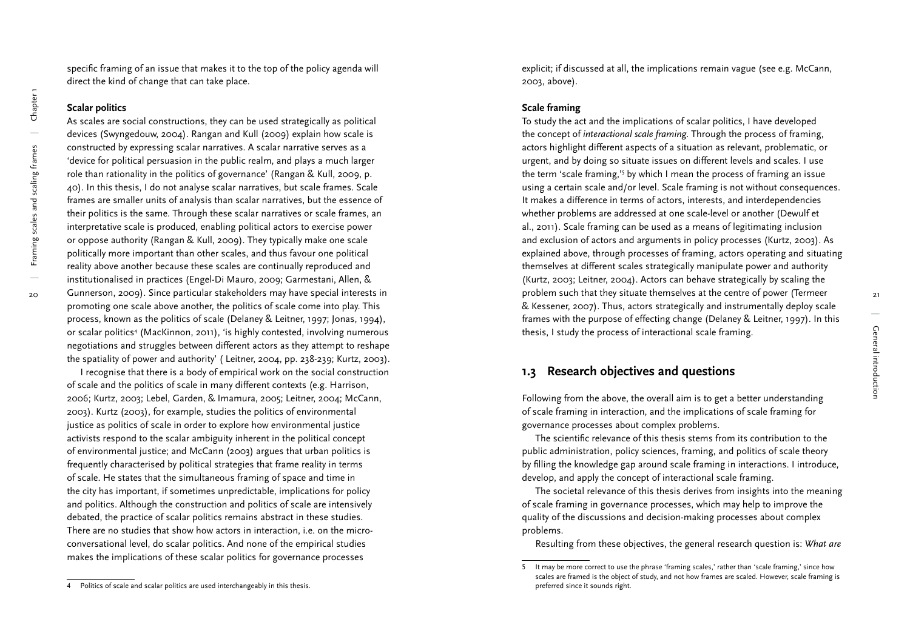specific framing of an issue that makes it to the top of the policy agenda will direct the kind of change that can take place.

### Scalar politics

As scales are social constructions, they can be used strategically as political devices (Swyngedouw, 2004). Rangan and Kull (2009) explain how scale is constructed by expressing scalar narratives. A scalar narrative serves as a 'device for political persuasion in the public realm, and plays a much larger role than rationality in the politics of governance' (Rangan & Kull, 2009, p. 40). In this thesis, I do not analyse scalar narratives, but scale frames. Scale frames are smaller units of analysis than scalar narratives, but the essence of their politics is the same. Through these scalar narratives or scale frames, an interpretative scale is produced, enabling political actors to exercise power or oppose authority (Rangan & Kull, 2009). They typically make one scale politically more important than other scales, and thus favour one political reality above another because these scales are continually reproduced and institutionalised in practices (Engel-Di Mauro, 2009; Garmestani, Allen, & Gunnerson, 2009). Since particular stakeholders may have special interests in promoting one scale above another, the politics of scale come into play. This process, known as the politics of scale (Delaney & Leitner, 1997; Jonas, 1994), or scalar politics[4] (MacKinnon, 2011), 'is highly contested, involving numerous negotiations and struggles between different actors as they attempt to reshape the spatiality of power and authority' ( Leitner, 2004, pp. 238-239; Kurtz, 2003).

I recognise that there is a body of empirical work on the social construction of scale and the politics of scale in many different contexts (e.g. Harrison, 2006; Kurtz, 2003; Lebel, Garden, & Imamura, 2005; Leitner, 2004; McCann, 2003). Kurtz (2003), for example, studies the politics of environmental justice as politics of scale in order to explore how environmental justice activists respond to the scalar ambiguity inherent in the political concept of environmental justice; and McCann (2003) argues that urban politics is frequently characterised by political strategies that frame reality in terms of scale. He states that the simultaneous framing of space and time in the city has important, if sometimes unpredictable, implications for policy and politics. Although the construction and politics of scale are intensively debated, the practice of scalar politics remains abstract in these studies. There are no studies that show how actors in interaction, i.e. on the micro-conversational level, do scalar politics. And none of the empirical studies makes the implications of these scalar politics for governance processes explicit; if discussed at all, the implications remain vague (see e.g. McCann, 2003, above).

### Scale framing

To study the act and the implications of scalar politics, I have developed the concept of *interactional scale framing*. Through the process of framing, actors highlight different aspects of a situation as relevant, problematic, or urgent, and by doing so situate issues on different levels and scales. I use the term 'scale framing,'[5] by which I mean the process of framing an issue using a certain scale and/or level. Scale framing is not without consequences. It makes a difference in terms of actors, interests, and interdependencies whether problems are addressed at one scale-level or another (Dewulf et al., 2011). Scale framing can be used as a means of legitimating inclusion and exclusion of actors and arguments in policy processes (Kurtz, 2003). As explained above, through processes of framing, actors operating and situating themselves at different scales strategically manipulate power and authority (Kurtz, 2003; Leitner, 2004). Actors can behave strategically by scaling the problem such that they situate themselves at the centre of power (Termeer & Kessener, 2007). Thus, actors strategically and instrumentally deploy scale frames with the purpose of effecting change (Delaney & Leitner, 1997). In this thesis, I study the process of interactional scale framing.

## 1.3 Research objectives and questions

Following from the above, the overall aim is to get a better understanding of scale framing in interaction, and the implications of scale framing for governance processes about complex problems.

The scientific relevance of this thesis stems from its contribution to the public administration, policy sciences, framing, and politics of scale theory by filling the knowledge gap around scale framing in interactions. I introduce, develop, and apply the concept of interactional scale framing.

The societal relevance of this thesis derives from insights into the meaning of scale framing in governance processes, which may help to improve the quality of the discussions and decision-making processes about complex problems.

Resulting from these objectives, the general research question is: *What are*

---

4 Politics of scale and scalar politics are used interchangeably in this thesis.

5 It may be more correct to use the phrase 'framing scales,' rather than 'scale framing,' since how scales are framed is the object of study, and not how frames are scaled. However, scale framing is preferred since it sounds right.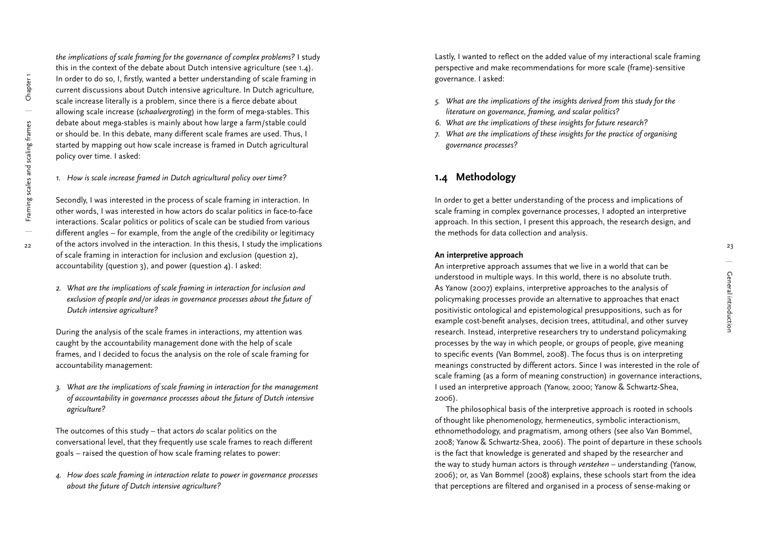*the implications of scale framing for the governance of complex problems?* I study this in the context of the debate about Dutch intensive agriculture (see 1.4). In order to do so, I, firstly, wanted a better understanding of scale framing in current discussions about Dutch intensive agriculture. In Dutch agriculture, scale increase literally is a problem, since there is a fierce debate about allowing scale increase (*schaalvergroting*) in the form of mega-stables. This debate about mega-stables is mainly about how large a farm/stable could or should be. In this debate, many different scale frames are used. Thus, I started by mapping out how scale increase is framed in Dutch agricultural policy over time. I asked:

1. *How is scale increase framed in Dutch agricultural policy over time?*

Secondly, I was interested in the process of scale framing in interaction. In other words, I was interested in how actors do scalar politics in face-to-face interactions. Scalar politics or politics of scale can be studied from various different angles – for example, from the angle of the credibility or legitimacy of the actors involved in the interaction. In this thesis, I study the implications of scale framing in interaction for inclusion and exclusion (question 2), accountability (question 3), and power (question 4). I asked:

2. *What are the implications of scale framing in interaction for inclusion and exclusion of people and/or ideas in governance processes about the future of Dutch intensive agriculture?*

During the analysis of the scale frames in interactions, my attention was caught by the accountability management done with the help of scale frames, and I decided to focus the analysis on the role of scale framing for accountability management:

3. *What are the implications of scale framing in interaction for the management of accountability in governance processes about the future of Dutch intensive agriculture?*

The outcomes of this study – that actors *do* scalar politics on the conversational level, that they frequently use scale frames to reach different goals – raised the question of how scale framing relates to power:

4. *How does scale framing in interaction relate to power in governance processes about the future of Dutch intensive agriculture?*

Lastly, I wanted to reflect on the added value of my interactional scale framing perspective and make recommendations for more scale (frame)-sensitive governance. I asked:

5. *What are the implications of the insights derived from this study for the literature on governance, framing, and scalar politics?*
6. *What are the implications of these insights for future research?*
7. *What are the implications of these insights for the practice of organising governance processes?*

## 1.4 Methodology

In order to get a better understanding of the process and implications of scale framing in complex governance processes, I adopted an interpretive approach. In this section, I present this approach, the research design, and the methods for data collection and analysis.

### An interpretive approach

An interpretive approach assumes that we live in a world that can be understood in multiple ways. In this world, there is no absolute truth. As Yanow (2007) explains, interpretive approaches to the analysis of policymaking processes provide an alternative to approaches that enact positivistic ontological and epistemological presuppositions, such as for example cost-benefit analyses, decision trees, attitudinal, and other survey research. Instead, interpretive researchers try to understand policymaking processes by the way in which people, or groups of people, give meaning to specific events (Van Bommel, 2008). The focus thus is on interpreting meanings constructed by different actors. Since I was interested in the role of scale framing (as a form of meaning construction) in governance interactions, I used an interpretive approach (Yanow, 2000; Yanow & Schwartz-Shea, 2006).

The philosophical basis of the interpretive approach is rooted in schools of thought like phenomenology, hermeneutics, symbolic interactionism, ethnomethodology, and pragmatism, among others (see also Van Bommel, 2008; Yanow & Schwartz-Shea, 2006). The point of departure in these schools is the fact that knowledge is generated and shaped by the researcher and the way to study human actors is through *verstehen* – understanding (Yanow, 2006); or, as Van Bommel (2008) explains, these schools start from the idea that perceptions are filtered and organised in a process of sense-making or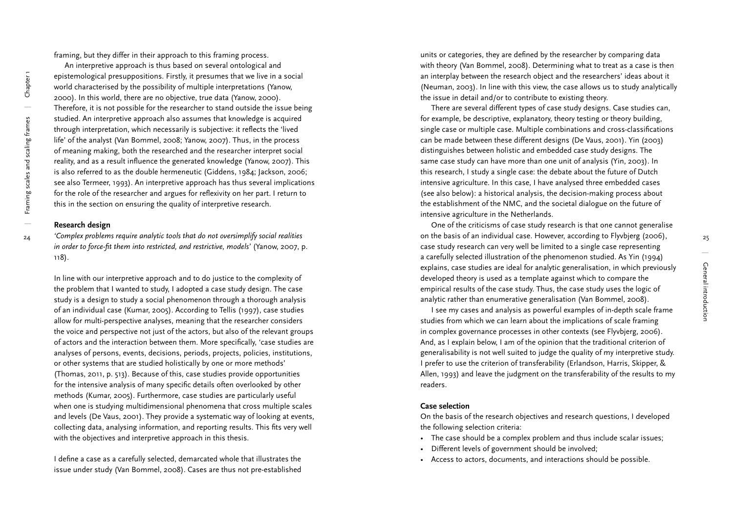framing, but they differ in their approach to this framing process.

An interpretive approach is thus based on several ontological and epistemological presuppositions. Firstly, it presumes that we live in a social world characterised by the possibility of multiple interpretations (Yanow, 2000). In this world, there are no objective, true data (Yanow, 2000). Therefore, it is not possible for the researcher to stand outside the issue being studied. An interpretive approach also assumes that knowledge is acquired through interpretation, which necessarily is subjective: it reflects the 'lived life' of the analyst (Van Bommel, 2008; Yanow, 2007). Thus, in the process of meaning making, both the researched and the researcher interpret social reality, and as a result influence the generated knowledge (Yanow, 2007). This is also referred to as the double hermeneutic (Giddens, 1984; Jackson, 2006; see also Termeer, 1993). An interpretive approach has thus several implications for the role of the researcher and argues for reflexivity on her part. I return to this in the section on ensuring the quality of interpretive research.

### Research design

*'Complex problems require analytic tools that do not oversimplify social realities in order to force-fit them into restricted, and restrictive, models'* (Yanow, 2007, p. 118).

In line with our interpretive approach and to do justice to the complexity of the problem that I wanted to study, I adopted a case study design. The case study is a design to study a social phenomenon through a thorough analysis of an individual case (Kumar, 2005). According to Tellis (1997), case studies allow for multi-perspective analyses, meaning that the researcher considers the voice and perspective not just of the actors, but also of the relevant groups of actors and the interaction between them. More specifically, 'case studies are analyses of persons, events, decisions, periods, projects, policies, institutions, or other systems that are studied holistically by one or more methods' (Thomas, 2011, p. 513). Because of this, case studies provide opportunities for the intensive analysis of many specific details often overlooked by other methods (Kumar, 2005). Furthermore, case studies are particularly useful when one is studying multidimensional phenomena that cross multiple scales and levels (De Vaus, 2001). They provide a systematic way of looking at events, collecting data, analysing information, and reporting results. This fits very well with the objectives and interpretive approach in this thesis.

I define a case as a carefully selected, demarcated whole that illustrates the issue under study (Van Bommel, 2008). Cases are thus not pre-established units or categories, they are defined by the researcher by comparing data with theory (Van Bommel, 2008). Determining what to treat as a case is then an interplay between the research object and the researchers' ideas about it (Neuman, 2003). In line with this view, the case allows us to study analytically the issue in detail and/or to contribute to existing theory.

There are several different types of case study designs. Case studies can, for example, be descriptive, explanatory, theory testing or theory building, single case or multiple case. Multiple combinations and cross-classifications can be made between these different designs (De Vaus, 2001). Yin (2003) distinguishes between holistic and embedded case study designs. The same case study can have more than one unit of analysis (Yin, 2003). In this research, I study a single case: the debate about the future of Dutch intensive agriculture. In this case, I have analysed three embedded cases (see also below): a historical analysis, the decision-making process about the establishment of the NMC, and the societal dialogue on the future of intensive agriculture in the Netherlands.

One of the criticisms of case study research is that one cannot generalise on the basis of an individual case. However, according to Flyvbjerg (2006), case study research can very well be limited to a single case representing a carefully selected illustration of the phenomenon studied. As Yin (1994) explains, case studies are ideal for analytic generalisation, in which previously developed theory is used as a template against which to compare the empirical results of the case study. Thus, the case study uses the logic of analytic rather than enumerative generalisation (Van Bommel, 2008).

I see my cases and analysis as powerful examples of in-depth scale frame studies from which we can learn about the implications of scale framing in complex governance processes in other contexts (see Flyvbjerg, 2006). And, as I explain below, I am of the opinion that the traditional criterion of generalisability is not well suited to judge the quality of my interpretive study. I prefer to use the criterion of transferability (Erlandson, Harris, Skipper, & Allen, 1993) and leave the judgment on the transferability of the results to my readers.

### Case selection

On the basis of the research objectives and research questions, I developed the following selection criteria:

- The case should be a complex problem and thus include scalar issues;
- Different levels of government should be involved;
- Access to actors, documents, and interactions should be possible.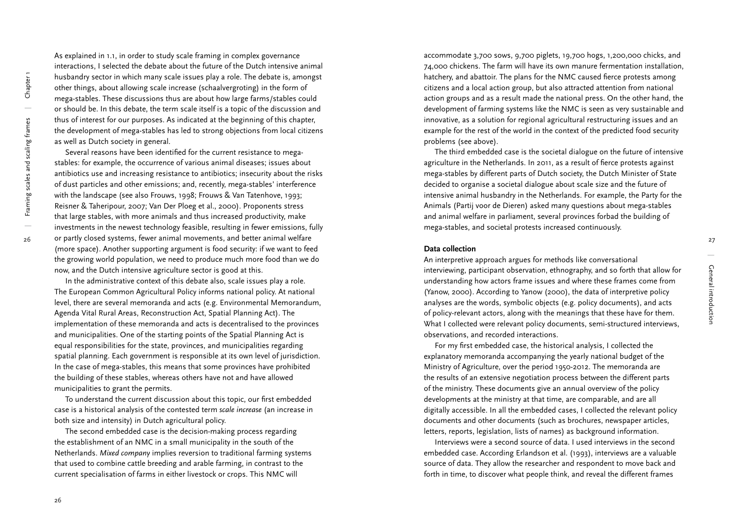As explained in 1.1, in order to study scale framing in complex governance interactions, I selected the debate about the future of the Dutch intensive animal husbandry sector in which many scale issues play a role. The debate is, amongst other things, about allowing scale increase (schaalvergroting) in the form of mega-stables. These discussions thus are about how large farms/stables could or should be. In this debate, the term scale itself is a topic of the discussion and thus of interest for our purposes. As indicated at the beginning of this chapter, the development of mega-stables has led to strong objections from local citizens as well as Dutch society in general.

Several reasons have been identified for the current resistance to mega-stables: for example, the occurrence of various animal diseases; issues about antibiotics use and increasing resistance to antibiotics; insecurity about the risks of dust particles and other emissions; and, recently, mega-stables' interference with the landscape (see also Frouws, 1998; Frouws & Van Tatenhove, 1993; Reisner & Taheripour, 2007; Van Der Ploeg et al., 2000). Proponents stress that large stables, with more animals and thus increased productivity, make investments in the newest technology feasible, resulting in fewer emissions, fully or partly closed systems, fewer animal movements, and better animal welfare (more space). Another supporting argument is food security: if we want to feed the growing world population, we need to produce much more food than we do now, and the Dutch intensive agriculture sector is good at this.

In the administrative context of this debate also, scale issues play a role. The European Common Agricultural Policy informs national policy. At national level, there are several memoranda and acts (e.g. Environmental Memorandum, Agenda Vital Rural Areas, Reconstruction Act, Spatial Planning Act). The implementation of these memoranda and acts is decentralised to the provinces and municipalities. One of the starting points of the Spatial Planning Act is equal responsibilities for the state, provinces, and municipalities regarding spatial planning. Each government is responsible at its own level of jurisdiction. In the case of mega-stables, this means that some provinces have prohibited the building of these stables, whereas others have not and have allowed municipalities to grant the permits.

To understand the current discussion about this topic, our first embedded case is a historical analysis of the contested term *scale increase* (an increase in both size and intensity) in Dutch agricultural policy.

The second embedded case is the decision-making process regarding the establishment of an NMC in a small municipality in the south of the Netherlands. *Mixed company* implies reversion to traditional farming systems that used to combine cattle breeding and arable farming, in contrast to the current specialisation of farms in either livestock or crops. This NMC will accommodate 3,700 sows, 9,700 piglets, 19,700 hogs, 1,200,000 chicks, and 74,000 chickens. The farm will have its own manure fermentation installation, hatchery, and abattoir. The plans for the NMC caused fierce protests among citizens and a local action group, but also attracted attention from national action groups and as a result made the national press. On the other hand, the development of farming systems like the NMC is seen as very sustainable and innovative, as a solution for regional agricultural restructuring issues and an example for the rest of the world in the context of the predicted food security problems (see above).

The third embedded case is the societal dialogue on the future of intensive agriculture in the Netherlands. In 2011, as a result of fierce protests against mega-stables by different parts of Dutch society, the Dutch Minister of State decided to organise a societal dialogue about scale size and the future of intensive animal husbandry in the Netherlands. For example, the Party for the Animals (Partij voor de Dieren) asked many questions about mega-stables and animal welfare in parliament, several provinces forbad the building of mega-stables, and societal protests increased continuously.

**Data collection**

An interpretive approach argues for methods like conversational interviewing, participant observation, ethnography, and so forth that allow for understanding how actors frame issues and where these frames come from (Yanow, 2000). According to Yanow (2000), the data of interpretive policy analyses are the words, symbolic objects (e.g. policy documents), and acts of policy-relevant actors, along with the meanings that these have for them. What I collected were relevant policy documents, semi-structured interviews, observations, and recorded interactions.

For my first embedded case, the historical analysis, I collected the explanatory memoranda accompanying the yearly national budget of the Ministry of Agriculture, over the period 1950-2012. The memoranda are the results of an extensive negotiation process between the different parts of the ministry. These documents give an annual overview of the policy developments at the ministry at that time, are comparable, and are all digitally accessible. In all the embedded cases, I collected the relevant policy documents and other documents (such as brochures, newspaper articles, letters, reports, legislation, lists of names) as background information.

Interviews were a second source of data. I used interviews in the second embedded case. According Erlandson et al. (1993), interviews are a valuable source of data. They allow the researcher and respondent to move back and forth in time, to discover what people think, and reveal the different frames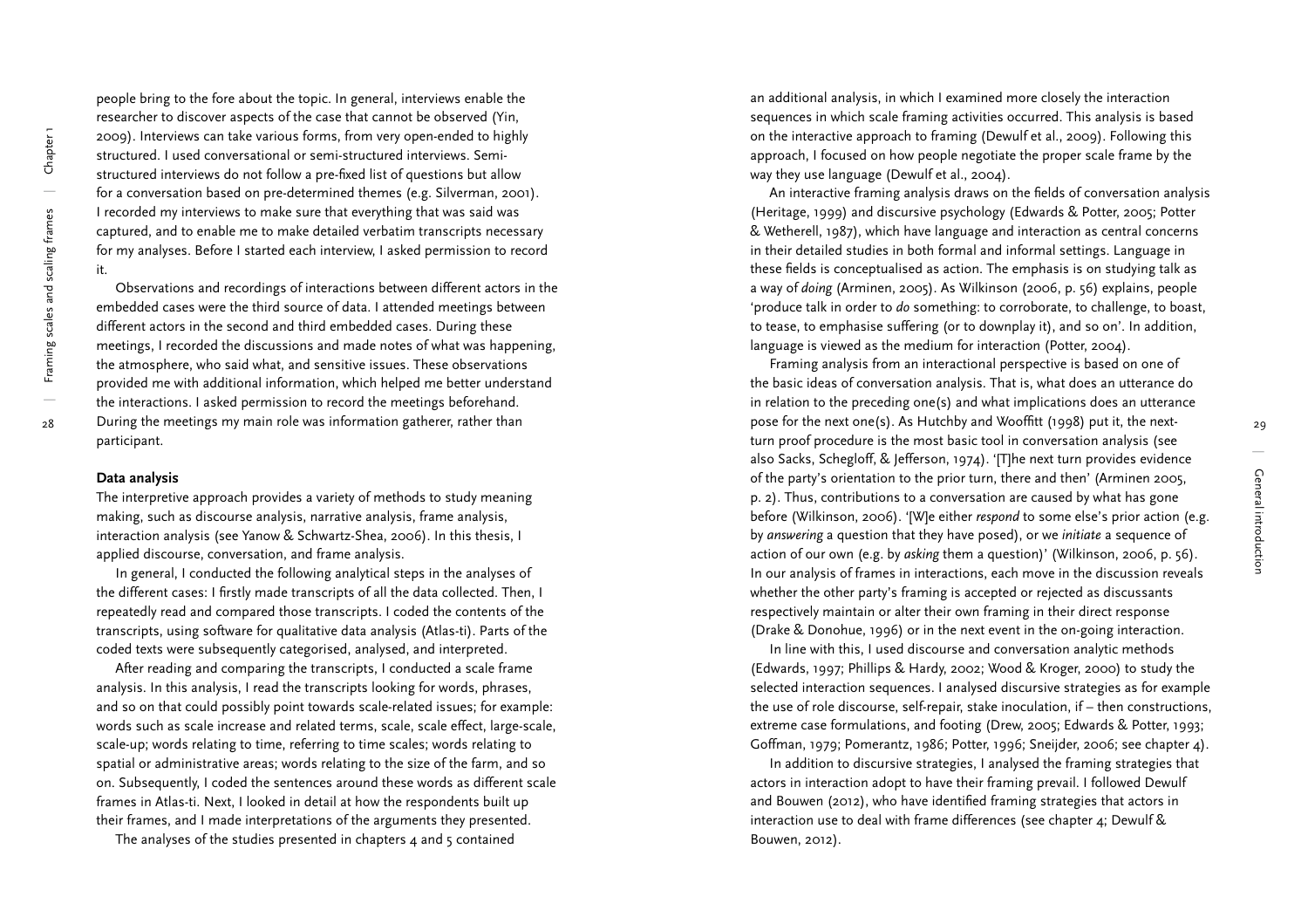people bring to the fore about the topic. In general, interviews enable the researcher to discover aspects of the case that cannot be observed (Yin, 2009). Interviews can take various forms, from very open-ended to highly structured. I used conversational or semi-structured interviews. Semi-structured interviews do not follow a pre-fixed list of questions but allow for a conversation based on pre-determined themes (e.g. Silverman, 2001). I recorded my interviews to make sure that everything that was said was captured, and to enable me to make detailed verbatim transcripts necessary for my analyses. Before I started each interview, I asked permission to record it.

Observations and recordings of interactions between different actors in the embedded cases were the third source of data. I attended meetings between different actors in the second and third embedded cases. During these meetings, I recorded the discussions and made notes of what was happening, the atmosphere, who said what, and sensitive issues. These observations provided me with additional information, which helped me better understand the interactions. I asked permission to record the meetings beforehand. During the meetings my main role was information gatherer, rather than participant.

**Data analysis**

The interpretive approach provides a variety of methods to study meaning making, such as discourse analysis, narrative analysis, frame analysis, interaction analysis (see Yanow & Schwartz-Shea, 2006). In this thesis, I applied discourse, conversation, and frame analysis.

In general, I conducted the following analytical steps in the analyses of the different cases: I firstly made transcripts of all the data collected. Then, I repeatedly read and compared those transcripts. I coded the contents of the transcripts, using software for qualitative data analysis (Atlas-ti). Parts of the coded texts were subsequently categorised, analysed, and interpreted.

After reading and comparing the transcripts, I conducted a scale frame analysis. In this analysis, I read the transcripts looking for words, phrases, and so on that could possibly point towards scale-related issues; for example: words such as scale increase and related terms, scale, scale effect, large-scale, scale-up; words relating to time, referring to time scales; words relating to spatial or administrative areas; words relating to the size of the farm, and so on. Subsequently, I coded the sentences around these words as different scale frames in Atlas-ti. Next, I looked in detail at how the respondents built up their frames, and I made interpretations of the arguments they presented.

The analyses of the studies presented in chapters 4 and 5 contained an additional analysis, in which I examined more closely the interaction sequences in which scale framing activities occurred. This analysis is based on the interactive approach to framing (Dewulf et al., 2009). Following this approach, I focused on how people negotiate the proper scale frame by the way they use language (Dewulf et al., 2004).

An interactive framing analysis draws on the fields of conversation analysis (Heritage, 1999) and discursive psychology (Edwards & Potter, 2005; Potter & Wetherell, 1987), which have language and interaction as central concerns in their detailed studies in both formal and informal settings. Language in these fields is conceptualised as action. The emphasis is on studying talk as a way of *doing* (Arminen, 2005). As Wilkinson (2006, p. 56) explains, people 'produce talk in order to *do* something: to corroborate, to challenge, to boast, to tease, to emphasise suffering (or to downplay it), and so on'. In addition, language is viewed as the medium for interaction (Potter, 2004).

Framing analysis from an interactional perspective is based on one of the basic ideas of conversation analysis. That is, what does an utterance do in relation to the preceding one(s) and what implications does an utterance pose for the next one(s). As Hutchby and Wooffitt (1998) put it, the next-turn proof procedure is the most basic tool in conversation analysis (see also Sacks, Schegloff, & Jefferson, 1974). '[T]he next turn provides evidence of the party's orientation to the prior turn, there and then' (Arminen 2005, p. 2). Thus, contributions to a conversation are caused by what has gone before (Wilkinson, 2006). '[W]e either *respond* to some else's prior action (e.g. by *answering* a question that they have posed), or we *initiate* a sequence of action of our own (e.g. by *asking* them a question)' (Wilkinson, 2006, p. 56). In our analysis of frames in interactions, each move in the discussion reveals whether the other party's framing is accepted or rejected as discussants respectively maintain or alter their own framing in their direct response (Drake & Donohue, 1996) or in the next event in the on-going interaction.

In line with this, I used discourse and conversation analytic methods (Edwards, 1997; Phillips & Hardy, 2002; Wood & Kroger, 2000) to study the selected interaction sequences. I analysed discursive strategies as for example the use of role discourse, self-repair, stake inoculation, if – then constructions, extreme case formulations, and footing (Drew, 2005; Edwards & Potter, 1993; Goffman, 1979; Pomerantz, 1986; Potter, 1996; Sneijder, 2006; see chapter 4).

In addition to discursive strategies, I analysed the framing strategies that actors in interaction adopt to have their framing prevail. I followed Dewulf and Bouwen (2012), who have identified framing strategies that actors in interaction use to deal with frame differences (see chapter 4; Dewulf & Bouwen, 2012).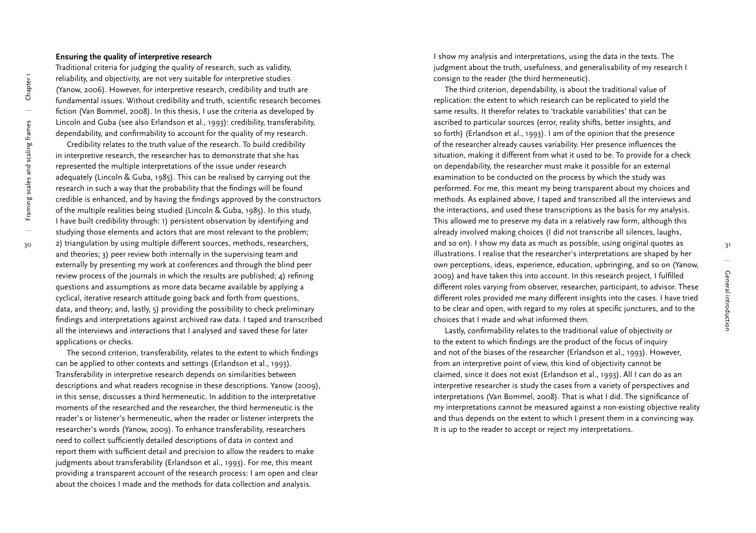### Ensuring the quality of interpretive research

Traditional criteria for judging the quality of research, such as validity, reliability, and objectivity, are not very suitable for interpretive studies (Yanow, 2006). However, for interpretive research, credibility and truth are fundamental issues. Without credibility and truth, scientific research becomes fiction (Van Bommel, 2008). In this thesis, I use the criteria as developed by Lincoln and Guba (see also Erlandson et al., 1993): credibility, transferability, dependability, and confirmability to account for the quality of my research.

Credibility relates to the truth value of the research. To build credibility in interpretive research, the researcher has to demonstrate that she has represented the multiple interpretations of the issue under research adequately (Lincoln & Guba, 1985). This can be realised by carrying out the research in such a way that the probability that the findings will be found credible is enhanced, and by having the findings approved by the constructors of the multiple realities being studied (Lincoln & Guba, 1985). In this study, I have built credibility through: 1) persistent observation by identifying and studying those elements and actors that are most relevant to the problem; 2) triangulation by using multiple different sources, methods, researchers, and theories; 3) peer review both internally in the supervising team and externally by presenting my work at conferences and through the blind peer review process of the journals in which the results are published; 4) refining questions and assumptions as more data became available by applying a cyclical, iterative research attitude going back and forth from questions, data, and theory; and, lastly, 5) providing the possibility to check preliminary findings and interpretations against archived raw data. I taped and transcribed all the interviews and interactions that I analysed and saved these for later applications or checks.

The second criterion, transferability, relates to the extent to which findings can be applied to other contexts and settings (Erlandson et al., 1993). Transferability in interpretive research depends on similarities between descriptions and what readers recognise in these descriptions. Yanow (2009), in this sense, discusses a third hermeneutic. In addition to the interpretative moments of the researched and the researcher, the third hermeneutic is the reader's or listener's hermeneutic, when the reader or listener interprets the researcher's words (Yanow, 2009). To enhance transferability, researchers need to collect sufficiently detailed descriptions of data in context and report them with sufficient detail and precision to allow the readers to make judgments about transferability (Erlandson et al., 1993). For me, this meant providing a transparent account of the research process: I am open and clear about the choices I made and the methods for data collection and analysis. I show my analysis and interpretations, using the data in the texts. The judgment about the truth, usefulness, and generalisability of my research I consign to the reader (the third hermeneutic).

The third criterion, dependability, is about the traditional value of replication: the extent to which research can be replicated to yield the same results. It therefor relates to 'trackable variabilities' that can be ascribed to particular sources (error, reality shifts, better insights, and so forth) (Erlandson et al., 1993). I am of the opinion that the presence of the researcher already causes variability. Her presence influences the situation, making it different from what it used to be. To provide for a check on dependability, the researcher must make it possible for an external examination to be conducted on the process by which the study was performed. For me, this meant my being transparent about my choices and methods. As explained above, I taped and transcribed all the interviews and the interactions, and used these transcriptions as the basis for my analysis. This allowed me to preserve my data in a relatively raw form, although this already involved making choices (I did not transcribe all silences, laughs, and so on). I show my data as much as possible, using original quotes as illustrations. I realise that the researcher's interpretations are shaped by her own perceptions, ideas, experience, education, upbringing, and so on (Yanow, 2009) and have taken this into account. In this research project, I fulfilled different roles varying from observer, researcher, participant, to advisor. These different roles provided me many different insights into the cases. I have tried to be clear and open, with regard to my roles at specific junctures, and to the choices that I made and what informed them.

Lastly, confirmability relates to the traditional value of objectivity or to the extent to which findings are the product of the focus of inquiry and not of the biases of the researcher (Erlandson et al., 1993). However, from an interpretive point of view, this kind of objectivity cannot be claimed, since it does not exist (Erlandson et al., 1993). All I can do as an interpretive researcher is study the cases from a variety of perspectives and interpretations (Van Bommel, 2008). That is what I did. The significance of my interpretations cannot be measured against a non-existing objective reality and thus depends on the extent to which I present them in a convincing way. It is up to the reader to accept or reject my interpretations.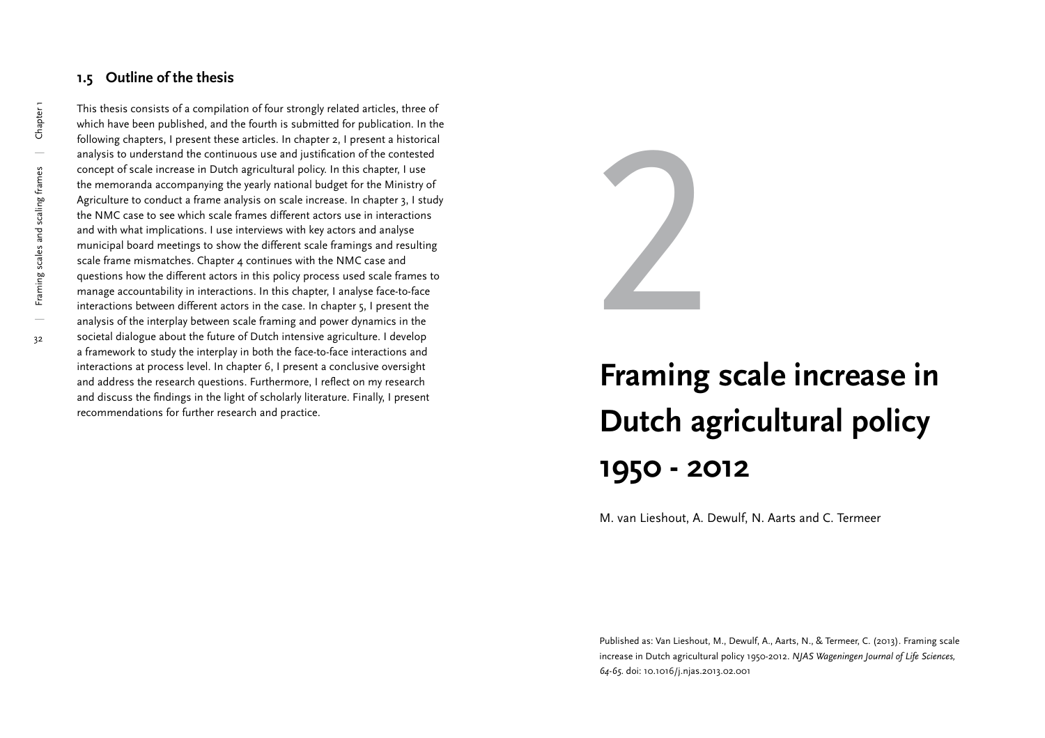### 1.5 Outline of the thesis

This thesis consists of a compilation of four strongly related articles, three of which have been published, and the fourth is submitted for publication. In the following chapters, I present these articles. In chapter 2, I present a historical analysis to understand the continuous use and justification of the contested concept of scale increase in Dutch agricultural policy. In this chapter, I use the memoranda accompanying the yearly national budget for the Ministry of Agriculture to conduct a frame analysis on scale increase. In chapter 3, I study the NMC case to see which scale frames different actors use in interactions and with what implications. I use interviews with key actors and analyse municipal board meetings to show the different scale framings and resulting scale frame mismatches. Chapter 4 continues with the NMC case and questions how the different actors in this policy process used scale frames to manage accountability in interactions. In this chapter, I analyse face-to-face interactions between different actors in the case. In chapter 5, I present the analysis of the interplay between scale framing and power dynamics in the societal dialogue about the future of Dutch intensive agriculture. I develop a framework to study the interplay in both the face-to-face interactions and interactions at process level. In chapter 6, I present a conclusive oversight and address the research questions. Furthermore, I reflect on my research and discuss the findings in the light of scholarly literature. Finally, I present recommendations for further research and practice.

# 2

# Framing scale increase in Dutch agricultural policy 1950 - 2012

M. van Lieshout, A. Dewulf, N. Aarts and C. Termeer

Published as: Van Lieshout, M., Dewulf, A., Aarts, N., & Termeer, C. (2013). Framing scale increase in Dutch agricultural policy 1950-2012. *NJAS Wageningen Journal of Life Sciences, 64-65.* doi: 10.1016/j.njas.2013.02.001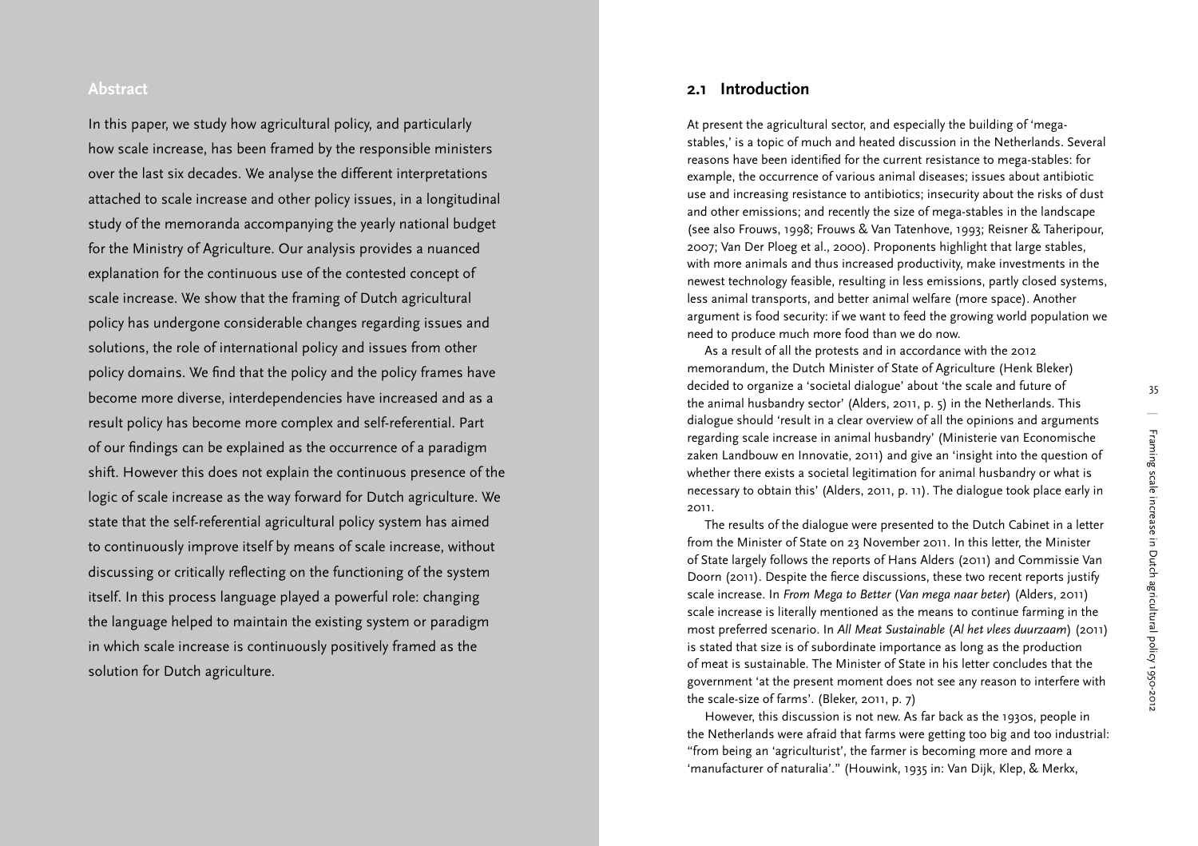## Abstract

In this paper, we study how agricultural policy, and particularly how scale increase, has been framed by the responsible ministers over the last six decades. We analyse the different interpretations attached to scale increase and other policy issues, in a longitudinal study of the memoranda accompanying the yearly national budget for the Ministry of Agriculture. Our analysis provides a nuanced explanation for the continuous use of the contested concept of scale increase. We show that the framing of Dutch agricultural policy has undergone considerable changes regarding issues and solutions, the role of international policy and issues from other policy domains. We find that the policy and the policy frames have become more diverse, interdependencies have increased and as a result policy has become more complex and self-referential. Part of our findings can be explained as the occurrence of a paradigm shift. However this does not explain the continuous presence of the logic of scale increase as the way forward for Dutch agriculture. We state that the self-referential agricultural policy system has aimed to continuously improve itself by means of scale increase, without discussing or critically reflecting on the functioning of the system itself. In this process language played a powerful role: changing the language helped to maintain the existing system or paradigm in which scale increase is continuously positively framed as the solution for Dutch agriculture.

## 2.1 Introduction

At present the agricultural sector, and especially the building of 'mega-stables,' is a topic of much and heated discussion in the Netherlands. Several reasons have been identified for the current resistance to mega-stables: for example, the occurrence of various animal diseases; issues about antibiotic use and increasing resistance to antibiotics; insecurity about the risks of dust and other emissions; and recently the size of mega-stables in the landscape (see also Frouws, 1998; Frouws & Van Tatenhove, 1993; Reisner & Taheripour, 2007; Van Der Ploeg et al., 2000). Proponents highlight that large stables, with more animals and thus increased productivity, make investments in the newest technology feasible, resulting in less emissions, partly closed systems, less animal transports, and better animal welfare (more space). Another argument is food security: if we want to feed the growing world population we need to produce much more food than we do now.

As a result of all the protests and in accordance with the 2012 memorandum, the Dutch Minister of State of Agriculture (Henk Bleker) decided to organize a 'societal dialogue' about 'the scale and future of the animal husbandry sector' (Alders, 2011, p. 5) in the Netherlands. This dialogue should 'result in a clear overview of all the opinions and arguments regarding scale increase in animal husbandry' (Ministerie van Economische zaken Landbouw en Innovatie, 2011) and give an 'insight into the question of whether there exists a societal legitimation for animal husbandry or what is necessary to obtain this' (Alders, 2011, p. 11). The dialogue took place early in 2011.

The results of the dialogue were presented to the Dutch Cabinet in a letter from the Minister of State on 23 November 2011. In this letter, the Minister of State largely follows the reports of Hans Alders (2011) and Commissie Van Doorn (2011). Despite the fierce discussions, these two recent reports justify scale increase. In *From Mega to Better* (*Van mega naar beter*) (Alders, 2011) scale increase is literally mentioned as the means to continue farming in the most preferred scenario. In *All Meat Sustainable* (*Al het vlees duurzaam*) (2011) is stated that size is of subordinate importance as long as the production of meat is sustainable. The Minister of State in his letter concludes that the government 'at the present moment does not see any reason to interfere with the scale-size of farms'. (Bleker, 2011, p. 7)

However, this discussion is not new. As far back as the 1930s, people in the Netherlands were afraid that farms were getting too big and too industrial: "from being an 'agriculturist', the farmer is becoming more and more a 'manufacturer of naturalia'." (Houwink, 1935 in: Van Dijk, Klep, & Merkx,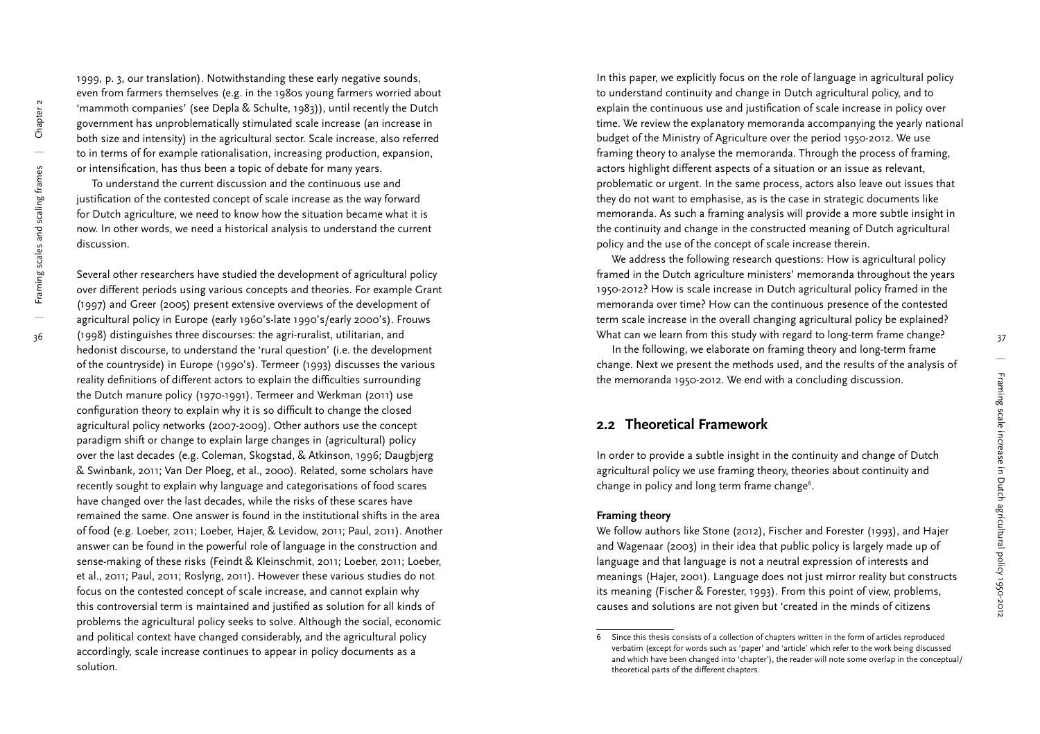1999, p. 3, our translation). Notwithstanding these early negative sounds, even from farmers themselves (e.g. in the 1980s young farmers worried about 'mammoth companies' (see Depla & Schulte, 1983)), until recently the Dutch government has unproblematically stimulated scale increase (an increase in both size and intensity) in the agricultural sector. Scale increase, also referred to in terms of for example rationalisation, increasing production, expansion, or intensification, has thus been a topic of debate for many years.

To understand the current discussion and the continuous use and justification of the contested concept of scale increase as the way forward for Dutch agriculture, we need to know how the situation became what it is now. In other words, we need a historical analysis to understand the current discussion.

Several other researchers have studied the development of agricultural policy over different periods using various concepts and theories. For example Grant (1997) and Greer (2005) present extensive overviews of the development of agricultural policy in Europe (early 1960's-late 1990's/early 2000's). Frouws (1998) distinguishes three discourses: the agri-ruralist, utilitarian, and hedonist discourse, to understand the 'rural question' (i.e. the development of the countryside) in Europe (1990's). Termeer (1993) discusses the various reality definitions of different actors to explain the difficulties surrounding the Dutch manure policy (1970-1991). Termeer and Werkman (2011) use configuration theory to explain why it is so difficult to change the closed agricultural policy networks (2007-2009). Other authors use the concept paradigm shift or change to explain large changes in (agricultural) policy over the last decades (e.g. Coleman, Skogstad, & Atkinson, 1996; Daugbjerg & Swinbank, 2011; Van Der Ploeg, et al., 2000). Related, some scholars have recently sought to explain why language and categorisations of food scares have changed over the last decades, while the risks of these scares have remained the same. One answer is found in the institutional shifts in the area of food (e.g. Loeber, 2011; Loeber, Hajer, & Levidow, 2011; Paul, 2011). Another answer can be found in the powerful role of language in the construction and sense-making of these risks (Feindt & Kleinschmit, 2011; Loeber, 2011; Loeber, et al., 2011; Paul, 2011; Roslyng, 2011). However these various studies do not focus on the contested concept of scale increase, and cannot explain why this controversial term is maintained and justified as solution for all kinds of problems the agricultural policy seeks to solve. Although the social, economic and political context have changed considerably, and the agricultural policy accordingly, scale increase continues to appear in policy documents as a solution.

In this paper, we explicitly focus on the role of language in agricultural policy to understand continuity and change in Dutch agricultural policy, and to explain the continuous use and justification of scale increase in policy over time. We review the explanatory memoranda accompanying the yearly national budget of the Ministry of Agriculture over the period 1950-2012. We use framing theory to analyse the memoranda. Through the process of framing, actors highlight different aspects of a situation or an issue as relevant, problematic or urgent. In the same process, actors also leave out issues that they do not want to emphasise, as is the case in strategic documents like memoranda. As such a framing analysis will provide a more subtle insight in the continuity and change in the constructed meaning of Dutch agricultural policy and the use of the concept of scale increase therein.

We address the following research questions: How is agricultural policy framed in the Dutch agriculture ministers' memoranda throughout the years 1950-2012? How is scale increase in Dutch agricultural policy framed in the memoranda over time? How can the continuous presence of the contested term scale increase in the overall changing agricultural policy be explained? What can we learn from this study with regard to long-term frame change?

In the following, we elaborate on framing theory and long-term frame change. Next we present the methods used, and the results of the analysis of the memoranda 1950-2012. We end with a concluding discussion.

## 2.2 Theoretical Framework

In order to provide a subtle insight in the continuity and change of Dutch agricultural policy we use framing theory, theories about continuity and change in policy and long term frame change[6].

### Framing theory

We follow authors like Stone (2012), Fischer and Forester (1993), and Hajer and Wagenaar (2003) in their idea that public policy is largely made up of language and that language is not a neutral expression of interests and meanings (Hajer, 2001). Language does not just mirror reality but constructs its meaning (Fischer & Forester, 1993). From this point of view, problems, causes and solutions are not given but 'created in the minds of citizens

6 Since this thesis consists of a collection of chapters written in the form of articles reproduced verbatim (except for words such as 'paper' and 'article' which refer to the work being discussed and which have been changed into 'chapter'), the reader will note some overlap in the conceptual/theoretical parts of the different chapters.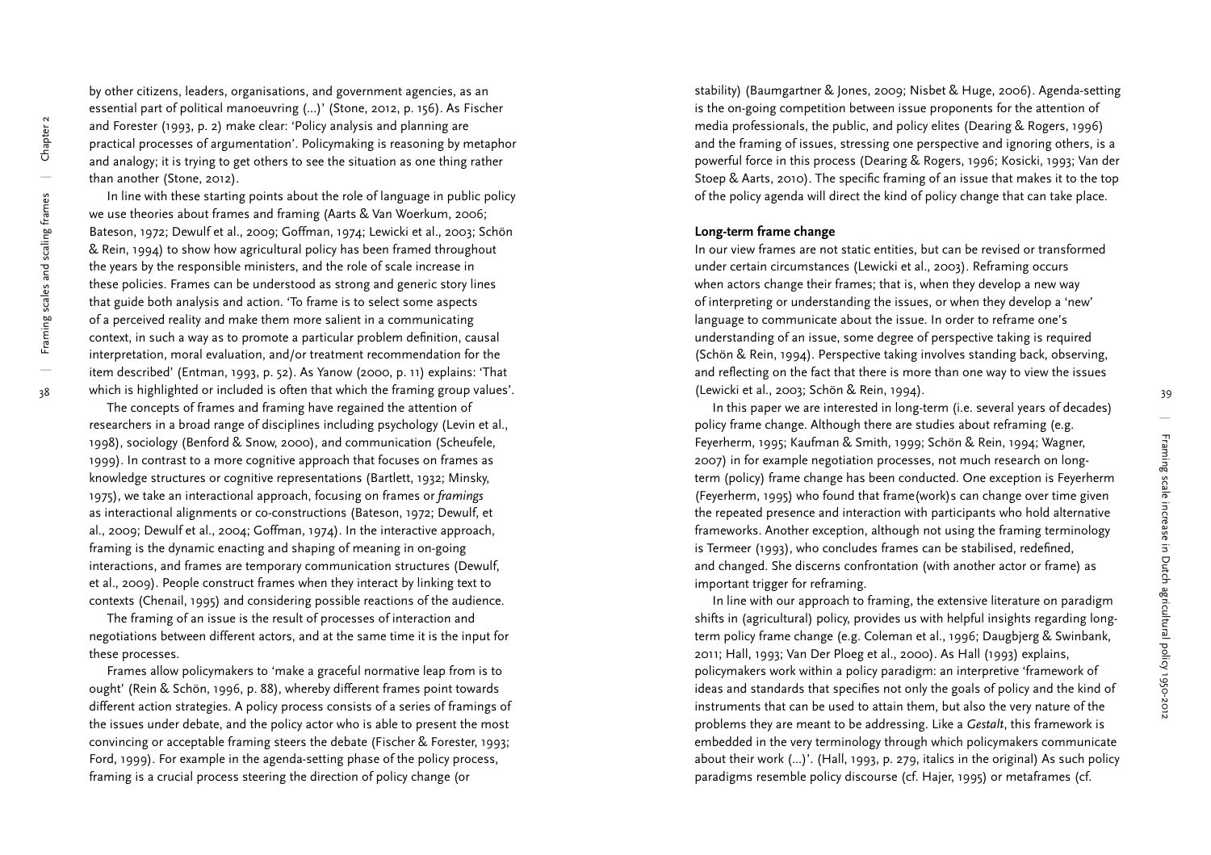by other citizens, leaders, organisations, and government agencies, as an essential part of political manoeuvring (...)' (Stone, 2012, p. 156). As Fischer and Forester (1993, p. 2) make clear: 'Policy analysis and planning are practical processes of argumentation'. Policymaking is reasoning by metaphor and analogy; it is trying to get others to see the situation as one thing rather than another (Stone, 2012).

In line with these starting points about the role of language in public policy we use theories about frames and framing (Aarts & Van Woerkum, 2006; Bateson, 1972; Dewulf et al., 2009; Goffman, 1974; Lewicki et al., 2003; Schön & Rein, 1994) to show how agricultural policy has been framed throughout the years by the responsible ministers, and the role of scale increase in these policies. Frames can be understood as strong and generic story lines that guide both analysis and action. 'To frame is to select some aspects of a perceived reality and make them more salient in a communicating context, in such a way as to promote a particular problem definition, causal interpretation, moral evaluation, and/or treatment recommendation for the item described' (Entman, 1993, p. 52). As Yanow (2000, p. 11) explains: 'That which is highlighted or included is often that which the framing group values'.

The concepts of frames and framing have regained the attention of researchers in a broad range of disciplines including psychology (Levin et al., 1998), sociology (Benford & Snow, 2000), and communication (Scheufele, 1999). In contrast to a more cognitive approach that focuses on frames as knowledge structures or cognitive representations (Bartlett, 1932; Minsky, 1975), we take an interactional approach, focusing on frames or *framings* as interactional alignments or co-constructions (Bateson, 1972; Dewulf, et al., 2009; Dewulf et al., 2004; Goffman, 1974). In the interactive approach, framing is the dynamic enacting and shaping of meaning in on-going interactions, and frames are temporary communication structures (Dewulf, et al., 2009). People construct frames when they interact by linking text to contexts (Chenail, 1995) and considering possible reactions of the audience.

The framing of an issue is the result of processes of interaction and negotiations between different actors, and at the same time it is the input for these processes.

Frames allow policymakers to 'make a graceful normative leap from is to ought' (Rein & Schön, 1996, p. 88), whereby different frames point towards different action strategies. A policy process consists of a series of framings of the issues under debate, and the policy actor who is able to present the most convincing or acceptable framing steers the debate (Fischer & Forester, 1993; Ford, 1999). For example in the agenda-setting phase of the policy process, framing is a crucial process steering the direction of policy change (or stability) (Baumgartner & Jones, 2009; Nisbet & Huge, 2006). Agenda-setting is the on-going competition between issue proponents for the attention of media professionals, the public, and policy elites (Dearing & Rogers, 1996) and the framing of issues, stressing one perspective and ignoring others, is a powerful force in this process (Dearing & Rogers, 1996; Kosicki, 1993; Van der Stoep & Aarts, 2010). The specific framing of an issue that makes it to the top of the policy agenda will direct the kind of policy change that can take place.

**Long-term frame change**

In our view frames are not static entities, but can be revised or transformed under certain circumstances (Lewicki et al., 2003). Reframing occurs when actors change their frames; that is, when they develop a new way of interpreting or understanding the issues, or when they develop a 'new' language to communicate about the issue. In order to reframe one's understanding of an issue, some degree of perspective taking is required (Schön & Rein, 1994). Perspective taking involves standing back, observing, and reflecting on the fact that there is more than one way to view the issues (Lewicki et al., 2003; Schön & Rein, 1994).

In this paper we are interested in long-term (i.e. several years of decades) policy frame change. Although there are studies about reframing (e.g. Feyerherm, 1995; Kaufman & Smith, 1999; Schön & Rein, 1994; Wagner, 2007) in for example negotiation processes, not much research on long-term (policy) frame change has been conducted. One exception is Feyerherm (Feyerherm, 1995) who found that frame(work)s can change over time given the repeated presence and interaction with participants who hold alternative frameworks. Another exception, although not using the framing terminology is Termeer (1993), who concludes frames can be stabilised, redefined, and changed. She discerns confrontation (with another actor or frame) as important trigger for reframing.

In line with our approach to framing, the extensive literature on paradigm shifts in (agricultural) policy, provides us with helpful insights regarding long-term policy frame change (e.g. Coleman et al., 1996; Daugbjerg & Swinbank, 2011; Hall, 1993; Van Der Ploeg et al., 2000). As Hall (1993) explains, policymakers work within a policy paradigm: an interpretive 'framework of ideas and standards that specifies not only the goals of policy and the kind of instruments that can be used to attain them, but also the very nature of the problems they are meant to be addressing. Like a *Gestalt*, this framework is embedded in the very terminology through which policymakers communicate about their work (...)'. (Hall, 1993, p. 279, italics in the original) As such policy paradigms resemble policy discourse (cf. Hajer, 1995) or metaframes (cf.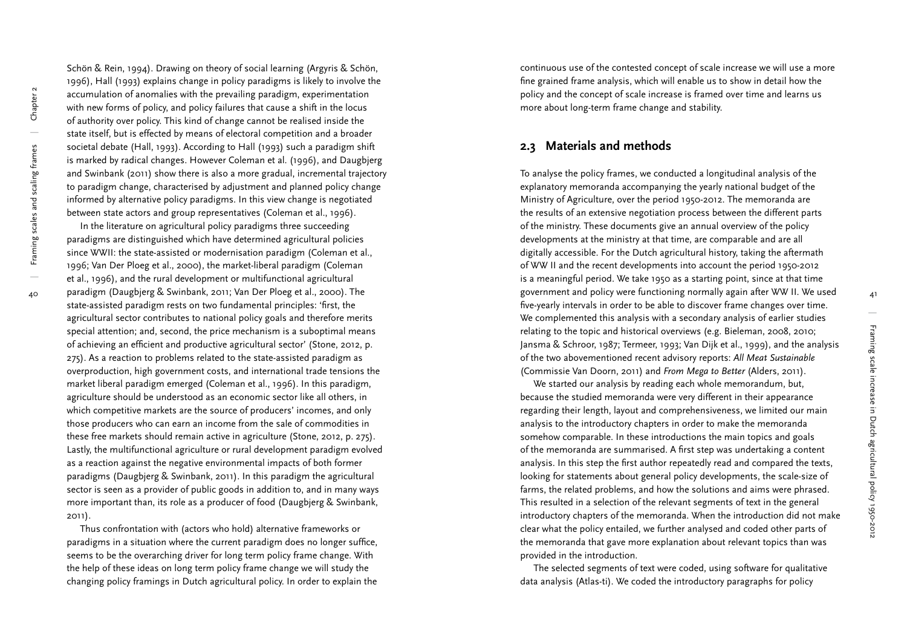Schön & Rein, 1994). Drawing on theory of social learning (Argyris & Schön, 1996), Hall (1993) explains change in policy paradigms is likely to involve the accumulation of anomalies with the prevailing paradigm, experimentation with new forms of policy, and policy failures that cause a shift in the locus of authority over policy. This kind of change cannot be realised inside the state itself, but is effected by means of electoral competition and a broader societal debate (Hall, 1993). According to Hall (1993) such a paradigm shift is marked by radical changes. However Coleman et al. (1996), and Daugbjerg and Swinbank (2011) show there is also a more gradual, incremental trajectory to paradigm change, characterised by adjustment and planned policy change informed by alternative policy paradigms. In this view change is negotiated between state actors and group representatives (Coleman et al., 1996).

In the literature on agricultural policy paradigms three succeeding paradigms are distinguished which have determined agricultural policies since WWII: the state-assisted or modernisation paradigm (Coleman et al., 1996; Van Der Ploeg et al., 2000), the market-liberal paradigm (Coleman et al., 1996), and the rural development or multifunctional agricultural paradigm (Daugbjerg & Swinbank, 2011; Van Der Ploeg et al., 2000). The state-assisted paradigm rests on two fundamental principles: 'first, the agricultural sector contributes to national policy goals and therefore merits special attention; and, second, the price mechanism is a suboptimal means of achieving an efficient and productive agricultural sector' (Stone, 2012, p. 275). As a reaction to problems related to the state-assisted paradigm as overproduction, high government costs, and international trade tensions the market liberal paradigm emerged (Coleman et al., 1996). In this paradigm, agriculture should be understood as an economic sector like all others, in which competitive markets are the source of producers' incomes, and only those producers who can earn an income from the sale of commodities in these free markets should remain active in agriculture (Stone, 2012, p. 275). Lastly, the multifunctional agriculture or rural development paradigm evolved as a reaction against the negative environmental impacts of both former paradigms (Daugbjerg & Swinbank, 2011). In this paradigm the agricultural sector is seen as a provider of public goods in addition to, and in many ways more important than, its role as a producer of food (Daugbjerg & Swinbank, 2011).

Thus confrontation with (actors who hold) alternative frameworks or paradigms in a situation where the current paradigm does no longer suffice, seems to be the overarching driver for long term policy frame change. With the help of these ideas on long term policy frame change we will study the changing policy framings in Dutch agricultural policy. In order to explain the continuous use of the contested concept of scale increase we will use a more fine grained frame analysis, which will enable us to show in detail how the policy and the concept of scale increase is framed over time and learns us more about long-term frame change and stability.

## 2.3 Materials and methods

To analyse the policy frames, we conducted a longitudinal analysis of the explanatory memoranda accompanying the yearly national budget of the Ministry of Agriculture, over the period 1950-2012. The memoranda are the results of an extensive negotiation process between the different parts of the ministry. These documents give an annual overview of the policy developments at the ministry at that time, are comparable and are all digitally accessible. For the Dutch agricultural history, taking the aftermath of WW II and the recent developments into account the period 1950-2012 is a meaningful period. We take 1950 as a starting point, since at that time government and policy were functioning normally again after WW II. We used five-yearly intervals in order to be able to discover frame changes over time. We complemented this analysis with a secondary analysis of earlier studies relating to the topic and historical overviews (e.g. Bieleman, 2008, 2010; Jansma & Schroor, 1987; Termeer, 1993; Van Dijk et al., 1999), and the analysis of the two abovementioned recent advisory reports: *All Meat Sustainable* (Commissie Van Doorn, 2011) and *From Mega to Better* (Alders, 2011).

We started our analysis by reading each whole memorandum, but, because the studied memoranda were very different in their appearance regarding their length, layout and comprehensiveness, we limited our main analysis to the introductory chapters in order to make the memoranda somehow comparable. In these introductions the main topics and goals of the memoranda are summarised. A first step was undertaking a content analysis. In this step the first author repeatedly read and compared the texts, looking for statements about general policy developments, the scale-size of farms, the related problems, and how the solutions and aims were phrased. This resulted in a selection of the relevant segments of text in the general introductory chapters of the memoranda. When the introduction did not make clear what the policy entailed, we further analysed and coded other parts of the memoranda that gave more explanation about relevant topics than was provided in the introduction.

The selected segments of text were coded, using software for qualitative data analysis (Atlas-ti). We coded the introductory paragraphs for policy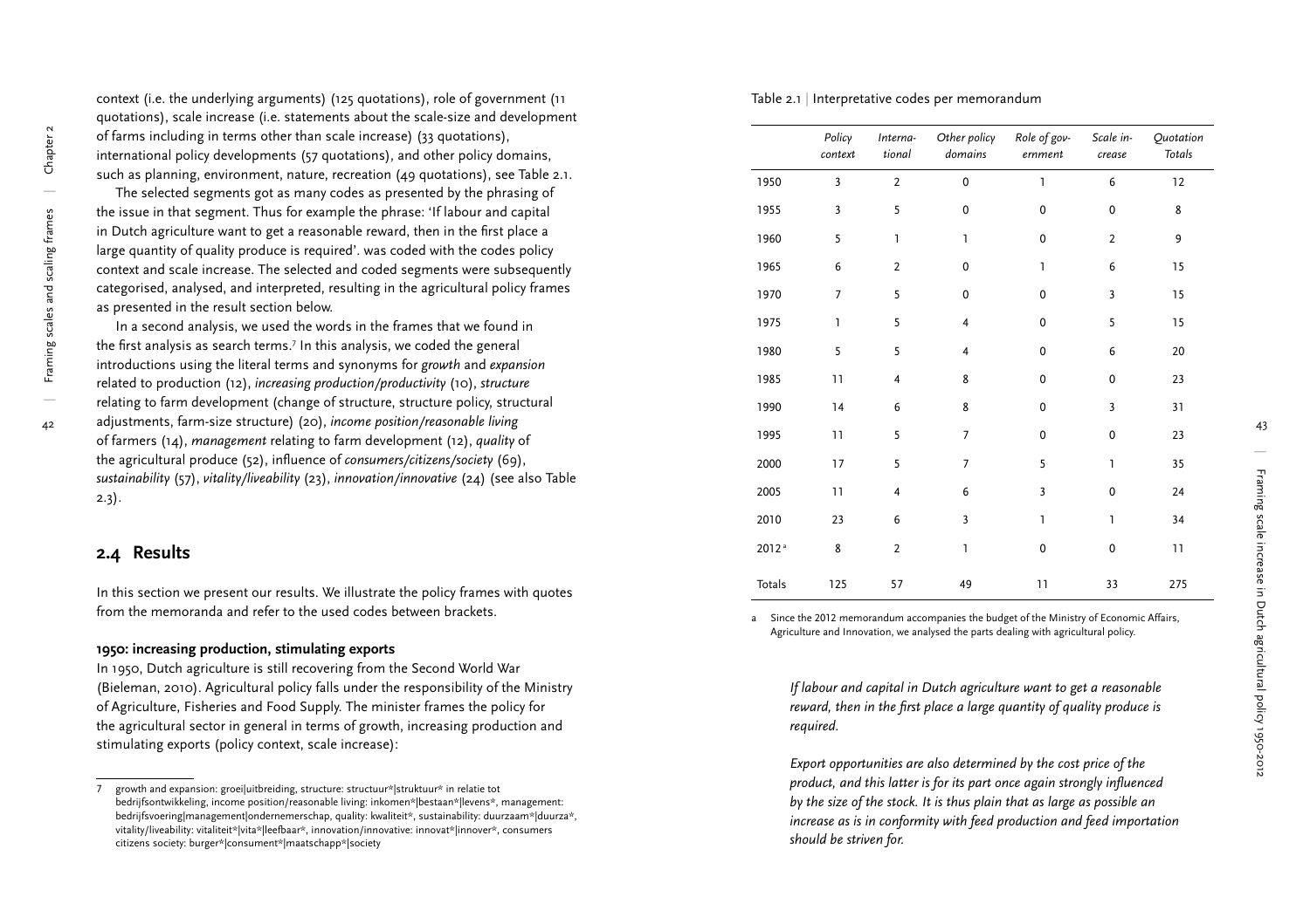context (i.e. the underlying arguments) (125 quotations), role of government (11 quotations), scale increase (i.e. statements about the scale-size and development of farms including in terms other than scale increase) (33 quotations), international policy developments (57 quotations), and other policy domains, such as planning, environment, nature, recreation (49 quotations), see Table 2.1.

The selected segments got as many codes as presented by the phrasing of the issue in that segment. Thus for example the phrase: 'If labour and capital in Dutch agriculture want to get a reasonable reward, then in the first place a large quantity of quality produce is required'. was coded with the codes policy context and scale increase. The selected and coded segments were subsequently categorised, analysed, and interpreted, resulting in the agricultural policy frames as presented in the result section below.

In a second analysis, we used the words in the frames that we found in the first analysis as search terms.[7] In this analysis, we coded the general introductions using the literal terms and synonyms for *growth* and *expansion* related to production (12), *increasing production/productivity* (10), *structure* relating to farm development (change of structure, structure policy, structural adjustments, farm-size structure) (20), *income position/reasonable living* of farmers (14), *management* relating to farm development (12), *quality* of the agricultural produce (52), influence of *consumers/citizens/society* (69), *sustainability* (57), *vitality/liveability* (23), *innovation/innovative* (24) (see also Table 2.3).

## 2.4 Results

In this section we present our results. We illustrate the policy frames with quotes from the memoranda and refer to the used codes between brackets.

### 1950: increasing production, stimulating exports

In 1950, Dutch agriculture is still recovering from the Second World War (Bieleman, 2010). Agricultural policy falls under the responsibility of the Ministry of Agriculture, Fisheries and Food Supply. The minister frames the policy for the agricultural sector in general in terms of growth, increasing production and stimulating exports (policy context, scale increase):

*If labour and capital in Dutch agriculture want to get a reasonable reward, then in the first place a large quantity of quality produce is required.*

*Export opportunities are also determined by the cost price of the product, and this latter is for its part once again strongly influenced by the size of the stock. It is thus plain that as large as possible an increase as is in conformity with feed production and feed importation should be striven for.*

Table 2.1 | Interpretative codes per memorandum

| | *Policy context* | *International* | *Other policy domains* | *Role of government* | *Scale increase* | *Quotation Totals* |
|---|---|---|---|---|---|---|
| 1950 | 3 | 2 | 0 | 1 | 6 | 12 |
| 1955 | 3 | 5 | 0 | 0 | 0 | 8 |
| 1960 | 5 | 1 | 1 | 0 | 2 | 9 |
| 1965 | 6 | 2 | 0 | 1 | 6 | 15 |
| 1970 | 7 | 5 | 0 | 0 | 3 | 15 |
| 1975 | 1 | 5 | 4 | 0 | 5 | 15 |
| 1980 | 5 | 5 | 4 | 0 | 6 | 20 |
| 1985 | 11 | 4 | 8 | 0 | 0 | 23 |
| 1990 | 14 | 6 | 8 | 0 | 3 | 31 |
| 1995 | 11 | 5 | 7 | 0 | 0 | 23 |
| 2000 | 17 | 5 | 7 | 5 | 1 | 35 |
| 2005 | 11 | 4 | 6 | 3 | 0 | 24 |
| 2010 | 23 | 6 | 3 | 1 | 1 | 34 |
| 2012[a] | 8 | 2 | 1 | 0 | 0 | 11 |
| Totals | 125 | 57 | 49 | 11 | 33 | 275 |

a Since the 2012 memorandum accompanies the budget of the Ministry of Economic Affairs, Agriculture and Innovation, we analysed the parts dealing with agricultural policy.

7 growth and expansion: groei|uitbreiding, structure: structuur*|struktuur* in relatie tot bedrijfsontwikkeling, income position/reasonable living: inkomen*|bestaan*|levens*, management: bedrijfsvoering|management|ondernemerschap, quality: kwaliteit*, sustainability: duurzaam*|duurza*, vitality/liveability: vitaliteit*|vita*|leefbaar*, innovation/innovative: innovat*|innover*, consumers citizens society: burger*|consument*|maatschapp*|society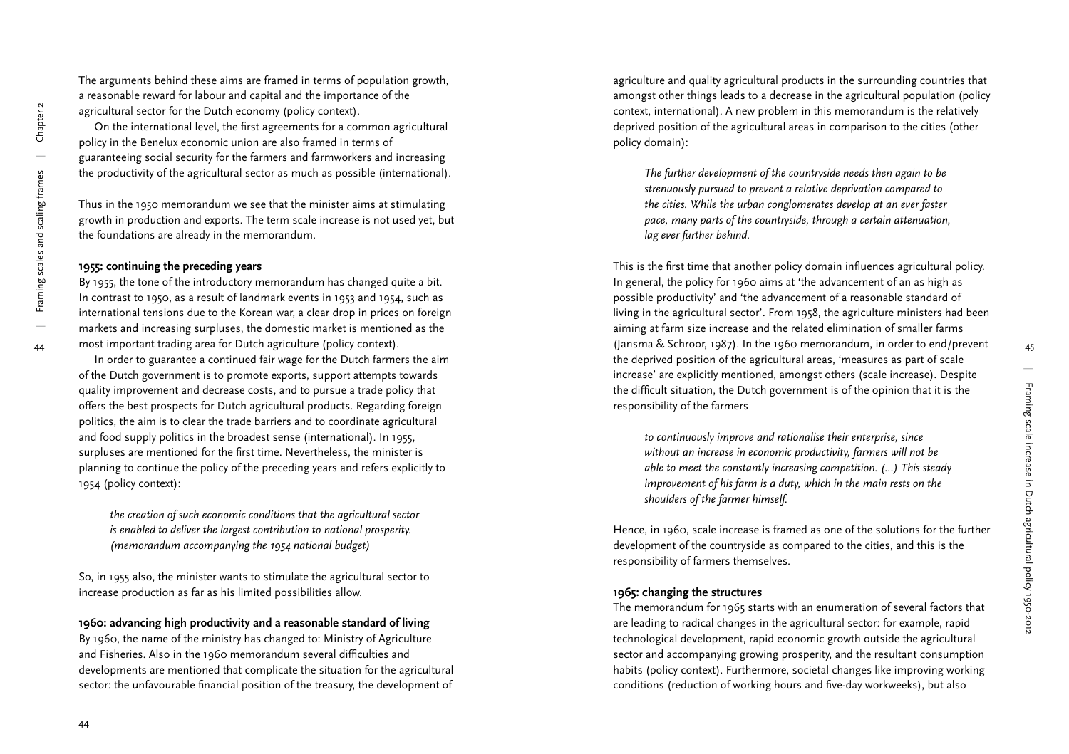The arguments behind these aims are framed in terms of population growth, a reasonable reward for labour and capital and the importance of the agricultural sector for the Dutch economy (policy context).

On the international level, the first agreements for a common agricultural policy in the Benelux economic union are also framed in terms of guaranteeing social security for the farmers and farmworkers and increasing the productivity of the agricultural sector as much as possible (international).

Thus in the 1950 memorandum we see that the minister aims at stimulating growth in production and exports. The term scale increase is not used yet, but the foundations are already in the memorandum.

### 1955: continuing the preceding years

By 1955, the tone of the introductory memorandum has changed quite a bit. In contrast to 1950, as a result of landmark events in 1953 and 1954, such as international tensions due to the Korean war, a clear drop in prices on foreign markets and increasing surpluses, the domestic market is mentioned as the most important trading area for Dutch agriculture (policy context).

In order to guarantee a continued fair wage for the Dutch farmers the aim of the Dutch government is to promote exports, support attempts towards quality improvement and decrease costs, and to pursue a trade policy that offers the best prospects for Dutch agricultural products. Regarding foreign politics, the aim is to clear the trade barriers and to coordinate agricultural and food supply politics in the broadest sense (international). In 1955, surpluses are mentioned for the first time. Nevertheless, the minister is planning to continue the policy of the preceding years and refers explicitly to 1954 (policy context):

> *the creation of such economic conditions that the agricultural sector is enabled to deliver the largest contribution to national prosperity. (memorandum accompanying the 1954 national budget)*

So, in 1955 also, the minister wants to stimulate the agricultural sector to increase production as far as his limited possibilities allow.

### 1960: advancing high productivity and a reasonable standard of living

By 1960, the name of the ministry has changed to: Ministry of Agriculture and Fisheries. Also in the 1960 memorandum several difficulties and developments are mentioned that complicate the situation for the agricultural sector: the unfavourable financial position of the treasury, the development of agriculture and quality agricultural products in the surrounding countries that amongst other things leads to a decrease in the agricultural population (policy context, international). A new problem in this memorandum is the relatively deprived position of the agricultural areas in comparison to the cities (other policy domain):

> *The further development of the countryside needs then again to be strenuously pursued to prevent a relative deprivation compared to the cities. While the urban conglomerates develop at an ever faster pace, many parts of the countryside, through a certain attenuation, lag ever further behind.*

This is the first time that another policy domain influences agricultural policy. In general, the policy for 1960 aims at 'the advancement of an as high as possible productivity' and 'the advancement of a reasonable standard of living in the agricultural sector'. From 1958, the agriculture ministers had been aiming at farm size increase and the related elimination of smaller farms (Jansma & Schroor, 1987). In the 1960 memorandum, in order to end/prevent the deprived position of the agricultural areas, 'measures as part of scale increase' are explicitly mentioned, amongst others (scale increase). Despite the difficult situation, the Dutch government is of the opinion that it is the responsibility of the farmers

> *to continuously improve and rationalise their enterprise, since without an increase in economic productivity, farmers will not be able to meet the constantly increasing competition. (…) This steady improvement of his farm is a duty, which in the main rests on the shoulders of the farmer himself.*

Hence, in 1960, scale increase is framed as one of the solutions for the further development of the countryside as compared to the cities, and this is the responsibility of farmers themselves.

### 1965: changing the structures

The memorandum for 1965 starts with an enumeration of several factors that are leading to radical changes in the agricultural sector: for example, rapid technological development, rapid economic growth outside the agricultural sector and accompanying growing prosperity, and the resultant consumption habits (policy context). Furthermore, societal changes like improving working conditions (reduction of working hours and five-day workweeks), but also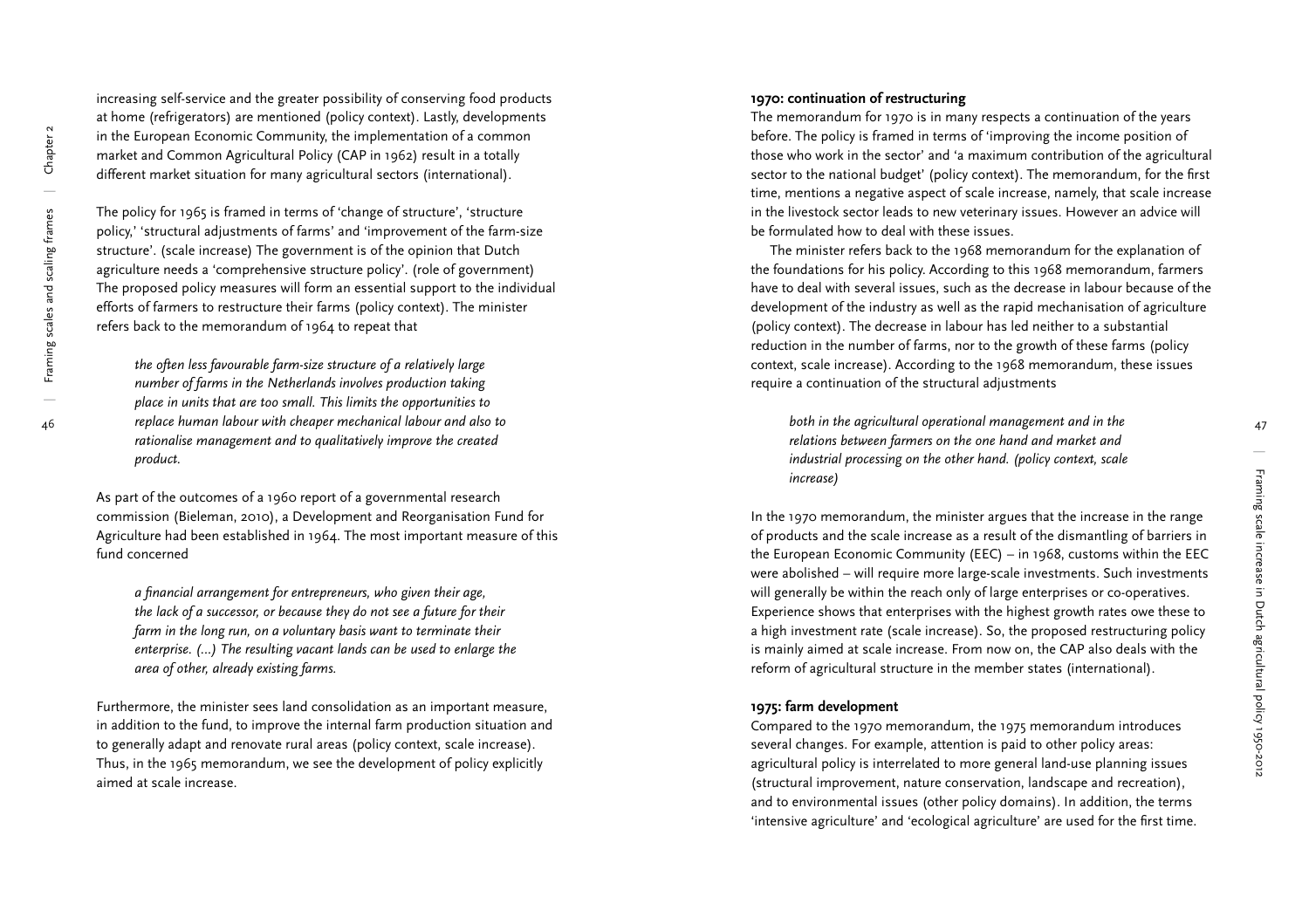increasing self-service and the greater possibility of conserving food products at home (refrigerators) are mentioned (policy context). Lastly, developments in the European Economic Community, the implementation of a common market and Common Agricultural Policy (CAP in 1962) result in a totally different market situation for many agricultural sectors (international).

The policy for 1965 is framed in terms of 'change of structure', 'structure policy,' 'structural adjustments of farms' and 'improvement of the farm-size structure'. (scale increase) The government is of the opinion that Dutch agriculture needs a 'comprehensive structure policy'. (role of government) The proposed policy measures will form an essential support to the individual efforts of farmers to restructure their farms (policy context). The minister refers back to the memorandum of 1964 to repeat that

> *the often less favourable farm-size structure of a relatively large number of farms in the Netherlands involves production taking place in units that are too small. This limits the opportunities to replace human labour with cheaper mechanical labour and also to rationalise management and to qualitatively improve the created product.*

As part of the outcomes of a 1960 report of a governmental research commission (Bieleman, 2010), a Development and Reorganisation Fund for Agriculture had been established in 1964. The most important measure of this fund concerned

> *a financial arrangement for entrepreneurs, who given their age, the lack of a successor, or because they do not see a future for their farm in the long run, on a voluntary basis want to terminate their enterprise. (...) The resulting vacant lands can be used to enlarge the area of other, already existing farms.*

Furthermore, the minister sees land consolidation as an important measure, in addition to the fund, to improve the internal farm production situation and to generally adapt and renovate rural areas (policy context, scale increase). Thus, in the 1965 memorandum, we see the development of policy explicitly aimed at scale increase.

**1970: continuation of restructuring**

The memorandum for 1970 is in many respects a continuation of the years before. The policy is framed in terms of 'improving the income position of those who work in the sector' and 'a maximum contribution of the agricultural sector to the national budget' (policy context). The memorandum, for the first time, mentions a negative aspect of scale increase, namely, that scale increase in the livestock sector leads to new veterinary issues. However an advice will be formulated how to deal with these issues.

The minister refers back to the 1968 memorandum for the explanation of the foundations for his policy. According to this 1968 memorandum, farmers have to deal with several issues, such as the decrease in labour because of the development of the industry as well as the rapid mechanisation of agriculture (policy context). The decrease in labour has led neither to a substantial reduction in the number of farms, nor to the growth of these farms (policy context, scale increase). According to the 1968 memorandum, these issues require a continuation of the structural adjustments

> *both in the agricultural operational management and in the relations between farmers on the one hand and market and industrial processing on the other hand. (policy context, scale increase)*

In the 1970 memorandum, the minister argues that the increase in the range of products and the scale increase as a result of the dismantling of barriers in the European Economic Community (EEC) – in 1968, customs within the EEC were abolished – will require more large-scale investments. Such investments will generally be within the reach only of large enterprises or co-operatives. Experience shows that enterprises with the highest growth rates owe these to a high investment rate (scale increase). So, the proposed restructuring policy is mainly aimed at scale increase. From now on, the CAP also deals with the reform of agricultural structure in the member states (international).

**1975: farm development**

Compared to the 1970 memorandum, the 1975 memorandum introduces several changes. For example, attention is paid to other policy areas: agricultural policy is interrelated to more general land-use planning issues (structural improvement, nature conservation, landscape and recreation), and to environmental issues (other policy domains). In addition, the terms 'intensive agriculture' and 'ecological agriculture' are used for the first time.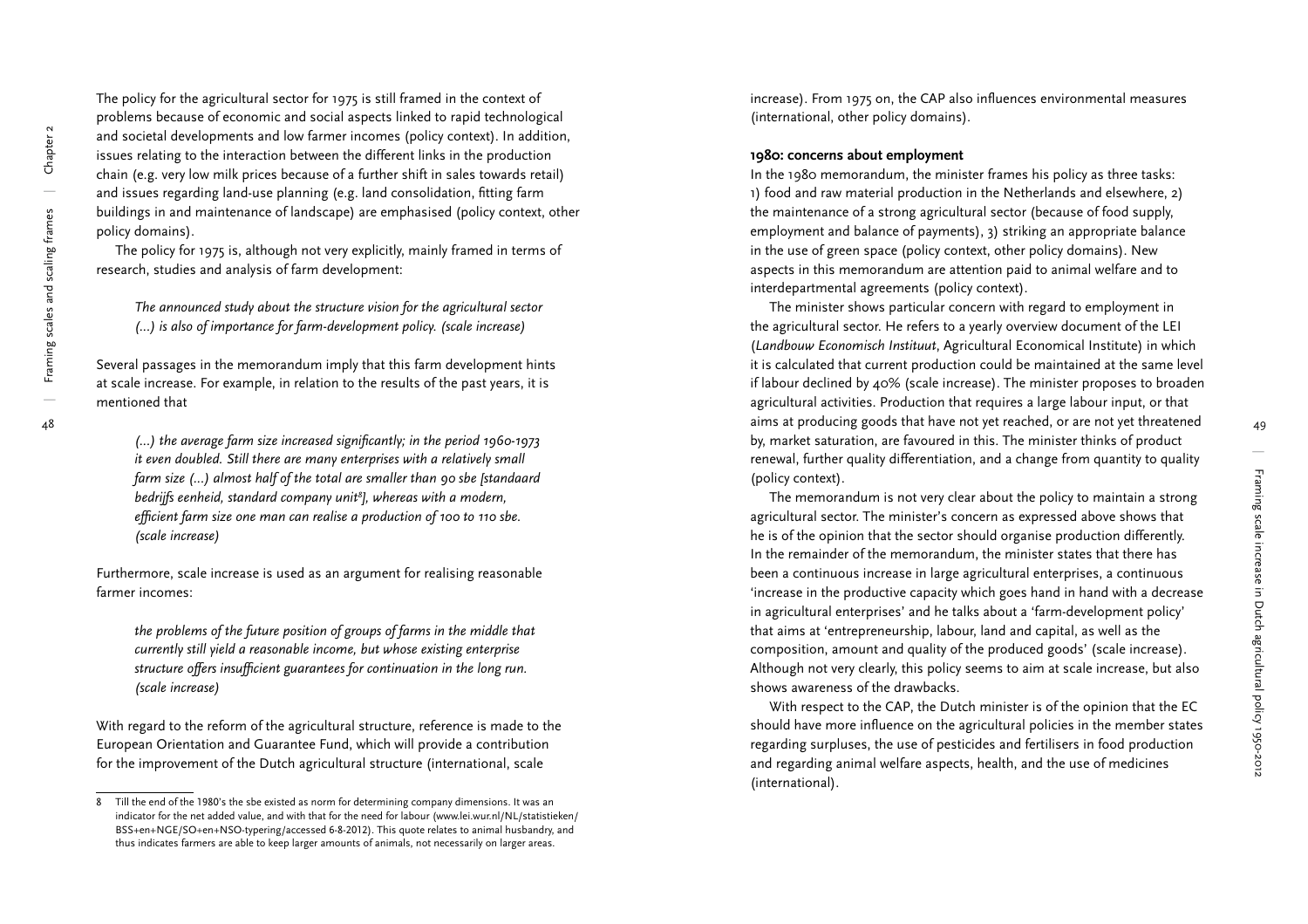The policy for the agricultural sector for 1975 is still framed in the context of problems because of economic and social aspects linked to rapid technological and societal developments and low farmer incomes (policy context). In addition, issues relating to the interaction between the different links in the production chain (e.g. very low milk prices because of a further shift in sales towards retail) and issues regarding land-use planning (e.g. land consolidation, fitting farm buildings in and maintenance of landscape) are emphasised (policy context, other policy domains).

The policy for 1975 is, although not very explicitly, mainly framed in terms of research, studies and analysis of farm development:

> *The announced study about the structure vision for the agricultural sector (...) is also of importance for farm-development policy. (scale increase)*

Several passages in the memorandum imply that this farm development hints at scale increase. For example, in relation to the results of the past years, it is mentioned that

> *(...) the average farm size increased significantly; in the period 1960-1973 it even doubled. Still there are many enterprises with a relatively small farm size (...) almost half of the total are smaller than 90 sbe [standaard bedrijfs eenheid, standard company unit[8]], whereas with a modern, efficient farm size one man can realise a production of 100 to 110 sbe. (scale increase)*

Furthermore, scale increase is used as an argument for realising reasonable farmer incomes:

> *the problems of the future position of groups of farms in the middle that currently still yield a reasonable income, but whose existing enterprise structure offers insufficient guarantees for continuation in the long run. (scale increase)*

With regard to the reform of the agricultural structure, reference is made to the European Orientation and Guarantee Fund, which will provide a contribution for the improvement of the Dutch agricultural structure (international, scale increase). From 1975 on, the CAP also influences environmental measures (international, other policy domains).

#### 1980: concerns about employment

In the 1980 memorandum, the minister frames his policy as three tasks: 1) food and raw material production in the Netherlands and elsewhere, 2) the maintenance of a strong agricultural sector (because of food supply, employment and balance of payments), 3) striking an appropriate balance in the use of green space (policy context, other policy domains). New aspects in this memorandum are attention paid to animal welfare and to interdepartmental agreements (policy context).

The minister shows particular concern with regard to employment in the agricultural sector. He refers to a yearly overview document of the LEI (*Landbouw Economisch Instituut*, Agricultural Economical Institute) in which it is calculated that current production could be maintained at the same level if labour declined by 40% (scale increase). The minister proposes to broaden agricultural activities. Production that requires a large labour input, or that aims at producing goods that have not yet reached, or are not yet threatened by, market saturation, are favoured in this. The minister thinks of product renewal, further quality differentiation, and a change from quantity to quality (policy context).

The memorandum is not very clear about the policy to maintain a strong agricultural sector. The minister's concern as expressed above shows that he is of the opinion that the sector should organise production differently. In the remainder of the memorandum, the minister states that there has been a continuous increase in large agricultural enterprises, a continuous 'increase in the productive capacity which goes hand in hand with a decrease in agricultural enterprises' and he talks about a 'farm-development policy' that aims at 'entrepreneurship, labour, land and capital, as well as the composition, amount and quality of the produced goods' (scale increase). Although not very clearly, this policy seems to aim at scale increase, but also shows awareness of the drawbacks.

With respect to the CAP, the Dutch minister is of the opinion that the EC should have more influence on the agricultural policies in the member states regarding surpluses, the use of pesticides and fertilisers in food production and regarding animal welfare aspects, health, and the use of medicines (international).

---

8 Till the end of the 1980's the sbe existed as norm for determining company dimensions. It was an indicator for the net added value, and with that for the need for labour (www.lei.wur.nl/NL/statistieken/BSS+en+NGE/SO+en+NSO-typering/accessed 6-8-2012). This quote relates to animal husbandry, and thus indicates farmers are able to keep larger amounts of animals, not necessarily on larger areas.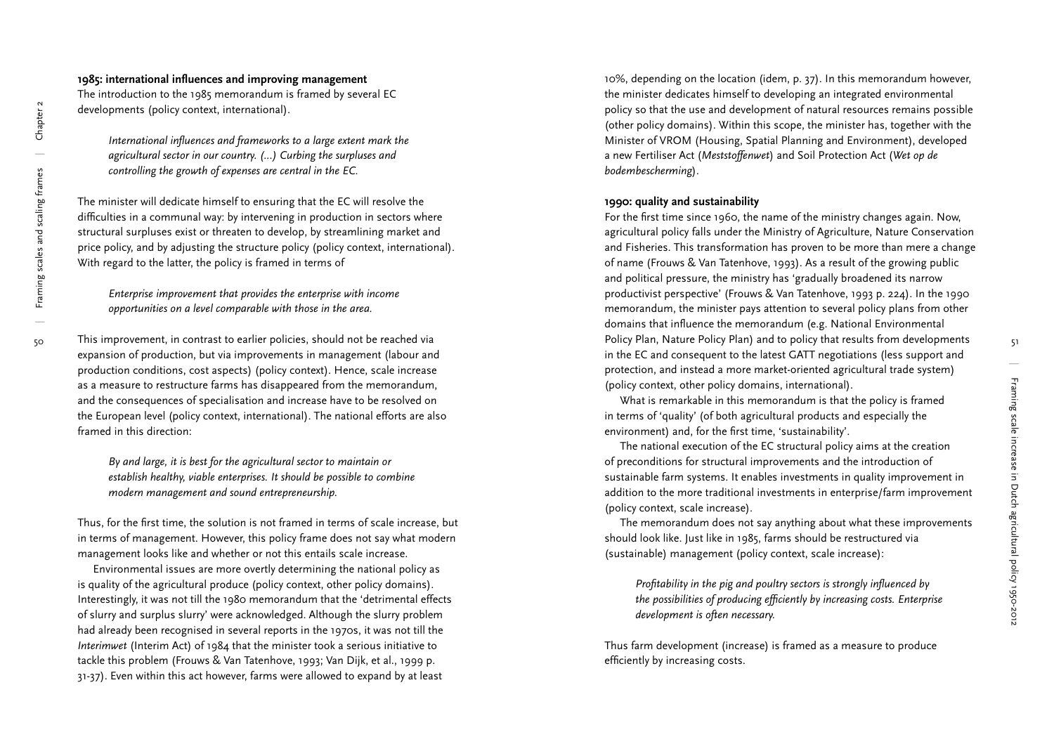**1985: international influences and improving management**

The introduction to the 1985 memorandum is framed by several EC developments (policy context, international).

> *International influences and frameworks to a large extent mark the agricultural sector in our country. (...) Curbing the surpluses and controlling the growth of expenses are central in the EC.*

The minister will dedicate himself to ensuring that the EC will resolve the difficulties in a communal way: by intervening in production in sectors where structural surpluses exist or threaten to develop, by streamlining market and price policy, and by adjusting the structure policy (policy context, international). With regard to the latter, the policy is framed in terms of

> *Enterprise improvement that provides the enterprise with income opportunities on a level comparable with those in the area.*

This improvement, in contrast to earlier policies, should not be reached via expansion of production, but via improvements in management (labour and production conditions, cost aspects) (policy context). Hence, scale increase as a measure to restructure farms has disappeared from the memorandum, and the consequences of specialisation and increase have to be resolved on the European level (policy context, international). The national efforts are also framed in this direction:

> *By and large, it is best for the agricultural sector to maintain or establish healthy, viable enterprises. It should be possible to combine modern management and sound entrepreneurship.*

Thus, for the first time, the solution is not framed in terms of scale increase, but in terms of management. However, this policy frame does not say what modern management looks like and whether or not this entails scale increase.

Environmental issues are more overtly determining the national policy as is quality of the agricultural produce (policy context, other policy domains). Interestingly, it was not till the 1980 memorandum that the 'detrimental effects of slurry and surplus slurry' were acknowledged. Although the slurry problem had already been recognised in several reports in the 1970s, it was not till the *Interimwet* (Interim Act) of 1984 that the minister took a serious initiative to tackle this problem (Frouws & Van Tatenhove, 1993; Van Dijk, et al., 1999 p. 31-37). Even within this act however, farms were allowed to expand by at least 10%, depending on the location (idem, p. 37). In this memorandum however, the minister dedicates himself to developing an integrated environmental policy so that the use and development of natural resources remains possible (other policy domains). Within this scope, the minister has, together with the Minister of VROM (Housing, Spatial Planning and Environment), developed a new Fertiliser Act (*Meststoffenwet*) and Soil Protection Act (*Wet op de bodembescherming*).

**1990: quality and sustainability**

For the first time since 1960, the name of the ministry changes again. Now, agricultural policy falls under the Ministry of Agriculture, Nature Conservation and Fisheries. This transformation has proven to be more than mere a change of name (Frouws & Van Tatenhove, 1993). As a result of the growing public and political pressure, the ministry has 'gradually broadened its narrow productivist perspective' (Frouws & Van Tatenhove, 1993 p. 224). In the 1990 memorandum, the minister pays attention to several policy plans from other domains that influence the memorandum (e.g. National Environmental Policy Plan, Nature Policy Plan) and to policy that results from developments in the EC and consequent to the latest GATT negotiations (less support and protection, and instead a more market-oriented agricultural trade system) (policy context, other policy domains, international).

What is remarkable in this memorandum is that the policy is framed in terms of 'quality' (of both agricultural products and especially the environment) and, for the first time, 'sustainability'.

The national execution of the EC structural policy aims at the creation of preconditions for structural improvements and the introduction of sustainable farm systems. It enables investments in quality improvement in addition to the more traditional investments in enterprise/farm improvement (policy context, scale increase).

The memorandum does not say anything about what these improvements should look like. Just like in 1985, farms should be restructured via (sustainable) management (policy context, scale increase):

> *Profitability in the pig and poultry sectors is strongly influenced by the possibilities of producing efficiently by increasing costs. Enterprise development is often necessary.*

Thus farm development (increase) is framed as a measure to produce efficiently by increasing costs.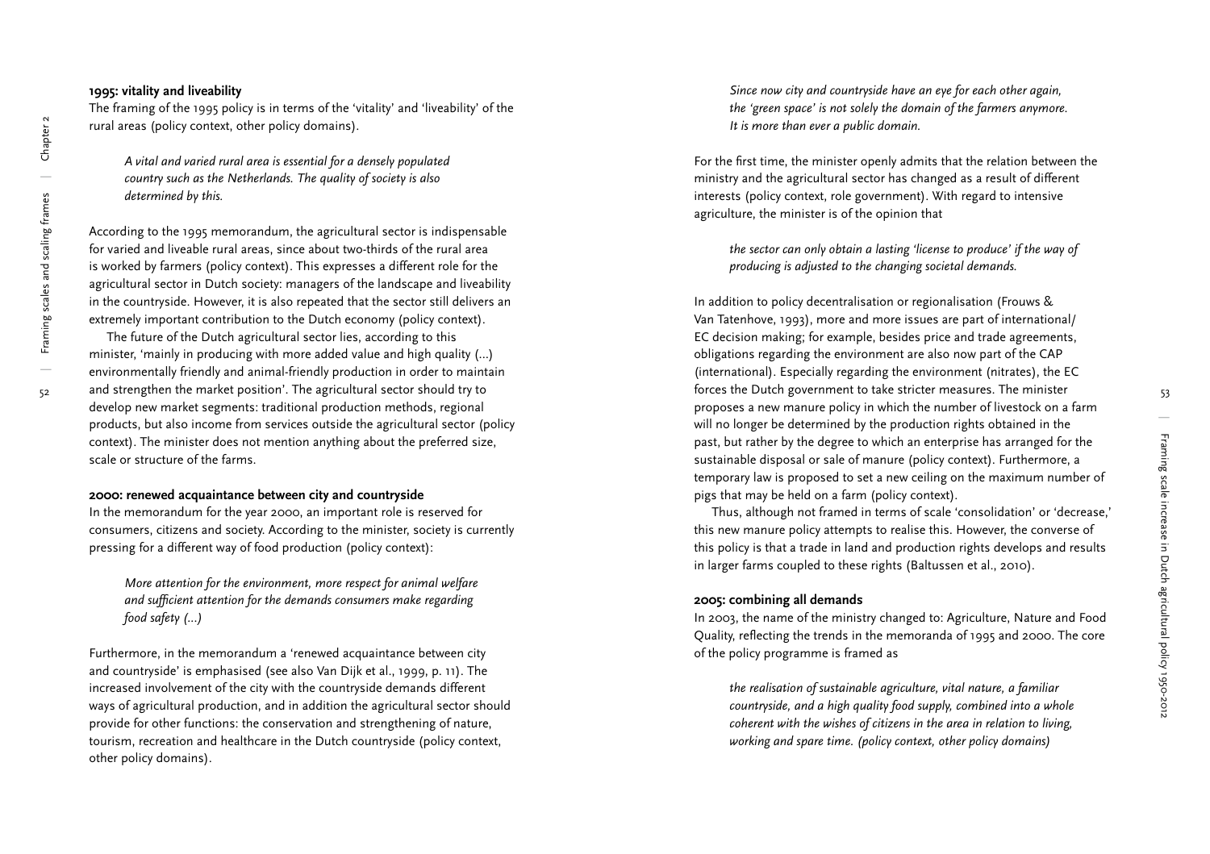#### 1995: vitality and liveability

The framing of the 1995 policy is in terms of the 'vitality' and 'liveability' of the rural areas (policy context, other policy domains).

> *A vital and varied rural area is essential for a densely populated country such as the Netherlands. The quality of society is also determined by this.*

According to the 1995 memorandum, the agricultural sector is indispensable for varied and liveable rural areas, since about two-thirds of the rural area is worked by farmers (policy context). This expresses a different role for the agricultural sector in Dutch society: managers of the landscape and liveability in the countryside. However, it is also repeated that the sector still delivers an extremely important contribution to the Dutch economy (policy context).

The future of the Dutch agricultural sector lies, according to this minister, 'mainly in producing with more added value and high quality (...) environmentally friendly and animal-friendly production in order to maintain and strengthen the market position'. The agricultural sector should try to develop new market segments: traditional production methods, regional products, but also income from services outside the agricultural sector (policy context). The minister does not mention anything about the preferred size, scale or structure of the farms.

#### 2000: renewed acquaintance between city and countryside

In the memorandum for the year 2000, an important role is reserved for consumers, citizens and society. According to the minister, society is currently pressing for a different way of food production (policy context):

> *More attention for the environment, more respect for animal welfare and sufficient attention for the demands consumers make regarding food safety (...)*

Furthermore, in the memorandum a 'renewed acquaintance between city and countryside' is emphasised (see also Van Dijk et al., 1999, p. 11). The increased involvement of the city with the countryside demands different ways of agricultural production, and in addition the agricultural sector should provide for other functions: the conservation and strengthening of nature, tourism, recreation and healthcare in the Dutch countryside (policy context, other policy domains).

> *Since now city and countryside have an eye for each other again, the 'green space' is not solely the domain of the farmers anymore. It is more than ever a public domain.*

For the first time, the minister openly admits that the relation between the ministry and the agricultural sector has changed as a result of different interests (policy context, role government). With regard to intensive agriculture, the minister is of the opinion that

> *the sector can only obtain a lasting 'license to produce' if the way of producing is adjusted to the changing societal demands.*

In addition to policy decentralisation or regionalisation (Frouws & Van Tatenhove, 1993), more and more issues are part of international/EC decision making; for example, besides price and trade agreements, obligations regarding the environment are also now part of the CAP (international). Especially regarding the environment (nitrates), the EC forces the Dutch government to take stricter measures. The minister proposes a new manure policy in which the number of livestock on a farm will no longer be determined by the production rights obtained in the past, but rather by the degree to which an enterprise has arranged for the sustainable disposal or sale of manure (policy context). Furthermore, a temporary law is proposed to set a new ceiling on the maximum number of pigs that may be held on a farm (policy context).

Thus, although not framed in terms of scale 'consolidation' or 'decrease,' this new manure policy attempts to realise this. However, the converse of this policy is that a trade in land and production rights develops and results in larger farms coupled to these rights (Baltussen et al., 2010).

#### 2005: combining all demands

In 2003, the name of the ministry changed to: Agriculture, Nature and Food Quality, reflecting the trends in the memoranda of 1995 and 2000. The core of the policy programme is framed as

> *the realisation of sustainable agriculture, vital nature, a familiar countryside, and a high quality food supply, combined into a whole coherent with the wishes of citizens in the area in relation to living, working and spare time. (policy context, other policy domains)*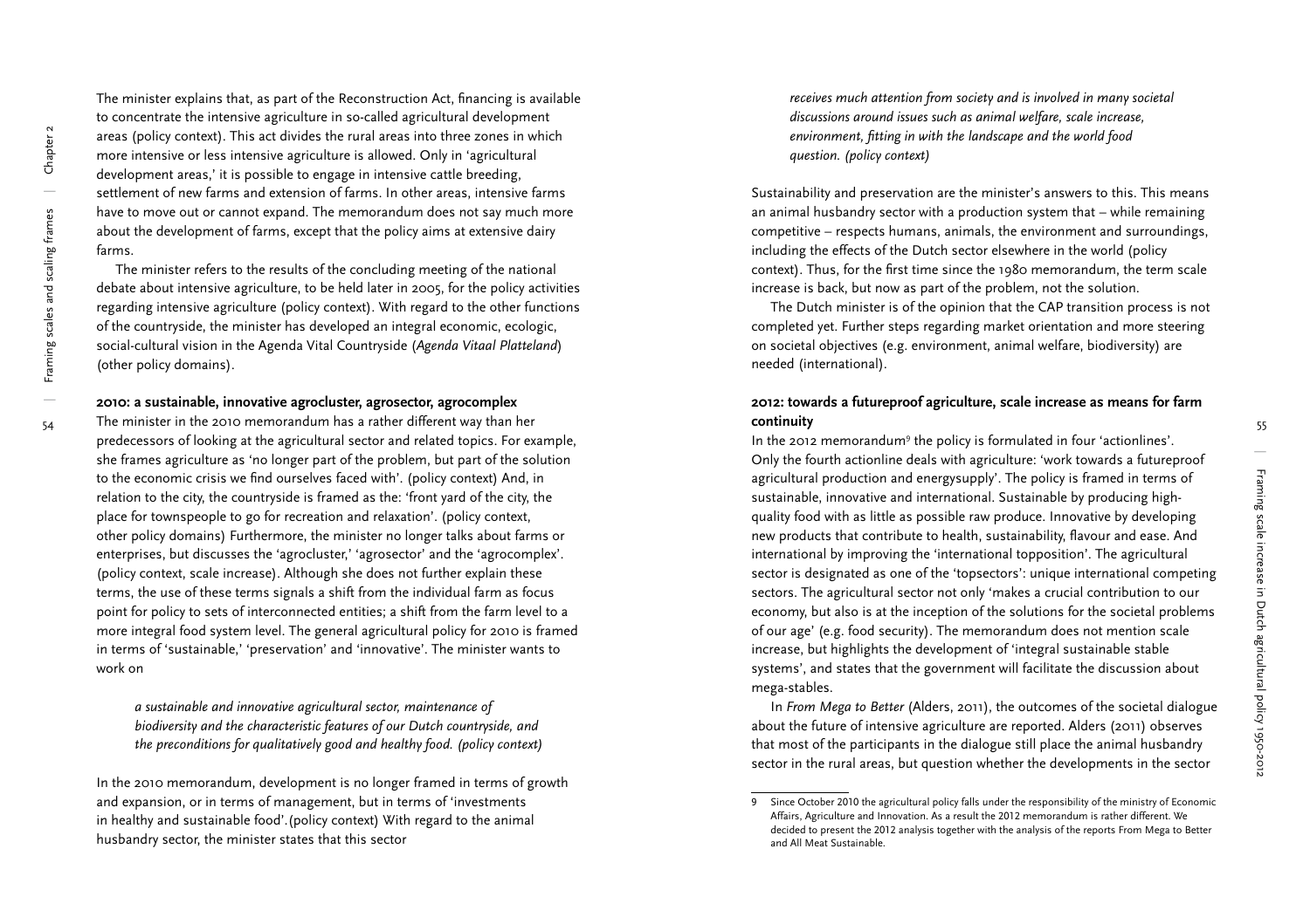The minister explains that, as part of the Reconstruction Act, financing is available to concentrate the intensive agriculture in so-called agricultural development areas (policy context). This act divides the rural areas into three zones in which more intensive or less intensive agriculture is allowed. Only in 'agricultural development areas,' it is possible to engage in intensive cattle breeding, settlement of new farms and extension of farms. In other areas, intensive farms have to move out or cannot expand. The memorandum does not say much more about the development of farms, except that the policy aims at extensive dairy farms.

The minister refers to the results of the concluding meeting of the national debate about intensive agriculture, to be held later in 2005, for the policy activities regarding intensive agriculture (policy context). With regard to the other functions of the countryside, the minister has developed an integral economic, ecologic, social-cultural vision in the Agenda Vital Countryside (*Agenda Vitaal Platteland*) (other policy domains).

**2010: a sustainable, innovative agrocluster, agrosector, agrocomplex**

The minister in the 2010 memorandum has a rather different way than her predecessors of looking at the agricultural sector and related topics. For example, she frames agriculture as 'no longer part of the problem, but part of the solution to the economic crisis we find ourselves faced with'. (policy context) And, in relation to the city, the countryside is framed as the: 'front yard of the city, the place for townspeople to go for recreation and relaxation'. (policy context, other policy domains) Furthermore, the minister no longer talks about farms or enterprises, but discusses the 'agrocluster,' 'agrosector' and the 'agrocomplex'. (policy context, scale increase). Although she does not further explain these terms, the use of these terms signals a shift from the individual farm as focus point for policy to sets of interconnected entities; a shift from the farm level to a more integral food system level. The general agricultural policy for 2010 is framed in terms of 'sustainable,' 'preservation' and 'innovative'. The minister wants to work on

> *a sustainable and innovative agricultural sector, maintenance of biodiversity and the characteristic features of our Dutch countryside, and the preconditions for qualitatively good and healthy food. (policy context)*

In the 2010 memorandum, development is no longer framed in terms of growth and expansion, or in terms of management, but in terms of 'investments in healthy and sustainable food'.(policy context) With regard to the animal husbandry sector, the minister states that this sector

> *receives much attention from society and is involved in many societal discussions around issues such as animal welfare, scale increase, environment, fitting in with the landscape and the world food question. (policy context)*

Sustainability and preservation are the minister's answers to this. This means an animal husbandry sector with a production system that – while remaining competitive – respects humans, animals, the environment and surroundings, including the effects of the Dutch sector elsewhere in the world (policy context). Thus, for the first time since the 1980 memorandum, the term scale increase is back, but now as part of the problem, not the solution.

The Dutch minister is of the opinion that the CAP transition process is not completed yet. Further steps regarding market orientation and more steering on societal objectives (e.g. environment, animal welfare, biodiversity) are needed (international).

**2012: towards a futureproof agriculture, scale increase as means for farm continuity**

In the 2012 memorandum[9] the policy is formulated in four 'actionlines'. Only the fourth actionline deals with agriculture: 'work towards a futureproof agricultural production and energysupply'. The policy is framed in terms of sustainable, innovative and international. Sustainable by producing high-quality food with as little as possible raw produce. Innovative by developing new products that contribute to health, sustainability, flavour and ease. And international by improving the 'international topposition'. The agricultural sector is designated as one of the 'topsectors': unique international competing sectors. The agricultural sector not only 'makes a crucial contribution to our economy, but also is at the inception of the solutions for the societal problems of our age' (e.g. food security). The memorandum does not mention scale increase, but highlights the development of 'integral sustainable stable systems', and states that the government will facilitate the discussion about mega-stables.

In *From Mega to Better* (Alders, 2011), the outcomes of the societal dialogue about the future of intensive agriculture are reported. Alders (2011) observes that most of the participants in the dialogue still place the animal husbandry sector in the rural areas, but question whether the developments in the sector

9 Since October 2010 the agricultural policy falls under the responsibility of the ministry of Economic Affairs, Agriculture and Innovation. As a result the 2012 memorandum is rather different. We decided to present the 2012 analysis together with the analysis of the reports From Mega to Better and All Meat Sustainable.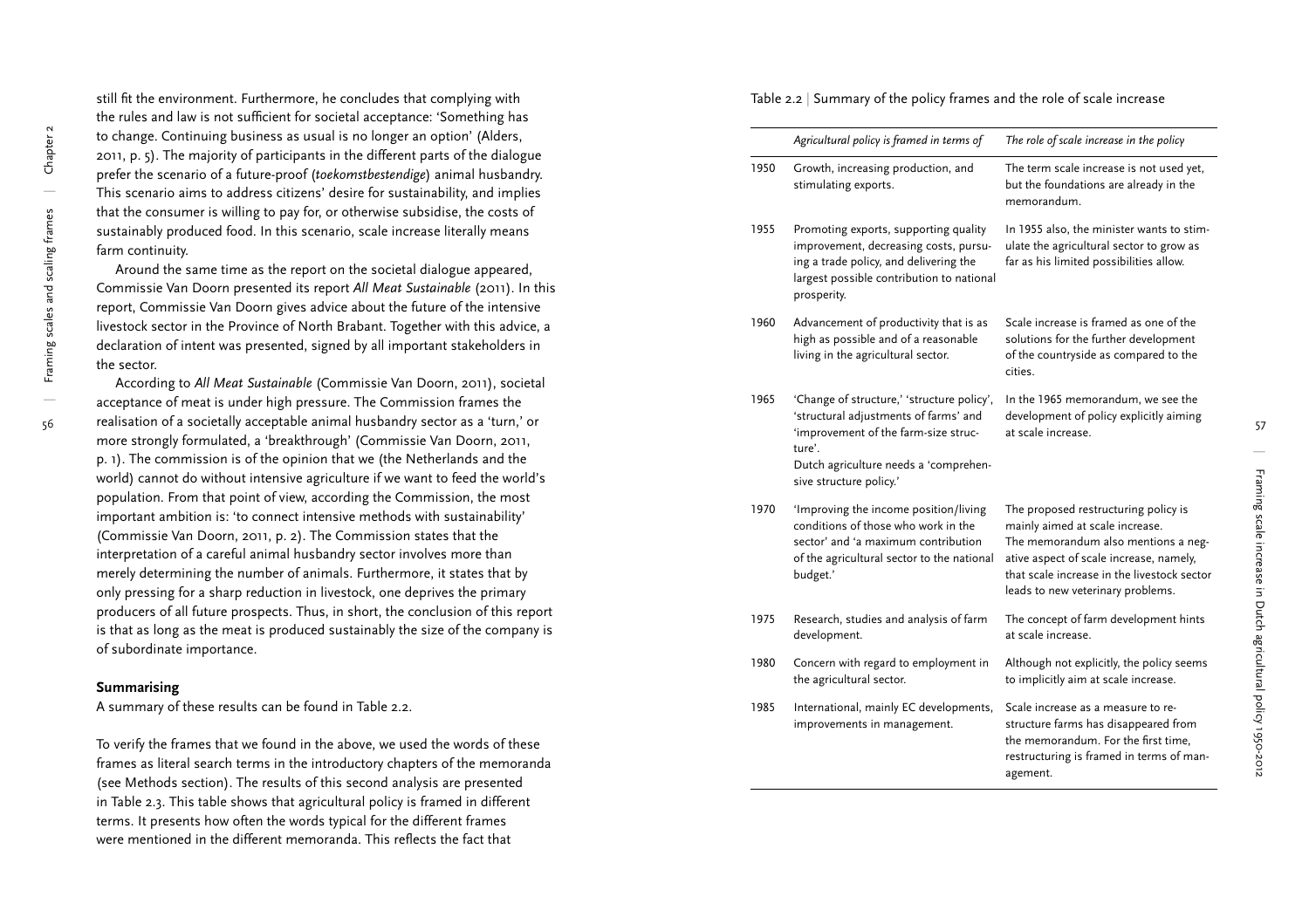still fit the environment. Furthermore, he concludes that complying with the rules and law is not sufficient for societal acceptance: 'Something has to change. Continuing business as usual is no longer an option' (Alders, 2011, p. 5). The majority of participants in the different parts of the dialogue prefer the scenario of a future-proof (*toekomstbestendige*) animal husbandry. This scenario aims to address citizens' desire for sustainability, and implies that the consumer is willing to pay for, or otherwise subsidise, the costs of sustainably produced food. In this scenario, scale increase literally means farm continuity.

Around the same time as the report on the societal dialogue appeared, Commissie Van Doorn presented its report *All Meat Sustainable* (2011). In this report, Commissie Van Doorn gives advice about the future of the intensive livestock sector in the Province of North Brabant. Together with this advice, a declaration of intent was presented, signed by all important stakeholders in the sector.

According to *All Meat Sustainable* (Commissie Van Doorn, 2011), societal acceptance of meat is under high pressure. The Commission frames the realisation of a societally acceptable animal husbandry sector as a 'turn,' or more strongly formulated, a 'breakthrough' (Commissie Van Doorn, 2011, p. 1). The commission is of the opinion that we (the Netherlands and the world) cannot do without intensive agriculture if we want to feed the world's population. From that point of view, according the Commission, the most important ambition is: 'to connect intensive methods with sustainability' (Commissie Van Doorn, 2011, p. 2). The Commission states that the interpretation of a careful animal husbandry sector involves more than merely determining the number of animals. Furthermore, it states that by only pressing for a sharp reduction in livestock, one deprives the primary producers of all future prospects. Thus, in short, the conclusion of this report is that as long as the meat is produced sustainably the size of the company is of subordinate importance.

**Summarising**

A summary of these results can be found in Table 2.2.

To verify the frames that we found in the above, we used the words of these frames as literal search terms in the introductory chapters of the memoranda (see Methods section). The results of this second analysis are presented in Table 2.3. This table shows that agricultural policy is framed in different terms. It presents how often the words typical for the different frames were mentioned in the different memoranda. This reflects the fact that

Table 2.2 | Summary of the policy frames and the role of scale increase

| | *Agricultural policy is framed in terms of* | *The role of scale increase in the policy* |
|---|---|---|
| 1950 | Growth, increasing production, and stimulating exports. | The term scale increase is not used yet, but the foundations are already in the memorandum. |
| 1955 | Promoting exports, supporting quality improvement, decreasing costs, pursuing a trade policy, and delivering the largest possible contribution to national prosperity. | In 1955 also, the minister wants to stimulate the agricultural sector to grow as far as his limited possibilities allow. |
| 1960 | Advancement of productivity that is as high as possible and of a reasonable living in the agricultural sector. | Scale increase is framed as one of the solutions for the further development of the countryside as compared to the cities. |
| 1965 | 'Change of structure,' 'structure policy', 'structural adjustments of farms' and 'improvement of the farm-size structure'. Dutch agriculture needs a 'comprehensive structure policy.' | In the 1965 memorandum, we see the development of policy explicitly aiming at scale increase. |
| 1970 | 'Improving the income position/living conditions of those who work in the sector' and 'a maximum contribution of the agricultural sector to the national budget.' | The proposed restructuring policy is mainly aimed at scale increase. The memorandum also mentions a negative aspect of scale increase, namely, that scale increase in the livestock sector leads to new veterinary problems. |
| 1975 | Research, studies and analysis of farm development. | The concept of farm development hints at scale increase. |
| 1980 | Concern with regard to employment in the agricultural sector. | Although not explicitly, the policy seems to implicitly aim at scale increase. |
| 1985 | International, mainly EC developments, improvements in management. | Scale increase as a measure to restructure farms has disappeared from the memorandum. For the first time, restructuring is framed in terms of management. |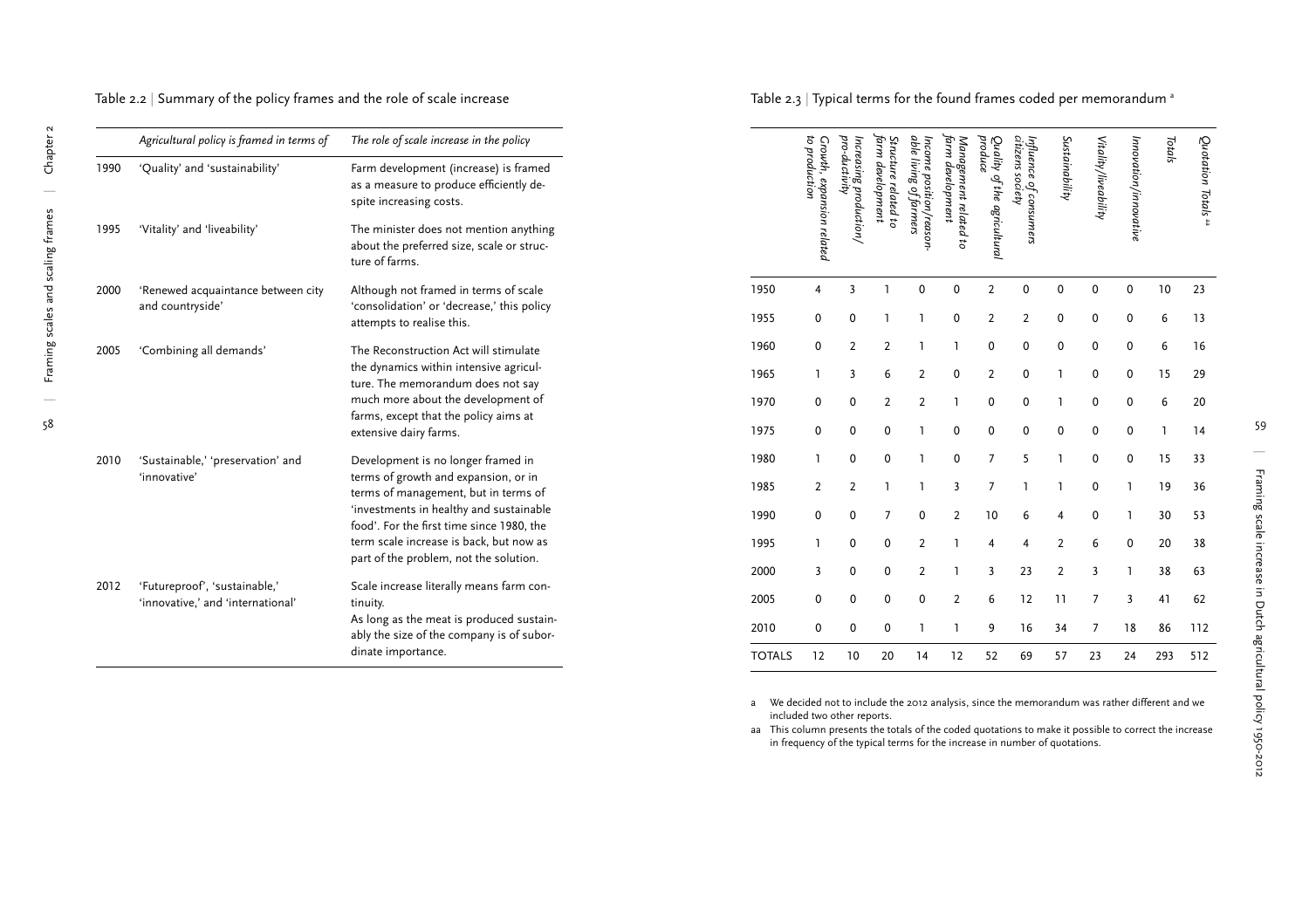Table 2.2 | Summary of the policy frames and the role of scale increase

| | *Agricultural policy is framed in terms of* | *The role of scale increase in the policy* |
|---|---|---|
| 1990 | 'Quality' and 'sustainability' | Farm development (increase) is framed as a measure to produce efficiently despite increasing costs. |
| 1995 | 'Vitality' and 'liveability' | The minister does not mention anything about the preferred size, scale or structure of farms. |
| 2000 | 'Renewed acquaintance between city and countryside' | Although not framed in terms of scale 'consolidation' or 'decrease,' this policy attempts to realise this. |
| 2005 | 'Combining all demands' | The Reconstruction Act will stimulate the dynamics within intensive agriculture. The memorandum does not say much more about the development of farms, except that the policy aims at extensive dairy farms. |
| 2010 | 'Sustainable,' 'preservation' and 'innovative' | Development is no longer framed in terms of growth and expansion, or in terms of management, but in terms of 'investments in healthy and sustainable food'. For the first time since 1980, the term scale increase is back, but now as part of the problem, not the solution. |
| 2012 | 'Futureproof', 'sustainable,' 'innovative,' and 'international' | Scale increase literally means farm continuity. As long as the meat is produced sustainably the size of the company is of subordinate importance. |

Table 2.3 | Typical terms for the found frames coded per memorandum [a]

| | *Growth, expansion related to production* | *Increasing production/ pro-ductivity* | *Structure related to farm development* | *Income position/reason-able living of farmers* | *Management related to farm development* | *Quality of the agricultural produce* | *Influence of consumers citizens society* | *Sustainability* | *Vitality/liveability* | *Innovation/innovative* | *Totals* | *Quotation Totals* [aa] |
|---|---|---|---|---|---|---|---|---|---|---|---|---|
| 1950 | 4 | 3 | 1 | 0 | 0 | 2 | 0 | 0 | 0 | 0 | 10 | 23 |
| 1955 | 0 | 0 | 1 | 1 | 0 | 2 | 2 | 0 | 0 | 0 | 6 | 13 |
| 1960 | 0 | 2 | 2 | 1 | 1 | 0 | 0 | 0 | 0 | 0 | 6 | 16 |
| 1965 | 1 | 3 | 6 | 2 | 0 | 2 | 0 | 1 | 0 | 0 | 15 | 29 |
| 1970 | 0 | 0 | 2 | 2 | 1 | 0 | 0 | 1 | 0 | 0 | 6 | 20 |
| 1975 | 0 | 0 | 0 | 1 | 0 | 0 | 0 | 0 | 0 | 0 | 1 | 14 |
| 1980 | 1 | 0 | 0 | 1 | 0 | 7 | 5 | 1 | 0 | 0 | 15 | 33 |
| 1985 | 2 | 2 | 1 | 1 | 3 | 7 | 1 | 1 | 0 | 1 | 19 | 36 |
| 1990 | 0 | 0 | 7 | 0 | 2 | 10 | 6 | 4 | 0 | 1 | 30 | 53 |
| 1995 | 1 | 0 | 0 | 2 | 1 | 4 | 4 | 2 | 6 | 0 | 20 | 38 |
| 2000 | 3 | 0 | 0 | 2 | 1 | 3 | 23 | 2 | 3 | 1 | 38 | 63 |
| 2005 | 0 | 0 | 0 | 0 | 2 | 6 | 12 | 11 | 7 | 3 | 41 | 62 |
| 2010 | 0 | 0 | 0 | 1 | 1 | 9 | 16 | 34 | 7 | 18 | 86 | 112 |
| TOTALS | 12 | 10 | 20 | 14 | 12 | 52 | 69 | 57 | 23 | 24 | 293 | 512 |

a We decided not to include the 2012 analysis, since the memorandum was rather different and we included two other reports.

aa This column presents the totals of the coded quotations to make it possible to correct the increase in frequency of the typical terms for the increase in number of quotations.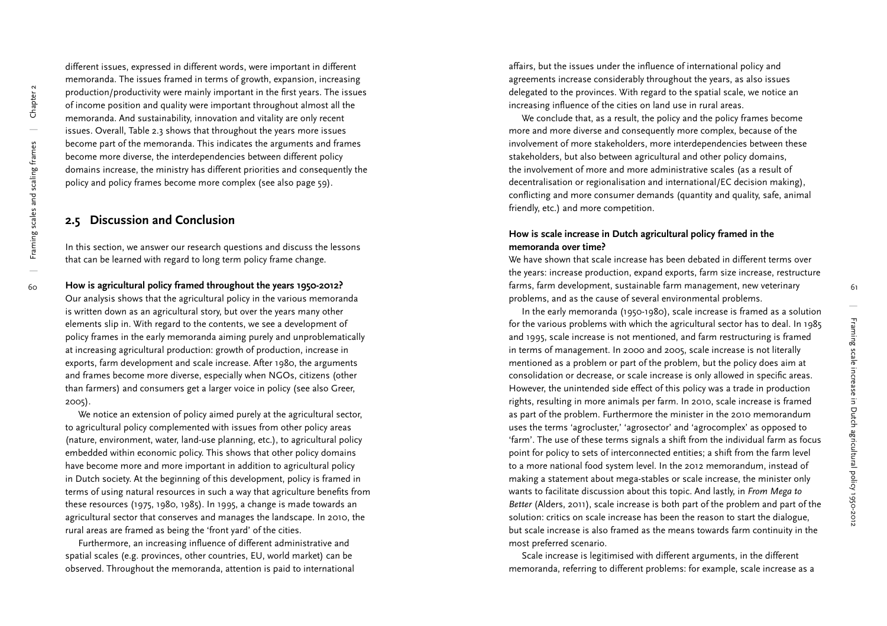different issues, expressed in different words, were important in different memoranda. The issues framed in terms of growth, expansion, increasing production/productivity were mainly important in the first years. The issues of income position and quality were important throughout almost all the memoranda. And sustainability, innovation and vitality are only recent issues. Overall, Table 2.3 shows that throughout the years more issues become part of the memoranda. This indicates the arguments and frames become more diverse, the interdependencies between different policy domains increase, the ministry has different priorities and consequently the policy and policy frames become more complex (see also page 59).

## 2.5 Discussion and Conclusion

In this section, we answer our research questions and discuss the lessons that can be learned with regard to long term policy frame change.

**How is agricultural policy framed throughout the years 1950-2012?**
Our analysis shows that the agricultural policy in the various memoranda is written down as an agricultural story, but over the years many other elements slip in. With regard to the contents, we see a development of policy frames in the early memoranda aiming purely and unproblematically at increasing agricultural production: growth of production, increase in exports, farm development and scale increase. After 1980, the arguments and frames become more diverse, especially when NGOs, citizens (other than farmers) and consumers get a larger voice in policy (see also Greer, 2005).

We notice an extension of policy aimed purely at the agricultural sector, to agricultural policy complemented with issues from other policy areas (nature, environment, water, land-use planning, etc.), to agricultural policy embedded within economic policy. This shows that other policy domains have become more and more important in addition to agricultural policy in Dutch society. At the beginning of this development, policy is framed in terms of using natural resources in such a way that agriculture benefits from these resources (1975, 1980, 1985). In 1995, a change is made towards an agricultural sector that conserves and manages the landscape. In 2010, the rural areas are framed as being the 'front yard' of the cities.

Furthermore, an increasing influence of different administrative and spatial scales (e.g. provinces, other countries, EU, world market) can be observed. Throughout the memoranda, attention is paid to international affairs, but the issues under the influence of international policy and agreements increase considerably throughout the years, as also issues delegated to the provinces. With regard to the spatial scale, we notice an increasing influence of the cities on land use in rural areas.

We conclude that, as a result, the policy and the policy frames become more and more diverse and consequently more complex, because of the involvement of more stakeholders, more interdependencies between these stakeholders, but also between agricultural and other policy domains, the involvement of more and more administrative scales (as a result of decentralisation or regionalisation and international/EC decision making), conflicting and more consumer demands (quantity and quality, safe, animal friendly, etc.) and more competition.

**How is scale increase in Dutch agricultural policy framed in the memoranda over time?**
We have shown that scale increase has been debated in different terms over the years: increase production, expand exports, farm size increase, restructure farms, farm development, sustainable farm management, new veterinary problems, and as the cause of several environmental problems.

In the early memoranda (1950-1980), scale increase is framed as a solution for the various problems with which the agricultural sector has to deal. In 1985 and 1995, scale increase is not mentioned, and farm restructuring is framed in terms of management. In 2000 and 2005, scale increase is not literally mentioned as a problem or part of the problem, but the policy does aim at consolidation or decrease, or scale increase is only allowed in specific areas. However, the unintended side effect of this policy was a trade in production rights, resulting in more animals per farm. In 2010, scale increase is framed as part of the problem. Furthermore the minister in the 2010 memorandum uses the terms 'agrocluster,' 'agrosector' and 'agrocomplex' as opposed to 'farm'. The use of these terms signals a shift from the individual farm as focus point for policy to sets of interconnected entities; a shift from the farm level to a more national food system level. In the 2012 memorandum, instead of making a statement about mega-stables or scale increase, the minister only wants to facilitate discussion about this topic. And lastly, in *From Mega to Better* (Alders, 2011), scale increase is both part of the problem and part of the solution: critics on scale increase has been the reason to start the dialogue, but scale increase is also framed as the means towards farm continuity in the most preferred scenario.

Scale increase is legitimised with different arguments, in the different memoranda, referring to different problems: for example, scale increase as a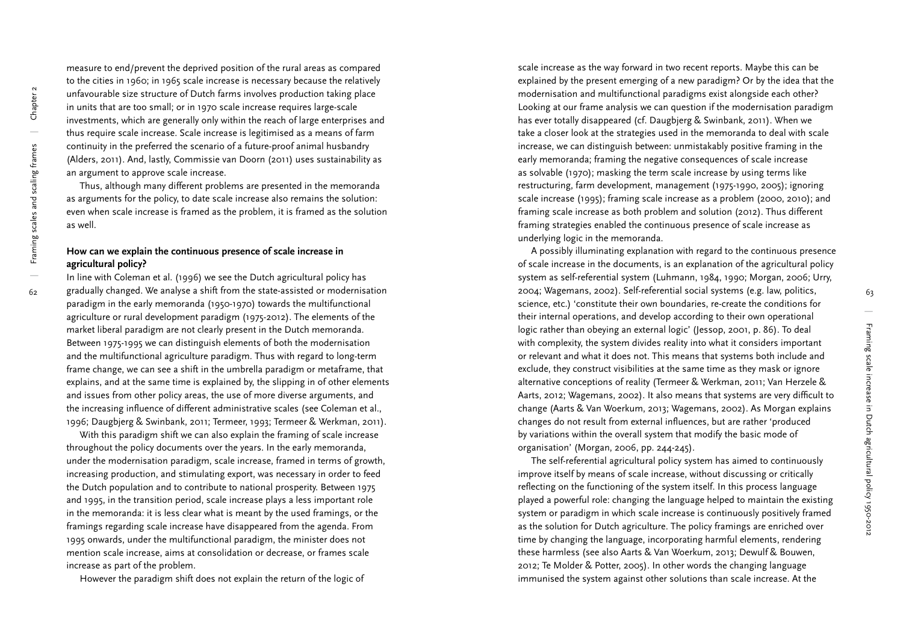measure to end/prevent the deprived position of the rural areas as compared to the cities in 1960; in 1965 scale increase is necessary because the relatively unfavourable size structure of Dutch farms involves production taking place in units that are too small; or in 1970 scale increase requires large-scale investments, which are generally only within the reach of large enterprises and thus require scale increase. Scale increase is legitimised as a means of farm continuity in the preferred the scenario of a future-proof animal husbandry (Alders, 2011). And, lastly, Commissie van Doorn (2011) uses sustainability as an argument to approve scale increase.

Thus, although many different problems are presented in the memoranda as arguments for the policy, to date scale increase also remains the solution: even when scale increase is framed as the problem, it is framed as the solution as well.

### How can we explain the continuous presence of scale increase in agricultural policy?

In line with Coleman et al. (1996) we see the Dutch agricultural policy has gradually changed. We analyse a shift from the state-assisted or modernisation paradigm in the early memoranda (1950-1970) towards the multifunctional agriculture or rural development paradigm (1975-2012). The elements of the market liberal paradigm are not clearly present in the Dutch memoranda. Between 1975-1995 we can distinguish elements of both the modernisation and the multifunctional agriculture paradigm. Thus with regard to long-term frame change, we can see a shift in the umbrella paradigm or metaframe, that explains, and at the same time is explained by, the slipping in of other elements and issues from other policy areas, the use of more diverse arguments, and the increasing influence of different administrative scales (see Coleman et al., 1996; Daugbjerg & Swinbank, 2011; Termeer, 1993; Termeer & Werkman, 2011).

With this paradigm shift we can also explain the framing of scale increase throughout the policy documents over the years. In the early memoranda, under the modernisation paradigm, scale increase, framed in terms of growth, increasing production, and stimulating export, was necessary in order to feed the Dutch population and to contribute to national prosperity. Between 1975 and 1995, in the transition period, scale increase plays a less important role in the memoranda: it is less clear what is meant by the used framings, or the framings regarding scale increase have disappeared from the agenda. From 1995 onwards, under the multifunctional paradigm, the minister does not mention scale increase, aims at consolidation or decrease, or frames scale increase as part of the problem.

However the paradigm shift does not explain the return of the logic of scale increase as the way forward in two recent reports. Maybe this can be explained by the present emerging of a new paradigm? Or by the idea that the modernisation and multifunctional paradigms exist alongside each other? Looking at our frame analysis we can question if the modernisation paradigm has ever totally disappeared (cf. Daugbjerg & Swinbank, 2011). When we take a closer look at the strategies used in the memoranda to deal with scale increase, we can distinguish between: unmistakably positive framing in the early memoranda; framing the negative consequences of scale increase as solvable (1970); masking the term scale increase by using terms like restructuring, farm development, management (1975-1990, 2005); ignoring scale increase (1995); framing scale increase as a problem (2000, 2010); and framing scale increase as both problem and solution (2012). Thus different framing strategies enabled the continuous presence of scale increase as underlying logic in the memoranda.

A possibly illuminating explanation with regard to the continuous presence of scale increase in the documents, is an explanation of the agricultural policy system as self-referential system (Luhmann, 1984, 1990; Morgan, 2006; Urry, 2004; Wagemans, 2002). Self-referential social systems (e.g. law, politics, science, etc.) 'constitute their own boundaries, re-create the conditions for their internal operations, and develop according to their own operational logic rather than obeying an external logic' (Jessop, 2001, p. 86). To deal with complexity, the system divides reality into what it considers important or relevant and what it does not. This means that systems both include and exclude, they construct visibilities at the same time as they mask or ignore alternative conceptions of reality (Termeer & Werkman, 2011; Van Herzele & Aarts, 2012; Wagemans, 2002). It also means that systems are very difficult to change (Aarts & Van Woerkum, 2013; Wagemans, 2002). As Morgan explains changes do not result from external influences, but are rather 'produced by variations within the overall system that modify the basic mode of organisation' (Morgan, 2006, pp. 244-245).

The self-referential agricultural policy system has aimed to continuously improve itself by means of scale increase, without discussing or critically reflecting on the functioning of the system itself. In this process language played a powerful role: changing the language helped to maintain the existing system or paradigm in which scale increase is continuously positively framed as the solution for Dutch agriculture. The policy framings are enriched over time by changing the language, incorporating harmful elements, rendering these harmless (see also Aarts & Van Woerkum, 2013; Dewulf & Bouwen, 2012; Te Molder & Potter, 2005). In other words the changing language immunised the system against other solutions than scale increase. At the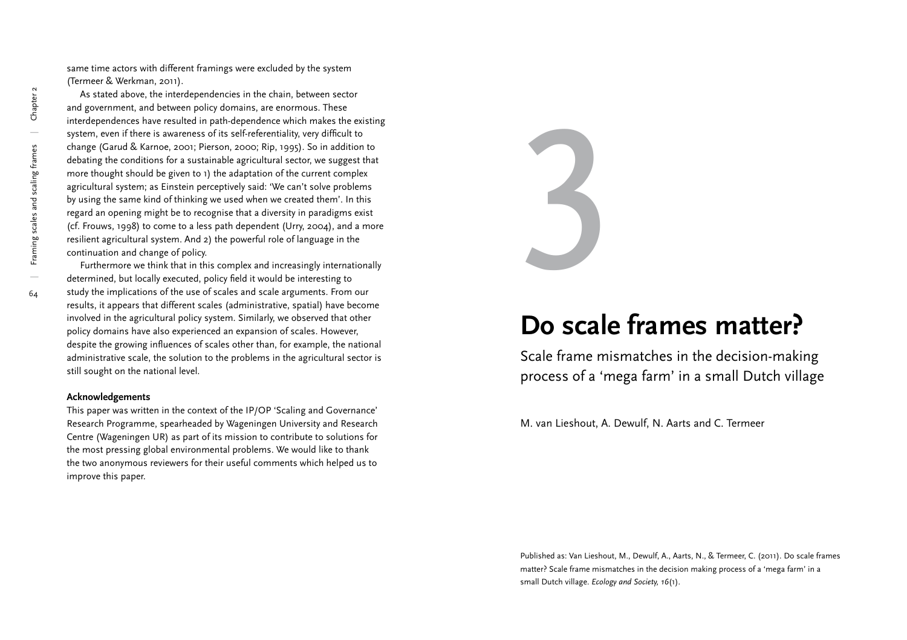same time actors with different framings were excluded by the system (Termeer & Werkman, 2011).

As stated above, the interdependencies in the chain, between sector and government, and between policy domains, are enormous. These interdependences have resulted in path-dependence which makes the existing system, even if there is awareness of its self-referentiality, very difficult to change (Garud & Karnoe, 2001; Pierson, 2000; Rip, 1995). So in addition to debating the conditions for a sustainable agricultural sector, we suggest that more thought should be given to 1) the adaptation of the current complex agricultural system; as Einstein perceptively said: 'We can't solve problems by using the same kind of thinking we used when we created them'. In this regard an opening might be to recognise that a diversity in paradigms exist (cf. Frouws, 1998) to come to a less path dependent (Urry, 2004), and a more resilient agricultural system. And 2) the powerful role of language in the continuation and change of policy.

Furthermore we think that in this complex and increasingly internationally determined, but locally executed, policy field it would be interesting to study the implications of the use of scales and scale arguments. From our results, it appears that different scales (administrative, spatial) have become involved in the agricultural policy system. Similarly, we observed that other policy domains have also experienced an expansion of scales. However, despite the growing influences of scales other than, for example, the national administrative scale, the solution to the problems in the agricultural sector is still sought on the national level.

#### Acknowledgements

This paper was written in the context of the IP/OP 'Scaling and Governance' Research Programme, spearheaded by Wageningen University and Research Centre (Wageningen UR) as part of its mission to contribute to solutions for the most pressing global environmental problems. We would like to thank the two anonymous reviewers for their useful comments which helped us to improve this paper.

3

# Do scale frames matter?

## Scale frame mismatches in the decision-making process of a 'mega farm' in a small Dutch village

M. van Lieshout, A. Dewulf, N. Aarts and C. Termeer

Published as: Van Lieshout, M., Dewulf, A., Aarts, N., & Termeer, C. (2011). Do scale frames matter? Scale frame mismatches in the decision making process of a 'mega farm' in a small Dutch village. *Ecology and Society, 16*(1).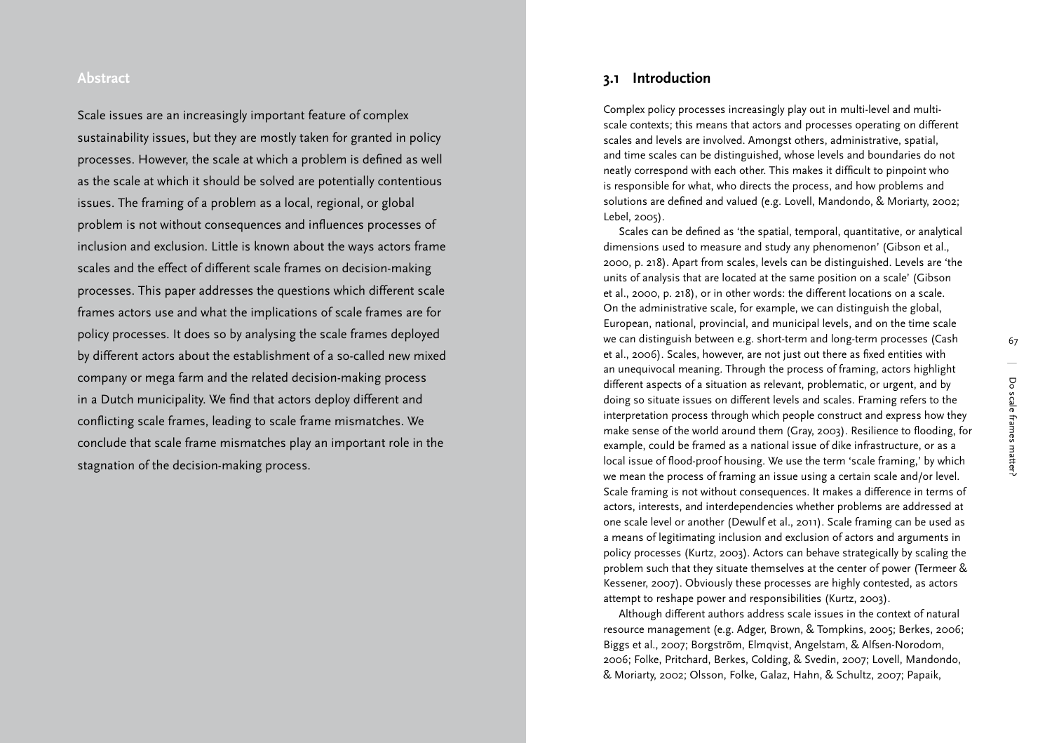## Abstract

Scale issues are an increasingly important feature of complex sustainability issues, but they are mostly taken for granted in policy processes. However, the scale at which a problem is defined as well as the scale at which it should be solved are potentially contentious issues. The framing of a problem as a local, regional, or global problem is not without consequences and influences processes of inclusion and exclusion. Little is known about the ways actors frame scales and the effect of different scale frames on decision-making processes. This paper addresses the questions which different scale frames actors use and what the implications of scale frames are for policy processes. It does so by analysing the scale frames deployed by different actors about the establishment of a so-called new mixed company or mega farm and the related decision-making process in a Dutch municipality. We find that actors deploy different and conflicting scale frames, leading to scale frame mismatches. We conclude that scale frame mismatches play an important role in the stagnation of the decision-making process.

## 3.1 Introduction

Complex policy processes increasingly play out in multi-level and multi-scale contexts; this means that actors and processes operating on different scales and levels are involved. Amongst others, administrative, spatial, and time scales can be distinguished, whose levels and boundaries do not neatly correspond with each other. This makes it difficult to pinpoint who is responsible for what, who directs the process, and how problems and solutions are defined and valued (e.g. Lovell, Mandondo, & Moriarty, 2002; Lebel, 2005).

Scales can be defined as 'the spatial, temporal, quantitative, or analytical dimensions used to measure and study any phenomenon' (Gibson et al., 2000, p. 218). Apart from scales, levels can be distinguished. Levels are 'the units of analysis that are located at the same position on a scale' (Gibson et al., 2000, p. 218), or in other words: the different locations on a scale. On the administrative scale, for example, we can distinguish the global, European, national, provincial, and municipal levels, and on the time scale we can distinguish between e.g. short-term and long-term processes (Cash et al., 2006). Scales, however, are not just out there as fixed entities with an unequivocal meaning. Through the process of framing, actors highlight different aspects of a situation as relevant, problematic, or urgent, and by doing so situate issues on different levels and scales. Framing refers to the interpretation process through which people construct and express how they make sense of the world around them (Gray, 2003). Resilience to flooding, for example, could be framed as a national issue of dike infrastructure, or as a local issue of flood-proof housing. We use the term 'scale framing,' by which we mean the process of framing an issue using a certain scale and/or level. Scale framing is not without consequences. It makes a difference in terms of actors, interests, and interdependencies whether problems are addressed at one scale level or another (Dewulf et al., 2011). Scale framing can be used as a means of legitimating inclusion and exclusion of actors and arguments in policy processes (Kurtz, 2003). Actors can behave strategically by scaling the problem such that they situate themselves at the center of power (Termeer & Kessener, 2007). Obviously these processes are highly contested, as actors attempt to reshape power and responsibilities (Kurtz, 2003).

Although different authors address scale issues in the context of natural resource management (e.g. Adger, Brown, & Tompkins, 2005; Berkes, 2006; Biggs et al., 2007; Borgström, Elmqvist, Angelstam, & Alfsen-Norodom, 2006; Folke, Pritchard, Berkes, Colding, & Svedin, 2007; Lovell, Mandondo, & Moriarty, 2002; Olsson, Folke, Galaz, Hahn, & Schultz, 2007; Papaik,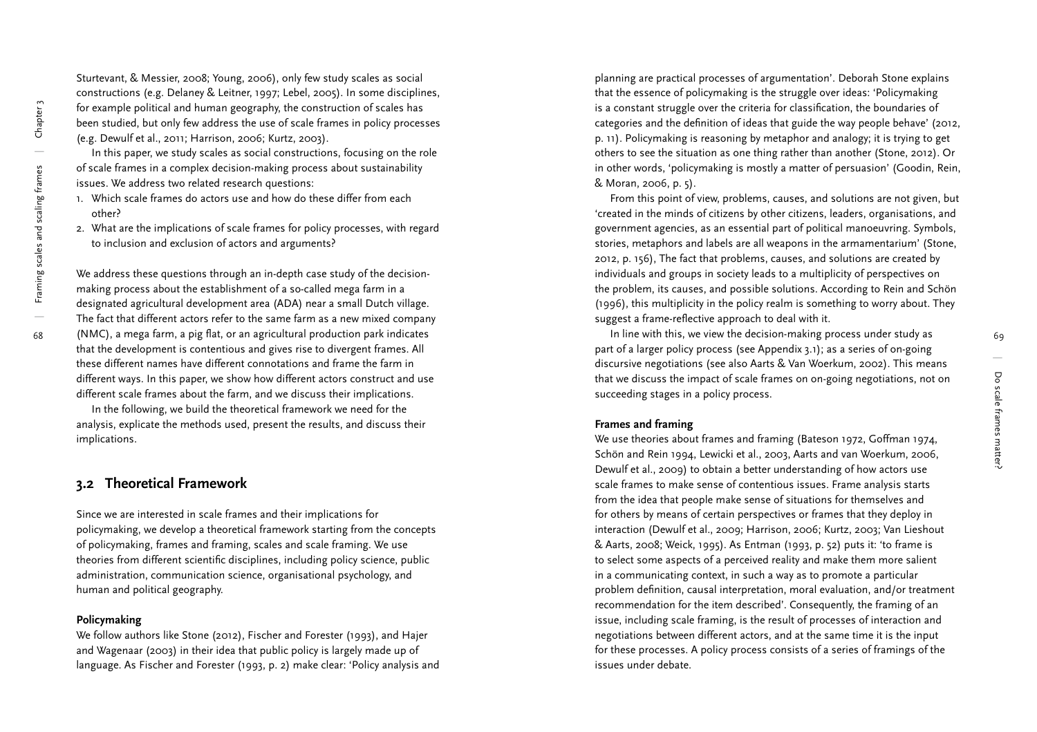Sturtevant, & Messier, 2008; Young, 2006), only few study scales as social constructions (e.g. Delaney & Leitner, 1997; Lebel, 2005). In some disciplines, for example political and human geography, the construction of scales has been studied, but only few address the use of scale frames in policy processes (e.g. Dewulf et al., 2011; Harrison, 2006; Kurtz, 2003).

In this paper, we study scales as social constructions, focusing on the role of scale frames in a complex decision-making process about sustainability issues. We address two related research questions:

1. Which scale frames do actors use and how do these differ from each other?
2. What are the implications of scale frames for policy processes, with regard to inclusion and exclusion of actors and arguments?

We address these questions through an in-depth case study of the decision-making process about the establishment of a so-called mega farm in a designated agricultural development area (ADA) near a small Dutch village. The fact that different actors refer to the same farm as a new mixed company (NMC), a mega farm, a pig flat, or an agricultural production park indicates that the development is contentious and gives rise to divergent frames. All these different names have different connotations and frame the farm in different ways. In this paper, we show how different actors construct and use different scale frames about the farm, and we discuss their implications.

In the following, we build the theoretical framework we need for the analysis, explicate the methods used, present the results, and discuss their implications.

## 3.2 Theoretical Framework

Since we are interested in scale frames and their implications for policymaking, we develop a theoretical framework starting from the concepts of policymaking, frames and framing, scales and scale framing. We use theories from different scientific disciplines, including policy science, public administration, communication science, organisational psychology, and human and political geography.

### Policymaking

We follow authors like Stone (2012), Fischer and Forester (1993), and Hajer and Wagenaar (2003) in their idea that public policy is largely made up of language. As Fischer and Forester (1993, p. 2) make clear: 'Policy analysis and planning are practical processes of argumentation'. Deborah Stone explains that the essence of policymaking is the struggle over ideas: 'Policymaking is a constant struggle over the criteria for classification, the boundaries of categories and the definition of ideas that guide the way people behave' (2012, p. 11). Policymaking is reasoning by metaphor and analogy; it is trying to get others to see the situation as one thing rather than another (Stone, 2012). Or in other words, 'policymaking is mostly a matter of persuasion' (Goodin, Rein, & Moran, 2006, p. 5).

From this point of view, problems, causes, and solutions are not given, but 'created in the minds of citizens by other citizens, leaders, organisations, and government agencies, as an essential part of political manoeuvring. Symbols, stories, metaphors and labels are all weapons in the armamentarium' (Stone, 2012, p. 156), The fact that problems, causes, and solutions are created by individuals and groups in society leads to a multiplicity of perspectives on the problem, its causes, and possible solutions. According to Rein and Schön (1996), this multiplicity in the policy realm is something to worry about. They suggest a frame-reflective approach to deal with it.

In line with this, we view the decision-making process under study as part of a larger policy process (see Appendix 3.1); as a series of on-going discursive negotiations (see also Aarts & Van Woerkum, 2002). This means that we discuss the impact of scale frames on on-going negotiations, not on succeeding stages in a policy process.

### Frames and framing

We use theories about frames and framing (Bateson 1972, Goffman 1974, Schön and Rein 1994, Lewicki et al., 2003, Aarts and van Woerkum, 2006, Dewulf et al., 2009) to obtain a better understanding of how actors use scale frames to make sense of contentious issues. Frame analysis starts from the idea that people make sense of situations for themselves and for others by means of certain perspectives or frames that they deploy in interaction (Dewulf et al., 2009; Harrison, 2006; Kurtz, 2003; Van Lieshout & Aarts, 2008; Weick, 1995). As Entman (1993, p. 52) puts it: 'to frame is to select some aspects of a perceived reality and make them more salient in a communicating context, in such a way as to promote a particular problem definition, causal interpretation, moral evaluation, and/or treatment recommendation for the item described'. Consequently, the framing of an issue, including scale framing, is the result of processes of interaction and negotiations between different actors, and at the same time it is the input for these processes. A policy process consists of a series of framings of the issues under debate.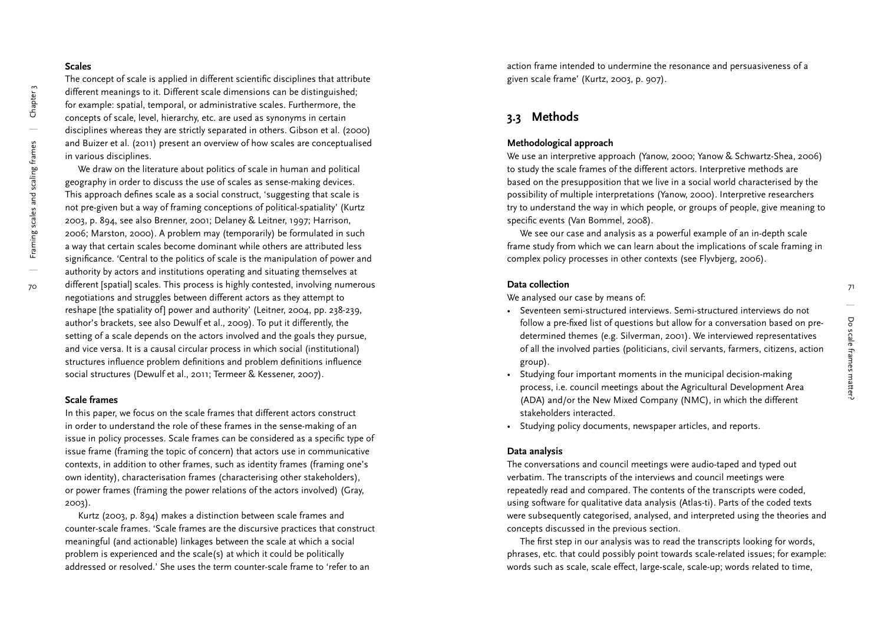### Scales

The concept of scale is applied in different scientific disciplines that attribute different meanings to it. Different scale dimensions can be distinguished; for example: spatial, temporal, or administrative scales. Furthermore, the concepts of scale, level, hierarchy, etc. are used as synonyms in certain disciplines whereas they are strictly separated in others. Gibson et al. (2000) and Buizer et al. (2011) present an overview of how scales are conceptualised in various disciplines.

We draw on the literature about politics of scale in human and political geography in order to discuss the use of scales as sense-making devices. This approach defines scale as a social construct, 'suggesting that scale is not pre-given but a way of framing conceptions of political-spatiality' (Kurtz 2003, p. 894, see also Brenner, 2001; Delaney & Leitner, 1997; Harrison, 2006; Marston, 2000). A problem may (temporarily) be formulated in such a way that certain scales become dominant while others are attributed less significance. 'Central to the politics of scale is the manipulation of power and authority by actors and institutions operating and situating themselves at different [spatial] scales. This process is highly contested, involving numerous negotiations and struggles between different actors as they attempt to reshape [the spatiality of] power and authority' (Leitner, 2004, pp. 238-239, author's brackets, see also Dewulf et al., 2009). To put it differently, the setting of a scale depends on the actors involved and the goals they pursue, and vice versa. It is a causal circular process in which social (institutional) structures influence problem definitions and problem definitions influence social structures (Dewulf et al., 2011; Termeer & Kessener, 2007).

### Scale frames

In this paper, we focus on the scale frames that different actors construct in order to understand the role of these frames in the sense-making of an issue in policy processes. Scale frames can be considered as a specific type of issue frame (framing the topic of concern) that actors use in communicative contexts, in addition to other frames, such as identity frames (framing one's own identity), characterisation frames (characterising other stakeholders), or power frames (framing the power relations of the actors involved) (Gray, 2003).

Kurtz (2003, p. 894) makes a distinction between scale frames and counter-scale frames. 'Scale frames are the discursive practices that construct meaningful (and actionable) linkages between the scale at which a social problem is experienced and the scale(s) at which it could be politically addressed or resolved.' She uses the term counter-scale frame to 'refer to an action frame intended to undermine the resonance and persuasiveness of a given scale frame' (Kurtz, 2003, p. 907).

## 3.3 Methods

### Methodological approach

We use an interpretive approach (Yanow, 2000; Yanow & Schwartz-Shea, 2006) to study the scale frames of the different actors. Interpretive methods are based on the presupposition that we live in a social world characterised by the possibility of multiple interpretations (Yanow, 2000). Interpretive researchers try to understand the way in which people, or groups of people, give meaning to specific events (Van Bommel, 2008).

We see our case and analysis as a powerful example of an in-depth scale frame study from which we can learn about the implications of scale framing in complex policy processes in other contexts (see Flyvbjerg, 2006).

### Data collection

We analysed our case by means of:

- Seventeen semi-structured interviews. Semi-structured interviews do not follow a pre-fixed list of questions but allow for a conversation based on pre-determined themes (e.g. Silverman, 2001). We interviewed representatives of all the involved parties (politicians, civil servants, farmers, citizens, action group).
- Studying four important moments in the municipal decision-making process, i.e. council meetings about the Agricultural Development Area (ADA) and/or the New Mixed Company (NMC), in which the different stakeholders interacted.
- Studying policy documents, newspaper articles, and reports.

### Data analysis

The conversations and council meetings were audio-taped and typed out verbatim. The transcripts of the interviews and council meetings were repeatedly read and compared. The contents of the transcripts were coded, using software for qualitative data analysis (Atlas-ti). Parts of the coded texts were subsequently categorised, analysed, and interpreted using the theories and concepts discussed in the previous section.

The first step in our analysis was to read the transcripts looking for words, phrases, etc. that could possibly point towards scale-related issues; for example: words such as scale, scale effect, large-scale, scale-up; words related to time,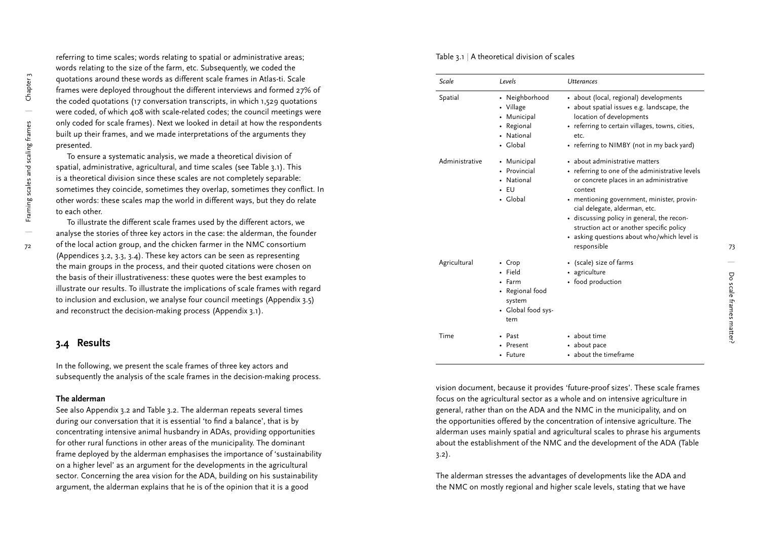referring to time scales; words relating to spatial or administrative areas; words relating to the size of the farm, etc. Subsequently, we coded the quotations around these words as different scale frames in Atlas-ti. Scale frames were deployed throughout the different interviews and formed 27% of the coded quotations (17 conversation transcripts, in which 1,529 quotations were coded, of which 408 with scale-related codes; the council meetings were only coded for scale frames). Next we looked in detail at how the respondents built up their frames, and we made interpretations of the arguments they presented.

To ensure a systematic analysis, we made a theoretical division of spatial, administrative, agricultural, and time scales (see Table 3.1). This is a theoretical division since these scales are not completely separable: sometimes they coincide, sometimes they overlap, sometimes they conflict. In other words: these scales map the world in different ways, but they do relate to each other.

To illustrate the different scale frames used by the different actors, we analyse the stories of three key actors in the case: the alderman, the founder of the local action group, and the chicken farmer in the NMC consortium (Appendices 3.2, 3.3, 3.4). These key actors can be seen as representing the main groups in the process, and their quoted citations were chosen on the basis of their illustrativeness: these quotes were the best examples to illustrate our results. To illustrate the implications of scale frames with regard to inclusion and exclusion, we analyse four council meetings (Appendix 3.5) and reconstruct the decision-making process (Appendix 3.1).

## 3.4 Results

In the following, we present the scale frames of three key actors and subsequently the analysis of the scale frames in the decision-making process.

**The alderman**

See also Appendix 3.2 and Table 3.2. The alderman repeats several times during our conversation that it is essential 'to find a balance', that is by concentrating intensive animal husbandry in ADAs, providing opportunities for other rural functions in other areas of the municipality. The dominant frame deployed by the alderman emphasises the importance of 'sustainability on a higher level' as an argument for the developments in the agricultural sector. Concerning the area vision for the ADA, building on his sustainability argument, the alderman explains that he is of the opinion that it is a good vision document, because it provides 'future-proof sizes'. These scale frames focus on the agricultural sector as a whole and on intensive agriculture in general, rather than on the ADA and the NMC in the municipality, and on the opportunities offered by the concentration of intensive agriculture. The alderman uses mainly spatial and agricultural scales to phrase his arguments about the establishment of the NMC and the development of the ADA (Table 3.2).

The alderman stresses the advantages of developments like the ADA and the NMC on mostly regional and higher scale levels, stating that we have

Table 3.1 | A theoretical division of scales

| *Scale* | *Levels* | *Utterances* |
|---|---|---|
| Spatial | • Neighborhood<br>• Village<br>• Municipal<br>• Regional<br>• National<br>• Global | • about (local, regional) developments<br>• about spatial issues e.g. landscape, the location of developments<br>• referring to certain villages, towns, cities, etc.<br>• referring to NIMBY (not in my back yard) |
| Administrative | • Municipal<br>• Provincial<br>• National<br>• EU<br>• Global | • about administrative matters<br>• referring to one of the administrative levels or concrete places in an administrative context<br>• mentioning government, minister, provincial delegate, alderman, etc.<br>• discussing policy in general, the reconstruction act or another specific policy<br>• asking questions about who/which level is responsible |
| Agricultural | • Crop<br>• Field<br>• Farm<br>• Regional food system<br>• Global food system | • (scale) size of farms<br>• agriculture<br>• food production |
| Time | • Past<br>• Present<br>• Future | • about time<br>• about pace<br>• about the timeframe |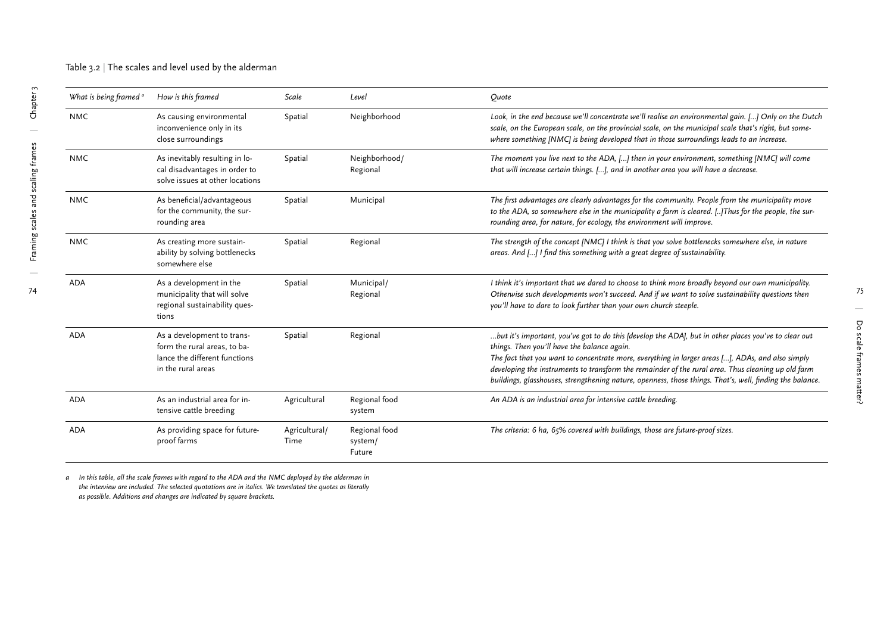Table 3.2 | The scales and level used by the alderman

| *What is being framed* [a] | *How is this framed* | *Scale* | *Level* | *Quote* |
|---|---|---|---|---|
| NMC | As causing environmental inconvenience only in its close surroundings | Spatial | Neighborhood | *Look, in the end because we'll concentrate we'll realise an environmental gain. […] Only on the Dutch scale, on the European scale, on the provincial scale, on the municipal scale that's right, but somewhere something [NMC] is being developed that in those surroundings leads to an increase.* |
| NMC | As inevitably resulting in local disadvantages in order to solve issues at other locations | Spatial | Neighborhood/ Regional | *The moment you live next to the ADA, […] then in your environment, something [NMC] will come that will increase certain things. […], and in another area you will have a decrease.* |
| NMC | As beneficial/advantageous for the community, the surrounding area | Spatial | Municipal | *The first advantages are clearly advantages for the community. People from the municipality move to the ADA, so somewhere else in the municipality a farm is cleared. [..]Thus for the people, the surrounding area, for nature, for ecology, the environment will improve.* |
| NMC | As creating more sustainability by solving bottlenecks somewhere else | Spatial | Regional | *The strength of the concept [NMC] I think is that you solve bottlenecks somewhere else, in nature areas. And […] I find this something with a great degree of sustainability.* |
| ADA | As a development in the municipality that will solve regional sustainability questions | Spatial | Municipal/ Regional | *I think it's important that we dared to choose to think more broadly beyond our own municipality. Otherwise such developments won't succeed. And if we want to solve sustainability questions then you'll have to dare to look further than your own church steeple.* |
| ADA | As a development to transform the rural areas, to balance the different functions in the rural areas | Spatial | Regional | *…but it's important, you've got to do this [develop the ADA], but in other places you've to clear out things. Then you'll have the balance again. The fact that you want to concentrate more, everything in larger areas […], ADAs, and also simply developing the instruments to transform the remainder of the rural area. Thus cleaning up old farm buildings, glasshouses, strengthening nature, openness, those things. That's, well, finding the balance.* |
| ADA | As an industrial area for intensive cattle breeding | Agricultural | Regional food system | *An ADA is an industrial area for intensive cattle breeding.* |
| ADA | As providing space for future-proof farms | Agricultural/ Time | Regional food system/ Future | *The criteria: 6 ha, 65% covered with buildings, those are future-proof sizes.* |

*a In this table, all the scale frames with regard to the ADA and the NMC deployed by the alderman in the interview are included. The selected quotations are in italics. We translated the quotes as literally as possible. Additions and changes are indicated by square brackets.*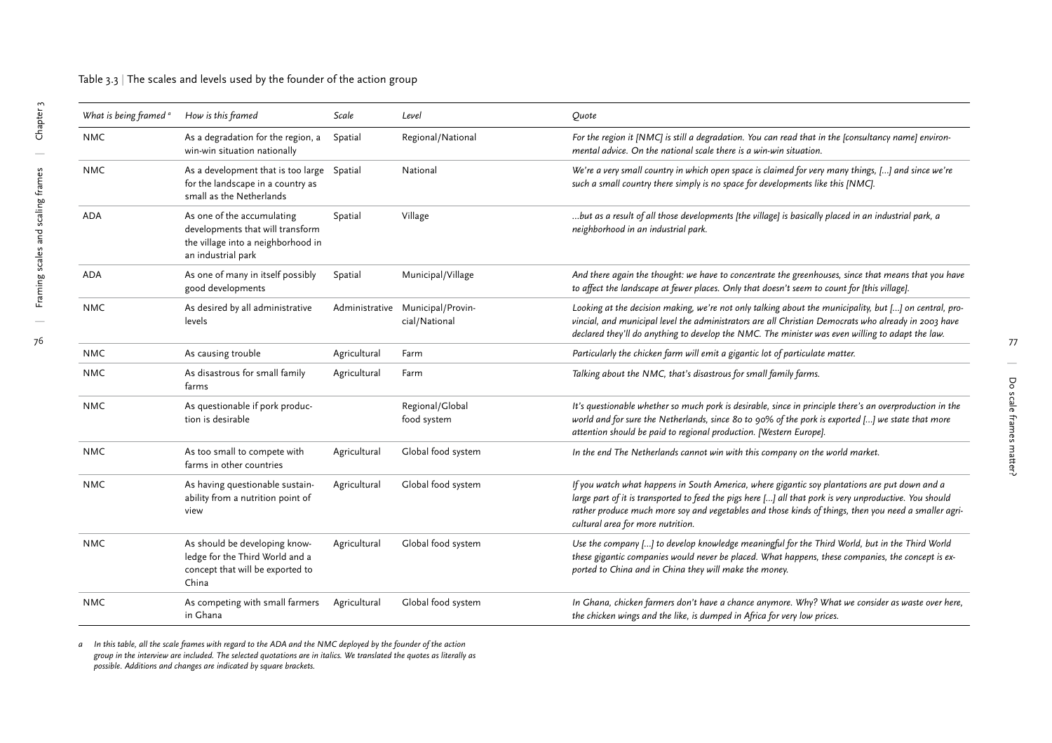Table 3.3 | The scales and levels used by the founder of the action group

| *What is being framed* [a] | *How is this framed* | *Scale* | *Level* | *Quote* |
|---|---|---|---|---|
| NMC | As a degradation for the region, a win-win situation nationally | Spatial | Regional/National | *For the region it [NMC] is still a degradation. You can read that in the [consultancy name] environmental advice. On the national scale there is a win-win situation.* |
| NMC | As a development that is too large for the landscape in a country as small as the Netherlands | Spatial | National | *We're a very small country in which open space is claimed for very many things, [...] and since we're such a small country there simply is no space for developments like this [NMC].* |
| ADA | As one of the accumulating developments that will transform the village into a neighborhood in an industrial park | Spatial | Village | *...but as a result of all those developments [the village] is basically placed in an industrial park, a neighborhood in an industrial park.* |
| ADA | As one of many in itself possibly good developments | Spatial | Municipal/Village | *And there again the thought: we have to concentrate the greenhouses, since that means that you have to affect the landscape at fewer places. Only that doesn't seem to count for [this village].* |
| NMC | As desired by all administrative levels | Administrative | Municipal/Provincial/National | *Looking at the decision making, we're not only talking about the municipality, but [...] on central, provincial, and municipal level the administrators are all Christian Democrats who already in 2003 have declared they'll do anything to develop the NMC. The minister was even willing to adapt the law.* |
| NMC | As causing trouble | Agricultural | Farm | *Particularly the chicken farm will emit a gigantic lot of particulate matter.* |
| NMC | As disastrous for small family farms | Agricultural | Farm | *Talking about the NMC, that's disastrous for small family farms.* |
| NMC | As questionable if pork production is desirable | | Regional/Global food system | *It's questionable whether so much pork is desirable, since in principle there's an overproduction in the world and for sure the Netherlands, since 80 to 90% of the pork is exported [...] we state that more attention should be paid to regional production. [Western Europe].* |
| NMC | As too small to compete with farms in other countries | Agricultural | Global food system | *In the end The Netherlands cannot win with this company on the world market.* |
| NMC | As having questionable sustainability from a nutrition point of view | Agricultural | Global food system | *If you watch what happens in South America, where gigantic soy plantations are put down and a large part of it is transported to feed the pigs here [...] all that pork is very unproductive. You should rather produce much more soy and vegetables and those kinds of things, then you need a smaller agricultural area for more nutrition.* |
| NMC | As should be developing knowledge for the Third World and a concept that will be exported to China | Agricultural | Global food system | *Use the company [...] to develop knowledge meaningful for the Third World, but in the Third World these gigantic companies would never be placed. What happens, these companies, the concept is exported to China and in China they will make the money.* |
| NMC | As competing with small farmers in Ghana | Agricultural | Global food system | *In Ghana, chicken farmers don't have a chance anymore. Why? What we consider as waste over here, the chicken wings and the like, is dumped in Africa for very low prices.* |

*a In this table, all the scale frames with regard to the ADA and the NMC deployed by the founder of the action group in the interview are included. The selected quotations are in italics. We translated the quotes as literally as possible. Additions and changes are indicated by square brackets.*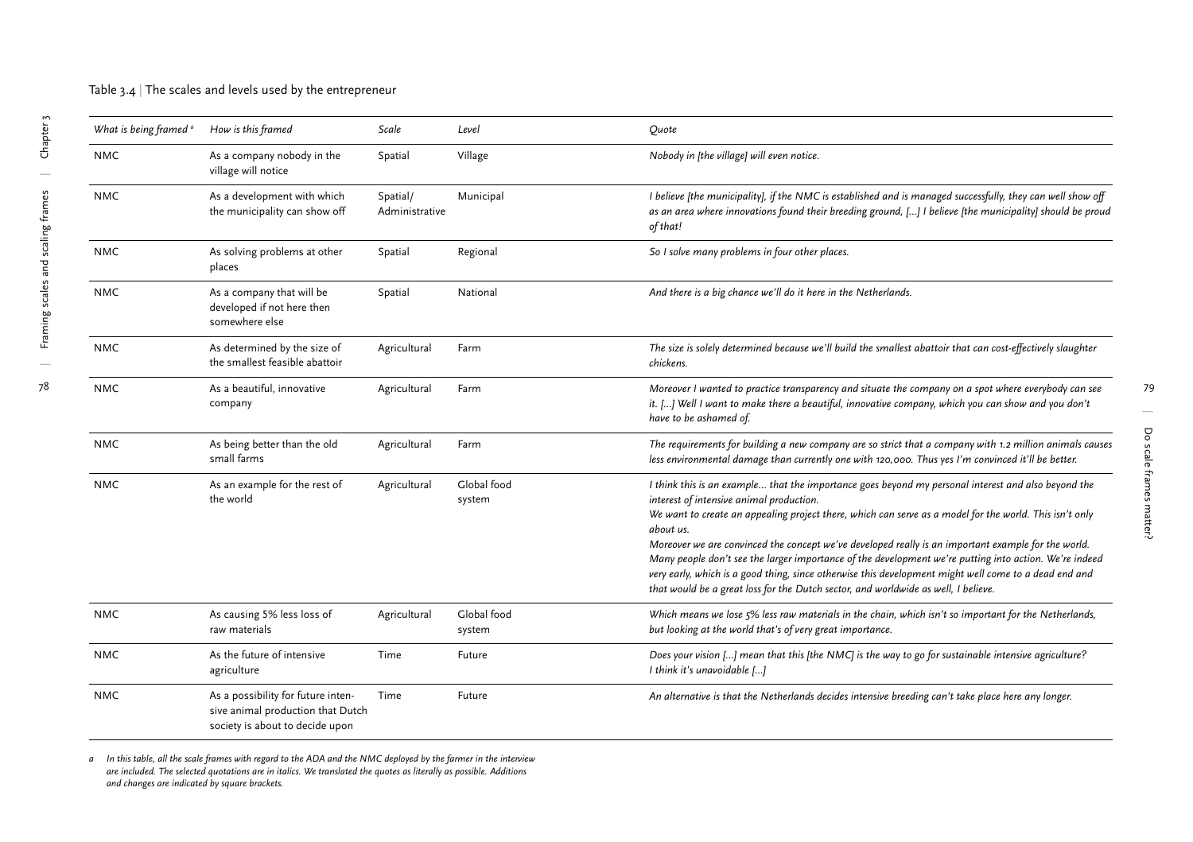Table 3.4 | The scales and levels used by the entrepreneur

| *What is being framed* [a] | *How is this framed* | *Scale* | *Level* | *Quote* |
|---|---|---|---|---|
| NMC | As a company nobody in the village will notice | Spatial | Village | *Nobody in [the village] will even notice.* |
| NMC | As a development with which the municipality can show off | Spatial/ Administrative | Municipal | *I believe [the municipality], if the NMC is established and is managed successfully, they can well show off as an area where innovations found their breeding ground, [...] I believe [the municipality] should be proud of that!* |
| NMC | As solving problems at other places | Spatial | Regional | *So I solve many problems in four other places.* |
| NMC | As a company that will be developed if not here then somewhere else | Spatial | National | *And there is a big chance we'll do it here in the Netherlands.* |
| NMC | As determined by the size of the smallest feasible abattoir | Agricultural | Farm | *The size is solely determined because we'll build the smallest abattoir that can cost-effectively slaughter chickens.* |
| NMC | As a beautiful, innovative company | Agricultural | Farm | *Moreover I wanted to practice transparency and situate the company on a spot where everybody can see it. [...] Well I want to make there a beautiful, innovative company, which you can show and you don't have to be ashamed of.* |
| NMC | As being better than the old small farms | Agricultural | Farm | *The requirements for building a new company are so strict that a company with 1.2 million animals causes less environmental damage than currently one with 120,000. Thus yes I'm convinced it'll be better.* |
| NMC | As an example for the rest of the world | Agricultural | Global food system | *I think this is an example... that the importance goes beyond my personal interest and also beyond the interest of intensive animal production.* *We want to create an appealing project there, which can serve as a model for the world. This isn't only about us.* *Moreover we are convinced the concept we've developed really is an important example for the world. Many people don't see the larger importance of the development we're putting into action. We're indeed very early, which is a good thing, since otherwise this development might well come to a dead end and that would be a great loss for the Dutch sector, and worldwide as well, I believe.* |
| NMC | As causing 5% less loss of raw materials | Agricultural | Global food system | *Which means we lose 5% less raw materials in the chain, which isn't so important for the Netherlands, but looking at the world that's of very great importance.* |
| NMC | As the future of intensive agriculture | Time | Future | *Does your vision [...] mean that this [the NMC] is the way to go for sustainable intensive agriculture? I think it's unavoidable [...]* |
| NMC | As a possibility for future intensive animal production that Dutch society is about to decide upon | Time | Future | *An alternative is that the Netherlands decides intensive breeding can't take place here any longer.* |

*a In this table, all the scale frames with regard to the ADA and the NMC deployed by the farmer in the interview are included. The selected quotations are in italics. We translated the quotes as literally as possible. Additions and changes are indicated by square brackets.*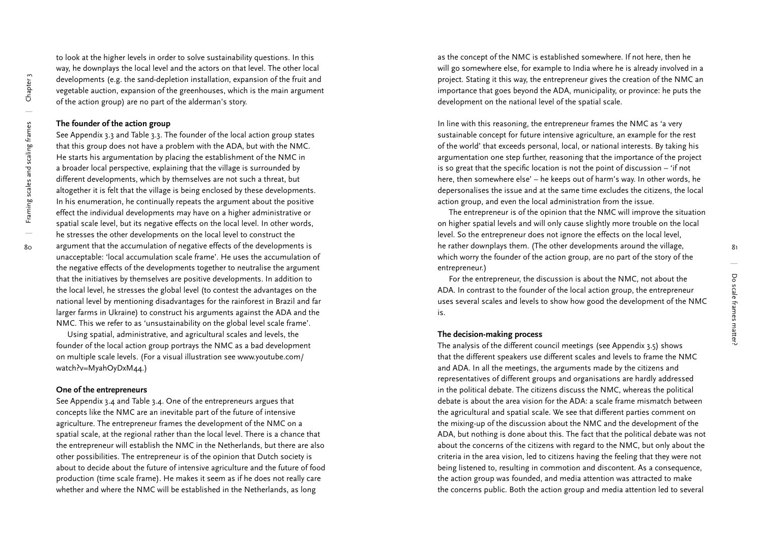to look at the higher levels in order to solve sustainability questions. In this way, he downplays the local level and the actors on that level. The other local developments (e.g. the sand-depletion installation, expansion of the fruit and vegetable auction, expansion of the greenhouses, which is the main argument of the action group) are no part of the alderman's story.

### The founder of the action group

See Appendix 3.3 and Table 3.3. The founder of the local action group states that this group does not have a problem with the ADA, but with the NMC. He starts his argumentation by placing the establishment of the NMC in a broader local perspective, explaining that the village is surrounded by different developments, which by themselves are not such a threat, but altogether it is felt that the village is being enclosed by these developments. In his enumeration, he continually repeats the argument about the positive effect the individual developments may have on a higher administrative or spatial scale level, but its negative effects on the local level. In other words, he stresses the other developments on the local level to construct the argument that the accumulation of negative effects of the developments is unacceptable: 'local accumulation scale frame'. He uses the accumulation of the negative effects of the developments together to neutralise the argument that the initiatives by themselves are positive developments. In addition to the local level, he stresses the global level (to contest the advantages on the national level by mentioning disadvantages for the rainforest in Brazil and far larger farms in Ukraine) to construct his arguments against the ADA and the NMC. This we refer to as 'unsustainability on the global level scale frame'.

Using spatial, administrative, and agricultural scales and levels, the founder of the local action group portrays the NMC as a bad development on multiple scale levels. (For a visual illustration see www.youtube.com/watch?v=MyahOyDxM44.)

### One of the entrepreneurs

See Appendix 3.4 and Table 3.4. One of the entrepreneurs argues that concepts like the NMC are an inevitable part of the future of intensive agriculture. The entrepreneur frames the development of the NMC on a spatial scale, at the regional rather than the local level. There is a chance that the entrepreneur will establish the NMC in the Netherlands, but there are also other possibilities. The entrepreneur is of the opinion that Dutch society is about to decide about the future of intensive agriculture and the future of food production (time scale frame). He makes it seem as if he does not really care whether and where the NMC will be established in the Netherlands, as long as the concept of the NMC is established somewhere. If not here, then he will go somewhere else, for example to India where he is already involved in a project. Stating it this way, the entrepreneur gives the creation of the NMC an importance that goes beyond the ADA, municipality, or province: he puts the development on the national level of the spatial scale.

In line with this reasoning, the entrepreneur frames the NMC as 'a very sustainable concept for future intensive agriculture, an example for the rest of the world' that exceeds personal, local, or national interests. By taking his argumentation one step further, reasoning that the importance of the project is so great that the specific location is not the point of discussion – 'if not here, then somewhere else' – he keeps out of harm's way. In other words, he depersonalises the issue and at the same time excludes the citizens, the local action group, and even the local administration from the issue.

The entrepreneur is of the opinion that the NMC will improve the situation on higher spatial levels and will only cause slightly more trouble on the local level. So the entrepreneur does not ignore the effects on the local level, he rather downplays them. (The other developments around the village, which worry the founder of the action group, are no part of the story of the entrepreneur.)

For the entrepreneur, the discussion is about the NMC, not about the ADA. In contrast to the founder of the local action group, the entrepreneur uses several scales and levels to show how good the development of the NMC is.

### The decision-making process

The analysis of the different council meetings (see Appendix 3.5) shows that the different speakers use different scales and levels to frame the NMC and ADA. In all the meetings, the arguments made by the citizens and representatives of different groups and organisations are hardly addressed in the political debate. The citizens discuss the NMC, whereas the political debate is about the area vision for the ADA: a scale frame mismatch between the agricultural and spatial scale. We see that different parties comment on the mixing-up of the discussion about the NMC and the development of the ADA, but nothing is done about this. The fact that the political debate was not about the concerns of the citizens with regard to the NMC, but only about the criteria in the area vision, led to citizens having the feeling that they were not being listened to, resulting in commotion and discontent. As a consequence, the action group was founded, and media attention was attracted to make the concerns public. Both the action group and media attention led to several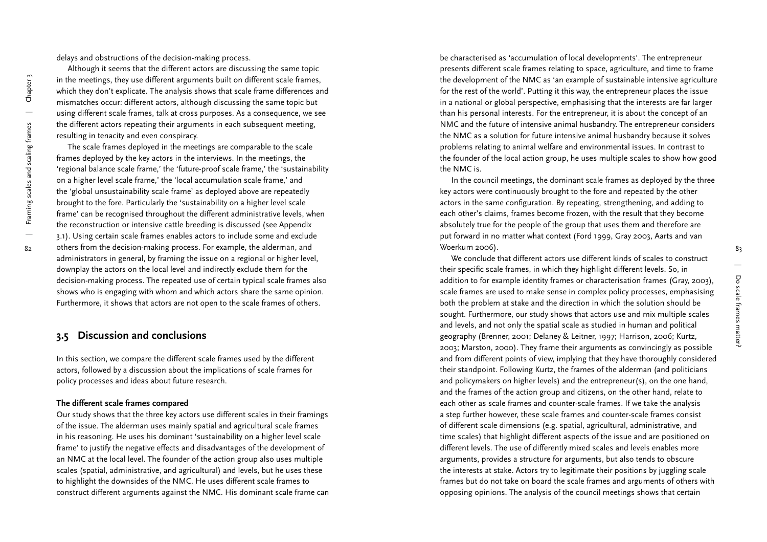delays and obstructions of the decision-making process.

Although it seems that the different actors are discussing the same topic in the meetings, they use different arguments built on different scale frames, which they don't explicate. The analysis shows that scale frame differences and mismatches occur: different actors, although discussing the same topic but using different scale frames, talk at cross purposes. As a consequence, we see the different actors repeating their arguments in each subsequent meeting, resulting in tenacity and even conspiracy.

The scale frames deployed in the meetings are comparable to the scale frames deployed by the key actors in the interviews. In the meetings, the 'regional balance scale frame,' the 'future-proof scale frame,' the 'sustainability on a higher level scale frame,' the 'local accumulation scale frame,' and the 'global unsustainability scale frame' as deployed above are repeatedly brought to the fore. Particularly the 'sustainability on a higher level scale frame' can be recognised throughout the different administrative levels, when the reconstruction or intensive cattle breeding is discussed (see Appendix 3.1). Using certain scale frames enables actors to include some and exclude others from the decision-making process. For example, the alderman, and administrators in general, by framing the issue on a regional or higher level, downplay the actors on the local level and indirectly exclude them for the decision-making process. The repeated use of certain typical scale frames also shows who is engaging with whom and which actors share the same opinion. Furthermore, it shows that actors are not open to the scale frames of others.

## 3.5 Discussion and conclusions

In this section, we compare the different scale frames used by the different actors, followed by a discussion about the implications of scale frames for policy processes and ideas about future research.

### The different scale frames compared

Our study shows that the three key actors use different scales in their framings of the issue. The alderman uses mainly spatial and agricultural scale frames in his reasoning. He uses his dominant 'sustainability on a higher level scale frame' to justify the negative effects and disadvantages of the development of an NMC at the local level. The founder of the action group also uses multiple scales (spatial, administrative, and agricultural) and levels, but he uses these to highlight the downsides of the NMC. He uses different scale frames to construct different arguments against the NMC. His dominant scale frame can be characterised as 'accumulation of local developments'. The entrepreneur presents different scale frames relating to space, agriculture, and time to frame the development of the NMC as 'an example of sustainable intensive agriculture for the rest of the world'. Putting it this way, the entrepreneur places the issue in a national or global perspective, emphasising that the interests are far larger than his personal interests. For the entrepreneur, it is about the concept of an NMC and the future of intensive animal husbandry. The entrepreneur considers the NMC as a solution for future intensive animal husbandry because it solves problems relating to animal welfare and environmental issues. In contrast to the founder of the local action group, he uses multiple scales to show how good the NMC is.

In the council meetings, the dominant scale frames as deployed by the three key actors were continuously brought to the fore and repeated by the other actors in the same configuration. By repeating, strengthening, and adding to each other's claims, frames become frozen, with the result that they become absolutely true for the people of the group that uses them and therefore are put forward in no matter what context (Ford 1999, Gray 2003, Aarts and van Woerkum 2006).

We conclude that different actors use different kinds of scales to construct their specific scale frames, in which they highlight different levels. So, in addition to for example identity frames or characterisation frames (Gray, 2003), scale frames are used to make sense in complex policy processes, emphasising both the problem at stake and the direction in which the solution should be sought. Furthermore, our study shows that actors use and mix multiple scales and levels, and not only the spatial scale as studied in human and political geography (Brenner, 2001; Delaney & Leitner, 1997; Harrison, 2006; Kurtz, 2003; Marston, 2000). They frame their arguments as convincingly as possible and from different points of view, implying that they have thoroughly considered their standpoint. Following Kurtz, the frames of the alderman (and politicians and policymakers on higher levels) and the entrepreneur(s), on the one hand, and the frames of the action group and citizens, on the other hand, relate to each other as scale frames and counter-scale frames. If we take the analysis a step further however, these scale frames and counter-scale frames consist of different scale dimensions (e.g. spatial, agricultural, administrative, and time scales) that highlight different aspects of the issue and are positioned on different levels. The use of differently mixed scales and levels enables more arguments, provides a structure for arguments, but also tends to obscure the interests at stake. Actors try to legitimate their positions by juggling scale frames but do not take on board the scale frames and arguments of others with opposing opinions. The analysis of the council meetings shows that certain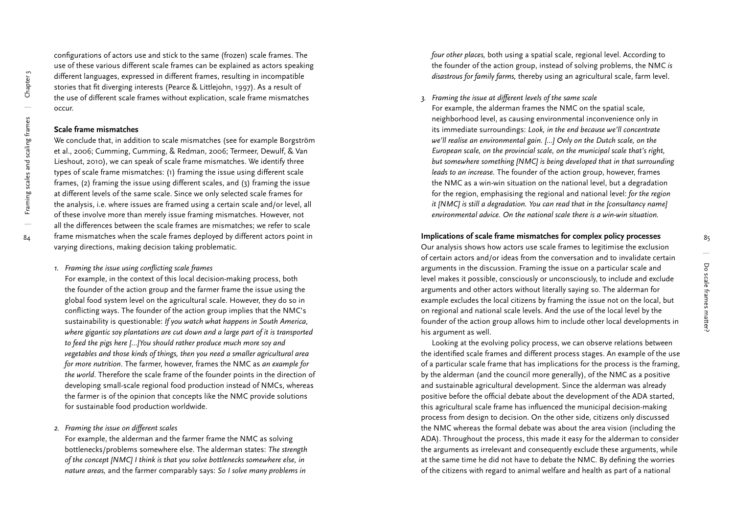configurations of actors use and stick to the same (frozen) scale frames. The use of these various different scale frames can be explained as actors speaking different languages, expressed in different frames, resulting in incompatible stories that fit diverging interests (Pearce & Littlejohn, 1997). As a result of the use of different scale frames without explication, scale frame mismatches occur.

### Scale frame mismatches

We conclude that, in addition to scale mismatches (see for example Borgström et al., 2006; Cumming, Cumming, & Redman, 2006; Termeer, Dewulf, & Van Lieshout, 2010), we can speak of scale frame mismatches. We identify three types of scale frame mismatches: (1) framing the issue using different scale frames, (2) framing the issue using different scales, and (3) framing the issue at different levels of the same scale. Since we only selected scale frames for the analysis, i.e. where issues are framed using a certain scale and/or level, all of these involve more than merely issue framing mismatches. However, not all the differences between the scale frames are mismatches; we refer to scale frame mismatches when the scale frames deployed by different actors point in varying directions, making decision taking problematic.

1. *Framing the issue using conflicting scale frames*
   For example, in the context of this local decision-making process, both the founder of the action group and the farmer frame the issue using the global food system level on the agricultural scale. However, they do so in conflicting ways. The founder of the action group implies that the NMC's sustainability is questionable: *If you watch what happens in South America, where gigantic soy plantations are cut down and a large part of it is transported to feed the pigs here [...]You should rather produce much more soy and vegetables and those kinds of things, then you need a smaller agricultural area for more nutrition*. The farmer, however, frames the NMC as *an example for the world*. Therefore the scale frame of the founder points in the direction of developing small-scale regional food production instead of NMCs, whereas the farmer is of the opinion that concepts like the NMC provide solutions for sustainable food production worldwide.

2. *Framing the issue on different scales*
   For example, the alderman and the farmer frame the NMC as solving bottlenecks/problems somewhere else. The alderman states: *The strength of the concept [NMC] I think is that you solve bottlenecks somewhere else, in nature areas,* and the farmer comparably says: *So I solve many problems in four other places,* both using a spatial scale, regional level. According to the founder of the action group, instead of solving problems, the NMC *is disastrous for family farms,* thereby using an agricultural scale, farm level.

3. *Framing the issue at different levels of the same scale*
   For example, the alderman frames the NMC on the spatial scale, neighborhood level, as causing environmental inconvenience only in its immediate surroundings: *Look, in the end because we'll concentrate we'll realise an environmental gain. [...] Only on the Dutch scale, on the European scale, on the provincial scale, on the municipal scale that's right, but somewhere something [NMC] is being developed that in that surrounding leads to an increase.* The founder of the action group, however, frames the NMC as a win-win situation on the national level, but a degradation for the region, emphasising the regional and national level: *for the region it [NMC] is still a degradation. You can read that in the [consultancy name] environmental advice. On the national scale there is a win-win situation.*

### Implications of scale frame mismatches for complex policy processes

Our analysis shows how actors use scale frames to legitimise the exclusion of certain actors and/or ideas from the conversation and to invalidate certain arguments in the discussion. Framing the issue on a particular scale and level makes it possible, consciously or unconsciously, to include and exclude arguments and other actors without literally saying so. The alderman for example excludes the local citizens by framing the issue not on the local, but on regional and national scale levels. And the use of the local level by the founder of the action group allows him to include other local developments in his argument as well.

Looking at the evolving policy process, we can observe relations between the identified scale frames and different process stages. An example of the use of a particular scale frame that has implications for the process is the framing, by the alderman (and the council more generally), of the NMC as a positive and sustainable agricultural development. Since the alderman was already positive before the official debate about the development of the ADA started, this agricultural scale frame has influenced the municipal decision-making process from design to decision. On the other side, citizens only discussed the NMC whereas the formal debate was about the area vision (including the ADA). Throughout the process, this made it easy for the alderman to consider the arguments as irrelevant and consequently exclude these arguments, while at the same time he did not have to debate the NMC. By defining the worries of the citizens with regard to animal welfare and health as part of a national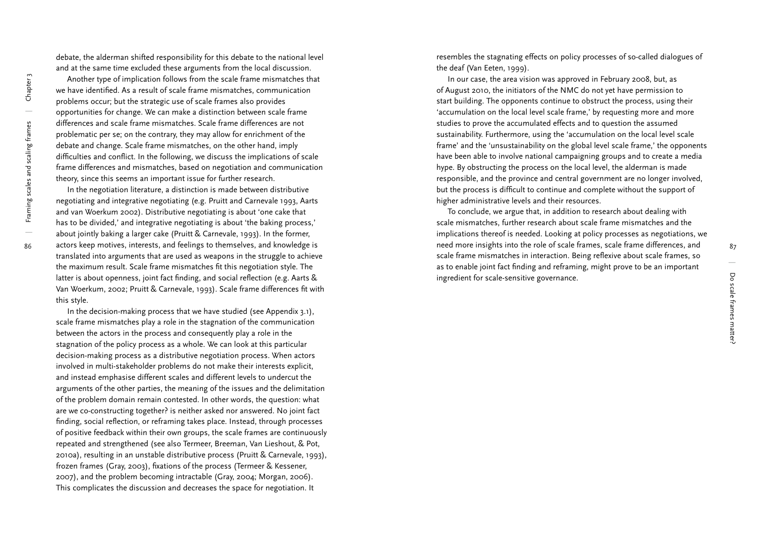debate, the alderman shifted responsibility for this debate to the national level and at the same time excluded these arguments from the local discussion.

Another type of implication follows from the scale frame mismatches that we have identified. As a result of scale frame mismatches, communication problems occur; but the strategic use of scale frames also provides opportunities for change. We can make a distinction between scale frame differences and scale frame mismatches. Scale frame differences are not problematic per se; on the contrary, they may allow for enrichment of the debate and change. Scale frame mismatches, on the other hand, imply difficulties and conflict. In the following, we discuss the implications of scale frame differences and mismatches, based on negotiation and communication theory, since this seems an important issue for further research.

In the negotiation literature, a distinction is made between distributive negotiating and integrative negotiating (e.g. Pruitt and Carnevale 1993, Aarts and van Woerkum 2002). Distributive negotiating is about 'one cake that has to be divided,' and integrative negotiating is about 'the baking process,' about jointly baking a larger cake (Pruitt & Carnevale, 1993). In the former, actors keep motives, interests, and feelings to themselves, and knowledge is translated into arguments that are used as weapons in the struggle to achieve the maximum result. Scale frame mismatches fit this negotiation style. The latter is about openness, joint fact finding, and social reflection (e.g. Aarts & Van Woerkum, 2002; Pruitt & Carnevale, 1993). Scale frame differences fit with this style.

In the decision-making process that we have studied (see Appendix 3.1), scale frame mismatches play a role in the stagnation of the communication between the actors in the process and consequently play a role in the stagnation of the policy process as a whole. We can look at this particular decision-making process as a distributive negotiation process. When actors involved in multi-stakeholder problems do not make their interests explicit, and instead emphasise different scales and different levels to undercut the arguments of the other parties, the meaning of the issues and the delimitation of the problem domain remain contested. In other words, the question: what are we co-constructing together? is neither asked nor answered. No joint fact finding, social reflection, or reframing takes place. Instead, through processes of positive feedback within their own groups, the scale frames are continuously repeated and strengthened (see also Termeer, Breeman, Van Lieshout, & Pot, 2010a), resulting in an unstable distributive process (Pruitt & Carnevale, 1993), frozen frames (Gray, 2003), fixations of the process (Termeer & Kessener, 2007), and the problem becoming intractable (Gray, 2004; Morgan, 2006). This complicates the discussion and decreases the space for negotiation. It resembles the stagnating effects on policy processes of so-called dialogues of the deaf (Van Eeten, 1999).

In our case, the area vision was approved in February 2008, but, as of August 2010, the initiators of the NMC do not yet have permission to start building. The opponents continue to obstruct the process, using their 'accumulation on the local level scale frame,' by requesting more and more studies to prove the accumulated effects and to question the assumed sustainability. Furthermore, using the 'accumulation on the local level scale frame' and the 'unsustainability on the global level scale frame,' the opponents have been able to involve national campaigning groups and to create a media hype. By obstructing the process on the local level, the alderman is made responsible, and the province and central government are no longer involved, but the process is difficult to continue and complete without the support of higher administrative levels and their resources.

To conclude, we argue that, in addition to research about dealing with scale mismatches, further research about scale frame mismatches and the implications thereof is needed. Looking at policy processes as negotiations, we need more insights into the role of scale frames, scale frame differences, and scale frame mismatches in interaction. Being reflexive about scale frames, so as to enable joint fact finding and reframing, might prove to be an important ingredient for scale-sensitive governance.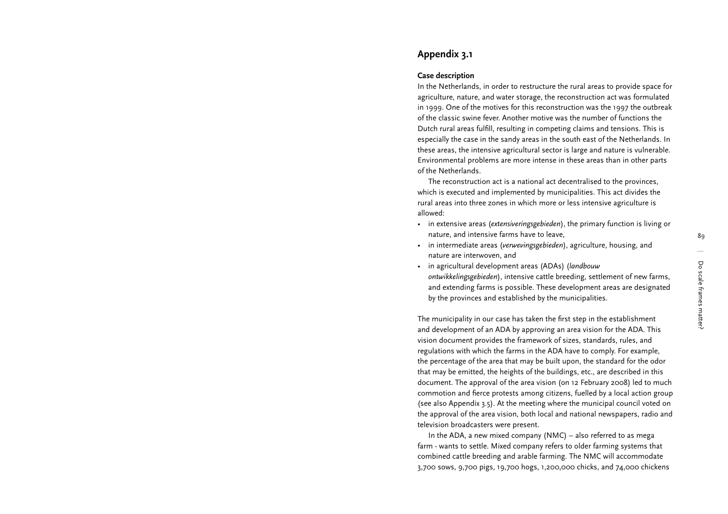## Appendix 3.1

### Case description

In the Netherlands, in order to restructure the rural areas to provide space for agriculture, nature, and water storage, the reconstruction act was formulated in 1999. One of the motives for this reconstruction was the 1997 the outbreak of the classic swine fever. Another motive was the number of functions the Dutch rural areas fulfill, resulting in competing claims and tensions. This is especially the case in the sandy areas in the south east of the Netherlands. In these areas, the intensive agricultural sector is large and nature is vulnerable. Environmental problems are more intense in these areas than in other parts of the Netherlands.

The reconstruction act is a national act decentralised to the provinces, which is executed and implemented by municipalities. This act divides the rural areas into three zones in which more or less intensive agriculture is allowed:

- in extensive areas (*extensiveringsgebieden*), the primary function is living or nature, and intensive farms have to leave,
- in intermediate areas (*verwevingsgebieden*), agriculture, housing, and nature are interwoven, and
- in agricultural development areas (ADAs) (*landbouw ontwikkelingsgebieden*), intensive cattle breeding, settlement of new farms, and extending farms is possible. These development areas are designated by the provinces and established by the municipalities.

The municipality in our case has taken the first step in the establishment and development of an ADA by approving an area vision for the ADA. This vision document provides the framework of sizes, standards, rules, and regulations with which the farms in the ADA have to comply. For example, the percentage of the area that may be built upon, the standard for the odor that may be emitted, the heights of the buildings, etc., are described in this document. The approval of the area vision (on 12 February 2008) led to much commotion and fierce protests among citizens, fuelled by a local action group (see also Appendix 3.5). At the meeting where the municipal council voted on the approval of the area vision, both local and national newspapers, radio and television broadcasters were present.

In the ADA, a new mixed company (NMC) – also referred to as mega farm - wants to settle. Mixed company refers to older farming systems that combined cattle breeding and arable farming. The NMC will accommodate 3,700 sows, 9,700 pigs, 19,700 hogs, 1,200,000 chicks, and 74,000 chickens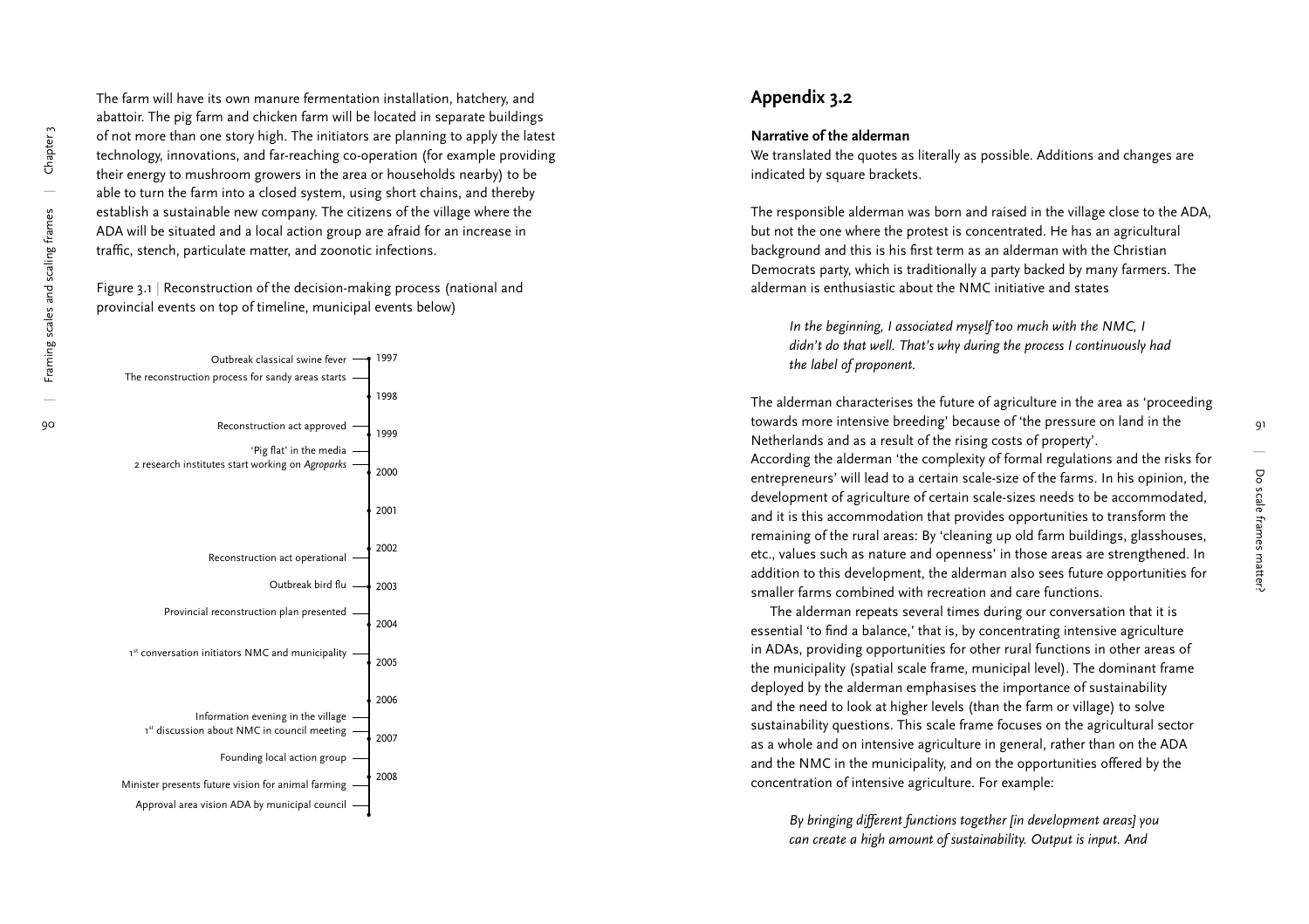The farm will have its own manure fermentation installation, hatchery, and abattoir. The pig farm and chicken farm will be located in separate buildings of not more than one story high. The initiators are planning to apply the latest technology, innovations, and far-reaching co-operation (for example providing their energy to mushroom growers in the area or households nearby) to be able to turn the farm into a closed system, using short chains, and thereby establish a sustainable new company. The citizens of the village where the ADA will be situated and a local action group are afraid for an increase in traffic, stench, particulate matter, and zoonotic infections.

Figure 3.1 | Reconstruction of the decision-making process (national and provincial events on top of timeline, municipal events below)

| Event | Year |
|---|---|
| Outbreak classical swine fever | 1997 |
| The reconstruction process for sandy areas starts | |
| | 1998 |
| Reconstruction act approved | 1999 |
| 'Pig flat' in the media | |
| 2 research institutes start working on *Agroparks* | 2000 |
| | 2001 |
| Reconstruction act operational | 2002 |
| Outbreak bird flu | 2003 |
| Provincial reconstruction plan presented | 2004 |
| 1st conversation initiators NMC and municipality | 2005 |
| | 2006 |
| Information evening in the village | |
| 1st discussion about NMC in council meeting | 2007 |
| Founding local action group | |
| Minister presents future vision for animal farming | 2008 |
| Approval area vision ADA by municipal council | |

## Appendix 3.2

### Narrative of the alderman

We translated the quotes as literally as possible. Additions and changes are indicated by square brackets.

The responsible alderman was born and raised in the village close to the ADA, but not the one where the protest is concentrated. He has an agricultural background and this is his first term as an alderman with the Christian Democrats party, which is traditionally a party backed by many farmers. The alderman is enthusiastic about the NMC initiative and states

> *In the beginning, I associated myself too much with the NMC, I didn't do that well. That's why during the process I continuously had the label of proponent.*

The alderman characterises the future of agriculture in the area as 'proceeding towards more intensive breeding' because of 'the pressure on land in the Netherlands and as a result of the rising costs of property'.
According the alderman 'the complexity of formal regulations and the risks for entrepreneurs' will lead to a certain scale-size of the farms. In his opinion, the development of agriculture of certain scale-sizes needs to be accommodated, and it is this accommodation that provides opportunities to transform the remaining of the rural areas: By 'cleaning up old farm buildings, glasshouses, etc., values such as nature and openness' in those areas are strengthened. In addition to this development, the alderman also sees future opportunities for smaller farms combined with recreation and care functions.

The alderman repeats several times during our conversation that it is essential 'to find a balance,' that is, by concentrating intensive agriculture in ADAs, providing opportunities for other rural functions in other areas of the municipality (spatial scale frame, municipal level). The dominant frame deployed by the alderman emphasises the importance of sustainability and the need to look at higher levels (than the farm or village) to solve sustainability questions. This scale frame focuses on the agricultural sector as a whole and on intensive agriculture in general, rather than on the ADA and the NMC in the municipality, and on the opportunities offered by the concentration of intensive agriculture. For example:

> *By bringing different functions together [in development areas] you can create a high amount of sustainability. Output is input. And*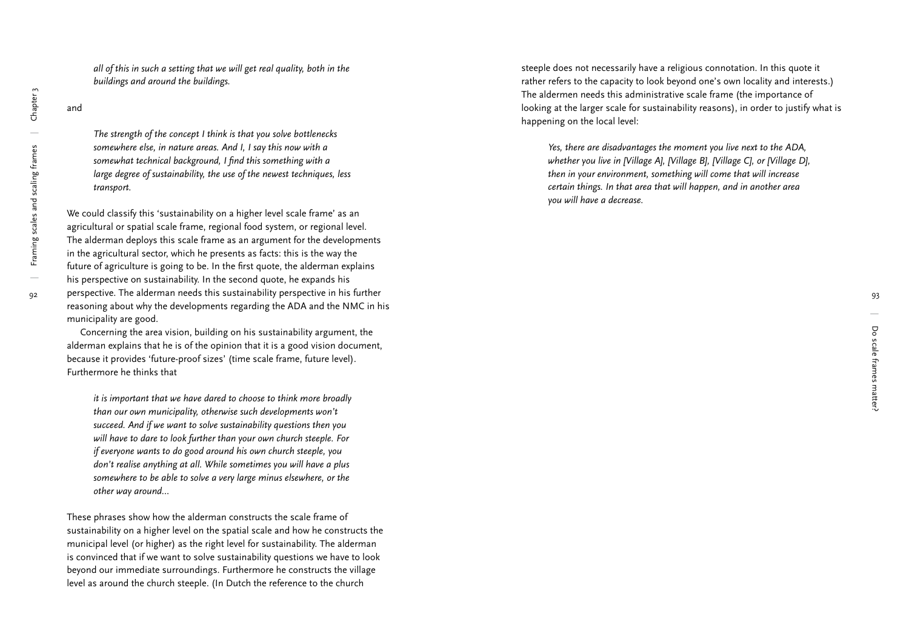*all of this in such a setting that we will get real quality, both in the buildings and around the buildings.*

and

> *The strength of the concept I think is that you solve bottlenecks somewhere else, in nature areas. And I, I say this now with a somewhat technical background, I find this something with a large degree of sustainability, the use of the newest techniques, less transport.*

We could classify this 'sustainability on a higher level scale frame' as an agricultural or spatial scale frame, regional food system, or regional level. The alderman deploys this scale frame as an argument for the developments in the agricultural sector, which he presents as facts: this is the way the future of agriculture is going to be. In the first quote, the alderman explains his perspective on sustainability. In the second quote, he expands his perspective. The alderman needs this sustainability perspective in his further reasoning about why the developments regarding the ADA and the NMC in his municipality are good.

Concerning the area vision, building on his sustainability argument, the alderman explains that he is of the opinion that it is a good vision document, because it provides 'future-proof sizes' (time scale frame, future level). Furthermore he thinks that

> *it is important that we have dared to choose to think more broadly than our own municipality, otherwise such developments won't succeed. And if we want to solve sustainability questions then you will have to dare to look further than your own church steeple. For if everyone wants to do good around his own church steeple, you don't realise anything at all. While sometimes you will have a plus somewhere to be able to solve a very large minus elsewhere, or the other way around...*

These phrases show how the alderman constructs the scale frame of sustainability on a higher level on the spatial scale and how he constructs the municipal level (or higher) as the right level for sustainability. The alderman is convinced that if we want to solve sustainability questions we have to look beyond our immediate surroundings. Furthermore he constructs the village level as around the church steeple. (In Dutch the reference to the church steeple does not necessarily have a religious connotation. In this quote it rather refers to the capacity to look beyond one's own locality and interests.) The aldermen needs this administrative scale frame (the importance of looking at the larger scale for sustainability reasons), in order to justify what is happening on the local level:

> *Yes, there are disadvantages the moment you live next to the ADA, whether you live in [Village A], [Village B], [Village C], or [Village D], then in your environment, something will come that will increase certain things. In that area that will happen, and in another area you will have a decrease.*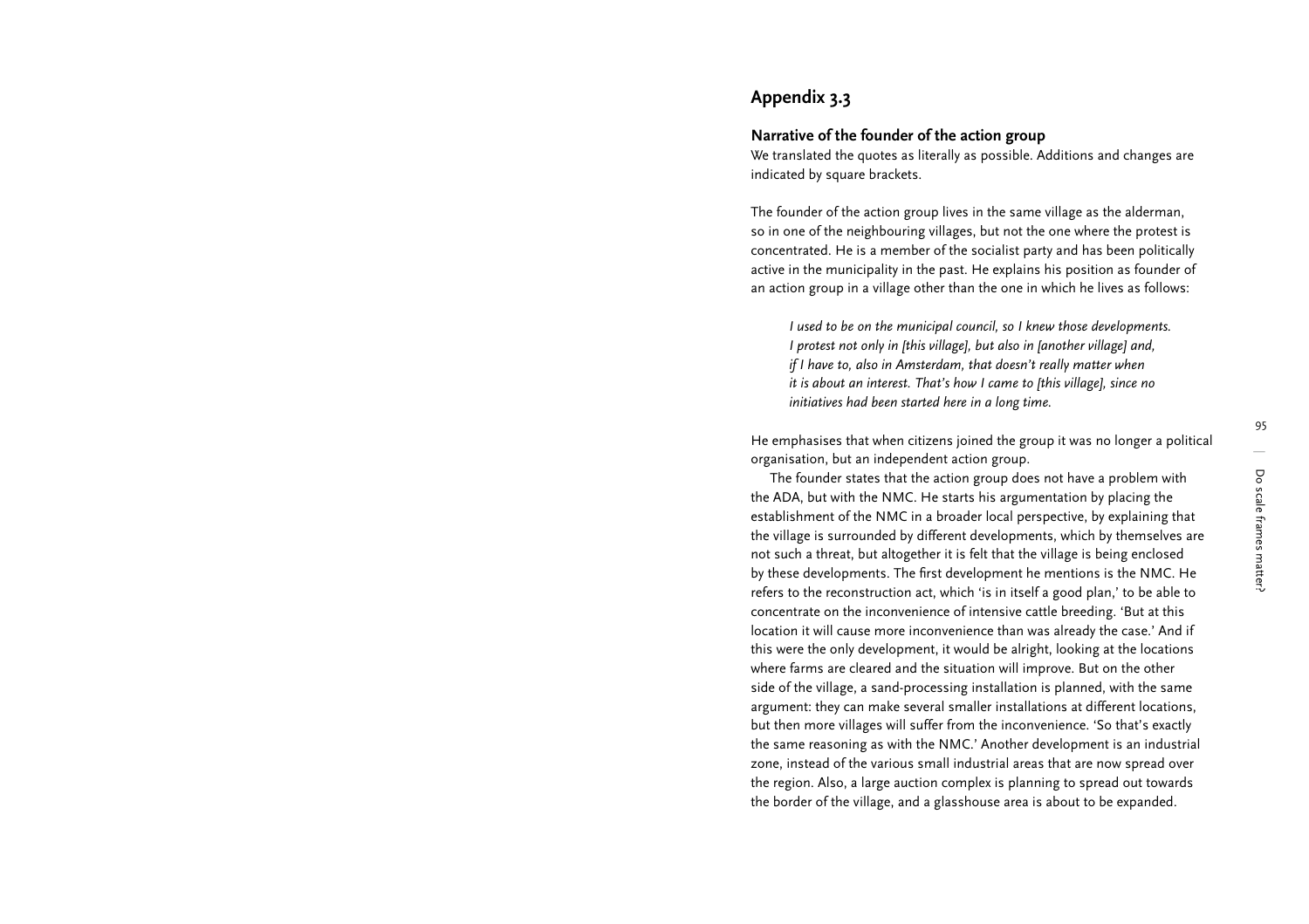## Appendix 3.3

### Narrative of the founder of the action group

We translated the quotes as literally as possible. Additions and changes are indicated by square brackets.

The founder of the action group lives in the same village as the alderman, so in one of the neighbouring villages, but not the one where the protest is concentrated. He is a member of the socialist party and has been politically active in the municipality in the past. He explains his position as founder of an action group in a village other than the one in which he lives as follows:

> *I used to be on the municipal council, so I knew those developments. I protest not only in [this village], but also in [another village] and, if I have to, also in Amsterdam, that doesn't really matter when it is about an interest. That's how I came to [this village], since no initiatives had been started here in a long time.*

He emphasises that when citizens joined the group it was no longer a political organisation, but an independent action group.

The founder states that the action group does not have a problem with the ADA, but with the NMC. He starts his argumentation by placing the establishment of the NMC in a broader local perspective, by explaining that the village is surrounded by different developments, which by themselves are not such a threat, but altogether it is felt that the village is being enclosed by these developments. The first development he mentions is the NMC. He refers to the reconstruction act, which 'is in itself a good plan,' to be able to concentrate on the inconvenience of intensive cattle breeding. 'But at this location it will cause more inconvenience than was already the case.' And if this were the only development, it would be alright, looking at the locations where farms are cleared and the situation will improve. But on the other side of the village, a sand-processing installation is planned, with the same argument: they can make several smaller installations at different locations, but then more villages will suffer from the inconvenience. 'So that's exactly the same reasoning as with the NMC.' Another development is an industrial zone, instead of the various small industrial areas that are now spread over the region. Also, a large auction complex is planning to spread out towards the border of the village, and a glasshouse area is about to be expanded.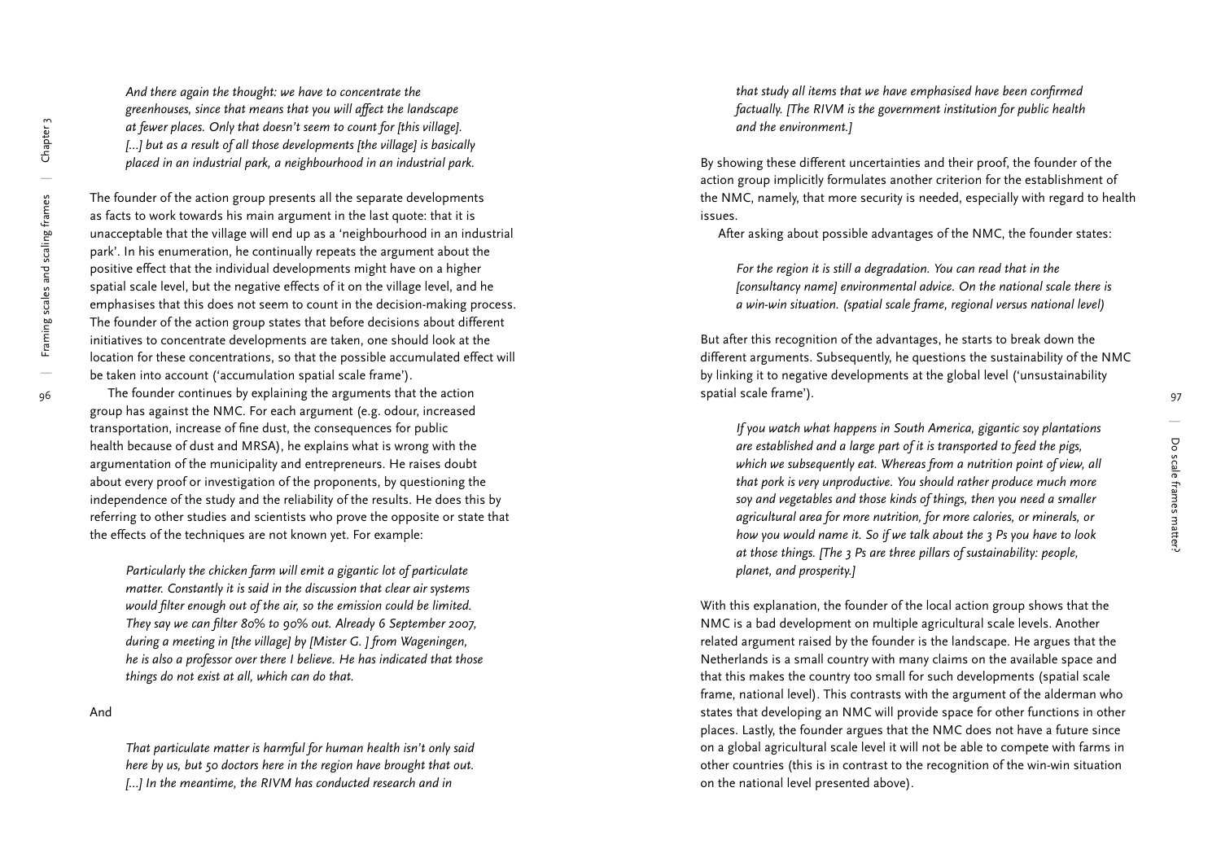*And there again the thought: we have to concentrate the greenhouses, since that means that you will affect the landscape at fewer places. Only that doesn't seem to count for [this village]. [...] but as a result of all those developments [the village] is basically placed in an industrial park, a neighbourhood in an industrial park.*

The founder of the action group presents all the separate developments as facts to work towards his main argument in the last quote: that it is unacceptable that the village will end up as a 'neighbourhood in an industrial park'. In his enumeration, he continually repeats the argument about the positive effect that the individual developments might have on a higher spatial scale level, but the negative effects of it on the village level, and he emphasises that this does not seem to count in the decision-making process. The founder of the action group states that before decisions about different initiatives to concentrate developments are taken, one should look at the location for these concentrations, so that the possible accumulated effect will be taken into account ('accumulation spatial scale frame').

The founder continues by explaining the arguments that the action group has against the NMC. For each argument (e.g. odour, increased transportation, increase of fine dust, the consequences for public health because of dust and MRSA), he explains what is wrong with the argumentation of the municipality and entrepreneurs. He raises doubt about every proof or investigation of the proponents, by questioning the independence of the study and the reliability of the results. He does this by referring to other studies and scientists who prove the opposite or state that the effects of the techniques are not known yet. For example:

*Particularly the chicken farm will emit a gigantic lot of particulate matter. Constantly it is said in the discussion that clear air systems would filter enough out of the air, so the emission could be limited. They say we can filter 80% to 90% out. Already 6 September 2007, during a meeting in [the village] by [Mister G. ] from Wageningen, he is also a professor over there I believe. He has indicated that those things do not exist at all, which can do that.*

And

*That particulate matter is harmful for human health isn't only said here by us, but 50 doctors here in the region have brought that out. [...] In the meantime, the RIVM has conducted research and in that study all items that we have emphasised have been confirmed factually. [The RIVM is the government institution for public health and the environment.]*

By showing these different uncertainties and their proof, the founder of the action group implicitly formulates another criterion for the establishment of the NMC, namely, that more security is needed, especially with regard to health issues.

After asking about possible advantages of the NMC, the founder states:

*For the region it is still a degradation. You can read that in the [consultancy name] environmental advice. On the national scale there is a win-win situation. (spatial scale frame, regional versus national level)*

But after this recognition of the advantages, he starts to break down the different arguments. Subsequently, he questions the sustainability of the NMC by linking it to negative developments at the global level ('unsustainability spatial scale frame').

*If you watch what happens in South America, gigantic soy plantations are established and a large part of it is transported to feed the pigs, which we subsequently eat. Whereas from a nutrition point of view, all that pork is very unproductive. You should rather produce much more soy and vegetables and those kinds of things, then you need a smaller agricultural area for more nutrition, for more calories, or minerals, or how you would name it. So if we talk about the 3 Ps you have to look at those things. [The 3 Ps are three pillars of sustainability: people, planet, and prosperity.]*

With this explanation, the founder of the local action group shows that the NMC is a bad development on multiple agricultural scale levels. Another related argument raised by the founder is the landscape. He argues that the Netherlands is a small country with many claims on the available space and that this makes the country too small for such developments (spatial scale frame, national level). This contrasts with the argument of the alderman who states that developing an NMC will provide space for other functions in other places. Lastly, the founder argues that the NMC does not have a future since on a global agricultural scale level it will not be able to compete with farms in other countries (this is in contrast to the recognition of the win-win situation on the national level presented above).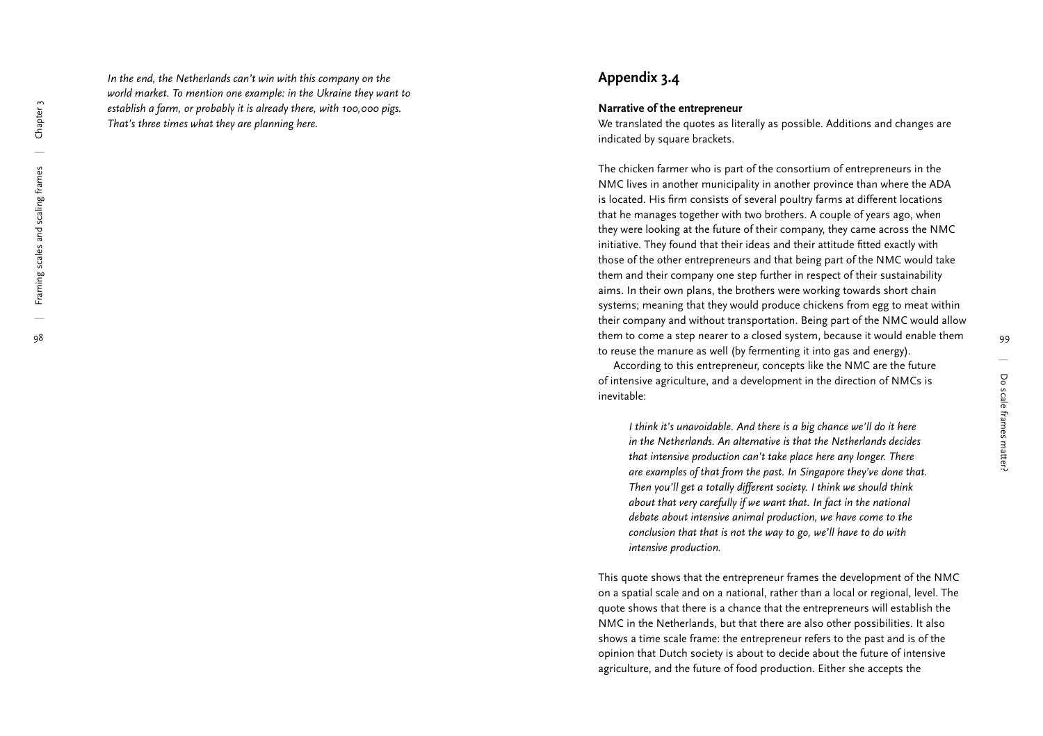*In the end, the Netherlands can't win with this company on the world market. To mention one example: in the Ukraine they want to establish a farm, or probably it is already there, with 100,000 pigs. That's three times what they are planning here.*

## Appendix 3.4

**Narrative of the entrepreneur**

We translated the quotes as literally as possible. Additions and changes are indicated by square brackets.

The chicken farmer who is part of the consortium of entrepreneurs in the NMC lives in another municipality in another province than where the ADA is located. His firm consists of several poultry farms at different locations that he manages together with two brothers. A couple of years ago, when they were looking at the future of their company, they came across the NMC initiative. They found that their ideas and their attitude fitted exactly with those of the other entrepreneurs and that being part of the NMC would take them and their company one step further in respect of their sustainability aims. In their own plans, the brothers were working towards short chain systems; meaning that they would produce chickens from egg to meat within their company and without transportation. Being part of the NMC would allow them to come a step nearer to a closed system, because it would enable them to reuse the manure as well (by fermenting it into gas and energy).

According to this entrepreneur, concepts like the NMC are the future of intensive agriculture, and a development in the direction of NMCs is inevitable:

> *I think it's unavoidable. And there is a big chance we'll do it here in the Netherlands. An alternative is that the Netherlands decides that intensive production can't take place here any longer. There are examples of that from the past. In Singapore they've done that. Then you'll get a totally different society. I think we should think about that very carefully if we want that. In fact in the national debate about intensive animal production, we have come to the conclusion that that is not the way to go, we'll have to do with intensive production.*

This quote shows that the entrepreneur frames the development of the NMC on a spatial scale and on a national, rather than a local or regional, level. The quote shows that there is a chance that the entrepreneurs will establish the NMC in the Netherlands, but that there are also other possibilities. It also shows a time scale frame: the entrepreneur refers to the past and is of the opinion that Dutch society is about to decide about the future of intensive agriculture, and the future of food production. Either she accepts the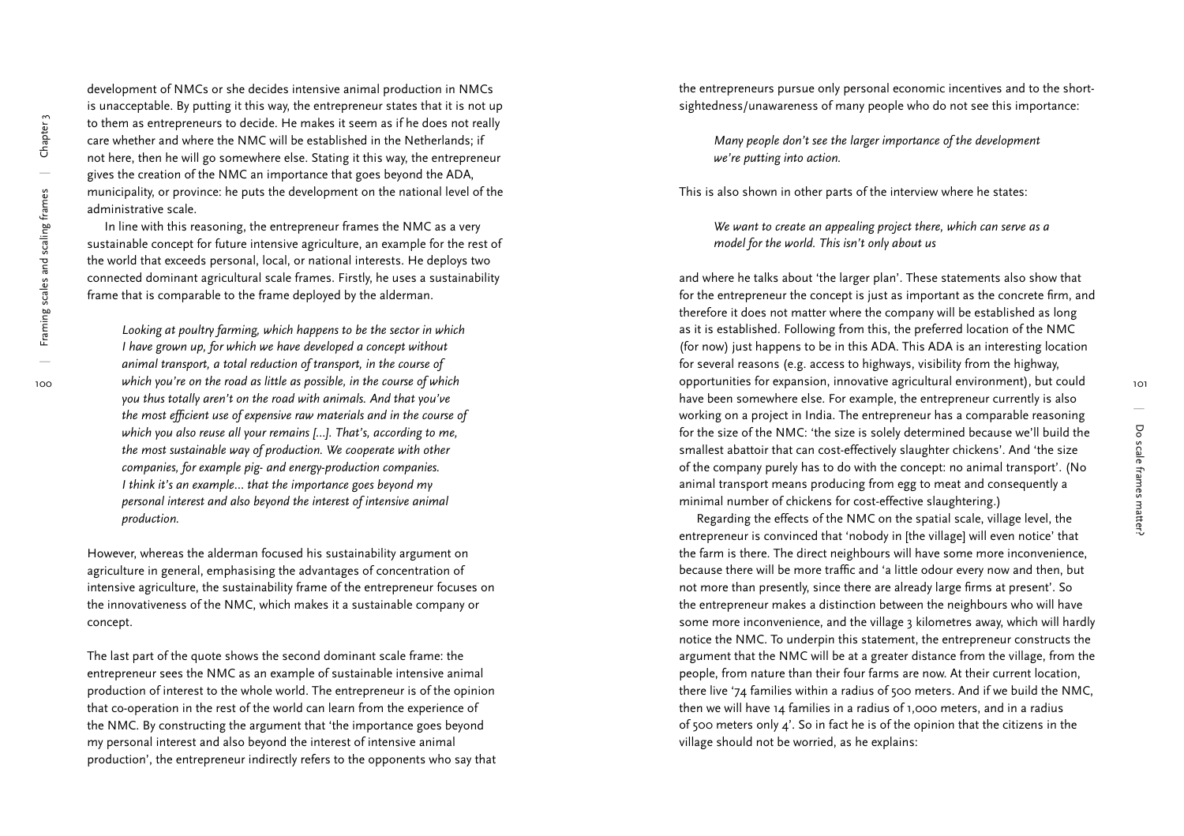development of NMCs or she decides intensive animal production in NMCs is unacceptable. By putting it this way, the entrepreneur states that it is not up to them as entrepreneurs to decide. He makes it seem as if he does not really care whether and where the NMC will be established in the Netherlands; if not here, then he will go somewhere else. Stating it this way, the entrepreneur gives the creation of the NMC an importance that goes beyond the ADA, municipality, or province: he puts the development on the national level of the administrative scale.

In line with this reasoning, the entrepreneur frames the NMC as a very sustainable concept for future intensive agriculture, an example for the rest of the world that exceeds personal, local, or national interests. He deploys two connected dominant agricultural scale frames. Firstly, he uses a sustainability frame that is comparable to the frame deployed by the alderman.

> *Looking at poultry farming, which happens to be the sector in which I have grown up, for which we have developed a concept without animal transport, a total reduction of transport, in the course of which you're on the road as little as possible, in the course of which you thus totally aren't on the road with animals. And that you've the most efficient use of expensive raw materials and in the course of which you also reuse all your remains […]. That's, according to me, the most sustainable way of production. We cooperate with other companies, for example pig- and energy-production companies. I think it's an example… that the importance goes beyond my personal interest and also beyond the interest of intensive animal production.*

However, whereas the alderman focused his sustainability argument on agriculture in general, emphasising the advantages of concentration of intensive agriculture, the sustainability frame of the entrepreneur focuses on the innovativeness of the NMC, which makes it a sustainable company or concept.

The last part of the quote shows the second dominant scale frame: the entrepreneur sees the NMC as an example of sustainable intensive animal production of interest to the whole world. The entrepreneur is of the opinion that co-operation in the rest of the world can learn from the experience of the NMC. By constructing the argument that 'the importance goes beyond my personal interest and also beyond the interest of intensive animal production', the entrepreneur indirectly refers to the opponents who say that the entrepreneurs pursue only personal economic incentives and to the short-sightedness/unawareness of many people who do not see this importance:

> *Many people don't see the larger importance of the development we're putting into action.*

This is also shown in other parts of the interview where he states:

> *We want to create an appealing project there, which can serve as a model for the world. This isn't only about us*

and where he talks about 'the larger plan'. These statements also show that for the entrepreneur the concept is just as important as the concrete firm, and therefore it does not matter where the company will be established as long as it is established. Following from this, the preferred location of the NMC (for now) just happens to be in this ADA. This ADA is an interesting location for several reasons (e.g. access to highways, visibility from the highway, opportunities for expansion, innovative agricultural environment), but could have been somewhere else. For example, the entrepreneur currently is also working on a project in India. The entrepreneur has a comparable reasoning for the size of the NMC: 'the size is solely determined because we'll build the smallest abattoir that can cost-effectively slaughter chickens'. And 'the size of the company purely has to do with the concept: no animal transport'. (No animal transport means producing from egg to meat and consequently a minimal number of chickens for cost-effective slaughtering.)

Regarding the effects of the NMC on the spatial scale, village level, the entrepreneur is convinced that 'nobody in [the village] will even notice' that the farm is there. The direct neighbours will have some more inconvenience, because there will be more traffic and 'a little odour every now and then, but not more than presently, since there are already large firms at present'. So the entrepreneur makes a distinction between the neighbours who will have some more inconvenience, and the village 3 kilometres away, which will hardly notice the NMC. To underpin this statement, the entrepreneur constructs the argument that the NMC will be at a greater distance from the village, from the people, from nature than their four farms are now. At their current location, there live '74 families within a radius of 500 meters. And if we build the NMC, then we will have 14 families in a radius of 1,000 meters, and in a radius of 500 meters only 4'. So in fact he is of the opinion that the citizens in the village should not be worried, as he explains: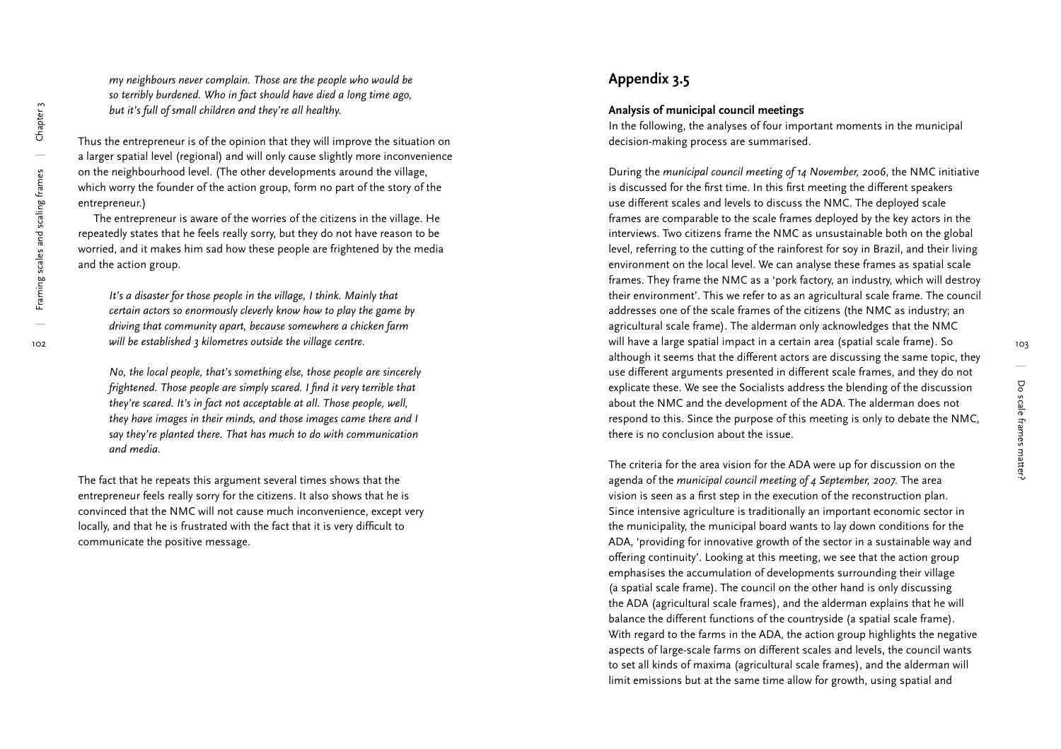*my neighbours never complain. Those are the people who would be so terribly burdened. Who in fact should have died a long time ago, but it's full of small children and they're all healthy.*

Thus the entrepreneur is of the opinion that they will improve the situation on a larger spatial level (regional) and will only cause slightly more inconvenience on the neighbourhood level. (The other developments around the village, which worry the founder of the action group, form no part of the story of the entrepreneur.)

The entrepreneur is aware of the worries of the citizens in the village. He repeatedly states that he feels really sorry, but they do not have reason to be worried, and it makes him sad how these people are frightened by the media and the action group.

*It's a disaster for those people in the village, I think. Mainly that certain actors so enormously cleverly know how to play the game by driving that community apart, because somewhere a chicken farm will be established 3 kilometres outside the village centre.*

*No, the local people, that's something else, those people are sincerely frightened. Those people are simply scared. I find it very terrible that they're scared. It's in fact not acceptable at all. Those people, well, they have images in their minds, and those images came there and I say they're planted there. That has much to do with communication and media.*

The fact that he repeats this argument several times shows that the entrepreneur feels really sorry for the citizens. It also shows that he is convinced that the NMC will not cause much inconvenience, except very locally, and that he is frustrated with the fact that it is very difficult to communicate the positive message.

## Appendix 3.5

### Analysis of municipal council meetings

In the following, the analyses of four important moments in the municipal decision-making process are summarised.

During the *municipal council meeting of 14 November, 2006*, the NMC initiative is discussed for the first time. In this first meeting the different speakers use different scales and levels to discuss the NMC. The deployed scale frames are comparable to the scale frames deployed by the key actors in the interviews. Two citizens frame the NMC as unsustainable both on the global level, referring to the cutting of the rainforest for soy in Brazil, and their living environment on the local level. We can analyse these frames as spatial scale frames. They frame the NMC as a 'pork factory, an industry, which will destroy their environment'. This we refer to as an agricultural scale frame. The council addresses one of the scale frames of the citizens (the NMC as industry; an agricultural scale frame). The alderman only acknowledges that the NMC will have a large spatial impact in a certain area (spatial scale frame). So although it seems that the different actors are discussing the same topic, they use different arguments presented in different scale frames, and they do not explicate these. We see the Socialists address the blending of the discussion about the NMC and the development of the ADA. The alderman does not respond to this. Since the purpose of this meeting is only to debate the NMC, there is no conclusion about the issue.

The criteria for the area vision for the ADA were up for discussion on the agenda of the *municipal council meeting of 4 September, 2007*. The area vision is seen as a first step in the execution of the reconstruction plan. Since intensive agriculture is traditionally an important economic sector in the municipality, the municipal board wants to lay down conditions for the ADA, 'providing for innovative growth of the sector in a sustainable way and offering continuity'. Looking at this meeting, we see that the action group emphasises the accumulation of developments surrounding their village (a spatial scale frame). The council on the other hand is only discussing the ADA (agricultural scale frames), and the alderman explains that he will balance the different functions of the countryside (a spatial scale frame). With regard to the farms in the ADA, the action group highlights the negative aspects of large-scale farms on different scales and levels, the council wants to set all kinds of maxima (agricultural scale frames), and the alderman will limit emissions but at the same time allow for growth, using spatial and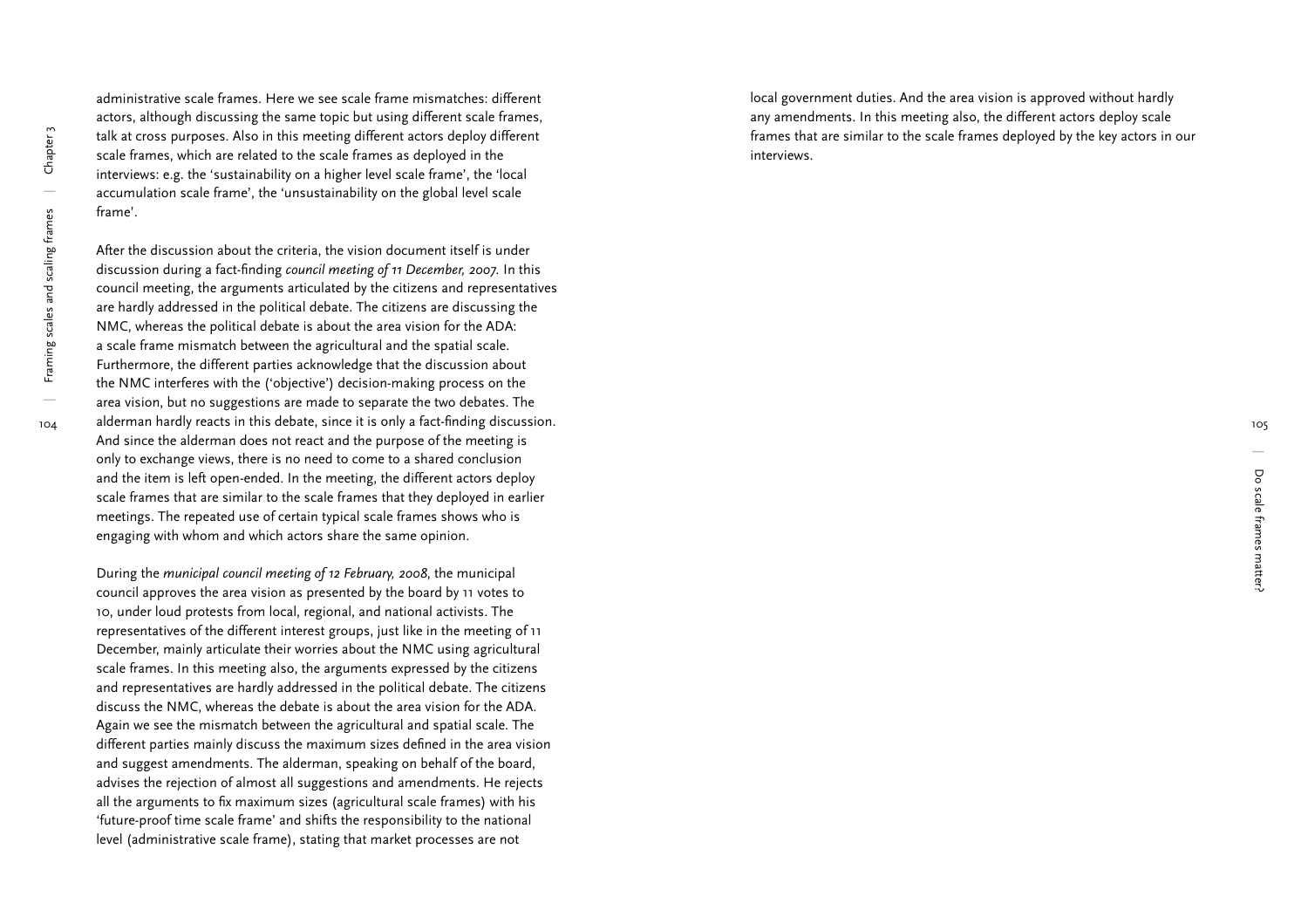administrative scale frames. Here we see scale frame mismatches: different actors, although discussing the same topic but using different scale frames, talk at cross purposes. Also in this meeting different actors deploy different scale frames, which are related to the scale frames as deployed in the interviews: e.g. the 'sustainability on a higher level scale frame', the 'local accumulation scale frame', the 'unsustainability on the global level scale frame'.

After the discussion about the criteria, the vision document itself is under discussion during a fact-finding *council meeting of 11 December, 2007*. In this council meeting, the arguments articulated by the citizens and representatives are hardly addressed in the political debate. The citizens are discussing the NMC, whereas the political debate is about the area vision for the ADA: a scale frame mismatch between the agricultural and the spatial scale. Furthermore, the different parties acknowledge that the discussion about the NMC interferes with the ('objective') decision-making process on the area vision, but no suggestions are made to separate the two debates. The alderman hardly reacts in this debate, since it is only a fact-finding discussion. And since the alderman does not react and the purpose of the meeting is only to exchange views, there is no need to come to a shared conclusion and the item is left open-ended. In the meeting, the different actors deploy scale frames that are similar to the scale frames that they deployed in earlier meetings. The repeated use of certain typical scale frames shows who is engaging with whom and which actors share the same opinion.

During the *municipal council meeting of 12 February, 2008*, the municipal council approves the area vision as presented by the board by 11 votes to 10, under loud protests from local, regional, and national activists. The representatives of the different interest groups, just like in the meeting of 11 December, mainly articulate their worries about the NMC using agricultural scale frames. In this meeting also, the arguments expressed by the citizens and representatives are hardly addressed in the political debate. The citizens discuss the NMC, whereas the debate is about the area vision for the ADA. Again we see the mismatch between the agricultural and spatial scale. The different parties mainly discuss the maximum sizes defined in the area vision and suggest amendments. The alderman, speaking on behalf of the board, advises the rejection of almost all suggestions and amendments. He rejects all the arguments to fix maximum sizes (agricultural scale frames) with his 'future-proof time scale frame' and shifts the responsibility to the national level (administrative scale frame), stating that market processes are not local government duties. And the area vision is approved without hardly any amendments. In this meeting also, the different actors deploy scale frames that are similar to the scale frames deployed by the key actors in our interviews.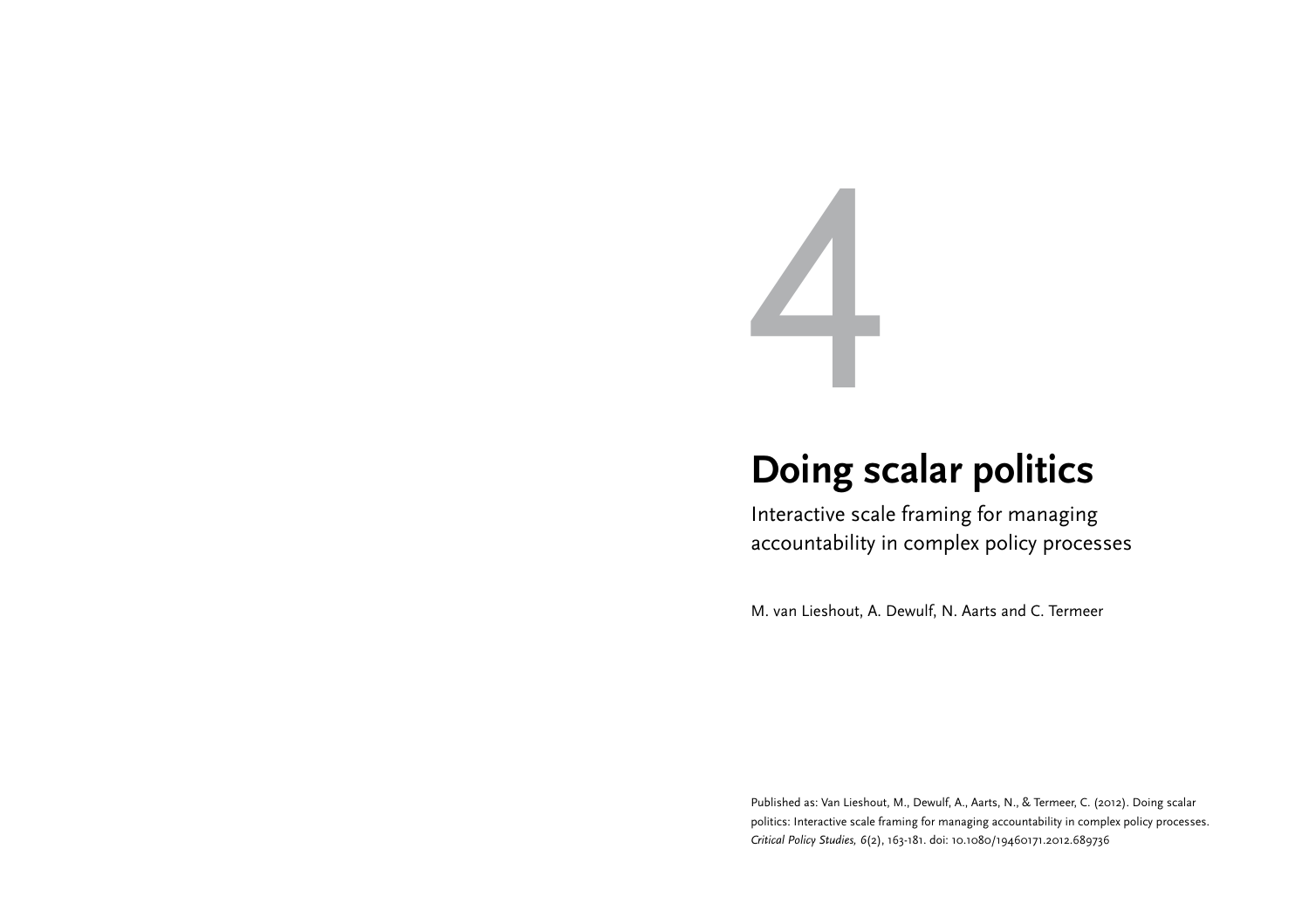# 4

# Doing scalar politics

## Interactive scale framing for managing accountability in complex policy processes

M. van Lieshout, A. Dewulf, N. Aarts and C. Termeer

Published as: Van Lieshout, M., Dewulf, A., Aarts, N., & Termeer, C. (2012). Doing scalar politics: Interactive scale framing for managing accountability in complex policy processes. *Critical Policy Studies, 6*(2), 163-181. doi: 10.1080/19460171.2012.689736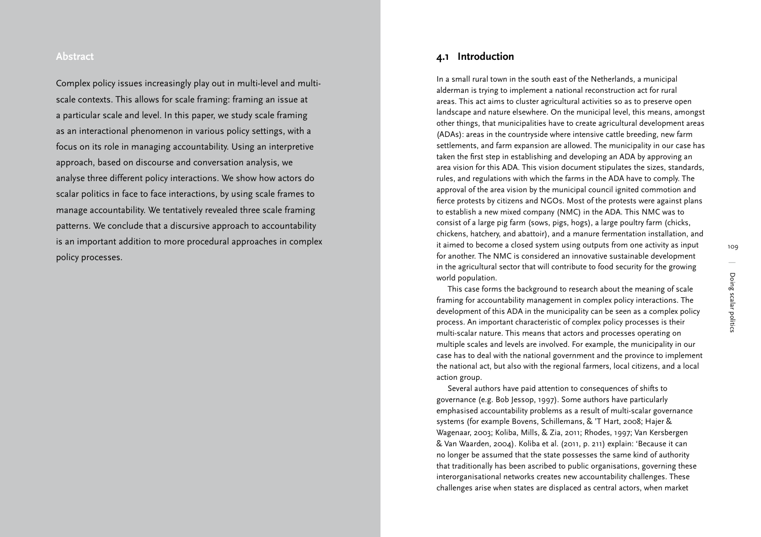## Abstract

Complex policy issues increasingly play out in multi-level and multi-scale contexts. This allows for scale framing: framing an issue at a particular scale and level. In this paper, we study scale framing as an interactional phenomenon in various policy settings, with a focus on its role in managing accountability. Using an interpretive approach, based on discourse and conversation analysis, we analyse three different policy interactions. We show how actors do scalar politics in face to face interactions, by using scale frames to manage accountability. We tentatively revealed three scale framing patterns. We conclude that a discursive approach to accountability is an important addition to more procedural approaches in complex policy processes.

## 4.1 Introduction

In a small rural town in the south east of the Netherlands, a municipal alderman is trying to implement a national reconstruction act for rural areas. This act aims to cluster agricultural activities so as to preserve open landscape and nature elsewhere. On the municipal level, this means, amongst other things, that municipalities have to create agricultural development areas (ADAs): areas in the countryside where intensive cattle breeding, new farm settlements, and farm expansion are allowed. The municipality in our case has taken the first step in establishing and developing an ADA by approving an area vision for this ADA. This vision document stipulates the sizes, standards, rules, and regulations with which the farms in the ADA have to comply. The approval of the area vision by the municipal council ignited commotion and fierce protests by citizens and NGOs. Most of the protests were against plans to establish a new mixed company (NMC) in the ADA. This NMC was to consist of a large pig farm (sows, pigs, hogs), a large poultry farm (chicks, chickens, hatchery, and abattoir), and a manure fermentation installation, and it aimed to become a closed system using outputs from one activity as input for another. The NMC is considered an innovative sustainable development in the agricultural sector that will contribute to food security for the growing world population.

This case forms the background to research about the meaning of scale framing for accountability management in complex policy interactions. The development of this ADA in the municipality can be seen as a complex policy process. An important characteristic of complex policy processes is their multi-scalar nature. This means that actors and processes operating on multiple scales and levels are involved. For example, the municipality in our case has to deal with the national government and the province to implement the national act, but also with the regional farmers, local citizens, and a local action group.

Several authors have paid attention to consequences of shifts to governance (e.g. Bob Jessop, 1997). Some authors have particularly emphasised accountability problems as a result of multi-scalar governance systems (for example Bovens, Schillemans, & 'T Hart, 2008; Hajer & Wagenaar, 2003; Koliba, Mills, & Zia, 2011; Rhodes, 1997; Van Kersbergen & Van Waarden, 2004). Koliba et al. (2011, p. 211) explain: 'Because it can no longer be assumed that the state possesses the same kind of authority that traditionally has been ascribed to public organisations, governing these interorganisational networks creates new accountability challenges. These challenges arise when states are displaced as central actors, when market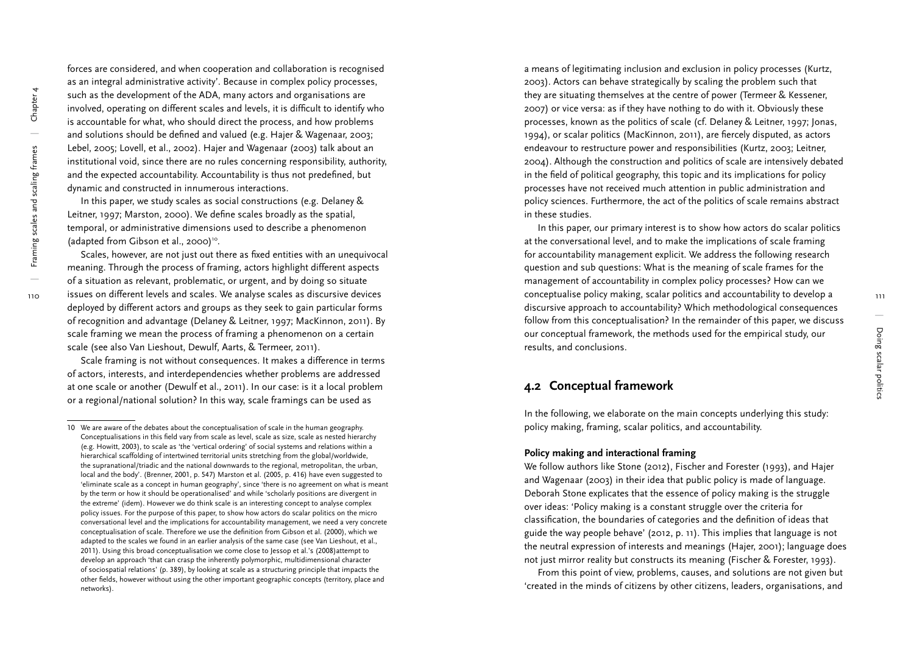forces are considered, and when cooperation and collaboration is recognised as an integral administrative activity'. Because in complex policy processes, such as the development of the ADA, many actors and organisations are involved, operating on different scales and levels, it is difficult to identify who is accountable for what, who should direct the process, and how problems and solutions should be defined and valued (e.g. Hajer & Wagenaar, 2003; Lebel, 2005; Lovell, et al., 2002). Hajer and Wagenaar (2003) talk about an institutional void, since there are no rules concerning responsibility, authority, and the expected accountability. Accountability is thus not predefined, but dynamic and constructed in innumerous interactions.

In this paper, we study scales as social constructions (e.g. Delaney & Leitner, 1997; Marston, 2000). We define scales broadly as the spatial, temporal, or administrative dimensions used to describe a phenomenon (adapted from Gibson et al., 2000)[10].

Scales, however, are not just out there as fixed entities with an unequivocal meaning. Through the process of framing, actors highlight different aspects of a situation as relevant, problematic, or urgent, and by doing so situate issues on different levels and scales. We analyse scales as discursive devices deployed by different actors and groups as they seek to gain particular forms of recognition and advantage (Delaney & Leitner, 1997; MacKinnon, 2011). By scale framing we mean the process of framing a phenomenon on a certain scale (see also Van Lieshout, Dewulf, Aarts, & Termeer, 2011).

Scale framing is not without consequences. It makes a difference in terms of actors, interests, and interdependencies whether problems are addressed at one scale or another (Dewulf et al., 2011). In our case: is it a local problem or a regional/national solution? In this way, scale framings can be used as a means of legitimating inclusion and exclusion in policy processes (Kurtz, 2003). Actors can behave strategically by scaling the problem such that they are situating themselves at the centre of power (Termeer & Kessener, 2007) or vice versa: as if they have nothing to do with it. Obviously these processes, known as the politics of scale (cf. Delaney & Leitner, 1997; Jonas, 1994), or scalar politics (MacKinnon, 2011), are fiercely disputed, as actors endeavour to restructure power and responsibilities (Kurtz, 2003; Leitner, 2004). Although the construction and politics of scale are intensively debated in the field of political geography, this topic and its implications for policy processes have not received much attention in public administration and policy sciences. Furthermore, the act of the politics of scale remains abstract in these studies.

In this paper, our primary interest is to show how actors do scalar politics at the conversational level, and to make the implications of scale framing for accountability management explicit. We address the following research question and sub questions: What is the meaning of scale frames for the management of accountability in complex policy processes? How can we conceptualise policy making, scalar politics and accountability to develop a discursive approach to accountability? Which methodological consequences follow from this conceptualisation? In the remainder of this paper, we discuss our conceptual framework, the methods used for the empirical study, our results, and conclusions.

## 4.2 Conceptual framework

In the following, we elaborate on the main concepts underlying this study: policy making, framing, scalar politics, and accountability.

### Policy making and interactional framing

We follow authors like Stone (2012), Fischer and Forester (1993), and Hajer and Wagenaar (2003) in their idea that public policy is made of language. Deborah Stone explicates that the essence of policy making is the struggle over ideas: 'Policy making is a constant struggle over the criteria for classification, the boundaries of categories and the definition of ideas that guide the way people behave' (2012, p. 11). This implies that language is not the neutral expression of interests and meanings (Hajer, 2001); language does not just mirror reality but constructs its meaning (Fischer & Forester, 1993).

From this point of view, problems, causes, and solutions are not given but 'created in the minds of citizens by other citizens, leaders, organisations, and

---

10 We are aware of the debates about the conceptualisation of scale in the human geography. Conceptualisations in this field vary from scale as level, scale as size, scale as nested hierarchy (e.g. Howitt, 2003), to scale as 'the 'vertical ordering' of social systems and relations within a hierarchical scaffolding of intertwined territorial units stretching from the global/worldwide, the supranational/triadic and the national downwards to the regional, metropolitan, the urban, local and the body'. (Brenner, 2001, p. 547) Marston et al. (2005, p. 416) have even suggested to 'eliminate scale as a concept in human geography', since 'there is no agreement on what is meant by the term or how it should be operationalised' and while 'scholarly positions are divergent in the extreme' (idem). However we do think scale is an interesting concept to analyse complex policy issues. For the purpose of this paper, to show how actors do scalar politics on the micro conversational level and the implications for accountability management, we need a very concrete conceptualisation of scale. Therefore we use the definition from Gibson et al. (2000), which we adapted to the scales we found in an earlier analysis of the same case (see Van Lieshout, et al., 2011). Using this broad conceptualisation we come close to Jessop et al.'s (2008)attempt to develop an approach 'that can crasp the inherently polymorphic, multidimensional character of sociospatial relations' (p. 389), by looking at scale as a structuring principle that impacts the other fields, however without using the other important geographic concepts (territory, place and networks).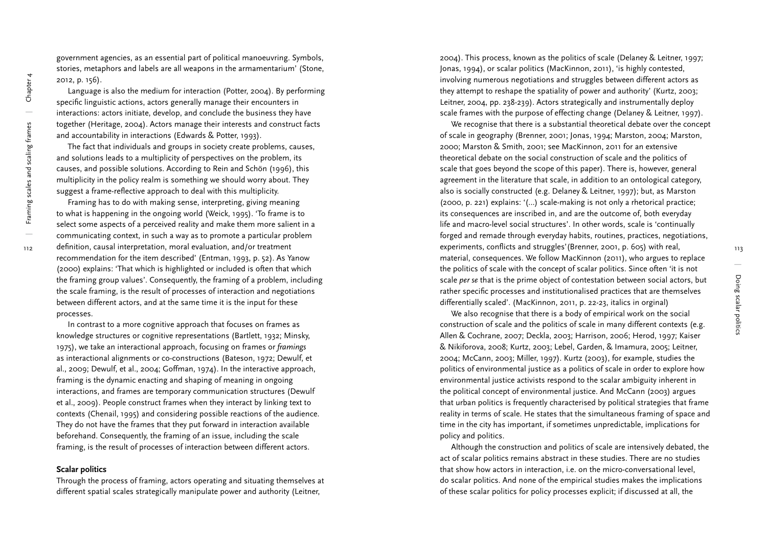government agencies, as an essential part of political manoeuvring. Symbols, stories, metaphors and labels are all weapons in the armamentarium' (Stone, 2012, p. 156).

Language is also the medium for interaction (Potter, 2004). By performing specific linguistic actions, actors generally manage their encounters in interactions: actors initiate, develop, and conclude the business they have together (Heritage, 2004). Actors manage their interests and construct facts and accountability in interactions (Edwards & Potter, 1993).

The fact that individuals and groups in society create problems, causes, and solutions leads to a multiplicity of perspectives on the problem, its causes, and possible solutions. According to Rein and Schön (1996), this multiplicity in the policy realm is something we should worry about. They suggest a frame-reflective approach to deal with this multiplicity.

Framing has to do with making sense, interpreting, giving meaning to what is happening in the ongoing world (Weick, 1995). 'To frame is to select some aspects of a perceived reality and make them more salient in a communicating context, in such a way as to promote a particular problem definition, causal interpretation, moral evaluation, and/or treatment recommendation for the item described' (Entman, 1993, p. 52). As Yanow (2000) explains: 'That which is highlighted or included is often that which the framing group values'. Consequently, the framing of a problem, including the scale framing, is the result of processes of interaction and negotiations between different actors, and at the same time it is the input for these processes.

In contrast to a more cognitive approach that focuses on frames as knowledge structures or cognitive representations (Bartlett, 1932; Minsky, 1975), we take an interactional approach, focusing on frames or *framings* as interactional alignments or co-constructions (Bateson, 1972; Dewulf, et al., 2009; Dewulf, et al., 2004; Goffman, 1974). In the interactive approach, framing is the dynamic enacting and shaping of meaning in ongoing interactions, and frames are temporary communication structures (Dewulf et al., 2009). People construct frames when they interact by linking text to contexts (Chenail, 1995) and considering possible reactions of the audience. They do not have the frames that they put forward in interaction available beforehand. Consequently, the framing of an issue, including the scale framing, is the result of processes of interaction between different actors.

### Scalar politics

Through the process of framing, actors operating and situating themselves at different spatial scales strategically manipulate power and authority (Leitner, 2004). This process, known as the politics of scale (Delaney & Leitner, 1997; Jonas, 1994), or scalar politics (MacKinnon, 2011), 'is highly contested, involving numerous negotiations and struggles between different actors as they attempt to reshape the spatiality of power and authority' (Kurtz, 2003; Leitner, 2004, pp. 238-239). Actors strategically and instrumentally deploy scale frames with the purpose of effecting change (Delaney & Leitner, 1997).

We recognise that there is a substantial theoretical debate over the concept of scale in geography (Brenner, 2001; Jonas, 1994; Marston, 2004; Marston, 2000; Marston & Smith, 2001; see MacKinnon, 2011 for an extensive theoretical debate on the social construction of scale and the politics of scale that goes beyond the scope of this paper). There is, however, general agreement in the literature that scale, in addition to an ontological category, also is socially constructed (e.g. Delaney & Leitner, 1997); but, as Marston (2000, p. 221) explains: '(...) scale-making is not only a rhetorical practice; its consequences are inscribed in, and are the outcome of, both everyday life and macro-level social structures'. In other words, scale is 'continually forged and remade through everyday habits, routines, practices, negotiations, experiments, conflicts and struggles'(Brenner, 2001, p. 605) with real, material, consequences. We follow MacKinnon (2011), who argues to replace the politics of scale with the concept of scalar politics. Since often 'it is not scale *per se* that is the prime object of contestation between social actors, but rather specific processes and institutionalised practices that are themselves differentially scaled'. (MacKinnon, 2011, p. 22-23, italics in orginal)

We also recognise that there is a body of empirical work on the social construction of scale and the politics of scale in many different contexts (e.g. Allen & Cochrane, 2007; Deckla, 2003; Harrison, 2006; Herod, 1997; Kaiser & Nikiforova, 2008; Kurtz, 2003; Lebel, Garden, & Imamura, 2005; Leitner, 2004; McCann, 2003; Miller, 1997). Kurtz (2003), for example, studies the politics of environmental justice as a politics of scale in order to explore how environmental justice activists respond to the scalar ambiguity inherent in the political concept of environmental justice. And McCann (2003) argues that urban politics is frequently characterised by political strategies that frame reality in terms of scale. He states that the simultaneous framing of space and time in the city has important, if sometimes unpredictable, implications for policy and politics.

Although the construction and politics of scale are intensively debated, the act of scalar politics remains abstract in these studies. There are no studies that show how actors in interaction, i.e. on the micro-conversational level, do scalar politics. And none of the empirical studies makes the implications of these scalar politics for policy processes explicit; if discussed at all, the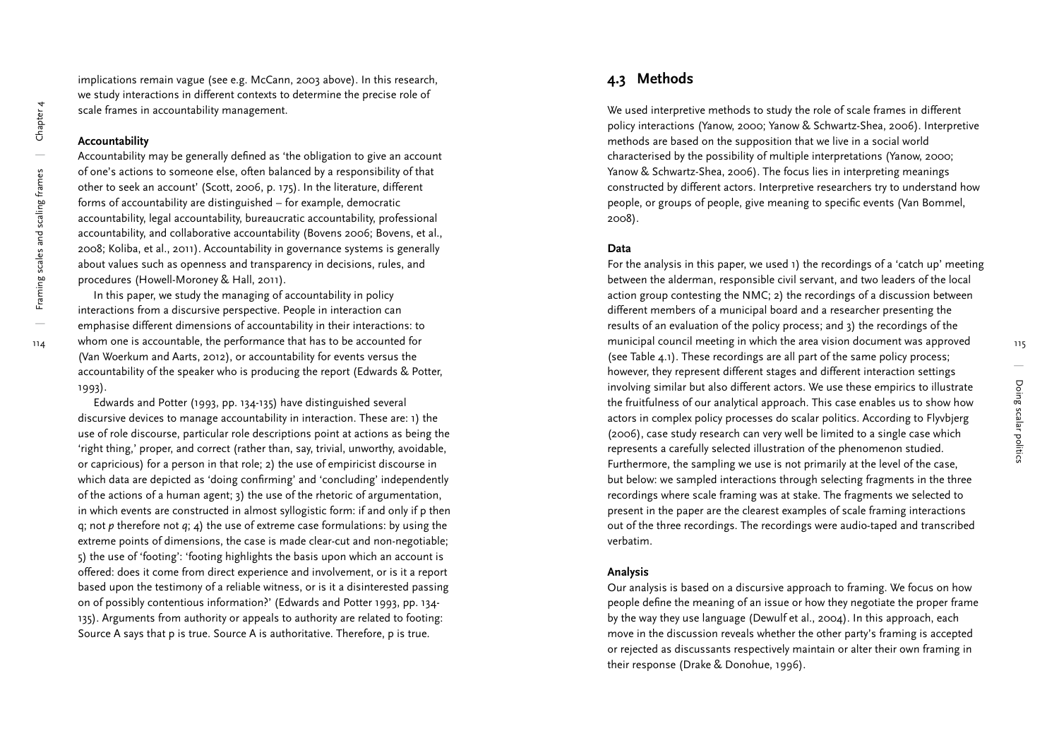implications remain vague (see e.g. McCann, 2003 above). In this research, we study interactions in different contexts to determine the precise role of scale frames in accountability management.

### Accountability

Accountability may be generally defined as 'the obligation to give an account of one's actions to someone else, often balanced by a responsibility of that other to seek an account' (Scott, 2006, p. 175). In the literature, different forms of accountability are distinguished – for example, democratic accountability, legal accountability, bureaucratic accountability, professional accountability, and collaborative accountability (Bovens 2006; Bovens, et al., 2008; Koliba, et al., 2011). Accountability in governance systems is generally about values such as openness and transparency in decisions, rules, and procedures (Howell-Moroney & Hall, 2011).

In this paper, we study the managing of accountability in policy interactions from a discursive perspective. People in interaction can emphasise different dimensions of accountability in their interactions: to whom one is accountable, the performance that has to be accounted for (Van Woerkum and Aarts, 2012), or accountability for events versus the accountability of the speaker who is producing the report (Edwards & Potter, 1993).

Edwards and Potter (1993, pp. 134-135) have distinguished several discursive devices to manage accountability in interaction. These are: 1) the use of role discourse, particular role descriptions point at actions as being the 'right thing,' proper, and correct (rather than, say, trivial, unworthy, avoidable, or capricious) for a person in that role; 2) the use of empiricist discourse in which data are depicted as 'doing confirming' and 'concluding' independently of the actions of a human agent; 3) the use of the rhetoric of argumentation, in which events are constructed in almost syllogistic form: if and only if p then q; not *p* therefore not *q*; 4) the use of extreme case formulations: by using the extreme points of dimensions, the case is made clear-cut and non-negotiable; 5) the use of 'footing': 'footing highlights the basis upon which an account is offered: does it come from direct experience and involvement, or is it a report based upon the testimony of a reliable witness, or is it a disinterested passing on of possibly contentious information?' (Edwards and Potter 1993, pp. 134-135). Arguments from authority or appeals to authority are related to footing: Source A says that p is true. Source A is authoritative. Therefore, p is true.

## 4.3 Methods

We used interpretive methods to study the role of scale frames in different policy interactions (Yanow, 2000; Yanow & Schwartz-Shea, 2006). Interpretive methods are based on the supposition that we live in a social world characterised by the possibility of multiple interpretations (Yanow, 2000; Yanow & Schwartz-Shea, 2006). The focus lies in interpreting meanings constructed by different actors. Interpretive researchers try to understand how people, or groups of people, give meaning to specific events (Van Bommel, 2008).

### Data

For the analysis in this paper, we used 1) the recordings of a 'catch up' meeting between the alderman, responsible civil servant, and two leaders of the local action group contesting the NMC; 2) the recordings of a discussion between different members of a municipal board and a researcher presenting the results of an evaluation of the policy process; and 3) the recordings of the municipal council meeting in which the area vision document was approved (see Table 4.1). These recordings are all part of the same policy process; however, they represent different stages and different interaction settings involving similar but also different actors. We use these empirics to illustrate the fruitfulness of our analytical approach. This case enables us to show how actors in complex policy processes do scalar politics. According to Flyvbjerg (2006), case study research can very well be limited to a single case which represents a carefully selected illustration of the phenomenon studied. Furthermore, the sampling we use is not primarily at the level of the case, but below: we sampled interactions through selecting fragments in the three recordings where scale framing was at stake. The fragments we selected to present in the paper are the clearest examples of scale framing interactions out of the three recordings. The recordings were audio-taped and transcribed verbatim.

### Analysis

Our analysis is based on a discursive approach to framing. We focus on how people define the meaning of an issue or how they negotiate the proper frame by the way they use language (Dewulf et al., 2004). In this approach, each move in the discussion reveals whether the other party's framing is accepted or rejected as discussants respectively maintain or alter their own framing in their response (Drake & Donohue, 1996).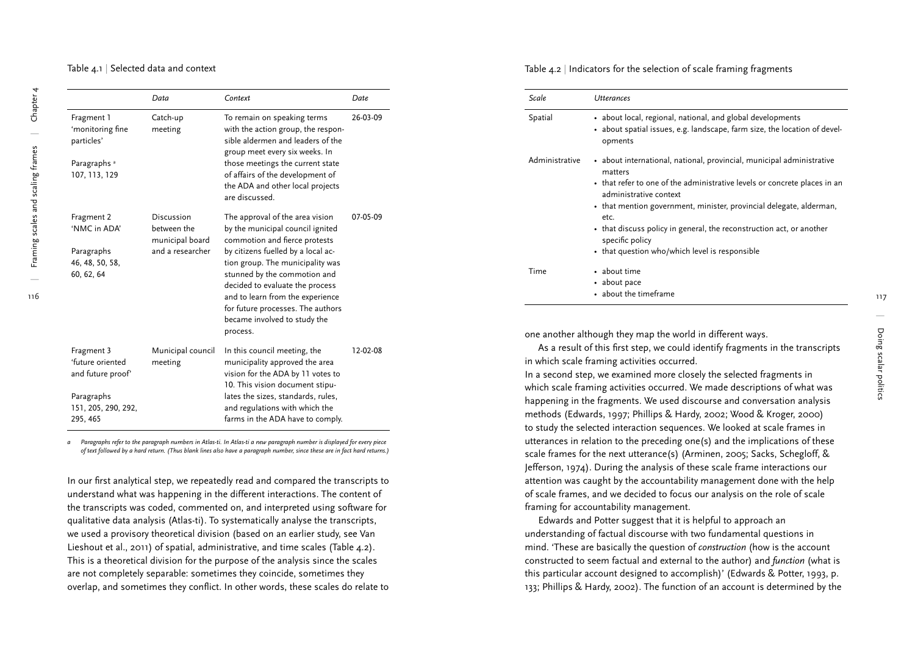Table 4.1 | Selected data and context

| | Data | Context | Date |
|---|---|---|---|
| Fragment 1 'monitoring fine particles'<br><br>Paragraphs [a] 107, 113, 129 | Catch-up meeting | To remain on speaking terms with the action group, the responsible aldermen and leaders of the group meet every six weeks. In those meetings the current state of affairs of the development of the ADA and other local projects are discussed. | 26-03-09 |
| Fragment 2 'NMC in ADA'<br><br>Paragraphs 46, 48, 50, 58, 60, 62, 64 | Discussion between the municipal board and a researcher | The approval of the area vision by the municipal council ignited commotion and fierce protests by citizens fuelled by a local action group. The municipality was stunned by the commotion and decided to evaluate the process and to learn from the experience for future processes. The authors became involved to study the process. | 07-05-09 |
| Fragment 3 'future oriented and future proof'<br><br>Paragraphs 151, 205, 290, 292, 295, 465 | Municipal council meeting | In this council meeting, the municipality approved the area vision for the ADA by 11 votes to 10. This vision document stipulates the sizes, standards, rules, and regulations with which the farms in the ADA have to comply. | 12-02-08 |

*a Paragraphs refer to the paragraph numbers in Atlas-ti. In Atlas-ti a new paragraph number is displayed for every piece of text followed by a hard return. (Thus blank lines also have a paragraph number, since these are in fact hard returns.)*

In our first analytical step, we repeatedly read and compared the transcripts to understand what was happening in the different interactions. The content of the transcripts was coded, commented on, and interpreted using software for qualitative data analysis (Atlas-ti). To systematically analyse the transcripts, we used a provisory theoretical division (based on an earlier study, see Van Lieshout et al., 2011) of spatial, administrative, and time scales (Table 4.2). This is a theoretical division for the purpose of the analysis since the scales are not completely separable: sometimes they coincide, sometimes they overlap, and sometimes they conflict. In other words, these scales do relate to one another although they map the world in different ways.

Table 4.2 | Indicators for the selection of scale framing fragments

| Scale | Utterances |
|---|---|
| Spatial | • about local, regional, national, and global developments<br>• about spatial issues, e.g. landscape, farm size, the location of developments |
| Administrative | • about international, national, provincial, municipal administrative matters<br>• that refer to one of the administrative levels or concrete places in an administrative context<br>• that mention government, minister, provincial delegate, alderman, etc.<br>• that discuss policy in general, the reconstruction act, or another specific policy<br>• that question who/which level is responsible |
| Time | • about time<br>• about pace<br>• about the timeframe |

As a result of this first step, we could identify fragments in the transcripts in which scale framing activities occurred.

In a second step, we examined more closely the selected fragments in which scale framing activities occurred. We made descriptions of what was happening in the fragments. We used discourse and conversation analysis methods (Edwards, 1997; Phillips & Hardy, 2002; Wood & Kroger, 2000) to study the selected interaction sequences. We looked at scale frames in utterances in relation to the preceding one(s) and the implications of these scale frames for the next utterance(s) (Arminen, 2005; Sacks, Schegloff, & Jefferson, 1974). During the analysis of these scale frame interactions our attention was caught by the accountability management done with the help of scale frames, and we decided to focus our analysis on the role of scale framing for accountability management.

Edwards and Potter suggest that it is helpful to approach an understanding of factual discourse with two fundamental questions in mind. 'These are basically the question of *construction* (how is the account constructed to seem factual and external to the author) and *function* (what is this particular account designed to accomplish)' (Edwards & Potter, 1993, p. 133; Phillips & Hardy, 2002). The function of an account is determined by the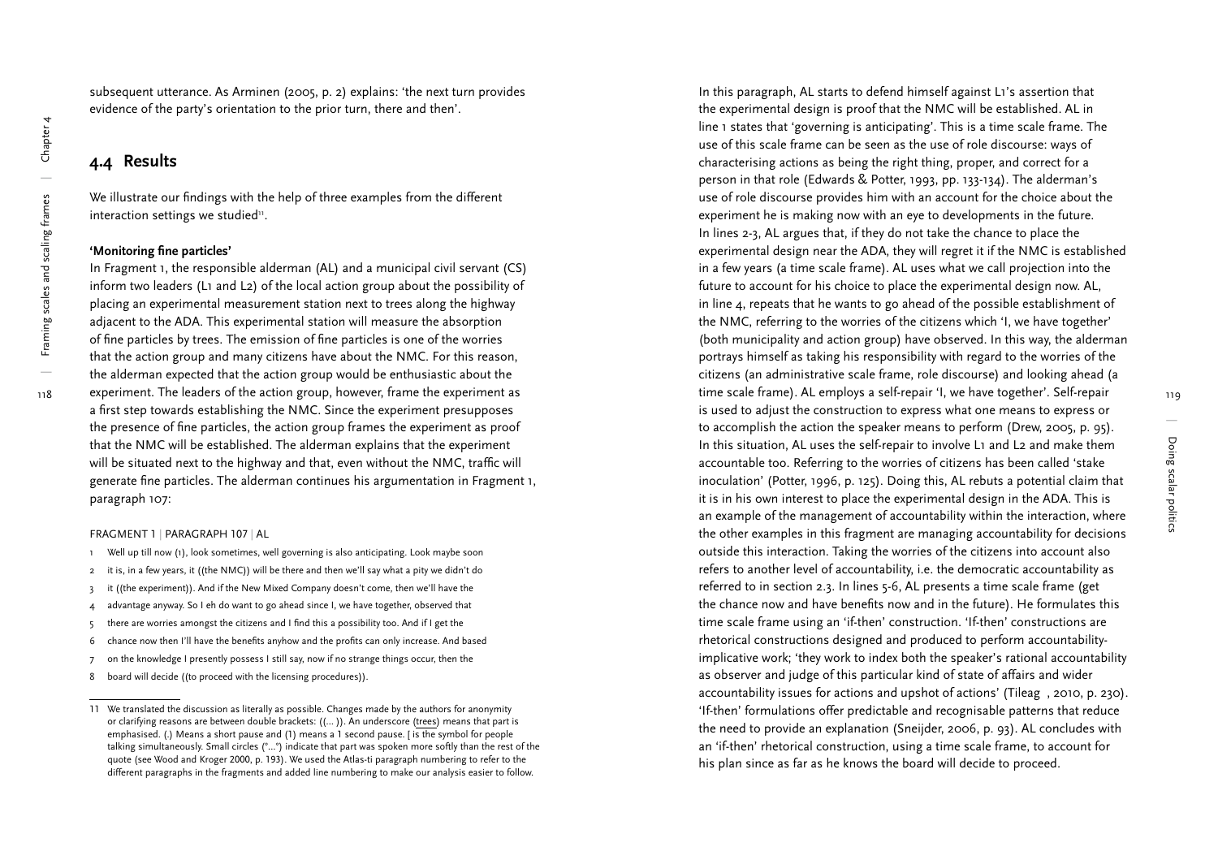subsequent utterance. As Arminen (2005, p. 2) explains: 'the next turn provides evidence of the party's orientation to the prior turn, there and then'.

## 4.4 Results

We illustrate our findings with the help of three examples from the different interaction settings we studied[11].

### 'Monitoring fine particles'

In Fragment 1, the responsible alderman (AL) and a municipal civil servant (CS) inform two leaders (L1 and L2) of the local action group about the possibility of placing an experimental measurement station next to trees along the highway adjacent to the ADA. This experimental station will measure the absorption of fine particles by trees. The emission of fine particles is one of the worries that the action group and many citizens have about the NMC. For this reason, the alderman expected that the action group would be enthusiastic about the experiment. The leaders of the action group, however, frame the experiment as a first step towards establishing the NMC. Since the experiment presupposes the presence of fine particles, the action group frames the experiment as proof that the NMC will be established. The alderman explains that the experiment will be situated next to the highway and that, even without the NMC, traffic will generate fine particles. The alderman continues his argumentation in Fragment 1, paragraph 107:

FRAGMENT 1 | PARAGRAPH 107 | AL

1 Well up till now (1), look sometimes, well governing is also anticipating. Look maybe soon
2 it is, in a few years, it ((the NMC)) will be there and then we'll say what a pity we didn't do
3 it ((the experiment)). And if the New Mixed Company doesn't come, then we'll have the
4 advantage anyway. So I eh do want to go ahead since I, we have together, observed that
5 there are worries amongst the citizens and I find this a possibility too. And if I get the
6 chance now then I'll have the benefits anyhow and the profits can only increase. And based
7 on the knowledge I presently possess I still say, now if no strange things occur, then the
8 board will decide ((to proceed with the licensing procedures)).

In this paragraph, AL starts to defend himself against L1's assertion that the experimental design is proof that the NMC will be established. AL in line 1 states that 'governing is anticipating'. This is a time scale frame. The use of this scale frame can be seen as the use of role discourse: ways of characterising actions as being the right thing, proper, and correct for a person in that role (Edwards & Potter, 1993, pp. 133-134). The alderman's use of role discourse provides him with an account for the choice about the experiment he is making now with an eye to developments in the future. In lines 2-3, AL argues that, if they do not take the chance to place the experimental design near the ADA, they will regret it if the NMC is established in a few years (a time scale frame). AL uses what we call projection into the future to account for his choice to place the experimental design now. AL, in line 4, repeats that he wants to go ahead of the possible establishment of the NMC, referring to the worries of the citizens which 'I, we have together' (both municipality and action group) have observed. In this way, the alderman portrays himself as taking his responsibility with regard to the worries of the citizens (an administrative scale frame, role discourse) and looking ahead (a time scale frame). AL employs a self-repair 'I, we have together'. Self-repair is used to adjust the construction to express what one means to express or to accomplish the action the speaker means to perform (Drew, 2005, p. 95). In this situation, AL uses the self-repair to involve L1 and L2 and make them accountable too. Referring to the worries of citizens has been called 'stake inoculation' (Potter, 1996, p. 125). Doing this, AL rebuts a potential claim that it is in his own interest to place the experimental design in the ADA. This is an example of the management of accountability within the interaction, where the other examples in this fragment are managing accountability for decisions outside this interaction. Taking the worries of the citizens into account also refers to another level of accountability, i.e. the democratic accountability as referred to in section 2.3. In lines 5-6, AL presents a time scale frame (get the chance now and have benefits now and in the future). He formulates this time scale frame using an 'if-then' construction. 'If-then' constructions are rhetorical constructions designed and produced to perform accountability-implicative work; 'they work to index both the speaker's rational accountability as observer and judge of this particular kind of state of affairs and wider accountability issues for actions and upshot of actions' (Tileag , 2010, p. 230). 'If-then' formulations offer predictable and recognisable patterns that reduce the need to provide an explanation (Sneijder, 2006, p. 93). AL concludes with an 'if-then' rhetorical construction, using a time scale frame, to account for his plan since as far as he knows the board will decide to proceed.

---

[11] We translated the discussion as literally as possible. Changes made by the authors for anonymity or clarifying reasons are between double brackets: ((... )). An underscore (trees) means that part is emphasised. (.) Means a short pause and (1) means a 1 second pause. [ is the symbol for people talking simultaneously. Small circles (°...°) indicate that part was spoken more softly than the rest of the quote (see Wood and Kroger 2000, p. 193). We used the Atlas-ti paragraph numbering to refer to the different paragraphs in the fragments and added line numbering to make our analysis easier to follow.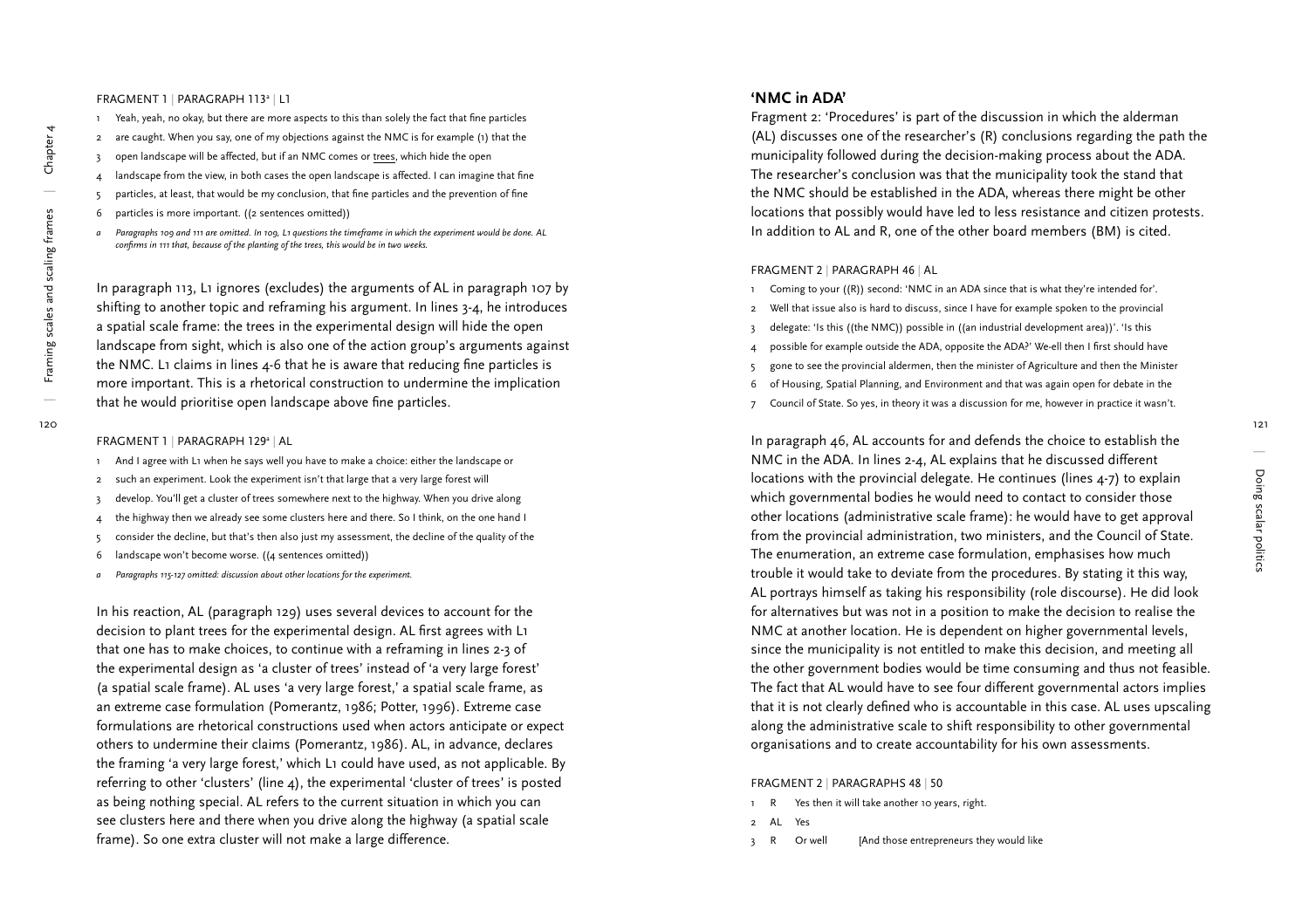FRAGMENT 1 | PARAGRAPH 113[a] | L1

1 Yeah, yeah, no okay, but there are more aspects to this than solely the fact that fine particles
2 are caught. When you say, one of my objections against the NMC is for example (1) that the
3 open landscape will be affected, but if an NMC comes or trees, which hide the open
4 landscape from the view, in both cases the open landscape is affected. I can imagine that fine
5 particles, at least, that would be my conclusion, that fine particles and the prevention of fine
6 particles is more important. ((2 sentences omitted))

*a Paragraphs 109 and 111 are omitted. In 109, L1 questions the timeframe in which the experiment would be done. AL confirms in 111 that, because of the planting of the trees, this would be in two weeks.*

In paragraph 113, L1 ignores (excludes) the arguments of AL in paragraph 107 by shifting to another topic and reframing his argument. In lines 3-4, he introduces a spatial scale frame: the trees in the experimental design will hide the open landscape from sight, which is also one of the action group's arguments against the NMC. L1 claims in lines 4-6 that he is aware that reducing fine particles is more important. This is a rhetorical construction to undermine the implication that he would prioritise open landscape above fine particles.

FRAGMENT 1 | PARAGRAPH 129[a] | AL

1 And I agree with L1 when he says well you have to make a choice: either the landscape or
2 such an experiment. Look the experiment isn't that large that a very large forest will
3 develop. You'll get a cluster of trees somewhere next to the highway. When you drive along
4 the highway then we already see some clusters here and there. So I think, on the one hand I
5 consider the decline, but that's then also just my assessment, the decline of the quality of the
6 landscape won't become worse. ((4 sentences omitted))

*a Paragraphs 115-127 omitted: discussion about other locations for the experiment.*

In his reaction, AL (paragraph 129) uses several devices to account for the decision to plant trees for the experimental design. AL first agrees with L1 that one has to make choices, to continue with a reframing in lines 2-3 of the experimental design as 'a cluster of trees' instead of 'a very large forest' (a spatial scale frame). AL uses 'a very large forest,' a spatial scale frame, as an extreme case formulation (Pomerantz, 1986; Potter, 1996). Extreme case formulations are rhetorical constructions used when actors anticipate or expect others to undermine their claims (Pomerantz, 1986). AL, in advance, declares the framing 'a very large forest,' which L1 could have used, as not applicable. By referring to other 'clusters' (line 4), the experimental 'cluster of trees' is posted as being nothing special. AL refers to the current situation in which you can see clusters here and there when you drive along the highway (a spatial scale frame). So one extra cluster will not make a large difference.

## 'NMC in ADA'

Fragment 2: 'Procedures' is part of the discussion in which the alderman (AL) discusses one of the researcher's (R) conclusions regarding the path the municipality followed during the decision-making process about the ADA. The researcher's conclusion was that the municipality took the stand that the NMC should be established in the ADA, whereas there might be other locations that possibly would have led to less resistance and citizen protests. In addition to AL and R, one of the other board members (BM) is cited.

FRAGMENT 2 | PARAGRAPH 46 | AL

1 Coming to your ((R)) second: 'NMC in an ADA since that is what they're intended for'.
2 Well that issue also is hard to discuss, since I have for example spoken to the provincial
3 delegate: 'Is this ((the NMC)) possible in ((an industrial development area))'. 'Is this
4 possible for example outside the ADA, opposite the ADA?' We-ell then I first should have
5 gone to see the provincial aldermen, then the minister of Agriculture and then the Minister
6 of Housing, Spatial Planning, and Environment and that was again open for debate in the
7 Council of State. So yes, in theory it was a discussion for me, however in practice it wasn't.

In paragraph 46, AL accounts for and defends the choice to establish the NMC in the ADA. In lines 2-4, AL explains that he discussed different locations with the provincial delegate. He continues (lines 4-7) to explain which governmental bodies he would need to contact to consider those other locations (administrative scale frame): he would have to get approval from the provincial administration, two ministers, and the Council of State. The enumeration, an extreme case formulation, emphasises how much trouble it would take to deviate from the procedures. By stating it this way, AL portrays himself as taking his responsibility (role discourse). He did look for alternatives but was not in a position to make the decision to realise the NMC at another location. He is dependent on higher governmental levels, since the municipality is not entitled to make this decision, and meeting all the other government bodies would be time consuming and thus not feasible. The fact that AL would have to see four different governmental actors implies that it is not clearly defined who is accountable in this case. AL uses upscaling along the administrative scale to shift responsibility to other governmental organisations and to create accountability for his own assessments.

FRAGMENT 2 | PARAGRAPHS 48 | 50

1 R Yes then it will take another 10 years, right.
2 AL Yes
3 R Or well [And those entrepreneurs they would like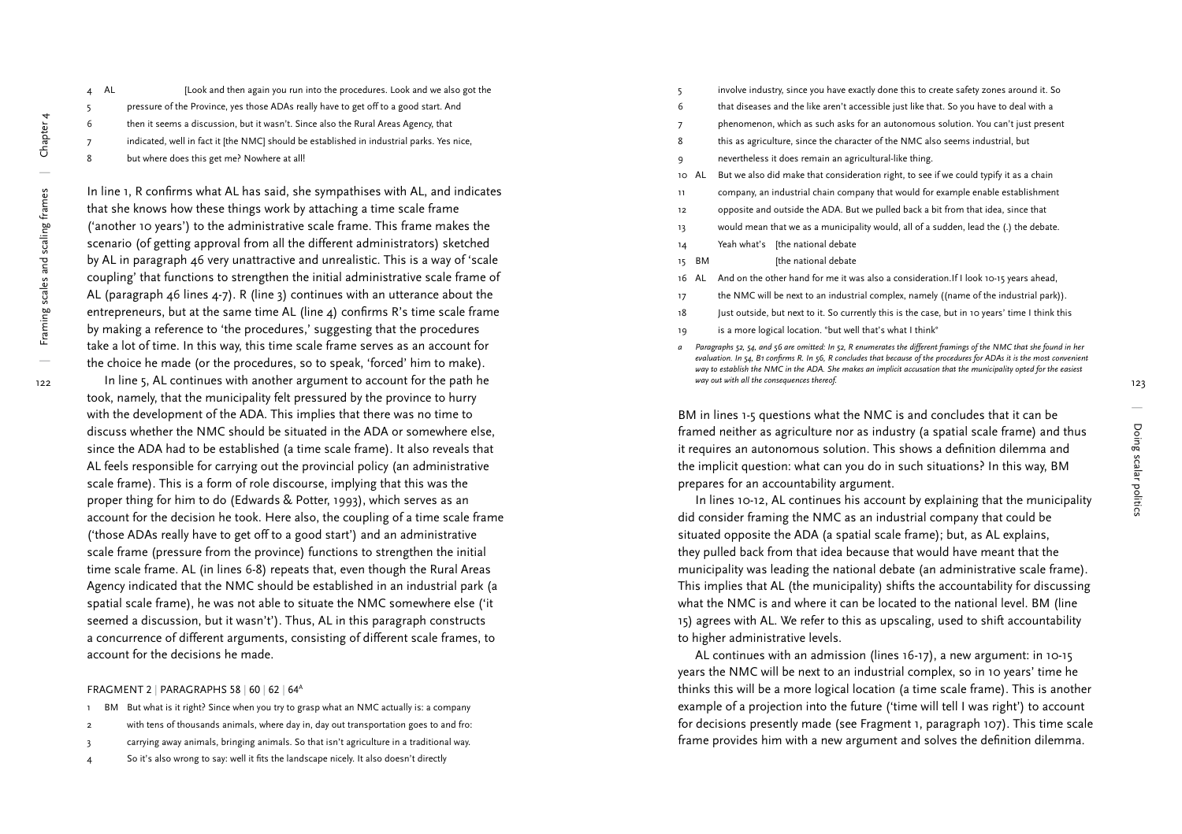4 AL [Look and then again you run into the procedures. Look and we also got the
5 pressure of the Province, yes those ADAs really have to get off to a good start. And
6 then it seems a discussion, but it wasn't. Since also the Rural Areas Agency, that
7 indicated, well in fact it [the NMC] should be established in industrial parks. Yes nice,
8 but where does this get me? Nowhere at all!

In line 1, R confirms what AL has said, she sympathises with AL, and indicates that she knows how these things work by attaching a time scale frame ('another 10 years') to the administrative scale frame. This frame makes the scenario (of getting approval from all the different administrators) sketched by AL in paragraph 46 very unattractive and unrealistic. This is a way of 'scale coupling' that functions to strengthen the initial administrative scale frame of AL (paragraph 46 lines 4-7). R (line 3) continues with an utterance about the entrepreneurs, but at the same time AL (line 4) confirms R's time scale frame by making a reference to 'the procedures,' suggesting that the procedures take a lot of time. In this way, this time scale frame serves as an account for the choice he made (or the procedures, so to speak, 'forced' him to make).

In line 5, AL continues with another argument to account for the path he took, namely, that the municipality felt pressured by the province to hurry with the development of the ADA. This implies that there was no time to discuss whether the NMC should be situated in the ADA or somewhere else, since the ADA had to be established (a time scale frame). It also reveals that AL feels responsible for carrying out the provincial policy (an administrative scale frame). This is a form of role discourse, implying that this was the proper thing for him to do (Edwards & Potter, 1993), which serves as an account for the decision he took. Here also, the coupling of a time scale frame ('those ADAs really have to get off to a good start') and an administrative scale frame (pressure from the province) functions to strengthen the initial time scale frame. AL (in lines 6-8) repeats that, even though the Rural Areas Agency indicated that the NMC should be established in an industrial park (a spatial scale frame), he was not able to situate the NMC somewhere else ('it seemed a discussion, but it wasn't'). Thus, AL in this paragraph constructs a concurrence of different arguments, consisting of different scale frames, to account for the decisions he made.

FRAGMENT 2 | PARAGRAPHS 58 | 60 | 62 | 64[a]

1 BM But what is it right? Since when you try to grasp what an NMC actually is: a company
2 with tens of thousands animals, where day in, day out transportation goes to and fro:
3 carrying away animals, bringing animals. So that isn't agriculture in a traditional way.
4 So it's also wrong to say: well it fits the landscape nicely. It also doesn't directly
5 involve industry, since you have exactly done this to create safety zones around it. So
6 that diseases and the like aren't accessible just like that. So you have to deal with a
7 phenomenon, which as such asks for an autonomous solution. You can't just present
8 this as agriculture, since the character of the NMC also seems industrial, but
9 nevertheless it does remain an agricultural-like thing.
10 AL But we also did make that consideration right, to see if we could typify it as a chain
11 company, an industrial chain company that would for example enable establishment
12 opposite and outside the ADA. But we pulled back a bit from that idea, since that
13 would mean that we as a municipality would, all of a sudden, lead the (.) the debate.
14 Yeah what's [the national debate
15 BM [the national debate
16 AL And on the other hand for me it was also a consideration.If I look 10-15 years ahead,
17 the NMC will be next to an industrial complex, namely ((name of the industrial park)).
18 Just outside, but next to it. So currently this is the case, but in 10 years' time I think this
19 is a more logical location. °but well that's what I think°

*a Paragraphs 52, 54, and 56 are omitted: In 52, R enumerates the different framings of the NMC that she found in her evaluation. In 54, B1 confirms R. In 56, R concludes that because of the procedures for ADAs it is the most convenient way to establish the NMC in the ADA. She makes an implicit accusation that the municipality opted for the easiest way out with all the consequences thereof.*

BM in lines 1-5 questions what the NMC is and concludes that it can be framed neither as agriculture nor as industry (a spatial scale frame) and thus it requires an autonomous solution. This shows a definition dilemma and the implicit question: what can you do in such situations? In this way, BM prepares for an accountability argument.

In lines 10-12, AL continues his account by explaining that the municipality did consider framing the NMC as an industrial company that could be situated opposite the ADA (a spatial scale frame); but, as AL explains, they pulled back from that idea because that would have meant that the municipality was leading the national debate (an administrative scale frame). This implies that AL (the municipality) shifts the accountability for discussing what the NMC is and where it can be located to the national level. BM (line 15) agrees with AL. We refer to this as upscaling, used to shift accountability to higher administrative levels.

AL continues with an admission (lines 16-17), a new argument: in 10-15 years the NMC will be next to an industrial complex, so in 10 years' time he thinks this will be a more logical location (a time scale frame). This is another example of a projection into the future ('time will tell I was right') to account for decisions presently made (see Fragment 1, paragraph 107). This time scale frame provides him with a new argument and solves the definition dilemma.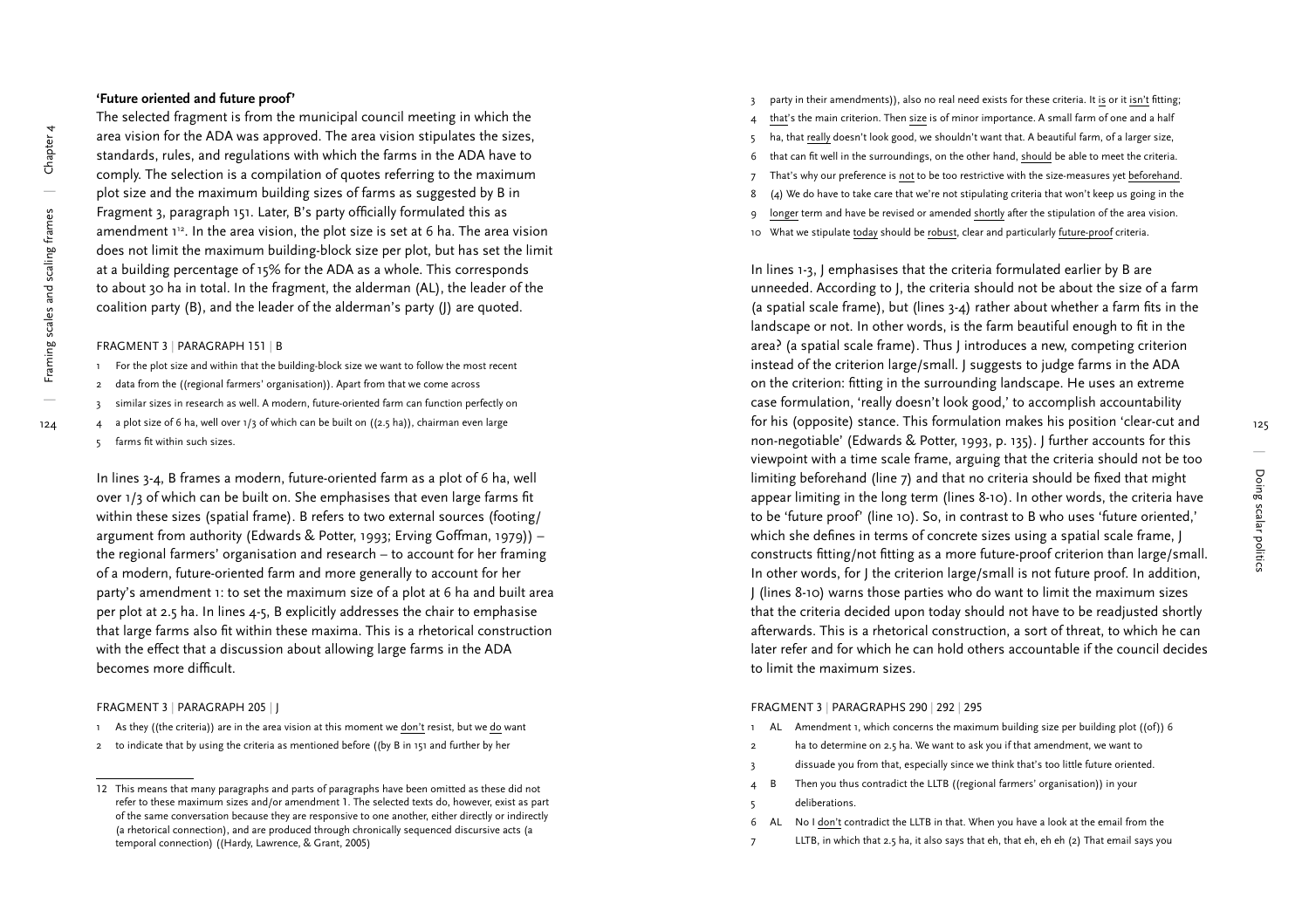### 'Future oriented and future proof'

The selected fragment is from the municipal council meeting in which the area vision for the ADA was approved. The area vision stipulates the sizes, standards, rules, and regulations with which the farms in the ADA have to comply. The selection is a compilation of quotes referring to the maximum plot size and the maximum building sizes of farms as suggested by B in Fragment 3, paragraph 151. Later, B's party officially formulated this as amendment 1[12]. In the area vision, the plot size is set at 6 ha. The area vision does not limit the maximum building-block size per plot, but has set the limit at a building percentage of 15% for the ADA as a whole. This corresponds to about 30 ha in total. In the fragment, the alderman (AL), the leader of the coalition party (B), and the leader of the alderman's party (J) are quoted.

FRAGMENT 3 | PARAGRAPH 151 | B

1 For the plot size and within that the building-block size we want to follow the most recent
2 data from the ((regional farmers' organisation)). Apart from that we come across
3 similar sizes in research as well. A modern, future-oriented farm can function perfectly on
4 a plot size of 6 ha, well over 1/3 of which can be built on ((2.5 ha)), chairman even large
5 farms fit within such sizes.

In lines 3-4, B frames a modern, future-oriented farm as a plot of 6 ha, well over 1/3 of which can be built on. She emphasises that even large farms fit within these sizes (spatial frame). B refers to two external sources (footing/argument from authority (Edwards & Potter, 1993; Erving Goffman, 1979)) – the regional farmers' organisation and research – to account for her framing of a modern, future-oriented farm and more generally to account for her party's amendment 1: to set the maximum size of a plot at 6 ha and built area per plot at 2.5 ha. In lines 4-5, B explicitly addresses the chair to emphasise that large farms also fit within these maxima. This is a rhetorical construction with the effect that a discussion about allowing large farms in the ADA becomes more difficult.

FRAGMENT 3 | PARAGRAPH 205 | J

1 As they ((the criteria)) are in the area vision at this moment we <u>don't</u> resist, but we <u>do</u> want
2 to indicate that by using the criteria as mentioned before ((by B in 151 and further by her
3 party in their amendments)), also no real need exists for these criteria. It <u>is</u> or it <u>isn't</u> fitting;
4 <u>that</u>'s the main criterion. Then <u>size</u> is of minor importance. A small farm of one and a half
5 ha, that <u>really</u> doesn't look good, we shouldn't want that. A beautiful farm, of a larger size,
6 that can fit well in the surroundings, on the other hand, <u>should</u> be able to meet the criteria.
7 That's why our preference is <u>not</u> to be too restrictive with the size-measures yet <u>beforehand</u>.
8 (4) We do have to take care that we're not stipulating criteria that won't keep us going in the
9 <u>longer</u> term and have be revised or amended <u>shortly</u> after the stipulation of the area vision.
10 What we stipulate <u>today</u> should be <u>robust</u>, clear and particularly <u>future-proof</u> criteria.

In lines 1-3, J emphasises that the criteria formulated earlier by B are unneeded. According to J, the criteria should not be about the size of a farm (a spatial scale frame), but (lines 3-4) rather about whether a farm fits in the landscape or not. In other words, is the farm beautiful enough to fit in the area? (a spatial scale frame). Thus J introduces a new, competing criterion instead of the criterion large/small. J suggests to judge farms in the ADA on the criterion: fitting in the surrounding landscape. He uses an extreme case formulation, 'really doesn't look good,' to accomplish accountability for his (opposite) stance. This formulation makes his position 'clear-cut and non-negotiable' (Edwards & Potter, 1993, p. 135). J further accounts for this viewpoint with a time scale frame, arguing that the criteria should not be too limiting beforehand (line 7) and that no criteria should be fixed that might appear limiting in the long term (lines 8-10). In other words, the criteria have to be 'future proof' (line 10). So, in contrast to B who uses 'future oriented,' which she defines in terms of concrete sizes using a spatial scale frame, J constructs fitting/not fitting as a more future-proof criterion than large/small. In other words, for J the criterion large/small is not future proof. In addition, J (lines 8-10) warns those parties who do want to limit the maximum sizes that the criteria decided upon today should not have to be readjusted shortly afterwards. This is a rhetorical construction, a sort of threat, to which he can later refer and for which he can hold others accountable if the council decides to limit the maximum sizes.

FRAGMENT 3 | PARAGRAPHS 290 | 292 | 295

1 AL Amendment 1, which concerns the maximum building size per building plot ((of)) 6
2 ha to determine on 2.5 ha. We want to ask you if that amendment, we want to
3 dissuade you from that, especially since we think that's too little future oriented.
4 B Then you thus contradict the LLTB ((regional farmers' organisation)) in your
5 deliberations.
6 AL No I <u>don't</u> contradict the LLTB in that. When you have a look at the email from the
7 LLTB, in which that 2.5 ha, it also says that eh, that eh, eh eh (2) That email says you

---

12 This means that many paragraphs and parts of paragraphs have been omitted as these did not refer to these maximum sizes and/or amendment 1. The selected texts do, however, exist as part of the same conversation because they are responsive to one another, either directly or indirectly (a rhetorical connection), and are produced through chronically sequenced discursive acts (a temporal connection) ((Hardy, Lawrence, & Grant, 2005)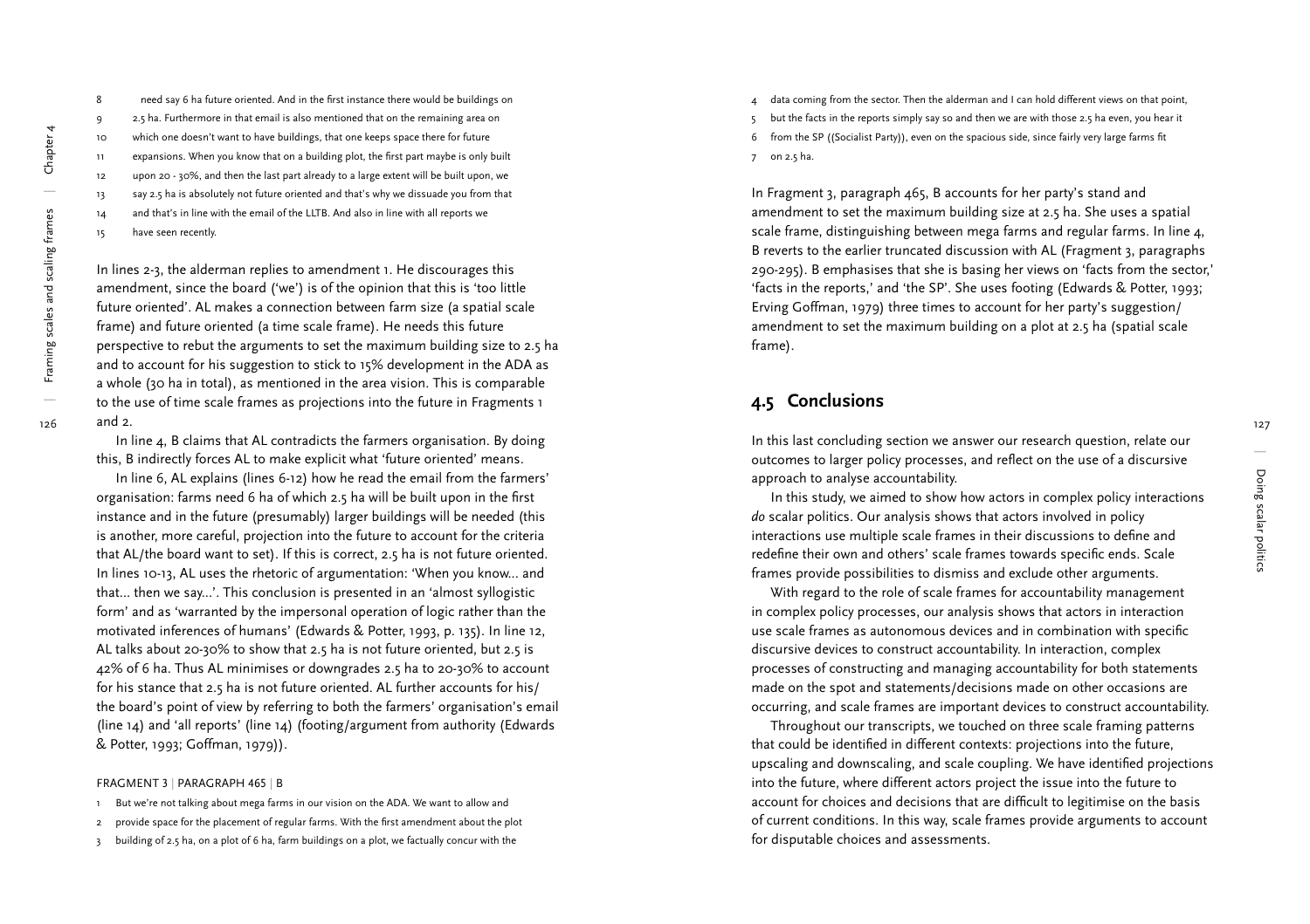8 need say 6 ha future oriented. And in the first instance there would be buildings on
9 2.5 ha. Furthermore in that email is also mentioned that on the remaining area on
10 which one doesn't want to have buildings, that one keeps space there for future
11 expansions. When you know that on a building plot, the first part maybe is only built
12 upon 20 - 30%, and then the last part already to a large extent will be built upon, we
13 say 2.5 ha is absolutely not future oriented and that's why we dissuade you from that
14 and that's in line with the email of the LLTB. And also in line with all reports we
15 have seen recently.

In lines 2-3, the alderman replies to amendment 1. He discourages this amendment, since the board ('we') is of the opinion that this is 'too little future oriented'. AL makes a connection between farm size (a spatial scale frame) and future oriented (a time scale frame). He needs this future perspective to rebut the arguments to set the maximum building size to 2.5 ha and to account for his suggestion to stick to 15% development in the ADA as a whole (30 ha in total), as mentioned in the area vision. This is comparable to the use of time scale frames as projections into the future in Fragments 1 and 2.

In line 4, B claims that AL contradicts the farmers organisation. By doing this, B indirectly forces AL to make explicit what 'future oriented' means.

In line 6, AL explains (lines 6-12) how he read the email from the farmers' organisation: farms need 6 ha of which 2.5 ha will be built upon in the first instance and in the future (presumably) larger buildings will be needed (this is another, more careful, projection into the future to account for the criteria that AL/the board want to set). If this is correct, 2.5 ha is not future oriented. In lines 10-13, AL uses the rhetoric of argumentation: 'When you know... and that... then we say...'. This conclusion is presented in an 'almost syllogistic form' and as 'warranted by the impersonal operation of logic rather than the motivated inferences of humans' (Edwards & Potter, 1993, p. 135). In line 12, AL talks about 20-30% to show that 2.5 ha is not future oriented, but 2.5 is 42% of 6 ha. Thus AL minimises or downgrades 2.5 ha to 20-30% to account for his stance that 2.5 ha is not future oriented. AL further accounts for his/the board's point of view by referring to both the farmers' organisation's email (line 14) and 'all reports' (line 14) (footing/argument from authority (Edwards & Potter, 1993; Goffman, 1979)).

FRAGMENT 3 | PARAGRAPH 465 | B

1 But we're not talking about mega farms in our vision on the ADA. We want to allow and
2 provide space for the placement of regular farms. With the first amendment about the plot
3 building of 2.5 ha, on a plot of 6 ha, farm buildings on a plot, we factually concur with the
4 data coming from the sector. Then the alderman and I can hold different views on that point,
5 but the facts in the reports simply say so and then we are with those 2.5 ha even, you hear it
6 from the SP ((Socialist Party)), even on the spacious side, since fairly very large farms fit
7 on 2.5 ha.

In Fragment 3, paragraph 465, B accounts for her party's stand and amendment to set the maximum building size at 2.5 ha. She uses a spatial scale frame, distinguishing between mega farms and regular farms. In line 4, B reverts to the earlier truncated discussion with AL (Fragment 3, paragraphs 290-295). B emphasises that she is basing her views on 'facts from the sector,' 'facts in the reports,' and 'the SP'. She uses footing (Edwards & Potter, 1993; Erving Goffman, 1979) three times to account for her party's suggestion/amendment to set the maximum building on a plot at 2.5 ha (spatial scale frame).

## 4.5 Conclusions

In this last concluding section we answer our research question, relate our outcomes to larger policy processes, and reflect on the use of a discursive approach to analyse accountability.

In this study, we aimed to show how actors in complex policy interactions *do* scalar politics. Our analysis shows that actors involved in policy interactions use multiple scale frames in their discussions to define and redefine their own and others' scale frames towards specific ends. Scale frames provide possibilities to dismiss and exclude other arguments.

With regard to the role of scale frames for accountability management in complex policy processes, our analysis shows that actors in interaction use scale frames as autonomous devices and in combination with specific discursive devices to construct accountability. In interaction, complex processes of constructing and managing accountability for both statements made on the spot and statements/decisions made on other occasions are occurring, and scale frames are important devices to construct accountability.

Throughout our transcripts, we touched on three scale framing patterns that could be identified in different contexts: projections into the future, upscaling and downscaling, and scale coupling. We have identified projections into the future, where different actors project the issue into the future to account for choices and decisions that are difficult to legitimise on the basis of current conditions. In this way, scale frames provide arguments to account for disputable choices and assessments.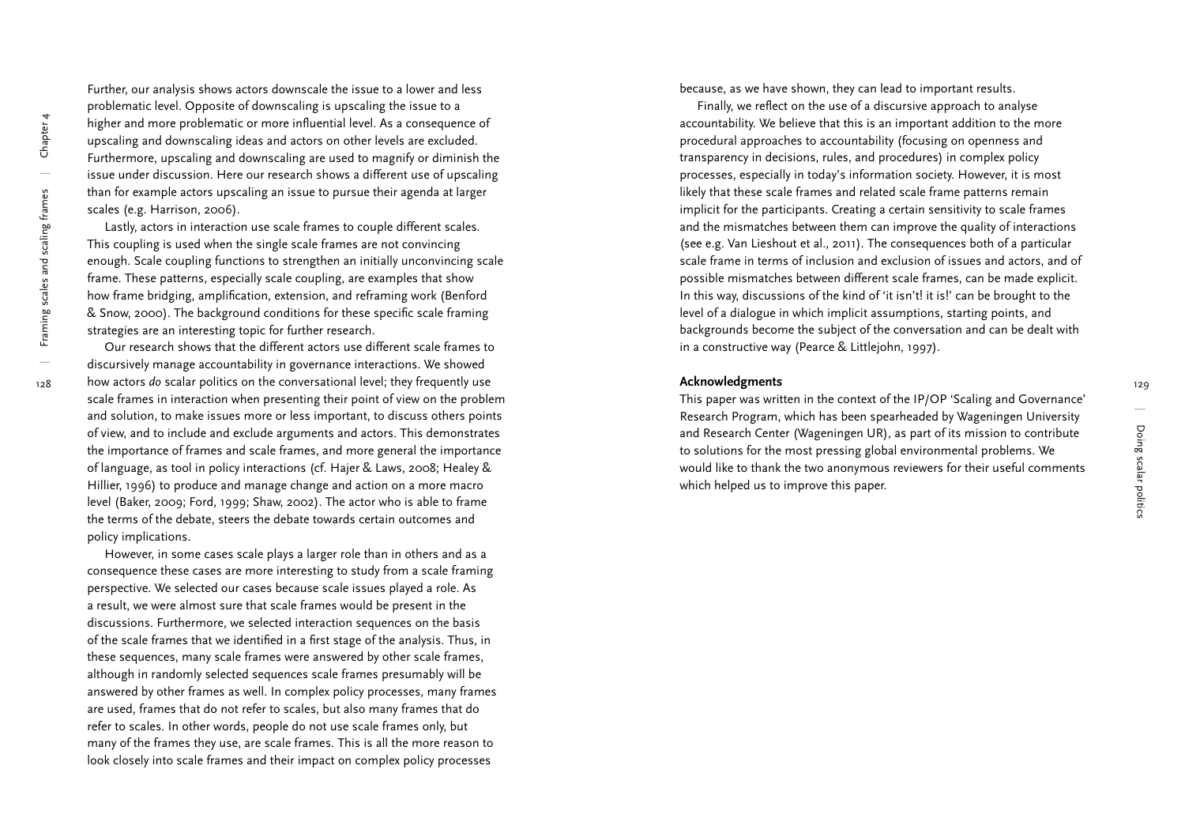Further, our analysis shows actors downscale the issue to a lower and less problematic level. Opposite of downscaling is upscaling the issue to a higher and more problematic or more influential level. As a consequence of upscaling and downscaling ideas and actors on other levels are excluded. Furthermore, upscaling and downscaling are used to magnify or diminish the issue under discussion. Here our research shows a different use of upscaling than for example actors upscaling an issue to pursue their agenda at larger scales (e.g. Harrison, 2006).

Lastly, actors in interaction use scale frames to couple different scales. This coupling is used when the single scale frames are not convincing enough. Scale coupling functions to strengthen an initially unconvincing scale frame. These patterns, especially scale coupling, are examples that show how frame bridging, amplification, extension, and reframing work (Benford & Snow, 2000). The background conditions for these specific scale framing strategies are an interesting topic for further research.

Our research shows that the different actors use different scale frames to discursively manage accountability in governance interactions. We showed how actors *do* scalar politics on the conversational level; they frequently use scale frames in interaction when presenting their point of view on the problem and solution, to make issues more or less important, to discuss others points of view, and to include and exclude arguments and actors. This demonstrates the importance of frames and scale frames, and more general the importance of language, as tool in policy interactions (cf. Hajer & Laws, 2008; Healey & Hillier, 1996) to produce and manage change and action on a more macro level (Baker, 2009; Ford, 1999; Shaw, 2002). The actor who is able to frame the terms of the debate, steers the debate towards certain outcomes and policy implications.

However, in some cases scale plays a larger role than in others and as a consequence these cases are more interesting to study from a scale framing perspective. We selected our cases because scale issues played a role. As a result, we were almost sure that scale frames would be present in the discussions. Furthermore, we selected interaction sequences on the basis of the scale frames that we identified in a first stage of the analysis. Thus, in these sequences, many scale frames were answered by other scale frames, although in randomly selected sequences scale frames presumably will be answered by other frames as well. In complex policy processes, many frames are used, frames that do not refer to scales, but also many frames that do refer to scales. In other words, people do not use scale frames only, but many of the frames they use, are scale frames. This is all the more reason to look closely into scale frames and their impact on complex policy processes because, as we have shown, they can lead to important results.

Finally, we reflect on the use of a discursive approach to analyse accountability. We believe that this is an important addition to the more procedural approaches to accountability (focusing on openness and transparency in decisions, rules, and procedures) in complex policy processes, especially in today's information society. However, it is most likely that these scale frames and related scale frame patterns remain implicit for the participants. Creating a certain sensitivity to scale frames and the mismatches between them can improve the quality of interactions (see e.g. Van Lieshout et al., 2011). The consequences both of a particular scale frame in terms of inclusion and exclusion of issues and actors, and of possible mismatches between different scale frames, can be made explicit. In this way, discussions of the kind of 'it isn't! it is!' can be brought to the level of a dialogue in which implicit assumptions, starting points, and backgrounds become the subject of the conversation and can be dealt with in a constructive way (Pearce & Littlejohn, 1997).

**Acknowledgments**

This paper was written in the context of the IP/OP 'Scaling and Governance' Research Program, which has been spearheaded by Wageningen University and Research Center (Wageningen UR), as part of its mission to contribute to solutions for the most pressing global environmental problems. We would like to thank the two anonymous reviewers for their useful comments which helped us to improve this paper.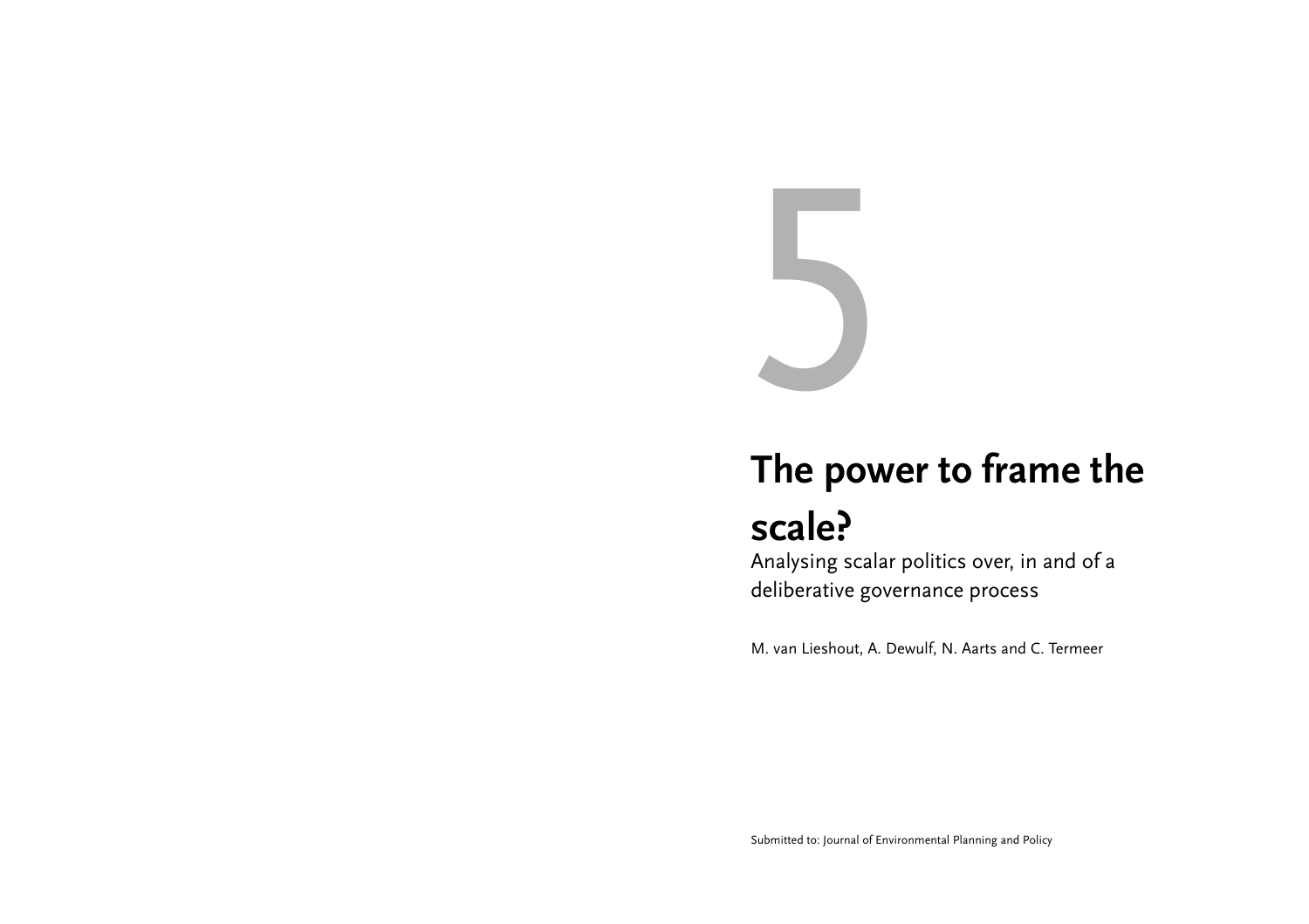# 5

# The power to frame the scale?

Analysing scalar politics over, in and of a deliberative governance process

M. van Lieshout, A. Dewulf, N. Aarts and C. Termeer

Submitted to: Journal of Environmental Planning and Policy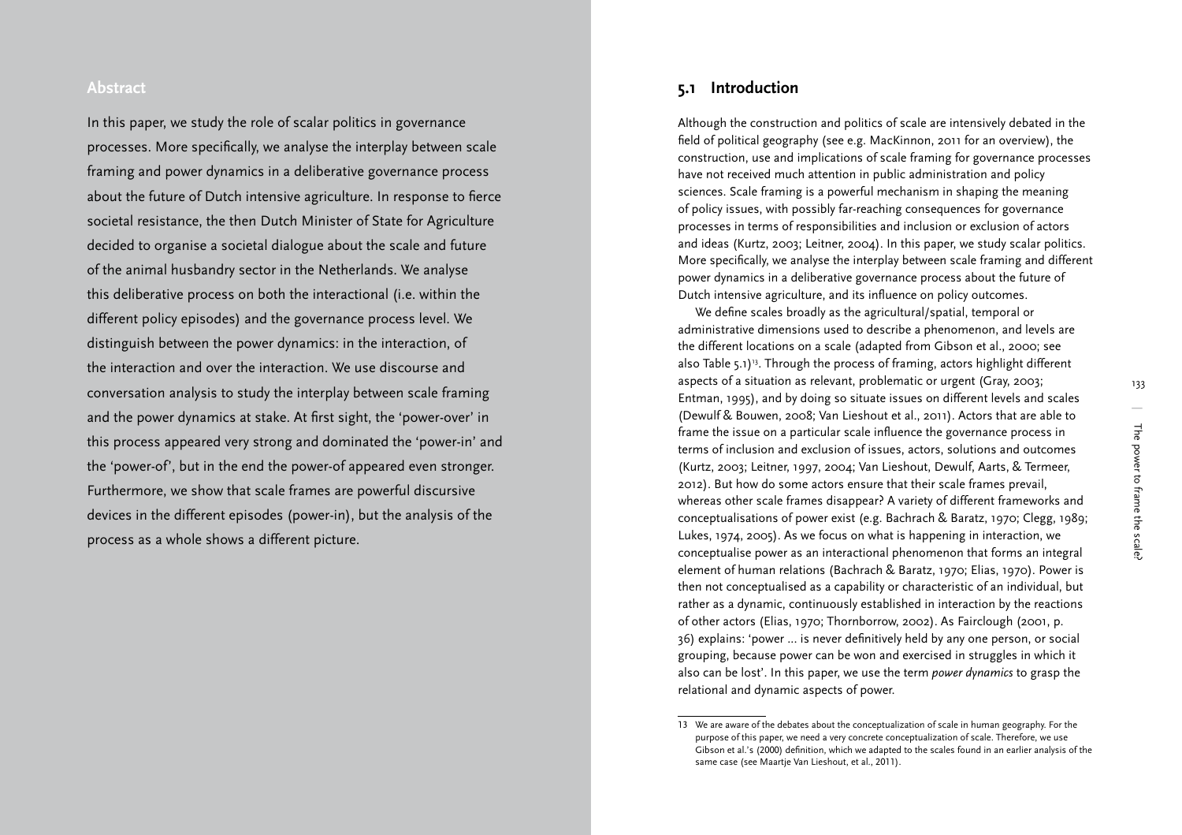## Abstract

In this paper, we study the role of scalar politics in governance processes. More specifically, we analyse the interplay between scale framing and power dynamics in a deliberative governance process about the future of Dutch intensive agriculture. In response to fierce societal resistance, the then Dutch Minister of State for Agriculture decided to organise a societal dialogue about the scale and future of the animal husbandry sector in the Netherlands. We analyse this deliberative process on both the interactional (i.e. within the different policy episodes) and the governance process level. We distinguish between the power dynamics: in the interaction, of the interaction and over the interaction. We use discourse and conversation analysis to study the interplay between scale framing and the power dynamics at stake. At first sight, the 'power-over' in this process appeared very strong and dominated the 'power-in' and the 'power-of', but in the end the power-of appeared even stronger. Furthermore, we show that scale frames are powerful discursive devices in the different episodes (power-in), but the analysis of the process as a whole shows a different picture.

## 5.1 Introduction

Although the construction and politics of scale are intensively debated in the field of political geography (see e.g. MacKinnon, 2011 for an overview), the construction, use and implications of scale framing for governance processes have not received much attention in public administration and policy sciences. Scale framing is a powerful mechanism in shaping the meaning of policy issues, with possibly far-reaching consequences for governance processes in terms of responsibilities and inclusion or exclusion of actors and ideas (Kurtz, 2003; Leitner, 2004). In this paper, we study scalar politics. More specifically, we analyse the interplay between scale framing and different power dynamics in a deliberative governance process about the future of Dutch intensive agriculture, and its influence on policy outcomes.

We define scales broadly as the agricultural/spatial, temporal or administrative dimensions used to describe a phenomenon, and levels are the different locations on a scale (adapted from Gibson et al., 2000; see also Table 5.1)[13]. Through the process of framing, actors highlight different aspects of a situation as relevant, problematic or urgent (Gray, 2003; Entman, 1995), and by doing so situate issues on different levels and scales (Dewulf & Bouwen, 2008; Van Lieshout et al., 2011). Actors that are able to frame the issue on a particular scale influence the governance process in terms of inclusion and exclusion of issues, actors, solutions and outcomes (Kurtz, 2003; Leitner, 1997, 2004; Van Lieshout, Dewulf, Aarts, & Termeer, 2012). But how do some actors ensure that their scale frames prevail, whereas other scale frames disappear? A variety of different frameworks and conceptualisations of power exist (e.g. Bachrach & Baratz, 1970; Clegg, 1989; Lukes, 1974, 2005). As we focus on what is happening in interaction, we conceptualise power as an interactional phenomenon that forms an integral element of human relations (Bachrach & Baratz, 1970; Elias, 1970). Power is then not conceptualised as a capability or characteristic of an individual, but rather as a dynamic, continuously established in interaction by the reactions of other actors (Elias, 1970; Thornborrow, 2002). As Fairclough (2001, p. 36) explains: 'power ... is never definitively held by any one person, or social grouping, because power can be won and exercised in struggles in which it also can be lost'. In this paper, we use the term *power dynamics* to grasp the relational and dynamic aspects of power.

13 We are aware of the debates about the conceptualization of scale in human geography. For the purpose of this paper, we need a very concrete conceptualization of scale. Therefore, we use Gibson et al.'s (2000) definition, which we adapted to the scales found in an earlier analysis of the same case (see Maartje Van Lieshout, et al., 2011).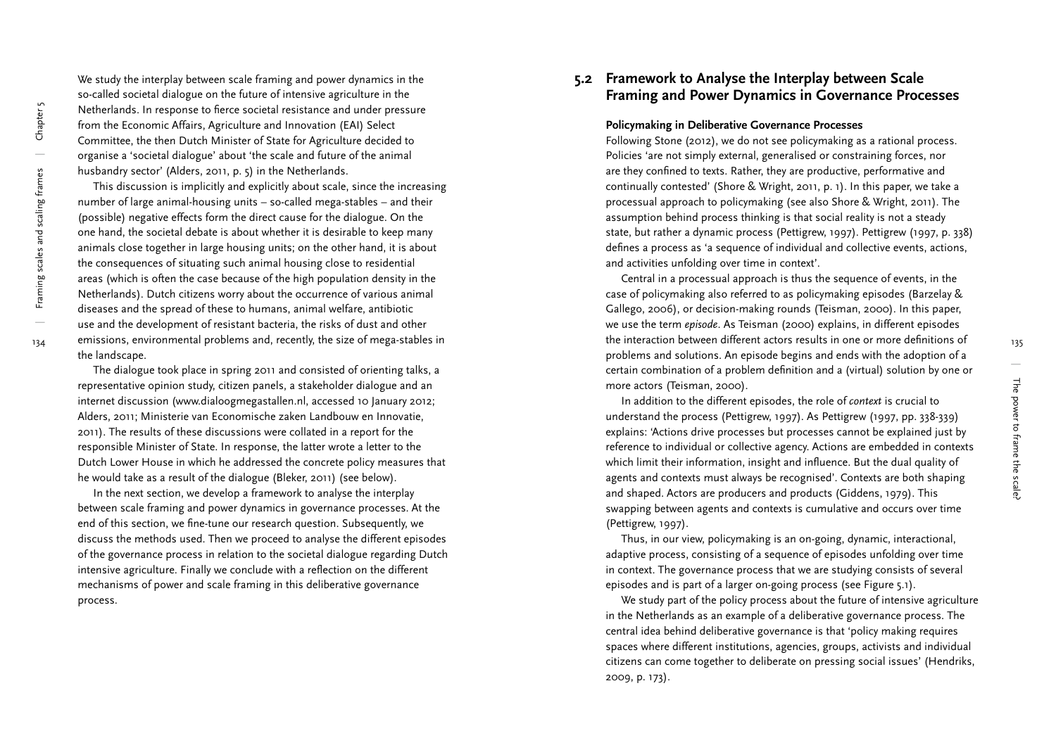We study the interplay between scale framing and power dynamics in the so-called societal dialogue on the future of intensive agriculture in the Netherlands. In response to fierce societal resistance and under pressure from the Economic Affairs, Agriculture and Innovation (EAI) Select Committee, the then Dutch Minister of State for Agriculture decided to organise a 'societal dialogue' about 'the scale and future of the animal husbandry sector' (Alders, 2011, p. 5) in the Netherlands.

This discussion is implicitly and explicitly about scale, since the increasing number of large animal-housing units – so-called mega-stables – and their (possible) negative effects form the direct cause for the dialogue. On the one hand, the societal debate is about whether it is desirable to keep many animals close together in large housing units; on the other hand, it is about the consequences of situating such animal housing close to residential areas (which is often the case because of the high population density in the Netherlands). Dutch citizens worry about the occurrence of various animal diseases and the spread of these to humans, animal welfare, antibiotic use and the development of resistant bacteria, the risks of dust and other emissions, environmental problems and, recently, the size of mega-stables in the landscape.

The dialogue took place in spring 2011 and consisted of orienting talks, a representative opinion study, citizen panels, a stakeholder dialogue and an internet discussion (www.dialoogmegastallen.nl, accessed 10 January 2012; Alders, 2011; Ministerie van Economische zaken Landbouw en Innovatie, 2011). The results of these discussions were collated in a report for the responsible Minister of State. In response, the latter wrote a letter to the Dutch Lower House in which he addressed the concrete policy measures that he would take as a result of the dialogue (Bleker, 2011) (see below).

In the next section, we develop a framework to analyse the interplay between scale framing and power dynamics in governance processes. At the end of this section, we fine-tune our research question. Subsequently, we discuss the methods used. Then we proceed to analyse the different episodes of the governance process in relation to the societal dialogue regarding Dutch intensive agriculture. Finally we conclude with a reflection on the different mechanisms of power and scale framing in this deliberative governance process.

## 5.2 Framework to Analyse the Interplay between Scale Framing and Power Dynamics in Governance Processes

### Policymaking in Deliberative Governance Processes

Following Stone (2012), we do not see policymaking as a rational process. Policies 'are not simply external, generalised or constraining forces, nor are they confined to texts. Rather, they are productive, performative and continually contested' (Shore & Wright, 2011, p. 1). In this paper, we take a processual approach to policymaking (see also Shore & Wright, 2011). The assumption behind process thinking is that social reality is not a steady state, but rather a dynamic process (Pettigrew, 1997). Pettigrew (1997, p. 338) defines a process as 'a sequence of individual and collective events, actions, and activities unfolding over time in context'.

Central in a processual approach is thus the sequence of events, in the case of policymaking also referred to as policymaking episodes (Barzelay & Gallego, 2006), or decision-making rounds (Teisman, 2000). In this paper, we use the term *episode*. As Teisman (2000) explains, in different episodes the interaction between different actors results in one or more definitions of problems and solutions. An episode begins and ends with the adoption of a certain combination of a problem definition and a (virtual) solution by one or more actors (Teisman, 2000).

In addition to the different episodes, the role of *context* is crucial to understand the process (Pettigrew, 1997). As Pettigrew (1997, pp. 338-339) explains: 'Actions drive processes but processes cannot be explained just by reference to individual or collective agency. Actions are embedded in contexts which limit their information, insight and influence. But the dual quality of agents and contexts must always be recognised'. Contexts are both shaping and shaped. Actors are producers and products (Giddens, 1979). This swapping between agents and contexts is cumulative and occurs over time (Pettigrew, 1997).

Thus, in our view, policymaking is an on-going, dynamic, interactional, adaptive process, consisting of a sequence of episodes unfolding over time in context. The governance process that we are studying consists of several episodes and is part of a larger on-going process (see Figure 5.1).

We study part of the policy process about the future of intensive agriculture in the Netherlands as an example of a deliberative governance process. The central idea behind deliberative governance is that 'policy making requires spaces where different institutions, agencies, groups, activists and individual citizens can come together to deliberate on pressing social issues' (Hendriks, 2009, p. 173).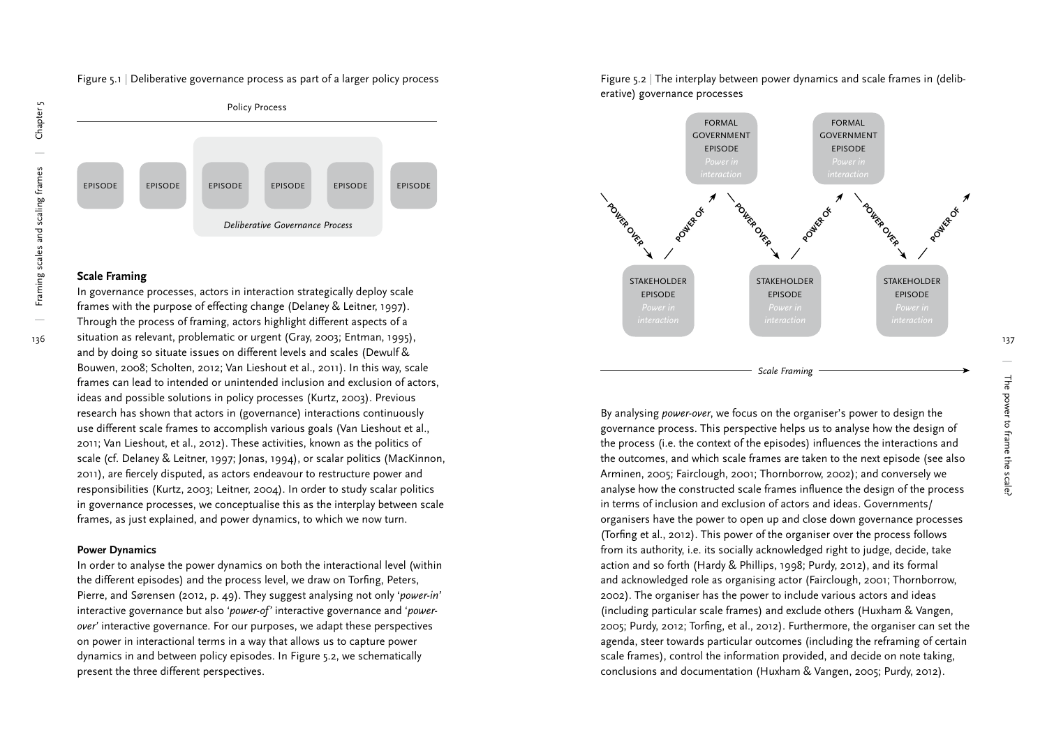Figure 5.1 | Deliberative governance process as part of a larger policy process

Policy Process

EPISODE EPISODE EPISODE EPISODE EPISODE EPISODE

*Deliberative Governance Process*

### Scale Framing

In governance processes, actors in interaction strategically deploy scale frames with the purpose of effecting change (Delaney & Leitner, 1997). Through the process of framing, actors highlight different aspects of a situation as relevant, problematic or urgent (Gray, 2003; Entman, 1995), and by doing so situate issues on different levels and scales (Dewulf & Bouwen, 2008; Scholten, 2012; Van Lieshout et al., 2011). In this way, scale frames can lead to intended or unintended inclusion and exclusion of actors, ideas and possible solutions in policy processes (Kurtz, 2003). Previous research has shown that actors in (governance) interactions continuously use different scale frames to accomplish various goals (Van Lieshout et al., 2011; Van Lieshout, et al., 2012). These activities, known as the politics of scale (cf. Delaney & Leitner, 1997; Jonas, 1994), or scalar politics (MacKinnon, 2011), are fiercely disputed, as actors endeavour to restructure power and responsibilities (Kurtz, 2003; Leitner, 2004). In order to study scalar politics in governance processes, we conceptualise this as the interplay between scale frames, as just explained, and power dynamics, to which we now turn.

### Power Dynamics

In order to analyse the power dynamics on both the interactional level (within the different episodes) and the process level, we draw on Torfing, Peters, Pierre, and Sørensen (2012, p. 49). They suggest analysing not only '*power-in*' interactive governance but also '*power-of*' interactive governance and '*power-over*' interactive governance. For our purposes, we adapt these perspectives on power in interactional terms in a way that allows us to capture power dynamics in and between policy episodes. In Figure 5.2, we schematically present the three different perspectives.

Figure 5.2 | The interplay between power dynamics and scale frames in (deliberative) governance processes

FORMAL GOVERNMENT EPISODE *Power in interaction* | FORMAL GOVERNMENT EPISODE *Power in interaction*

POWER OVER | POWER OF | POWER OVER | POWER OF | POWER OVER | POWER OF

STAKEHOLDER EPISODE *Power in interaction* | STAKEHOLDER EPISODE *Power in interaction* | STAKEHOLDER EPISODE *Power in interaction*

*Scale Framing*

By analysing *power-over*, we focus on the organiser's power to design the governance process. This perspective helps us to analyse how the design of the process (i.e. the context of the episodes) influences the interactions and the outcomes, and which scale frames are taken to the next episode (see also Arminen, 2005; Fairclough, 2001; Thornborrow, 2002); and conversely we analyse how the constructed scale frames influence the design of the process in terms of inclusion and exclusion of actors and ideas. Governments/organisers have the power to open up and close down governance processes (Torfing et al., 2012). This power of the organiser over the process follows from its authority, i.e. its socially acknowledged right to judge, decide, take action and so forth (Hardy & Phillips, 1998; Purdy, 2012), and its formal and acknowledged role as organising actor (Fairclough, 2001; Thornborrow, 2002). The organiser has the power to include various actors and ideas (including particular scale frames) and exclude others (Huxham & Vangen, 2005; Purdy, 2012; Torfing, et al., 2012). Furthermore, the organiser can set the agenda, steer towards particular outcomes (including the reframing of certain scale frames), control the information provided, and decide on note taking, conclusions and documentation (Huxham & Vangen, 2005; Purdy, 2012).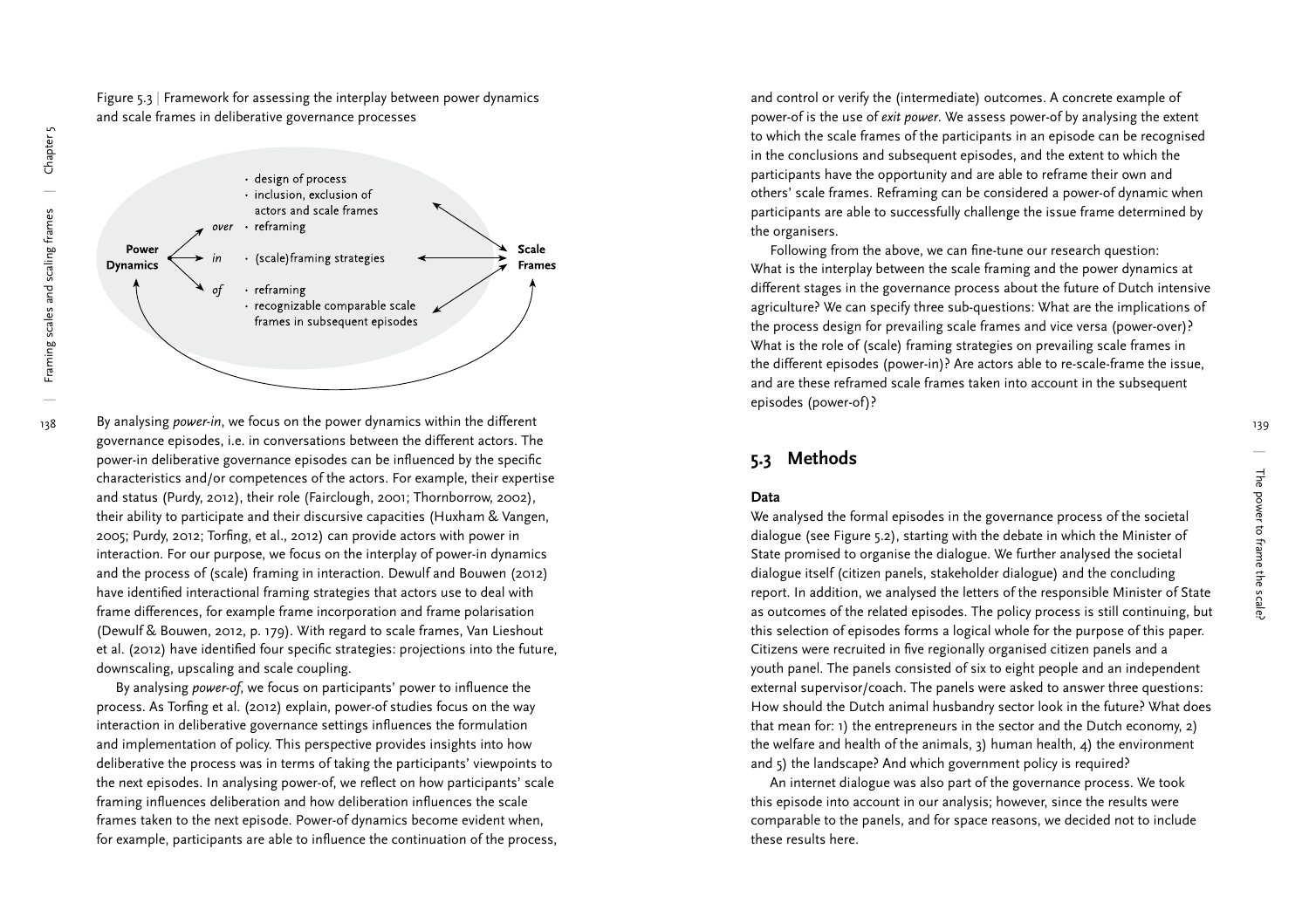Figure 5.3 | Framework for assessing the interplay between power dynamics and scale frames in deliberative governance processes

By analysing *power-in*, we focus on the power dynamics within the different governance episodes, i.e. in conversations between the different actors. The power-in deliberative governance episodes can be influenced by the specific characteristics and/or competences of the actors. For example, their expertise and status (Purdy, 2012), their role (Fairclough, 2001; Thornborrow, 2002), their ability to participate and their discursive capacities (Huxham & Vangen, 2005; Purdy, 2012; Torfing, et al., 2012) can provide actors with power in interaction. For our purpose, we focus on the interplay of power-in dynamics and the process of (scale) framing in interaction. Dewulf and Bouwen (2012) have identified interactional framing strategies that actors use to deal with frame differences, for example frame incorporation and frame polarisation (Dewulf & Bouwen, 2012, p. 179). With regard to scale frames, Van Lieshout et al. (2012) have identified four specific strategies: projections into the future, downscaling, upscaling and scale coupling.

By analysing *power-of*, we focus on participants' power to influence the process. As Torfing et al. (2012) explain, power-of studies focus on the way interaction in deliberative governance settings influences the formulation and implementation of policy. This perspective provides insights into how deliberative the process was in terms of taking the participants' viewpoints to the next episodes. In analysing power-of, we reflect on how participants' scale framing influences deliberation and how deliberation influences the scale frames taken to the next episode. Power-of dynamics become evident when, for example, participants are able to influence the continuation of the process, and control or verify the (intermediate) outcomes. A concrete example of power-of is the use of *exit power*. We assess power-of by analysing the extent to which the scale frames of the participants in an episode can be recognised in the conclusions and subsequent episodes, and the extent to which the participants have the opportunity and are able to reframe their own and others' scale frames. Reframing can be considered a power-of dynamic when participants are able to successfully challenge the issue frame determined by the organisers.

Following from the above, we can fine-tune our research question: What is the interplay between the scale framing and the power dynamics at different stages in the governance process about the future of Dutch intensive agriculture? We can specify three sub-questions: What are the implications of the process design for prevailing scale frames and vice versa (power-over)? What is the role of (scale) framing strategies on prevailing scale frames in the different episodes (power-in)? Are actors able to re-scale-frame the issue, and are these reframed scale frames taken into account in the subsequent episodes (power-of)?

## 5.3 Methods

### Data

We analysed the formal episodes in the governance process of the societal dialogue (see Figure 5.2), starting with the debate in which the Minister of State promised to organise the dialogue. We further analysed the societal dialogue itself (citizen panels, stakeholder dialogue) and the concluding report. In addition, we analysed the letters of the responsible Minister of State as outcomes of the related episodes. The policy process is still continuing, but this selection of episodes forms a logical whole for the purpose of this paper. Citizens were recruited in five regionally organised citizen panels and a youth panel. The panels consisted of six to eight people and an independent external supervisor/coach. The panels were asked to answer three questions: How should the Dutch animal husbandry sector look in the future? What does that mean for: 1) the entrepreneurs in the sector and the Dutch economy, 2) the welfare and health of the animals, 3) human health, 4) the environment and 5) the landscape? And which government policy is required?

An internet dialogue was also part of the governance process. We took this episode into account in our analysis; however, since the results were comparable to the panels, and for space reasons, we decided not to include these results here.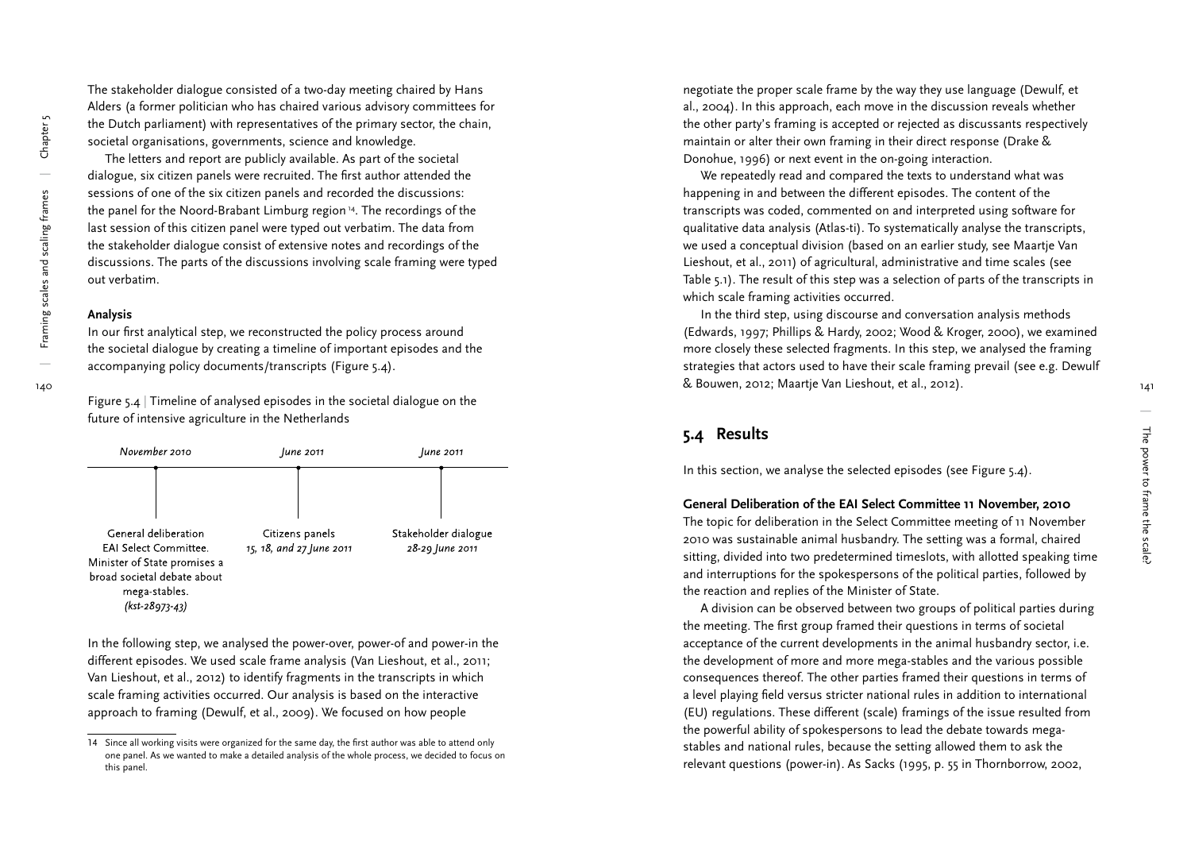The stakeholder dialogue consisted of a two-day meeting chaired by Hans Alders (a former politician who has chaired various advisory committees for the Dutch parliament) with representatives of the primary sector, the chain, societal organisations, governments, science and knowledge.

The letters and report are publicly available. As part of the societal dialogue, six citizen panels were recruited. The first author attended the sessions of one of the six citizen panels and recorded the discussions: the panel for the Noord-Brabant Limburg region[14]. The recordings of the last session of this citizen panel were typed out verbatim. The data from the stakeholder dialogue consist of extensive notes and recordings of the discussions. The parts of the discussions involving scale framing were typed out verbatim.

**Analysis**

In our first analytical step, we reconstructed the policy process around the societal dialogue by creating a timeline of important episodes and the accompanying policy documents/transcripts (Figure 5.4).

Figure 5.4 | Timeline of analysed episodes in the societal dialogue on the future of intensive agriculture in the Netherlands

| *November 2010* | *June 2011* | *June 2011* |
|---|---|---|
| General deliberation EAI Select Committee. Minister of State promises a broad societal debate about mega-stables. *(kst-28973-43)* | Citizens panels *15, 18, and 27 June 2011* | Stakeholder dialogue *28-29 June 2011* |

In the following step, we analysed the power-over, power-of and power-in the different episodes. We used scale frame analysis (Van Lieshout, et al., 2011; Van Lieshout, et al., 2012) to identify fragments in the transcripts in which scale framing activities occurred. Our analysis is based on the interactive approach to framing (Dewulf, et al., 2009). We focused on how people negotiate the proper scale frame by the way they use language (Dewulf, et al., 2004). In this approach, each move in the discussion reveals whether the other party's framing is accepted or rejected as discussants respectively maintain or alter their own framing in their direct response (Drake & Donohue, 1996) or next event in the on-going interaction.

We repeatedly read and compared the texts to understand what was happening in and between the different episodes. The content of the transcripts was coded, commented on and interpreted using software for qualitative data analysis (Atlas-ti). To systematically analyse the transcripts, we used a conceptual division (based on an earlier study, see Maartje Van Lieshout, et al., 2011) of agricultural, administrative and time scales (see Table 5.1). The result of this step was a selection of parts of the transcripts in which scale framing activities occurred.

In the third step, using discourse and conversation analysis methods (Edwards, 1997; Phillips & Hardy, 2002; Wood & Kroger, 2000), we examined more closely these selected fragments. In this step, we analysed the framing strategies that actors used to have their scale framing prevail (see e.g. Dewulf & Bouwen, 2012; Maartje Van Lieshout, et al., 2012).

## 5.4 Results

In this section, we analyse the selected episodes (see Figure 5.4).

**General Deliberation of the EAI Select Committee 11 November, 2010**

The topic for deliberation in the Select Committee meeting of 11 November 2010 was sustainable animal husbandry. The setting was a formal, chaired sitting, divided into two predetermined timeslots, with allotted speaking time and interruptions for the spokespersons of the political parties, followed by the reaction and replies of the Minister of State.

A division can be observed between two groups of political parties during the meeting. The first group framed their questions in terms of societal acceptance of the current developments in the animal husbandry sector, i.e. the development of more and more mega-stables and the various possible consequences thereof. The other parties framed their questions in terms of a level playing field versus stricter national rules in addition to international (EU) regulations. These different (scale) framings of the issue resulted from the powerful ability of spokespersons to lead the debate towards mega-stables and national rules, because the setting allowed them to ask the relevant questions (power-in). As Sacks (1995, p. 55 in Thornborrow, 2002,

[14] Since all working visits were organized for the same day, the first author was able to attend only one panel. As we wanted to make a detailed analysis of the whole process, we decided to focus on this panel.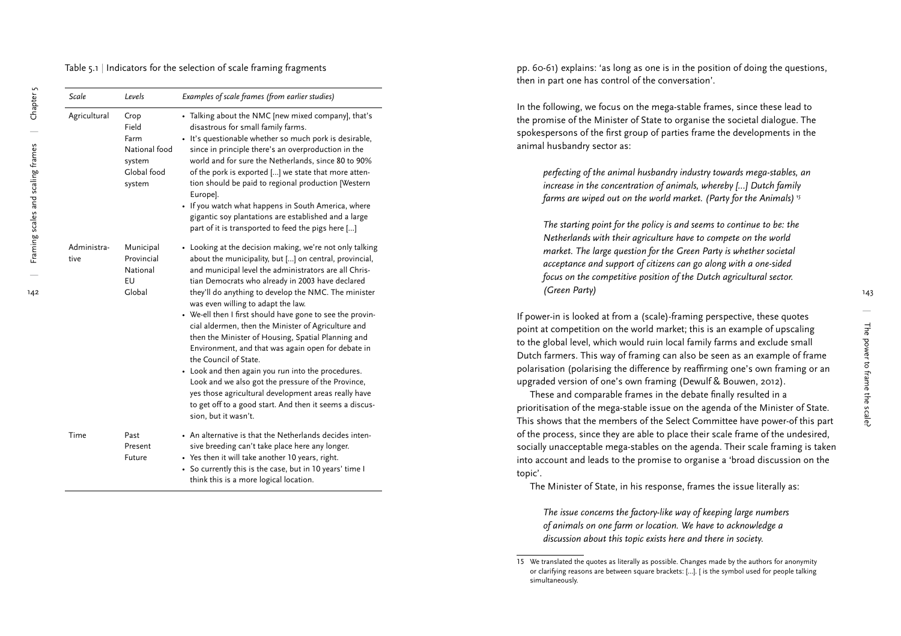Table 5.1 | Indicators for the selection of scale framing fragments

| Scale | Levels | Examples of scale frames (from earlier studies) |
|---|---|---|
| Agricultural | Crop<br>Field<br>Farm<br>National food system<br>Global food system | • Talking about the NMC [new mixed company], that's disastrous for small family farms.<br>• It's questionable whether so much pork is desirable, since in principle there's an overproduction in the world and for sure the Netherlands, since 80 to 90% of the pork is exported […] we state that more attention should be paid to regional production [Western Europe].<br>• If you watch what happens in South America, where gigantic soy plantations are established and a large part of it is transported to feed the pigs here […] |
| Administrative | Municipal<br>Provincial<br>National<br>EU<br>Global | • Looking at the decision making, we're not only talking about the municipality, but […] on central, provincial, and municipal level the administrators are all Christian Democrats who already in 2003 have declared they'll do anything to develop the NMC. The minister was even willing to adapt the law.<br>• We-ell then I first should have gone to see the provincial aldermen, then the Minister of Agriculture and then the Minister of Housing, Spatial Planning and Environment, and that was again open for debate in the Council of State.<br>• Look and then again you run into the procedures. Look and we also got the pressure of the Province, yes those agricultural development areas really have to get off to a good start. And then it seems a discussion, but it wasn't. |
| Time | Past<br>Present<br>Future | • An alternative is that the Netherlands decides intensive breeding can't take place here any longer.<br>• Yes then it will take another 10 years, right.<br>• So currently this is the case, but in 10 years' time I think this is a more logical location. |

pp. 60-61) explains: 'as long as one is in the position of doing the questions, then in part one has control of the conversation'.

In the following, we focus on the mega-stable frames, since these lead to the promise of the Minister of State to organise the societal dialogue. The spokespersons of the first group of parties frame the developments in the animal husbandry sector as:

> *perfecting of the animal husbandry industry towards mega-stables, an increase in the concentration of animals, whereby […] Dutch family farms are wiped out on the world market. (Party for the Animals)* [15]

> *The starting point for the policy is and seems to continue to be: the Netherlands with their agriculture have to compete on the world market. The large question for the Green Party is whether societal acceptance and support of citizens can go along with a one-sided focus on the competitive position of the Dutch agricultural sector. (Green Party)*

If power-in is looked at from a (scale)-framing perspective, these quotes point at competition on the world market; this is an example of upscaling to the global level, which would ruin local family farms and exclude small Dutch farmers. This way of framing can also be seen as an example of frame polarisation (polarising the difference by reaffirming one's own framing or an upgraded version of one's own framing (Dewulf & Bouwen, 2012).

These and comparable frames in the debate finally resulted in a prioritisation of the mega-stable issue on the agenda of the Minister of State. This shows that the members of the Select Committee have power-of this part of the process, since they are able to place their scale frame of the undesired, socially unacceptable mega-stables on the agenda. Their scale framing is taken into account and leads to the promise to organise a 'broad discussion on the topic'.

The Minister of State, in his response, frames the issue literally as:

> *The issue concerns the factory-like way of keeping large numbers of animals on one farm or location. We have to acknowledge a discussion about this topic exists here and there in society.*

---

15 We translated the quotes as literally as possible. Changes made by the authors for anonymity or clarifying reasons are between square brackets: […]. [ is the symbol used for people talking simultaneously.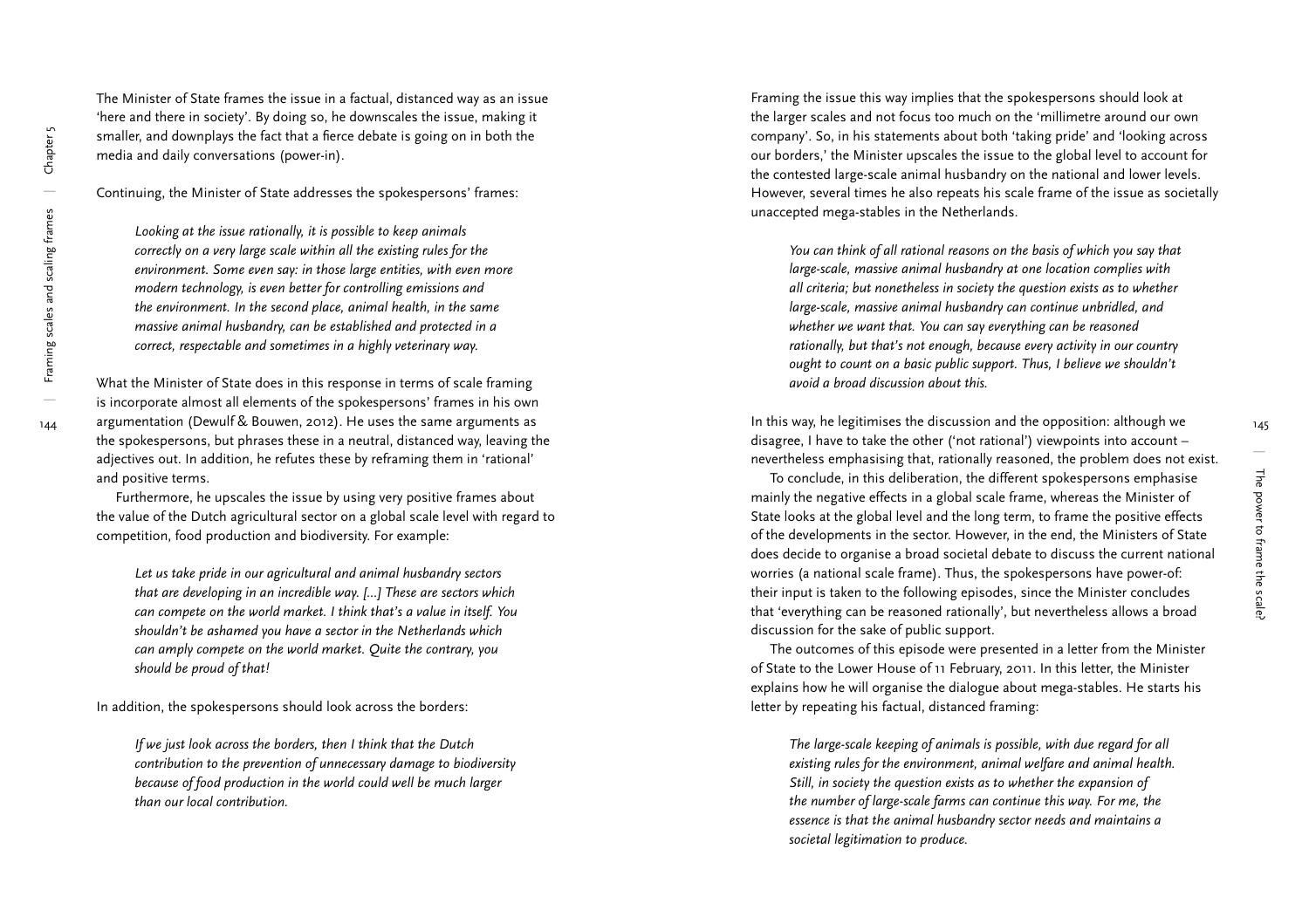The Minister of State frames the issue in a factual, distanced way as an issue 'here and there in society'. By doing so, he downscales the issue, making it smaller, and downplays the fact that a fierce debate is going on in both the media and daily conversations (power-in).

Continuing, the Minister of State addresses the spokespersons' frames:

> *Looking at the issue rationally, it is possible to keep animals correctly on a very large scale within all the existing rules for the environment. Some even say: in those large entities, with even more modern technology, is even better for controlling emissions and the environment. In the second place, animal health, in the same massive animal husbandry, can be established and protected in a correct, respectable and sometimes in a highly veterinary way.*

What the Minister of State does in this response in terms of scale framing is incorporate almost all elements of the spokespersons' frames in his own argumentation (Dewulf & Bouwen, 2012). He uses the same arguments as the spokespersons, but phrases these in a neutral, distanced way, leaving the adjectives out. In addition, he refutes these by reframing them in 'rational' and positive terms.

Furthermore, he upscales the issue by using very positive frames about the value of the Dutch agricultural sector on a global scale level with regard to competition, food production and biodiversity. For example:

> *Let us take pride in our agricultural and animal husbandry sectors that are developing in an incredible way. [...] These are sectors which can compete on the world market. I think that's a value in itself. You shouldn't be ashamed you have a sector in the Netherlands which can amply compete on the world market. Quite the contrary, you should be proud of that!*

In addition, the spokespersons should look across the borders:

> *If we just look across the borders, then I think that the Dutch contribution to the prevention of unnecessary damage to biodiversity because of food production in the world could well be much larger than our local contribution.*

Framing the issue this way implies that the spokespersons should look at the larger scales and not focus too much on the 'millimetre around our own company'. So, in his statements about both 'taking pride' and 'looking across our borders,' the Minister upscales the issue to the global level to account for the contested large-scale animal husbandry on the national and lower levels. However, several times he also repeats his scale frame of the issue as societally unaccepted mega-stables in the Netherlands.

> *You can think of all rational reasons on the basis of which you say that large-scale, massive animal husbandry at one location complies with all criteria; but nonetheless in society the question exists as to whether large-scale, massive animal husbandry can continue unbridled, and whether we want that. You can say everything can be reasoned rationally, but that's not enough, because every activity in our country ought to count on a basic public support. Thus, I believe we shouldn't avoid a broad discussion about this.*

In this way, he legitimises the discussion and the opposition: although we disagree, I have to take the other ('not rational') viewpoints into account – nevertheless emphasising that, rationally reasoned, the problem does not exist.

To conclude, in this deliberation, the different spokespersons emphasise mainly the negative effects in a global scale frame, whereas the Minister of State looks at the global level and the long term, to frame the positive effects of the developments in the sector. However, in the end, the Ministers of State does decide to organise a broad societal debate to discuss the current national worries (a national scale frame). Thus, the spokespersons have power-of: their input is taken to the following episodes, since the Minister concludes that 'everything can be reasoned rationally', but nevertheless allows a broad discussion for the sake of public support.

The outcomes of this episode were presented in a letter from the Minister of State to the Lower House of 11 February, 2011. In this letter, the Minister explains how he will organise the dialogue about mega-stables. He starts his letter by repeating his factual, distanced framing:

> *The large-scale keeping of animals is possible, with due regard for all existing rules for the environment, animal welfare and animal health. Still, in society the question exists as to whether the expansion of the number of large-scale farms can continue this way. For me, the essence is that the animal husbandry sector needs and maintains a societal legitimation to produce.*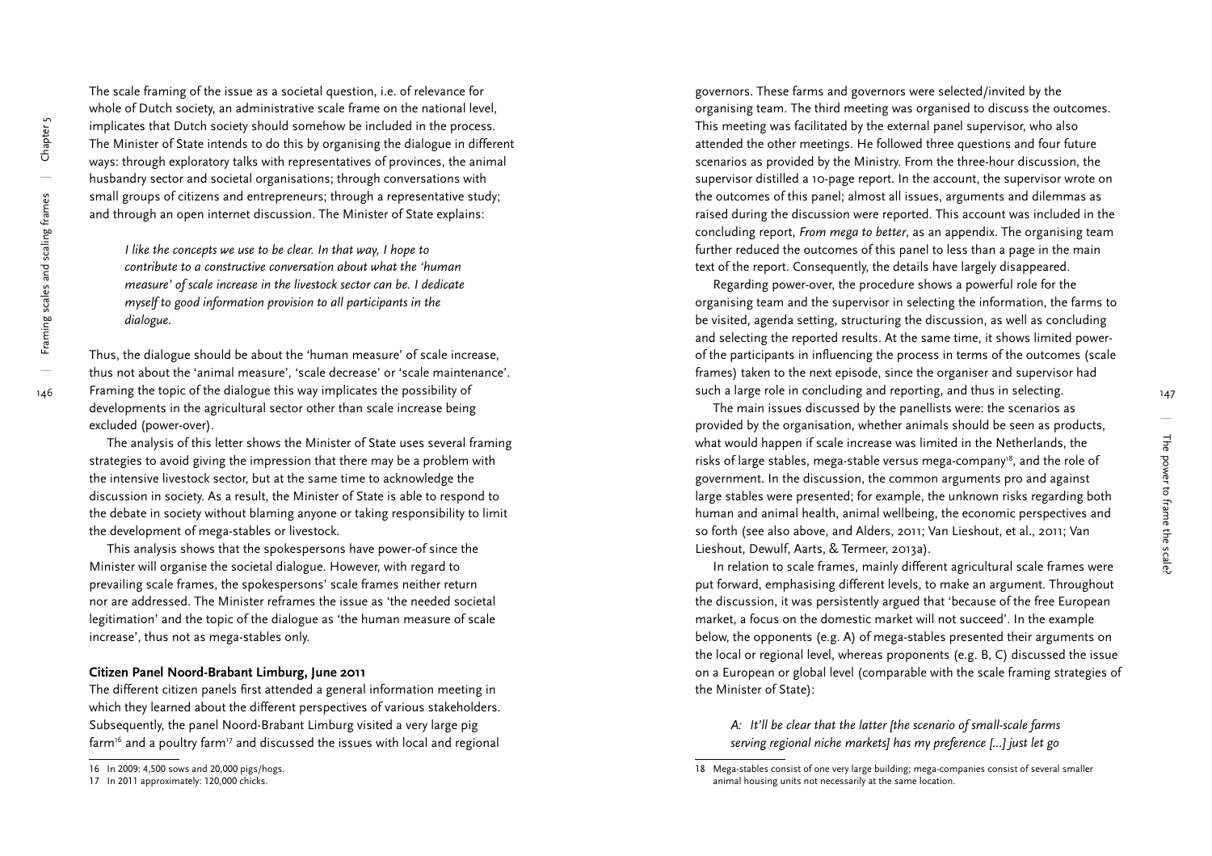The scale framing of the issue as a societal question, i.e. of relevance for whole of Dutch society, an administrative scale frame on the national level, implicates that Dutch society should somehow be included in the process. The Minister of State intends to do this by organising the dialogue in different ways: through exploratory talks with representatives of provinces, the animal husbandry sector and societal organisations; through conversations with small groups of citizens and entrepreneurs; through a representative study; and through an open internet discussion. The Minister of State explains:

> *I like the concepts we use to be clear. In that way, I hope to contribute to a constructive conversation about what the 'human measure' of scale increase in the livestock sector can be. I dedicate myself to good information provision to all participants in the dialogue.*

Thus, the dialogue should be about the 'human measure' of scale increase, thus not about the 'animal measure', 'scale decrease' or 'scale maintenance'. Framing the topic of the dialogue this way implicates the possibility of developments in the agricultural sector other than scale increase being excluded (power-over).

The analysis of this letter shows the Minister of State uses several framing strategies to avoid giving the impression that there may be a problem with the intensive livestock sector, but at the same time to acknowledge the discussion in society. As a result, the Minister of State is able to respond to the debate in society without blaming anyone or taking responsibility to limit the development of mega-stables or livestock.

This analysis shows that the spokespersons have power-of since the Minister will organise the societal dialogue. However, with regard to prevailing scale frames, the spokespersons' scale frames neither return nor are addressed. The Minister reframes the issue as 'the needed societal legitimation' and the topic of the dialogue as 'the human measure of scale increase', thus not as mega-stables only.

### Citizen Panel Noord-Brabant Limburg, June 2011

The different citizen panels first attended a general information meeting in which they learned about the different perspectives of various stakeholders. Subsequently, the panel Noord-Brabant Limburg visited a very large pig farm[16] and a poultry farm[17] and discussed the issues with local and regional governors. These farms and governors were selected/invited by the organising team. The third meeting was organised to discuss the outcomes. This meeting was facilitated by the external panel supervisor, who also attended the other meetings. He followed three questions and four future scenarios as provided by the Ministry. From the three-hour discussion, the supervisor distilled a 10-page report. In the account, the supervisor wrote on the outcomes of this panel; almost all issues, arguments and dilemmas as raised during the discussion were reported. This account was included in the concluding report, *From mega to better*, as an appendix. The organising team further reduced the outcomes of this panel to less than a page in the main text of the report. Consequently, the details have largely disappeared.

Regarding power-over, the procedure shows a powerful role for the organising team and the supervisor in selecting the information, the farms to be visited, agenda setting, structuring the discussion, as well as concluding and selecting the reported results. At the same time, it shows limited power-of the participants in influencing the process in terms of the outcomes (scale frames) taken to the next episode, since the organiser and supervisor had such a large role in concluding and reporting, and thus in selecting.

The main issues discussed by the panellists were: the scenarios as provided by the organisation, whether animals should be seen as products, what would happen if scale increase was limited in the Netherlands, the risks of large stables, mega-stable versus mega-company[18], and the role of government. In the discussion, the common arguments pro and against large stables were presented; for example, the unknown risks regarding both human and animal health, animal wellbeing, the economic perspectives and so forth (see also above, and Alders, 2011; Van Lieshout, et al., 2011; Van Lieshout, Dewulf, Aarts, & Termeer, 2013a).

In relation to scale frames, mainly different agricultural scale frames were put forward, emphasising different levels, to make an argument. Throughout the discussion, it was persistently argued that 'because of the free European market, a focus on the domestic market will not succeed'. In the example below, the opponents (e.g. A) of mega-stables presented their arguments on the local or regional level, whereas proponents (e.g. B, C) discussed the issue on a European or global level (comparable with the scale framing strategies of the Minister of State):

> *A: It'll be clear that the latter [the scenario of small-scale farms serving regional niche markets] has my preference [...] just let go*

---

16 In 2009: 4,500 sows and 20,000 pigs/hogs.

17 In 2011 approximately: 120,000 chicks.

18 Mega-stables consist of one very large building; mega-companies consist of several smaller animal housing units not necessarily at the same location.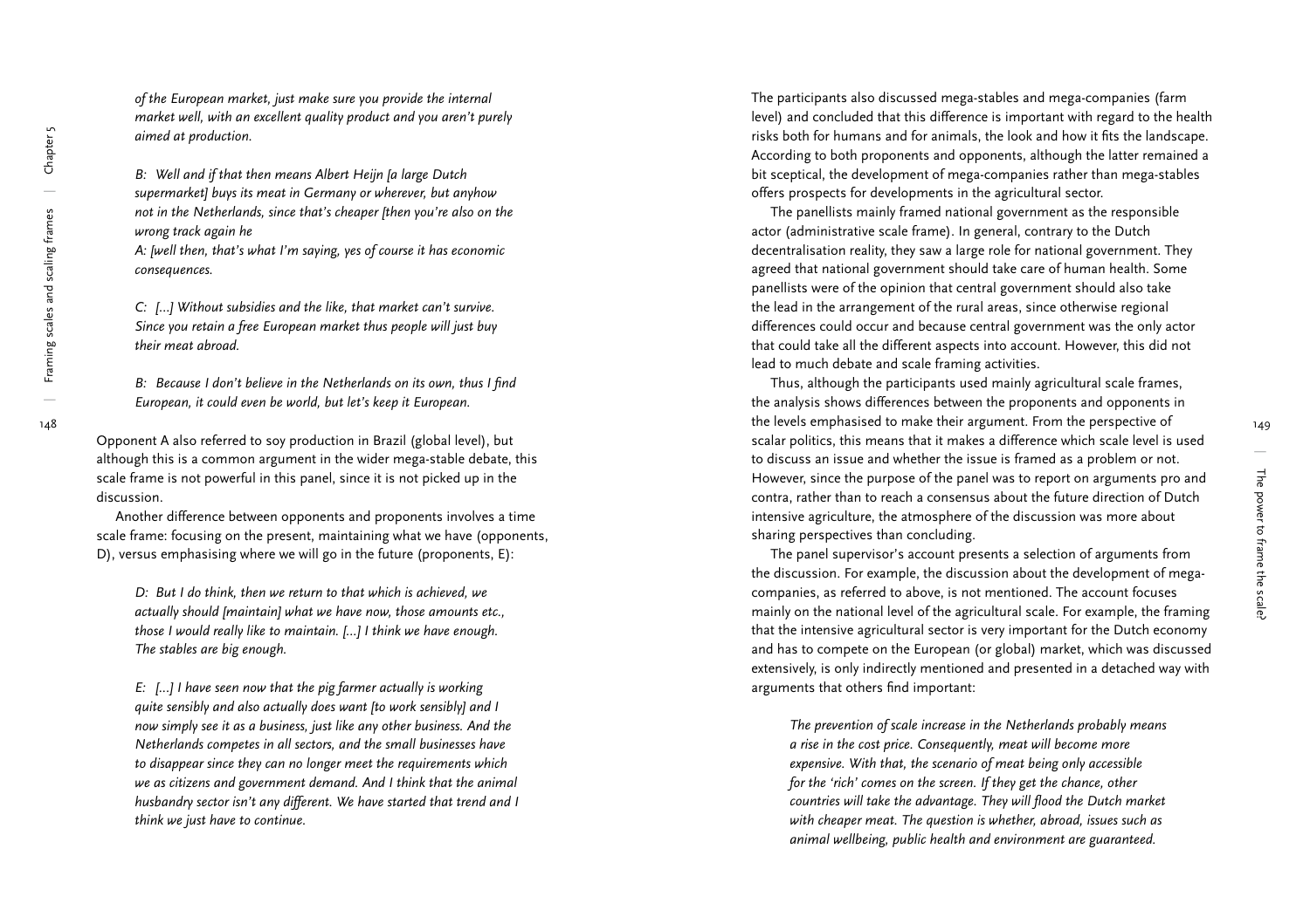*of the European market, just make sure you provide the internal market well, with an excellent quality product and you aren't purely aimed at production.*

*B: Well and if that then means Albert Heijn [a large Dutch supermarket] buys its meat in Germany or wherever, but anyhow not in the Netherlands, since that's cheaper [then you're also on the wrong track again he*

*A: [well then, that's what I'm saying, yes of course it has economic consequences.*

*C: [...] Without subsidies and the like, that market can't survive. Since you retain a free European market thus people will just buy their meat abroad.*

*B: Because I don't believe in the Netherlands on its own, thus I find European, it could even be world, but let's keep it European.*

Opponent A also referred to soy production in Brazil (global level), but although this is a common argument in the wider mega-stable debate, this scale frame is not powerful in this panel, since it is not picked up in the discussion.

Another difference between opponents and proponents involves a time scale frame: focusing on the present, maintaining what we have (opponents, D), versus emphasising where we will go in the future (proponents, E):

*D: But I do think, then we return to that which is achieved, we actually should [maintain] what we have now, those amounts etc., those I would really like to maintain. [...] I think we have enough. The stables are big enough.*

*E: [...] I have seen now that the pig farmer actually is working quite sensibly and also actually does want [to work sensibly] and I now simply see it as a business, just like any other business. And the Netherlands competes in all sectors, and the small businesses have to disappear since they can no longer meet the requirements which we as citizens and government demand. And I think that the animal husbandry sector isn't any different. We have started that trend and I think we just have to continue.*

The participants also discussed mega-stables and mega-companies (farm level) and concluded that this difference is important with regard to the health risks both for humans and for animals, the look and how it fits the landscape. According to both proponents and opponents, although the latter remained a bit sceptical, the development of mega-companies rather than mega-stables offers prospects for developments in the agricultural sector.

The panellists mainly framed national government as the responsible actor (administrative scale frame). In general, contrary to the Dutch decentralisation reality, they saw a large role for national government. They agreed that national government should take care of human health. Some panellists were of the opinion that central government should also take the lead in the arrangement of the rural areas, since otherwise regional differences could occur and because central government was the only actor that could take all the different aspects into account. However, this did not lead to much debate and scale framing activities.

Thus, although the participants used mainly agricultural scale frames, the analysis shows differences between the proponents and opponents in the levels emphasised to make their argument. From the perspective of scalar politics, this means that it makes a difference which scale level is used to discuss an issue and whether the issue is framed as a problem or not. However, since the purpose of the panel was to report on arguments pro and contra, rather than to reach a consensus about the future direction of Dutch intensive agriculture, the atmosphere of the discussion was more about sharing perspectives than concluding.

The panel supervisor's account presents a selection of arguments from the discussion. For example, the discussion about the development of mega-companies, as referred to above, is not mentioned. The account focuses mainly on the national level of the agricultural scale. For example, the framing that the intensive agricultural sector is very important for the Dutch economy and has to compete on the European (or global) market, which was discussed extensively, is only indirectly mentioned and presented in a detached way with arguments that others find important:

*The prevention of scale increase in the Netherlands probably means a rise in the cost price. Consequently, meat will become more expensive. With that, the scenario of meat being only accessible for the 'rich' comes on the screen. If they get the chance, other countries will take the advantage. They will flood the Dutch market with cheaper meat. The question is whether, abroad, issues such as animal wellbeing, public health and environment are guaranteed.*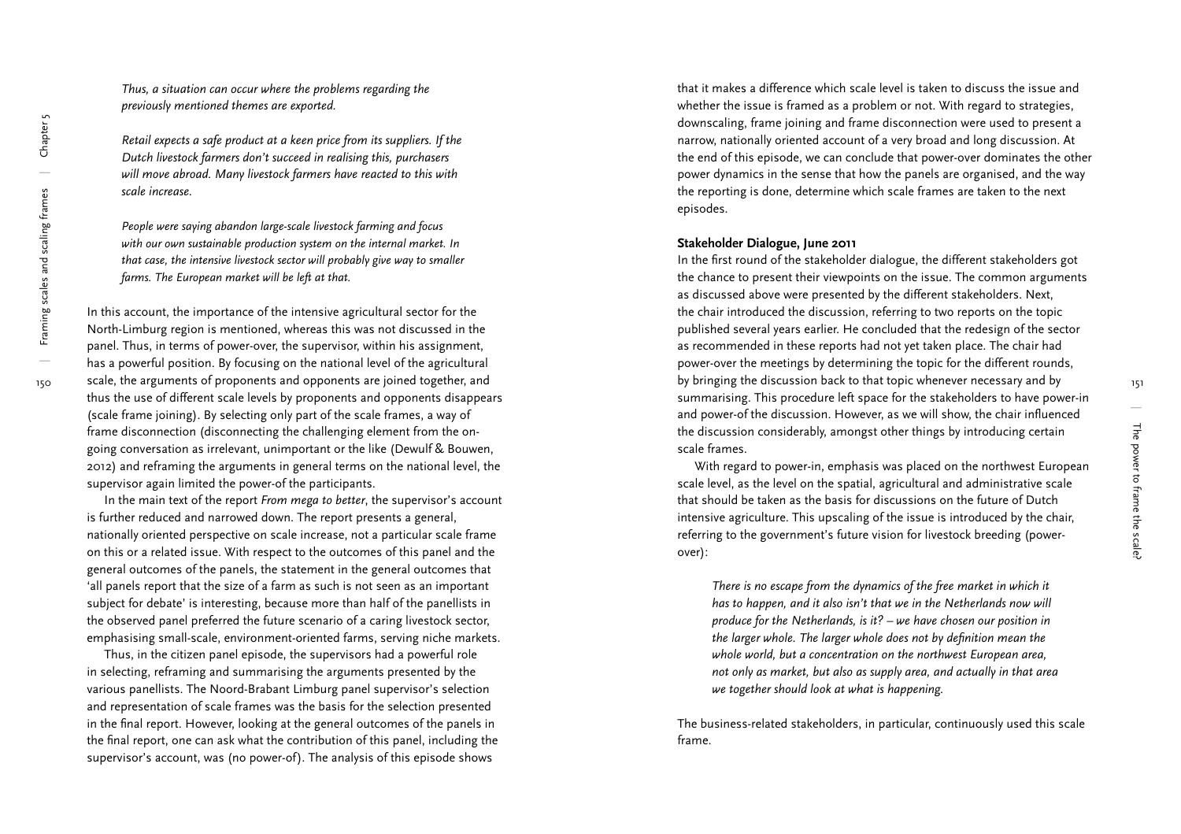*Thus, a situation can occur where the problems regarding the previously mentioned themes are exported.*

*Retail expects a safe product at a keen price from its suppliers. If the Dutch livestock farmers don't succeed in realising this, purchasers will move abroad. Many livestock farmers have reacted to this with scale increase.*

*People were saying abandon large-scale livestock farming and focus with our own sustainable production system on the internal market. In that case, the intensive livestock sector will probably give way to smaller farms. The European market will be left at that.*

In this account, the importance of the intensive agricultural sector for the North-Limburg region is mentioned, whereas this was not discussed in the panel. Thus, in terms of power-over, the supervisor, within his assignment, has a powerful position. By focusing on the national level of the agricultural scale, the arguments of proponents and opponents are joined together, and thus the use of different scale levels by proponents and opponents disappears (scale frame joining). By selecting only part of the scale frames, a way of frame disconnection (disconnecting the challenging element from the on-going conversation as irrelevant, unimportant or the like (Dewulf & Bouwen, 2012) and reframing the arguments in general terms on the national level, the supervisor again limited the power-of the participants.

In the main text of the report *From mega to better*, the supervisor's account is further reduced and narrowed down. The report presents a general, nationally oriented perspective on scale increase, not a particular scale frame on this or a related issue. With respect to the outcomes of this panel and the general outcomes of the panels, the statement in the general outcomes that 'all panels report that the size of a farm as such is not seen as an important subject for debate' is interesting, because more than half of the panellists in the observed panel preferred the future scenario of a caring livestock sector, emphasising small-scale, environment-oriented farms, serving niche markets.

Thus, in the citizen panel episode, the supervisors had a powerful role in selecting, reframing and summarising the arguments presented by the various panellists. The Noord-Brabant Limburg panel supervisor's selection and representation of scale frames was the basis for the selection presented in the final report. However, looking at the general outcomes of the panels in the final report, one can ask what the contribution of this panel, including the supervisor's account, was (no power-of). The analysis of this episode shows that it makes a difference which scale level is taken to discuss the issue and whether the issue is framed as a problem or not. With regard to strategies, downscaling, frame joining and frame disconnection were used to present a narrow, nationally oriented account of a very broad and long discussion. At the end of this episode, we can conclude that power-over dominates the other power dynamics in the sense that how the panels are organised, and the way the reporting is done, determine which scale frames are taken to the next episodes.

**Stakeholder Dialogue, June 2011**

In the first round of the stakeholder dialogue, the different stakeholders got the chance to present their viewpoints on the issue. The common arguments as discussed above were presented by the different stakeholders. Next, the chair introduced the discussion, referring to two reports on the topic published several years earlier. He concluded that the redesign of the sector as recommended in these reports had not yet taken place. The chair had power-over the meetings by determining the topic for the different rounds, by bringing the discussion back to that topic whenever necessary and by summarising. This procedure left space for the stakeholders to have power-in and power-of the discussion. However, as we will show, the chair influenced the discussion considerably, amongst other things by introducing certain scale frames.

With regard to power-in, emphasis was placed on the northwest European scale level, as the level on the spatial, agricultural and administrative scale that should be taken as the basis for discussions on the future of Dutch intensive agriculture. This upscaling of the issue is introduced by the chair, referring to the government's future vision for livestock breeding (power-over):

*There is no escape from the dynamics of the free market in which it has to happen, and it also isn't that we in the Netherlands now will produce for the Netherlands, is it? – we have chosen our position in the larger whole. The larger whole does not by definition mean the whole world, but a concentration on the northwest European area, not only as market, but also as supply area, and actually in that area we together should look at what is happening.*

The business-related stakeholders, in particular, continuously used this scale frame.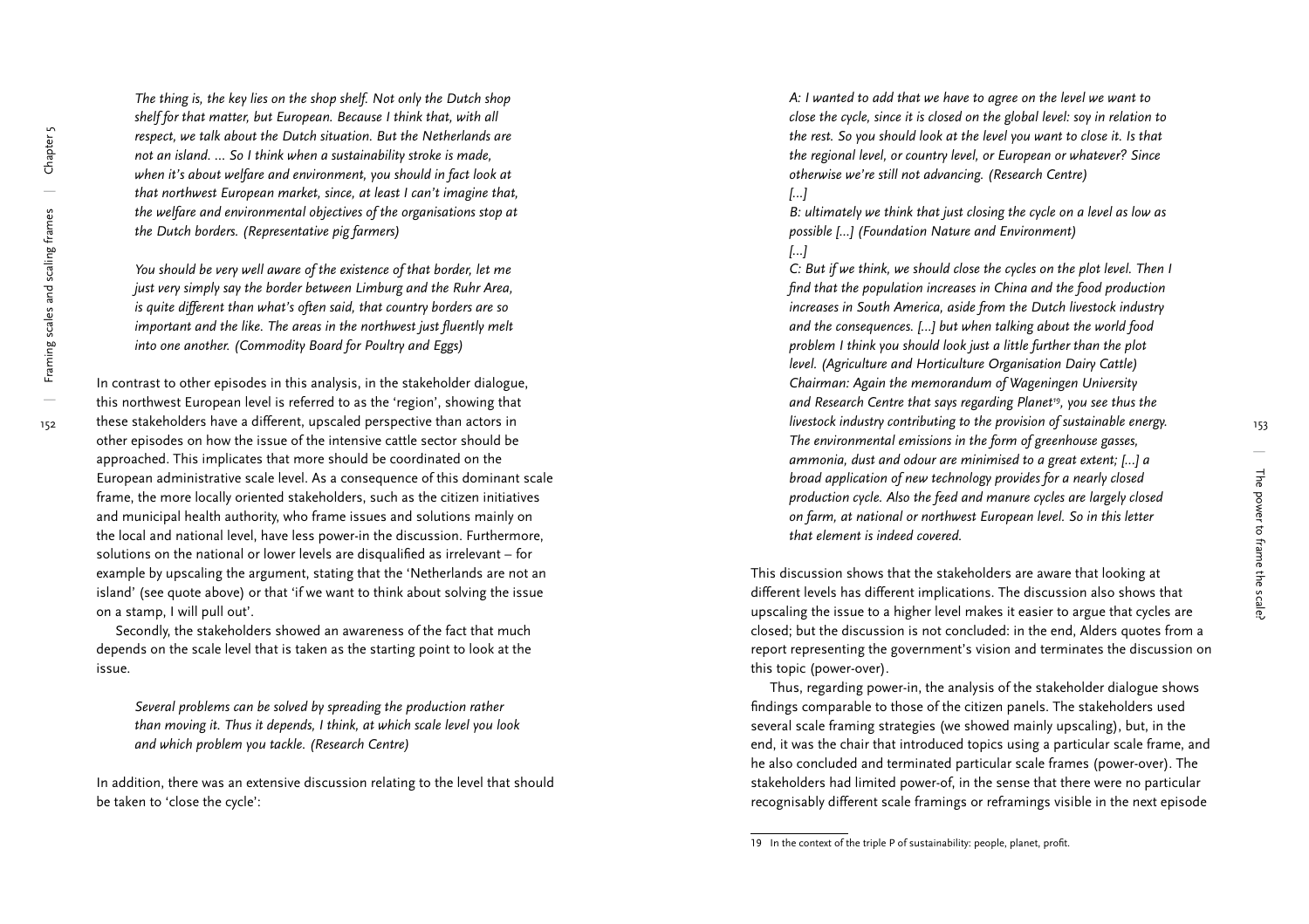*The thing is, the key lies on the shop shelf. Not only the Dutch shop shelf for that matter, but European. Because I think that, with all respect, we talk about the Dutch situation. But the Netherlands are not an island. ... So I think when a sustainability stroke is made, when it's about welfare and environment, you should in fact look at that northwest European market, since, at least I can't imagine that, the welfare and environmental objectives of the organisations stop at the Dutch borders. (Representative pig farmers)*

*You should be very well aware of the existence of that border, let me just very simply say the border between Limburg and the Ruhr Area, is quite different than what's often said, that country borders are so important and the like. The areas in the northwest just fluently melt into one another. (Commodity Board for Poultry and Eggs)*

In contrast to other episodes in this analysis, in the stakeholder dialogue, this northwest European level is referred to as the 'region', showing that these stakeholders have a different, upscaled perspective than actors in other episodes on how the issue of the intensive cattle sector should be approached. This implicates that more should be coordinated on the European administrative scale level. As a consequence of this dominant scale frame, the more locally oriented stakeholders, such as the citizen initiatives and municipal health authority, who frame issues and solutions mainly on the local and national level, have less power-in the discussion. Furthermore, solutions on the national or lower levels are disqualified as irrelevant – for example by upscaling the argument, stating that the 'Netherlands are not an island' (see quote above) or that 'if we want to think about solving the issue on a stamp, I will pull out'.

Secondly, the stakeholders showed an awareness of the fact that much depends on the scale level that is taken as the starting point to look at the issue.

*Several problems can be solved by spreading the production rather than moving it. Thus it depends, I think, at which scale level you look and which problem you tackle. (Research Centre)*

In addition, there was an extensive discussion relating to the level that should be taken to 'close the cycle':

*A: I wanted to add that we have to agree on the level we want to close the cycle, since it is closed on the global level: soy in relation to the rest. So you should look at the level you want to close it. Is that the regional level, or country level, or European or whatever? Since otherwise we're still not advancing. (Research Centre)*
*[...]*
*B: ultimately we think that just closing the cycle on a level as low as possible [...] (Foundation Nature and Environment)*
*[...]*
*C: But if we think, we should close the cycles on the plot level. Then I find that the population increases in China and the food production increases in South America, aside from the Dutch livestock industry and the consequences. [...] but when talking about the world food problem I think you should look just a little further than the plot level. (Agriculture and Horticulture Organisation Dairy Cattle)*
*Chairman: Again the memorandum of Wageningen University and Research Centre that says regarding Planet*[19]*, you see thus the livestock industry contributing to the provision of sustainable energy. The environmental emissions in the form of greenhouse gasses, ammonia, dust and odour are minimised to a great extent; [...] a broad application of new technology provides for a nearly closed production cycle. Also the feed and manure cycles are largely closed on farm, at national or northwest European level. So in this letter that element is indeed covered.*

This discussion shows that the stakeholders are aware that looking at different levels has different implications. The discussion also shows that upscaling the issue to a higher level makes it easier to argue that cycles are closed; but the discussion is not concluded: in the end, Alders quotes from a report representing the government's vision and terminates the discussion on this topic (power-over).

Thus, regarding power-in, the analysis of the stakeholder dialogue shows findings comparable to those of the citizen panels. The stakeholders used several scale framing strategies (we showed mainly upscaling), but, in the end, it was the chair that introduced topics using a particular scale frame, and he also concluded and terminated particular scale frames (power-over). The stakeholders had limited power-of, in the sense that there were no particular recognisably different scale framings or reframings visible in the next episode

[19] In the context of the triple P of sustainability: people, planet, profit.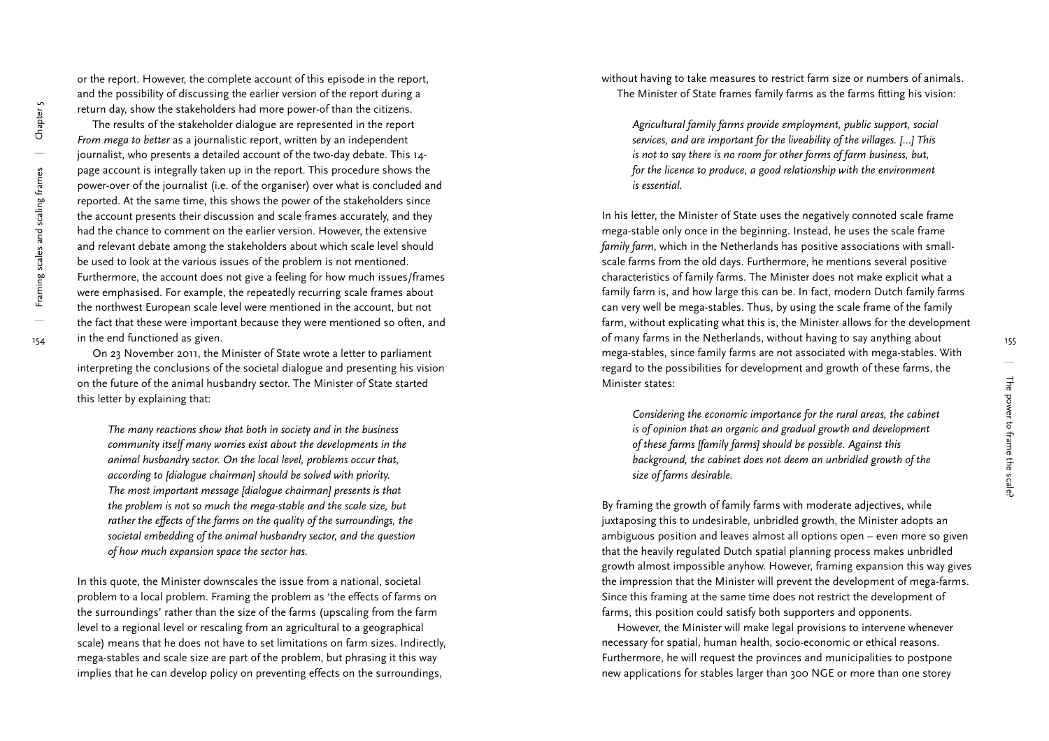or the report. However, the complete account of this episode in the report, and the possibility of discussing the earlier version of the report during a return day, show the stakeholders had more power-of than the citizens.

The results of the stakeholder dialogue are represented in the report *From mega to better* as a journalistic report, written by an independent journalist, who presents a detailed account of the two-day debate. This 14-page account is integrally taken up in the report. This procedure shows the power-over of the journalist (i.e. of the organiser) over what is concluded and reported. At the same time, this shows the power of the stakeholders since the account presents their discussion and scale frames accurately, and they had the chance to comment on the earlier version. However, the extensive and relevant debate among the stakeholders about which scale level should be used to look at the various issues of the problem is not mentioned. Furthermore, the account does not give a feeling for how much issues/frames were emphasised. For example, the repeatedly recurring scale frames about the northwest European scale level were mentioned in the account, but not the fact that these were important because they were mentioned so often, and in the end functioned as given.

On 23 November 2011, the Minister of State wrote a letter to parliament interpreting the conclusions of the societal dialogue and presenting his vision on the future of the animal husbandry sector. The Minister of State started this letter by explaining that:

> *The many reactions show that both in society and in the business community itself many worries exist about the developments in the animal husbandry sector. On the local level, problems occur that, according to [dialogue chairman] should be solved with priority. The most important message [dialogue chairman] presents is that the problem is not so much the mega-stable and the scale size, but rather the effects of the farms on the quality of the surroundings, the societal embedding of the animal husbandry sector, and the question of how much expansion space the sector has.*

In this quote, the Minister downscales the issue from a national, societal problem to a local problem. Framing the problem as 'the effects of farms on the surroundings' rather than the size of the farms (upscaling from the farm level to a regional level or rescaling from an agricultural to a geographical scale) means that he does not have to set limitations on farm sizes. Indirectly, mega-stables and scale size are part of the problem, but phrasing it this way implies that he can develop policy on preventing effects on the surroundings, without having to take measures to restrict farm size or numbers of animals.

The Minister of State frames family farms as the farms fitting his vision:

> *Agricultural family farms provide employment, public support, social services, and are important for the liveability of the villages. [...] This is not to say there is no room for other forms of farm business, but, for the licence to produce, a good relationship with the environment is essential.*

In his letter, the Minister of State uses the negatively connoted scale frame mega-stable only once in the beginning. Instead, he uses the scale frame *family farm*, which in the Netherlands has positive associations with small-scale farms from the old days. Furthermore, he mentions several positive characteristics of family farms. The Minister does not make explicit what a family farm is, and how large this can be. In fact, modern Dutch family farms can very well be mega-stables. Thus, by using the scale frame of the family farm, without explicating what this is, the Minister allows for the development of many farms in the Netherlands, without having to say anything about mega-stables, since family farms are not associated with mega-stables. With regard to the possibilities for development and growth of these farms, the Minister states:

> *Considering the economic importance for the rural areas, the cabinet is of opinion that an organic and gradual growth and development of these farms [family farms] should be possible. Against this background, the cabinet does not deem an unbridled growth of the size of farms desirable.*

By framing the growth of family farms with moderate adjectives, while juxtaposing this to undesirable, unbridled growth, the Minister adopts an ambiguous position and leaves almost all options open – even more so given that the heavily regulated Dutch spatial planning process makes unbridled growth almost impossible anyhow. However, framing expansion this way gives the impression that the Minister will prevent the development of mega-farms. Since this framing at the same time does not restrict the development of farms, this position could satisfy both supporters and opponents.

However, the Minister will make legal provisions to intervene whenever necessary for spatial, human health, socio-economic or ethical reasons. Furthermore, he will request the provinces and municipalities to postpone new applications for stables larger than 300 NGE or more than one storey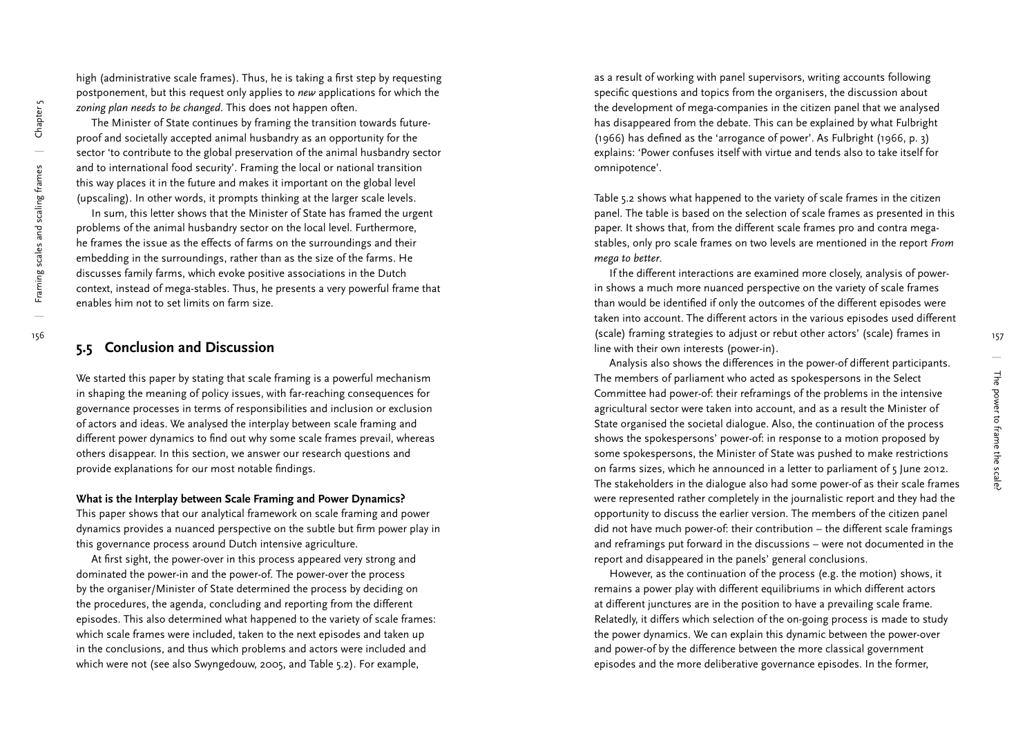high (administrative scale frames). Thus, he is taking a first step by requesting postponement, but this request only applies to *new* applications for which the *zoning plan needs to be changed*. This does not happen often.

The Minister of State continues by framing the transition towards future-proof and societally accepted animal husbandry as an opportunity for the sector 'to contribute to the global preservation of the animal husbandry sector and to international food security'. Framing the local or national transition this way places it in the future and makes it important on the global level (upscaling). In other words, it prompts thinking at the larger scale levels.

In sum, this letter shows that the Minister of State has framed the urgent problems of the animal husbandry sector on the local level. Furthermore, he frames the issue as the effects of farms on the surroundings and their embedding in the surroundings, rather than as the size of the farms. He discusses family farms, which evoke positive associations in the Dutch context, instead of mega-stables. Thus, he presents a very powerful frame that enables him not to set limits on farm size.

## 5.5 Conclusion and Discussion

We started this paper by stating that scale framing is a powerful mechanism in shaping the meaning of policy issues, with far-reaching consequences for governance processes in terms of responsibilities and inclusion or exclusion of actors and ideas. We analysed the interplay between scale framing and different power dynamics to find out why some scale frames prevail, whereas others disappear. In this section, we answer our research questions and provide explanations for our most notable findings.

**What is the Interplay between Scale Framing and Power Dynamics?**

This paper shows that our analytical framework on scale framing and power dynamics provides a nuanced perspective on the subtle but firm power play in this governance process around Dutch intensive agriculture.

At first sight, the power-over in this process appeared very strong and dominated the power-in and the power-of. The power-over the process by the organiser/Minister of State determined the process by deciding on the procedures, the agenda, concluding and reporting from the different episodes. This also determined what happened to the variety of scale frames: which scale frames were included, taken to the next episodes and taken up in the conclusions, and thus which problems and actors were included and which were not (see also Swyngedouw, 2005, and Table 5.2). For example, as a result of working with panel supervisors, writing accounts following specific questions and topics from the organisers, the discussion about the development of mega-companies in the citizen panel that we analysed has disappeared from the debate. This can be explained by what Fulbright (1966) has defined as the 'arrogance of power'. As Fulbright (1966, p. 3) explains: 'Power confuses itself with virtue and tends also to take itself for omnipotence'.

Table 5.2 shows what happened to the variety of scale frames in the citizen panel. The table is based on the selection of scale frames as presented in this paper. It shows that, from the different scale frames pro and contra mega-stables, only pro scale frames on two levels are mentioned in the report *From mega to better*.

If the different interactions are examined more closely, analysis of power-in shows a much more nuanced perspective on the variety of scale frames than would be identified if only the outcomes of the different episodes were taken into account. The different actors in the various episodes used different (scale) framing strategies to adjust or rebut other actors' (scale) frames in line with their own interests (power-in).

Analysis also shows the differences in the power-of different participants. The members of parliament who acted as spokespersons in the Select Committee had power-of: their reframings of the problems in the intensive agricultural sector were taken into account, and as a result the Minister of State organised the societal dialogue. Also, the continuation of the process shows the spokespersons' power-of: in response to a motion proposed by some spokespersons, the Minister of State was pushed to make restrictions on farms sizes, which he announced in a letter to parliament of 5 June 2012. The stakeholders in the dialogue also had some power-of as their scale frames were represented rather completely in the journalistic report and they had the opportunity to discuss the earlier version. The members of the citizen panel did not have much power-of: their contribution – the different scale framings and reframings put forward in the discussions – were not documented in the report and disappeared in the panels' general conclusions.

However, as the continuation of the process (e.g. the motion) shows, it remains a power play with different equilibriums in which different actors at different junctures are in the position to have a prevailing scale frame. Relatedly, it differs which selection of the on-going process is made to study the power dynamics. We can explain this dynamic between the power-over and power-of by the difference between the more classical government episodes and the more deliberative governance episodes. In the former,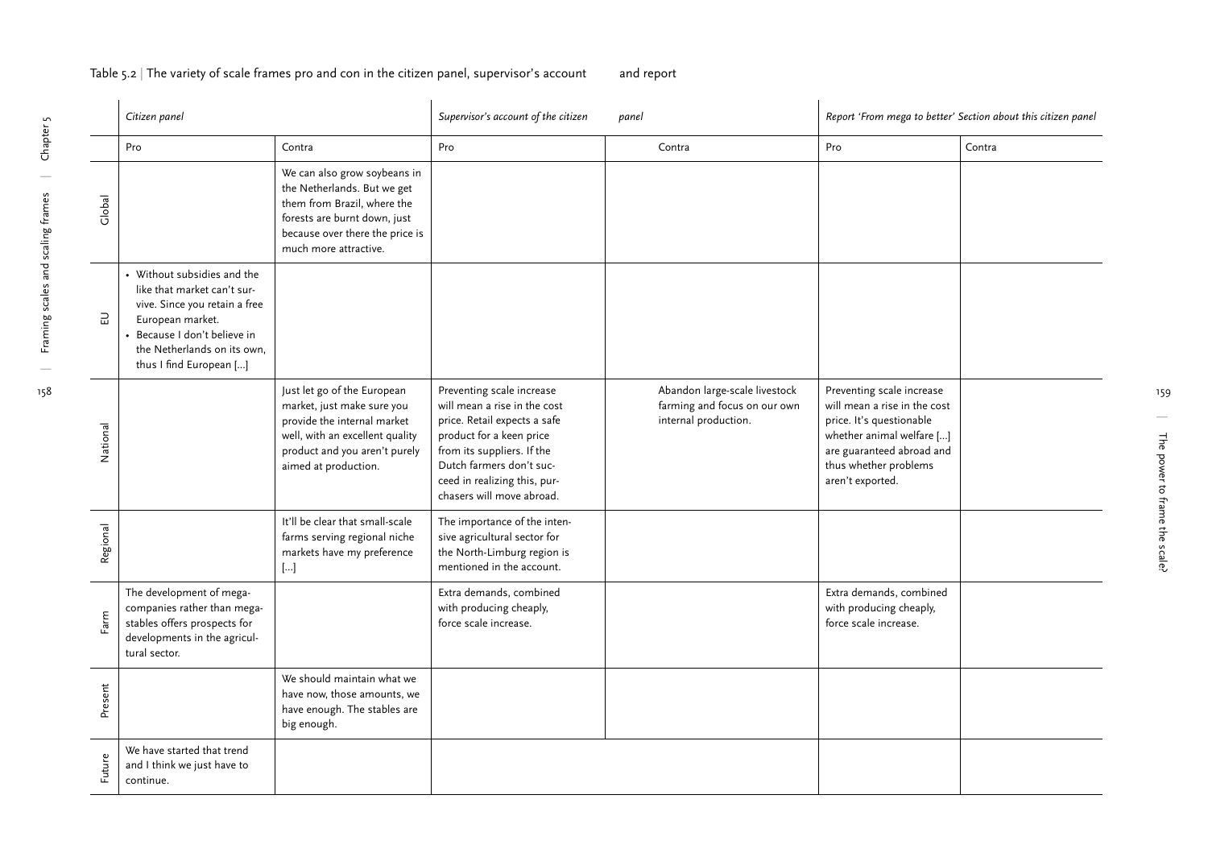Table 5.2 | The variety of scale frames pro and con in the citizen panel, supervisor's account and report

| | *Citizen panel* | | *Supervisor's account of the citizen panel* | | *Report 'From mega to better' Section about this citizen panel* | |
|---|---|---|---|---|---|---|
| | Pro | Contra | Pro | Contra | Pro | Contra |
| Global | | We can also grow soybeans in the Netherlands. But we get them from Brazil, where the forests are burnt down, just because over there the price is much more attractive. | | | | |
| EU | • Without subsidies and the like that market can't survive. Since you retain a free European market. • Because I don't believe in the Netherlands on its own, thus I find European […] | | | | | |
| National | | Just let go of the European market, just make sure you provide the internal market well, with an excellent quality product and you aren't purely aimed at production. | Preventing scale increase will mean a rise in the cost price. Retail expects a safe product for a keen price from its suppliers. If the Dutch farmers don't succeed in realizing this, purchasers will move abroad. | Abandon large-scale livestock farming and focus on our own internal production. | Preventing scale increase will mean a rise in the cost price. It's questionable whether animal welfare […] are guaranteed abroad and thus whether problems aren't exported. | |
| Regional | | It'll be clear that small-scale farms serving regional niche markets have my preference […] | The importance of the intensive agricultural sector for the North-Limburg region is mentioned in the account. | | | |
| Farm | The development of mega-companies rather than mega-stables offers prospects for developments in the agricultural sector. | | Extra demands, combined with producing cheaply, force scale increase. | | Extra demands, combined with producing cheaply, force scale increase. | |
| Present | | We should maintain what we have now, those amounts, we have enough. The stables are big enough. | | | | |
| Future | We have started that trend and I think we just have to continue. | | | | | |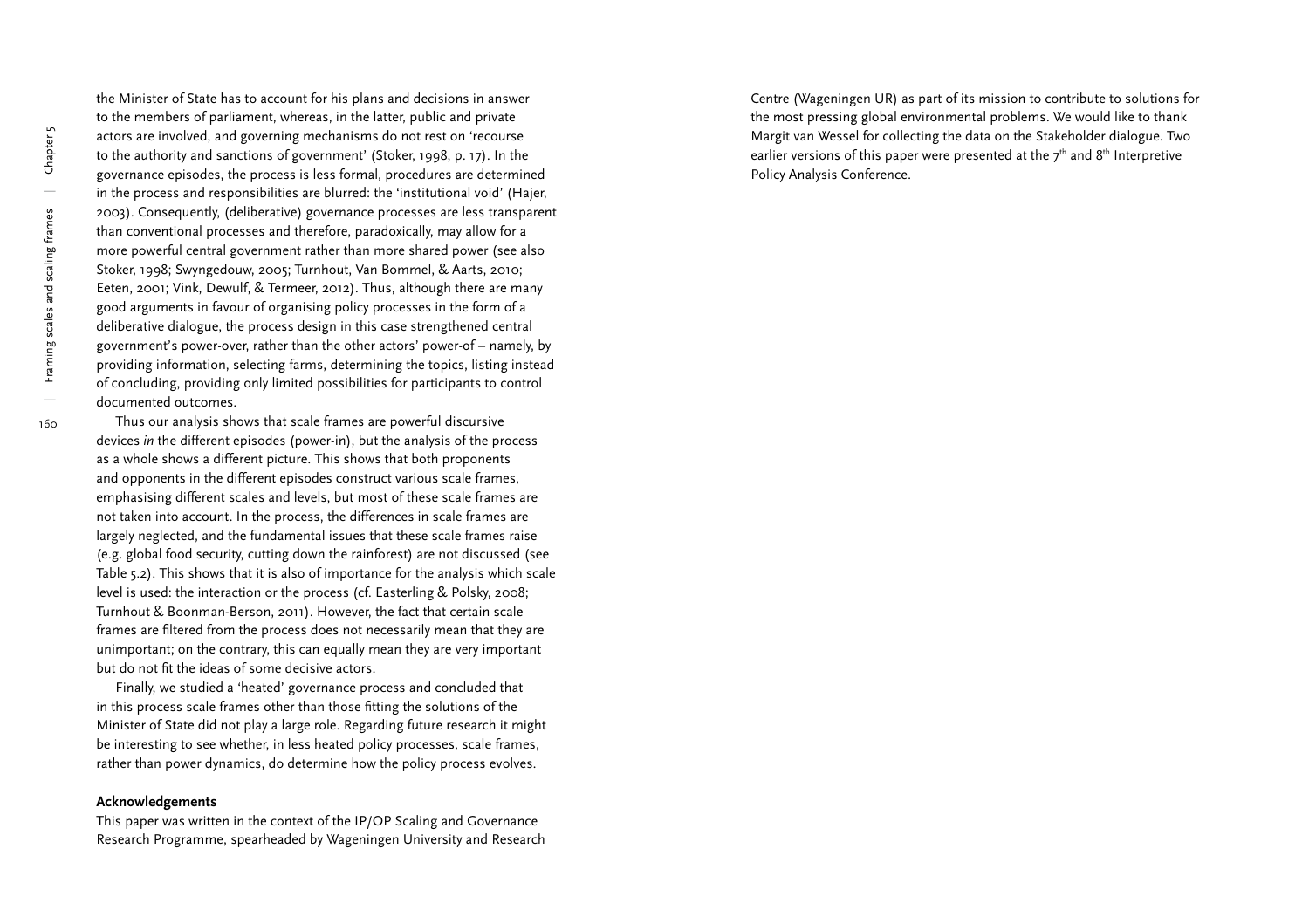the Minister of State has to account for his plans and decisions in answer to the members of parliament, whereas, in the latter, public and private actors are involved, and governing mechanisms do not rest on 'recourse to the authority and sanctions of government' (Stoker, 1998, p. 17). In the governance episodes, the process is less formal, procedures are determined in the process and responsibilities are blurred: the 'institutional void' (Hajer, 2003). Consequently, (deliberative) governance processes are less transparent than conventional processes and therefore, paradoxically, may allow for a more powerful central government rather than more shared power (see also Stoker, 1998; Swyngedouw, 2005; Turnhout, Van Bommel, & Aarts, 2010; Eeten, 2001; Vink, Dewulf, & Termeer, 2012). Thus, although there are many good arguments in favour of organising policy processes in the form of a deliberative dialogue, the process design in this case strengthened central government's power-over, rather than the other actors' power-of – namely, by providing information, selecting farms, determining the topics, listing instead of concluding, providing only limited possibilities for participants to control documented outcomes.

Thus our analysis shows that scale frames are powerful discursive devices *in* the different episodes (power-in), but the analysis of the process as a whole shows a different picture. This shows that both proponents and opponents in the different episodes construct various scale frames, emphasising different scales and levels, but most of these scale frames are not taken into account. In the process, the differences in scale frames are largely neglected, and the fundamental issues that these scale frames raise (e.g. global food security, cutting down the rainforest) are not discussed (see Table 5.2). This shows that it is also of importance for the analysis which scale level is used: the interaction or the process (cf. Easterling & Polsky, 2008; Turnhout & Boonman-Berson, 2011). However, the fact that certain scale frames are filtered from the process does not necessarily mean that they are unimportant; on the contrary, this can equally mean they are very important but do not fit the ideas of some decisive actors.

Finally, we studied a 'heated' governance process and concluded that in this process scale frames other than those fitting the solutions of the Minister of State did not play a large role. Regarding future research it might be interesting to see whether, in less heated policy processes, scale frames, rather than power dynamics, do determine how the policy process evolves.

**Acknowledgements**

This paper was written in the context of the IP/OP Scaling and Governance Research Programme, spearheaded by Wageningen University and Research Centre (Wageningen UR) as part of its mission to contribute to solutions for the most pressing global environmental problems. We would like to thank Margit van Wessel for collecting the data on the Stakeholder dialogue. Two earlier versions of this paper were presented at the 7th and 8th Interpretive Policy Analysis Conference.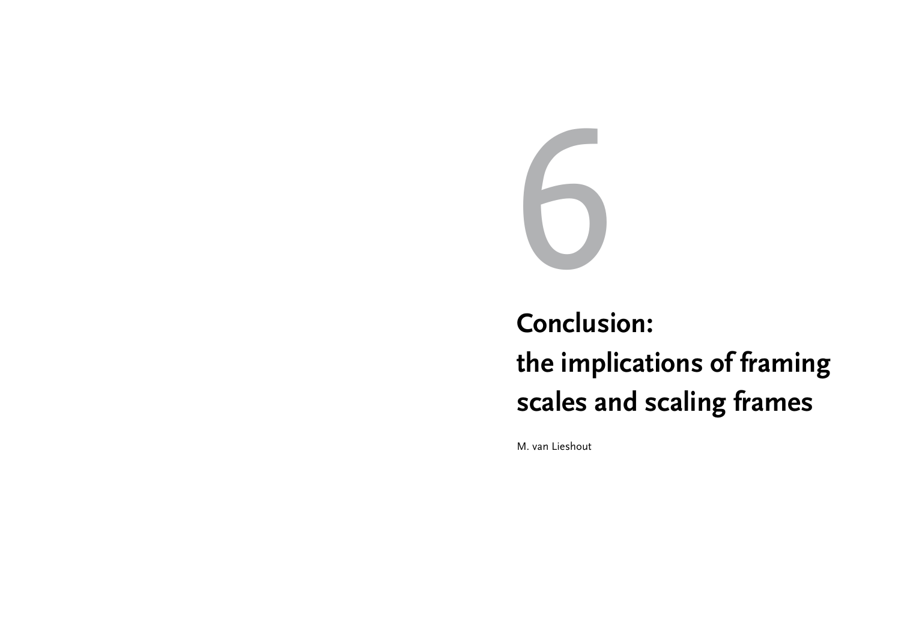# 6

# Conclusion: the implications of framing scales and scaling frames

M. van Lieshout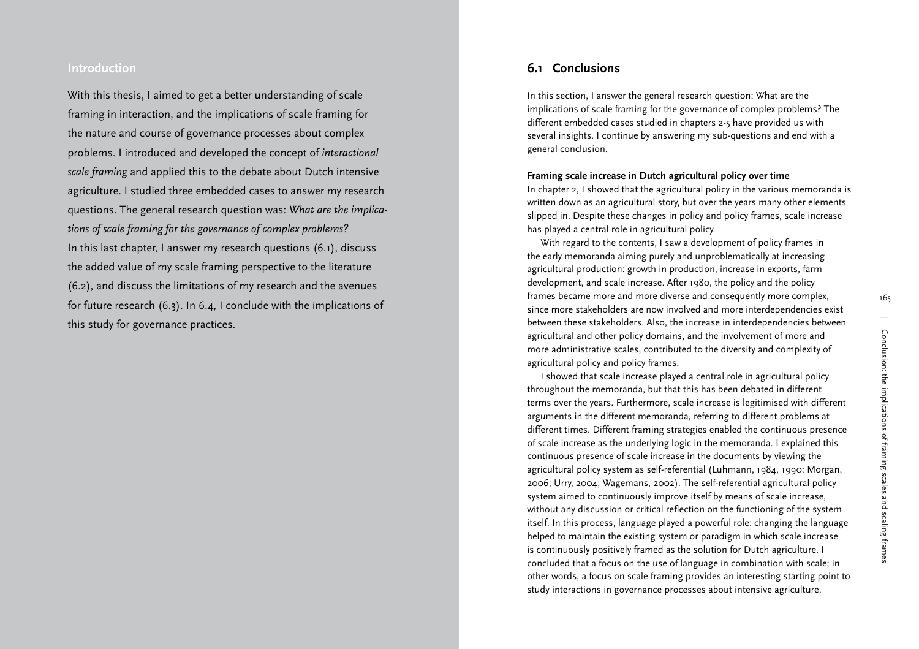## Introduction

With this thesis, I aimed to get a better understanding of scale framing in interaction, and the implications of scale framing for the nature and course of governance processes about complex problems. I introduced and developed the concept of *interactional scale framing* and applied this to the debate about Dutch intensive agriculture. I studied three embedded cases to answer my research questions. The general research question was: *What are the implications of scale framing for the governance of complex problems?* In this last chapter, I answer my research questions (6.1), discuss the added value of my scale framing perspective to the literature (6.2), and discuss the limitations of my research and the avenues for future research (6.3). In 6.4, I conclude with the implications of this study for governance practices.

## 6.1 Conclusions

In this section, I answer the general research question: What are the implications of scale framing for the governance of complex problems? The different embedded cases studied in chapters 2-5 have provided us with several insights. I continue by answering my sub-questions and end with a general conclusion.

**Framing scale increase in Dutch agricultural policy over time**

In chapter 2, I showed that the agricultural policy in the various memoranda is written down as an agricultural story, but over the years many other elements slipped in. Despite these changes in policy and policy frames, scale increase has played a central role in agricultural policy.

With regard to the contents, I saw a development of policy frames in the early memoranda aiming purely and unproblematically at increasing agricultural production: growth in production, increase in exports, farm development, and scale increase. After 1980, the policy and the policy frames became more and more diverse and consequently more complex, since more stakeholders are now involved and more interdependencies exist between these stakeholders. Also, the increase in interdependencies between agricultural and other policy domains, and the involvement of more and more administrative scales, contributed to the diversity and complexity of agricultural policy and policy frames.

I showed that scale increase played a central role in agricultural policy throughout the memoranda, but that this has been debated in different terms over the years. Furthermore, scale increase is legitimised with different arguments in the different memoranda, referring to different problems at different times. Different framing strategies enabled the continuous presence of scale increase as the underlying logic in the memoranda. I explained this continuous presence of scale increase in the documents by viewing the agricultural policy system as self-referential (Luhmann, 1984, 1990; Morgan, 2006; Urry, 2004; Wagemans, 2002). The self-referential agricultural policy system aimed to continuously improve itself by means of scale increase, without any discussion or critical reflection on the functioning of the system itself. In this process, language played a powerful role: changing the language helped to maintain the existing system or paradigm in which scale increase is continuously positively framed as the solution for Dutch agriculture. I concluded that a focus on the use of language in combination with scale; in other words, a focus on scale framing provides an interesting starting point to study interactions in governance processes about intensive agriculture.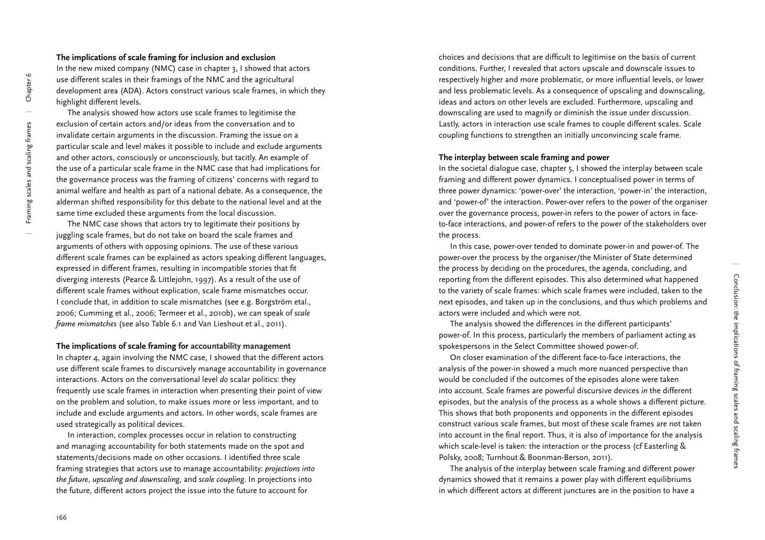### The implications of scale framing for inclusion and exclusion

In the new mixed company (NMC) case in chapter 3, I showed that actors use different scales in their framings of the NMC and the agricultural development area (ADA). Actors construct various scale frames, in which they highlight different levels.

The analysis showed how actors use scale frames to legitimise the exclusion of certain actors and/or ideas from the conversation and to invalidate certain arguments in the discussion. Framing the issue on a particular scale and level makes it possible to include and exclude arguments and other actors, consciously or unconsciously, but tacitly. An example of the use of a particular scale frame in the NMC case that had implications for the governance process was the framing of citizens' concerns with regard to animal welfare and health as part of a national debate. As a consequence, the alderman shifted responsibility for this debate to the national level and at the same time excluded these arguments from the local discussion.

The NMC case shows that actors try to legitimate their positions by juggling scale frames, but do not take on board the scale frames and arguments of others with opposing opinions. The use of these various different scale frames can be explained as actors speaking different languages, expressed in different frames, resulting in incompatible stories that fit diverging interests (Pearce & Littlejohn, 1997). As a result of the use of different scale frames without explication, scale frame mismatches occur. I conclude that, in addition to scale mismatches (see e.g. Borgström etal., 2006; Cumming et al., 2006; Termeer et al., 2010b), we can speak of *scale frame mismatches* (see also Table 6.1 and Van Lieshout et al., 2011).

### The implications of scale framing for accountability management

In chapter 4, again involving the NMC case, I showed that the different actors use different scale frames to discursively manage accountability in governance interactions. Actors on the conversational level *do* scalar politics: they frequently use scale frames in interaction when presenting their point of view on the problem and solution, to make issues more or less important, and to include and exclude arguments and actors. In other words, scale frames are used strategically as political devices.

In interaction, complex processes occur in relation to constructing and managing accountability for both statements made on the spot and statements/decisions made on other occasions. I identified three scale framing strategies that actors use to manage accountability: *projections into the future*, *upscaling and downscaling*, and *scale coupling*. In projections into the future, different actors project the issue into the future to account for choices and decisions that are difficult to legitimise on the basis of current conditions. Further, I revealed that actors upscale and downscale issues to respectively higher and more problematic, or more influential levels, or lower and less problematic levels. As a consequence of upscaling and downscaling, ideas and actors on other levels are excluded. Furthermore, upscaling and downscaling are used to magnify or diminish the issue under discussion. Lastly, actors in interaction use scale frames to couple different scales. Scale coupling functions to strengthen an initially unconvincing scale frame.

### The interplay between scale framing and power

In the societal dialogue case, chapter 5, I showed the interplay between scale framing and different power dynamics. I conceptualised power in terms of three power dynamics: 'power-over' the interaction, 'power-in' the interaction, and 'power-of' the interaction. Power-over refers to the power of the organiser over the governance process, power-in refers to the power of actors in face-to-face interactions, and power-of refers to the power of the stakeholders over the process.

In this case, power-over tended to dominate power-in and power-of. The power-over the process by the organiser/the Minister of State determined the process by deciding on the procedures, the agenda, concluding, and reporting from the different episodes. This also determined what happened to the variety of scale frames: which scale frames were included, taken to the next episodes, and taken up in the conclusions, and thus which problems and actors were included and which were not.

The analysis showed the differences in the different participants' power-of. In this process, particularly the members of parliament acting as spokespersons in the Select Committee showed power-of.

On closer examination of the different face-to-face interactions, the analysis of the power-in showed a much more nuanced perspective than would be concluded if the outcomes of the episodes alone were taken into account. Scale frames are powerful discursive devices *in* the different episodes, but the analysis of the process as a whole shows a different picture. This shows that both proponents and opponents in the different episodes construct various scale frames, but most of these scale frames are not taken into account in the final report. Thus, it is also of importance for the analysis which scale-level is taken: the interaction or the process (cf Easterling & Polsky, 2008; Turnhout & Boonman-Berson, 2011).

The analysis of the interplay between scale framing and different power dynamics showed that it remains a power play with different equilibriums in which different actors at different junctures are in the position to have a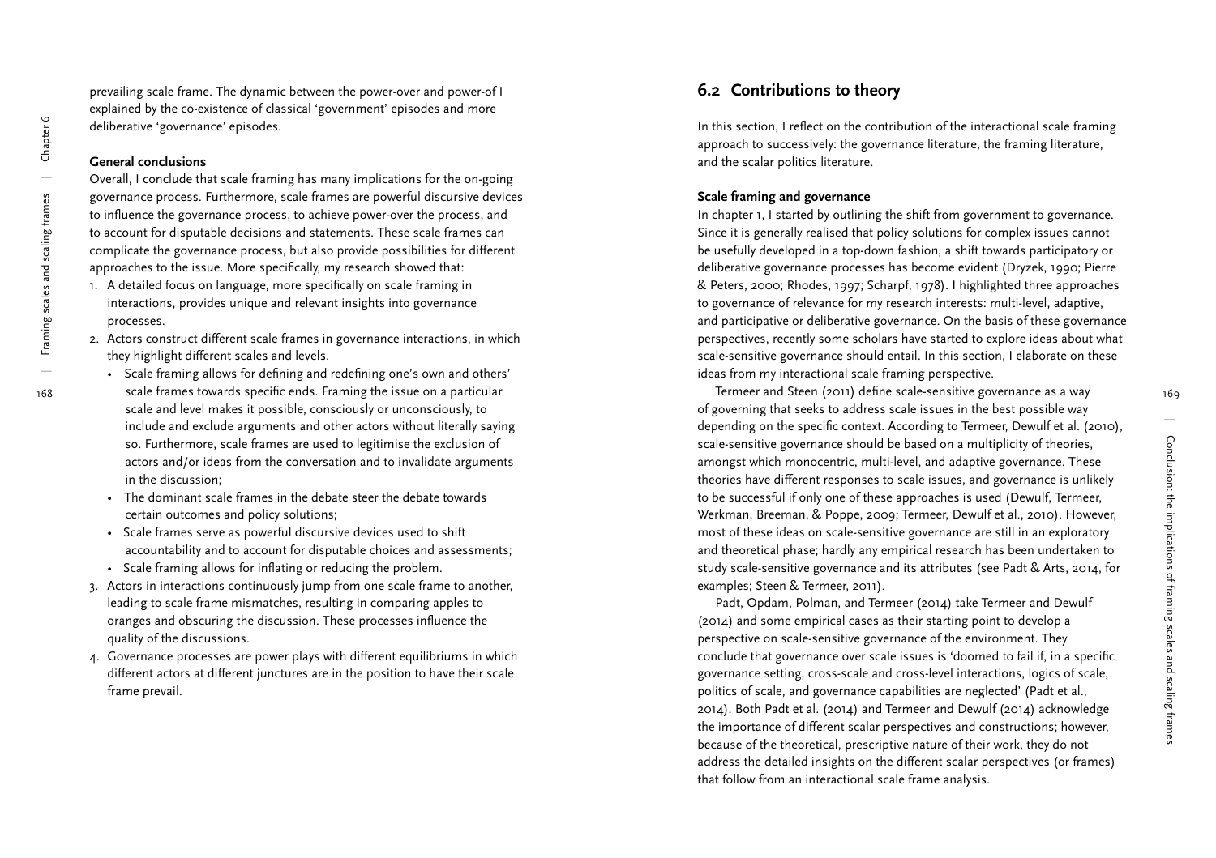prevailing scale frame. The dynamic between the power-over and power-of I explained by the co-existence of classical 'government' episodes and more deliberative 'governance' episodes.

**General conclusions**

Overall, I conclude that scale framing has many implications for the on-going governance process. Furthermore, scale frames are powerful discursive devices to influence the governance process, to achieve power-over the process, and to account for disputable decisions and statements. These scale frames can complicate the governance process, but also provide possibilities for different approaches to the issue. More specifically, my research showed that:

1. A detailed focus on language, more specifically on scale framing in interactions, provides unique and relevant insights into governance processes.
2. Actors construct different scale frames in governance interactions, in which they highlight different scales and levels.
   - Scale framing allows for defining and redefining one's own and others' scale frames towards specific ends. Framing the issue on a particular scale and level makes it possible, consciously or unconsciously, to include and exclude arguments and other actors without literally saying so. Furthermore, scale frames are used to legitimise the exclusion of actors and/or ideas from the conversation and to invalidate arguments in the discussion;
   - The dominant scale frames in the debate steer the debate towards certain outcomes and policy solutions;
   - Scale frames serve as powerful discursive devices used to shift accountability and to account for disputable choices and assessments;
   - Scale framing allows for inflating or reducing the problem.
3. Actors in interactions continuously jump from one scale frame to another, leading to scale frame mismatches, resulting in comparing apples to oranges and obscuring the discussion. These processes influence the quality of the discussions.
4. Governance processes are power plays with different equilibriums in which different actors at different junctures are in the position to have their scale frame prevail.

## 6.2 Contributions to theory

In this section, I reflect on the contribution of the interactional scale framing approach to successively: the governance literature, the framing literature, and the scalar politics literature.

**Scale framing and governance**

In chapter 1, I started by outlining the shift from government to governance. Since it is generally realised that policy solutions for complex issues cannot be usefully developed in a top-down fashion, a shift towards participatory or deliberative governance processes has become evident (Dryzek, 1990; Pierre & Peters, 2000; Rhodes, 1997; Scharpf, 1978). I highlighted three approaches to governance of relevance for my research interests: multi-level, adaptive, and participative or deliberative governance. On the basis of these governance perspectives, recently some scholars have started to explore ideas about what scale-sensitive governance should entail. In this section, I elaborate on these ideas from my interactional scale framing perspective.

Termeer and Steen (2011) define scale-sensitive governance as a way of governing that seeks to address scale issues in the best possible way depending on the specific context. According to Termeer, Dewulf et al. (2010), scale-sensitive governance should be based on a multiplicity of theories, amongst which monocentric, multi-level, and adaptive governance. These theories have different responses to scale issues, and governance is unlikely to be successful if only one of these approaches is used (Dewulf, Termeer, Werkman, Breeman, & Poppe, 2009; Termeer, Dewulf et al., 2010). However, most of these ideas on scale-sensitive governance are still in an exploratory and theoretical phase; hardly any empirical research has been undertaken to study scale-sensitive governance and its attributes (see Padt & Arts, 2014, for examples; Steen & Termeer, 2011).

Padt, Opdam, Polman, and Termeer (2014) take Termeer and Dewulf (2014) and some empirical cases as their starting point to develop a perspective on scale-sensitive governance of the environment. They conclude that governance over scale issues is 'doomed to fail if, in a specific governance setting, cross-scale and cross-level interactions, logics of scale, politics of scale, and governance capabilities are neglected' (Padt et al., 2014). Both Padt et al. (2014) and Termeer and Dewulf (2014) acknowledge the importance of different scalar perspectives and constructions; however, because of the theoretical, prescriptive nature of their work, they do not address the detailed insights on the different scalar perspectives (or frames) that follow from an interactional scale frame analysis.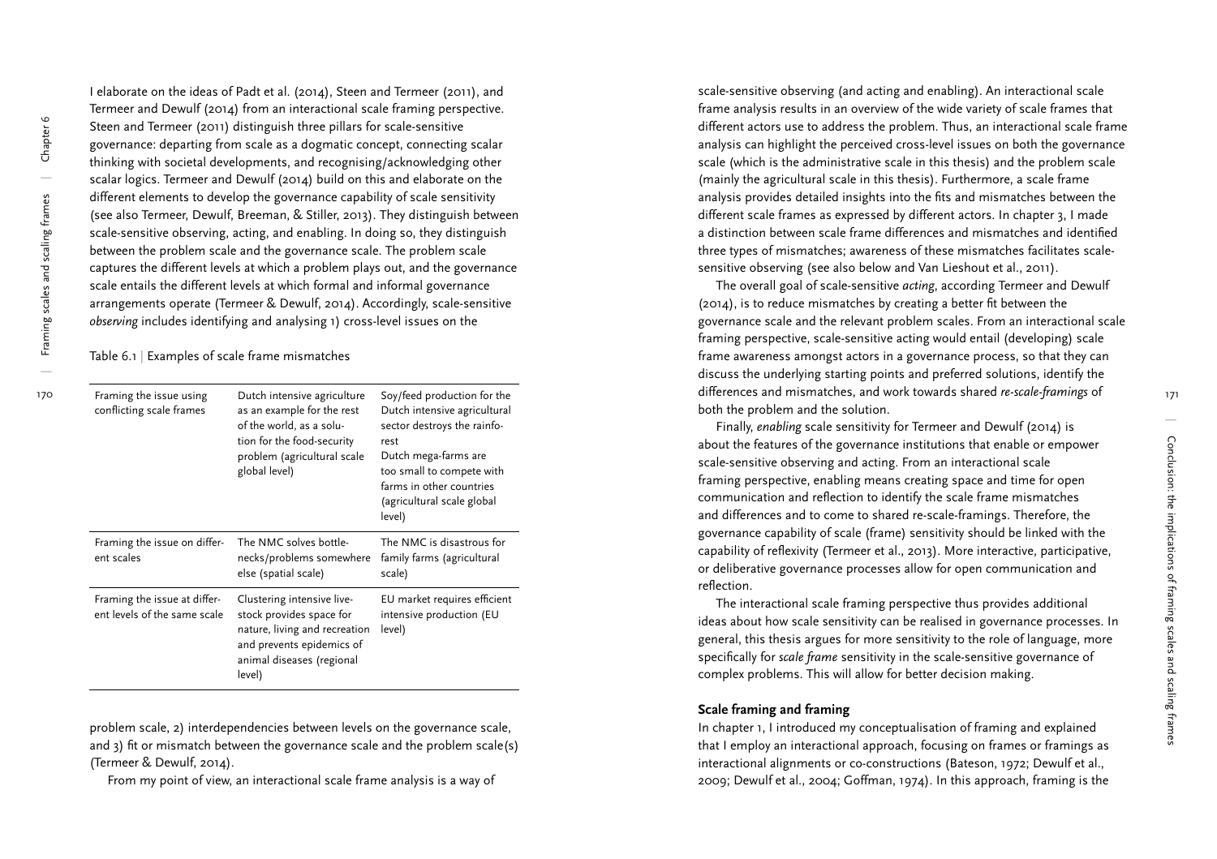I elaborate on the ideas of Padt et al. (2014), Steen and Termeer (2011), and Termeer and Dewulf (2014) from an interactional scale framing perspective. Steen and Termeer (2011) distinguish three pillars for scale-sensitive governance: departing from scale as a dogmatic concept, connecting scalar thinking with societal developments, and recognising/acknowledging other scalar logics. Termeer and Dewulf (2014) build on this and elaborate on the different elements to develop the governance capability of scale sensitivity (see also Termeer, Dewulf, Breeman, & Stiller, 2013). They distinguish between scale-sensitive observing, acting, and enabling. In doing so, they distinguish between the problem scale and the governance scale. The problem scale captures the different levels at which a problem plays out, and the governance scale entails the different levels at which formal and informal governance arrangements operate (Termeer & Dewulf, 2014). Accordingly, scale-sensitive *observing* includes identifying and analysing 1) cross-level issues on the problem scale, 2) interdependencies between levels on the governance scale, and 3) fit or mismatch between the governance scale and the problem scale(s) (Termeer & Dewulf, 2014).

Table 6.1 | Examples of scale frame mismatches

| | | |
|---|---|---|
| Framing the issue using conflicting scale frames | Dutch intensive agriculture as an example for the rest of the world, as a solution for the food-security problem (agricultural scale global level) | Soy/feed production for the Dutch intensive agricultural sector destroys the rainforest<br>Dutch mega-farms are too small to compete with farms in other countries (agricultural scale global level) |
| Framing the issue on different scales | The NMC solves bottlenecks/problems somewhere else (spatial scale) | The NMC is disastrous for family farms (agricultural scale) |
| Framing the issue at different levels of the same scale | Clustering intensive livestock provides space for nature, living and recreation and prevents epidemics of animal diseases (regional level) | EU market requires efficient intensive production (EU level) |

From my point of view, an interactional scale frame analysis is a way of scale-sensitive observing (and acting and enabling). An interactional scale frame analysis results in an overview of the wide variety of scale frames that different actors use to address the problem. Thus, an interactional scale frame analysis can highlight the perceived cross-level issues on both the governance scale (which is the administrative scale in this thesis) and the problem scale (mainly the agricultural scale in this thesis). Furthermore, a scale frame analysis provides detailed insights into the fits and mismatches between the different scale frames as expressed by different actors. In chapter 3, I made a distinction between scale frame differences and mismatches and identified three types of mismatches; awareness of these mismatches facilitates scale-sensitive observing (see also below and Van Lieshout et al., 2011).

The overall goal of scale-sensitive *acting*, according Termeer and Dewulf (2014), is to reduce mismatches by creating a better fit between the governance scale and the relevant problem scales. From an interactional scale framing perspective, scale-sensitive acting would entail (developing) scale frame awareness amongst actors in a governance process, so that they can discuss the underlying starting points and preferred solutions, identify the differences and mismatches, and work towards shared *re-scale-framings* of both the problem and the solution.

Finally, *enabling* scale sensitivity for Termeer and Dewulf (2014) is about the features of the governance institutions that enable or empower scale-sensitive observing and acting. From an interactional scale framing perspective, enabling means creating space and time for open communication and reflection to identify the scale frame mismatches and differences and to come to shared re-scale-framings. Therefore, the governance capability of scale (frame) sensitivity should be linked with the capability of reflexivity (Termeer et al., 2013). More interactive, participative, or deliberative governance processes allow for open communication and reflection.

The interactional scale framing perspective thus provides additional ideas about how scale sensitivity can be realised in governance processes. In general, this thesis argues for more sensitivity to the role of language, more specifically for *scale frame* sensitivity in the scale-sensitive governance of complex problems. This will allow for better decision making.

### Scale framing and framing

In chapter 1, I introduced my conceptualisation of framing and explained that I employ an interactional approach, focusing on frames or framings as interactional alignments or co-constructions (Bateson, 1972; Dewulf et al., 2009; Dewulf et al., 2004; Goffman, 1974). In this approach, framing is the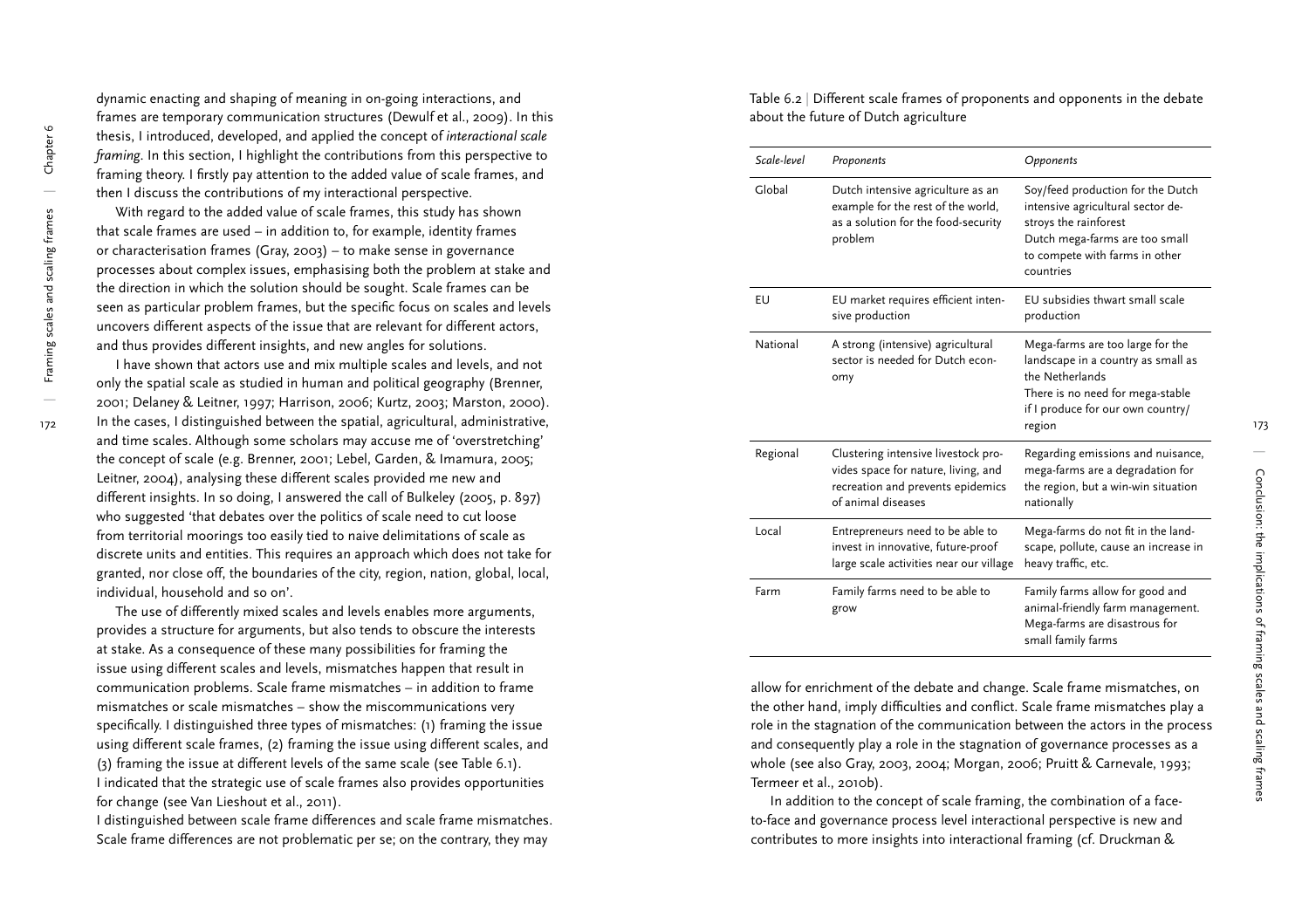dynamic enacting and shaping of meaning in on-going interactions, and frames are temporary communication structures (Dewulf et al., 2009). In this thesis, I introduced, developed, and applied the concept of *interactional scale framing*. In this section, I highlight the contributions from this perspective to framing theory. I firstly pay attention to the added value of scale frames, and then I discuss the contributions of my interactional perspective.

With regard to the added value of scale frames, this study has shown that scale frames are used – in addition to, for example, identity frames or characterisation frames (Gray, 2003) – to make sense in governance processes about complex issues, emphasising both the problem at stake and the direction in which the solution should be sought. Scale frames can be seen as particular problem frames, but the specific focus on scales and levels uncovers different aspects of the issue that are relevant for different actors, and thus provides different insights, and new angles for solutions.

I have shown that actors use and mix multiple scales and levels, and not only the spatial scale as studied in human and political geography (Brenner, 2001; Delaney & Leitner, 1997; Harrison, 2006; Kurtz, 2003; Marston, 2000). In the cases, I distinguished between the spatial, agricultural, administrative, and time scales. Although some scholars may accuse me of 'overstretching' the concept of scale (e.g. Brenner, 2001; Lebel, Garden, & Imamura, 2005; Leitner, 2004), analysing these different scales provided me new and different insights. In so doing, I answered the call of Bulkeley (2005, p. 897) who suggested 'that debates over the politics of scale need to cut loose from territorial moorings too easily tied to naive delimitations of scale as discrete units and entities. This requires an approach which does not take for granted, nor close off, the boundaries of the city, region, nation, global, local, individual, household and so on'.

The use of differently mixed scales and levels enables more arguments, provides a structure for arguments, but also tends to obscure the interests at stake. As a consequence of these many possibilities for framing the issue using different scales and levels, mismatches happen that result in communication problems. Scale frame mismatches – in addition to frame mismatches or scale mismatches – show the miscommunications very specifically. I distinguished three types of mismatches: (1) framing the issue using different scale frames, (2) framing the issue using different scales, and (3) framing the issue at different levels of the same scale (see Table 6.1). I indicated that the strategic use of scale frames also provides opportunities for change (see Van Lieshout et al., 2011).

I distinguished between scale frame differences and scale frame mismatches. Scale frame differences are not problematic per se; on the contrary, they may allow for enrichment of the debate and change. Scale frame mismatches, on the other hand, imply difficulties and conflict. Scale frame mismatches play a role in the stagnation of the communication between the actors in the process and consequently play a role in the stagnation of governance processes as a whole (see also Gray, 2003, 2004; Morgan, 2006; Pruitt & Carnevale, 1993; Termeer et al., 2010b).

Table 6.2 | Different scale frames of proponents and opponents in the debate about the future of Dutch agriculture

| *Scale-level* | *Proponents* | *Opponents* |
|---|---|---|
| Global | Dutch intensive agriculture as an example for the rest of the world, as a solution for the food-security problem | Soy/feed production for the Dutch intensive agricultural sector destroys the rainforest<br>Dutch mega-farms are too small to compete with farms in other countries |
| EU | EU market requires efficient intensive production | EU subsidies thwart small scale production |
| National | A strong (intensive) agricultural sector is needed for Dutch economy | Mega-farms are too large for the landscape in a country as small as the Netherlands<br>There is no need for mega-stable if I produce for our own country/region |
| Regional | Clustering intensive livestock provides space for nature, living, and recreation and prevents epidemics of animal diseases | Regarding emissions and nuisance, mega-farms are a degradation for the region, but a win-win situation nationally |
| Local | Entrepreneurs need to be able to invest in innovative, future-proof large scale activities near our village | Mega-farms do not fit in the landscape, pollute, cause an increase in heavy traffic, etc. |
| Farm | Family farms need to be able to grow | Family farms allow for good and animal-friendly farm management. Mega-farms are disastrous for small family farms |

In addition to the concept of scale framing, the combination of a face-to-face and governance process level interactional perspective is new and contributes to more insights into interactional framing (cf. Druckman &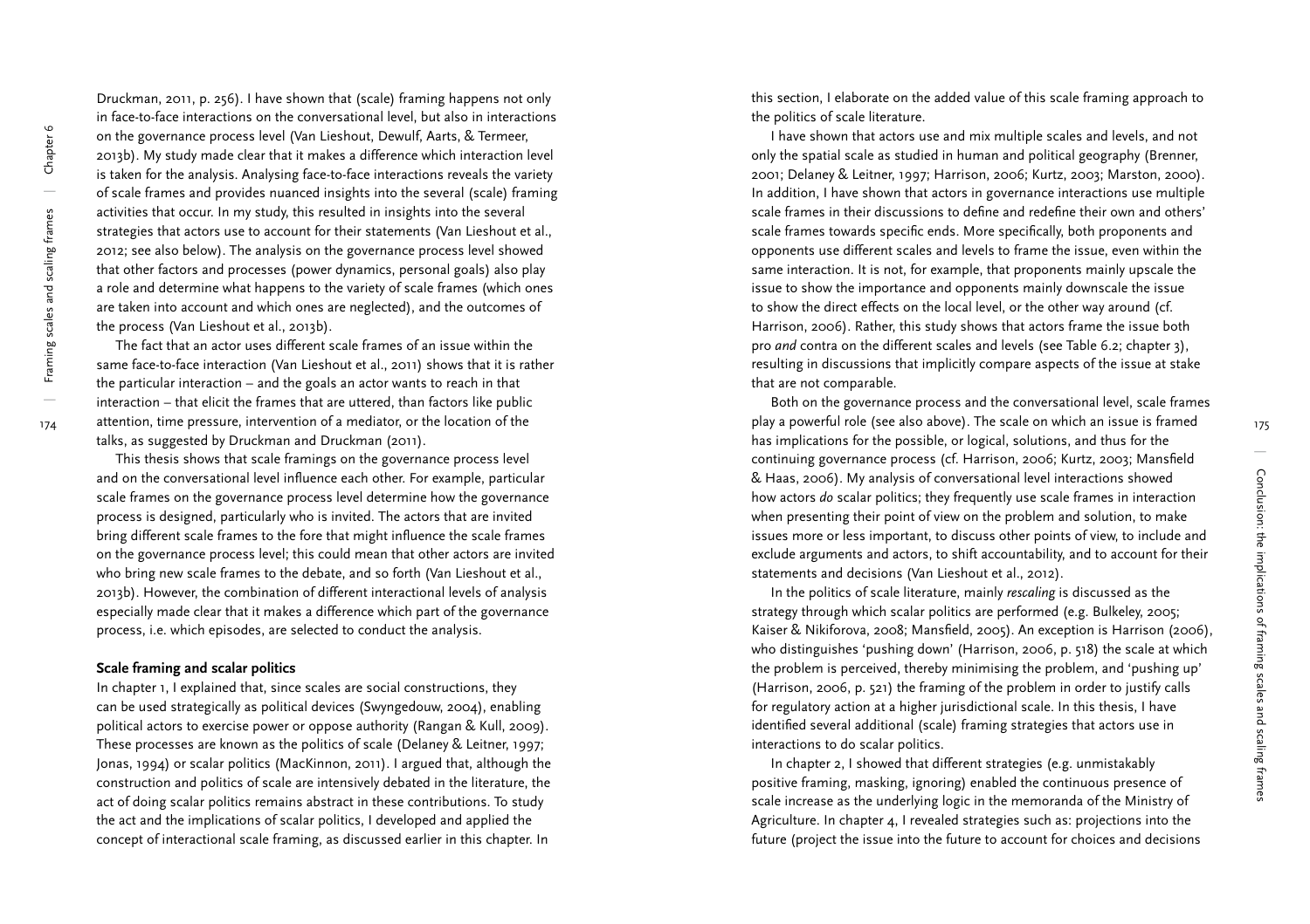Druckman, 2011, p. 256). I have shown that (scale) framing happens not only in face-to-face interactions on the conversational level, but also in interactions on the governance process level (Van Lieshout, Dewulf, Aarts, & Termeer, 2013b). My study made clear that it makes a difference which interaction level is taken for the analysis. Analysing face-to-face interactions reveals the variety of scale frames and provides nuanced insights into the several (scale) framing activities that occur. In my study, this resulted in insights into the several strategies that actors use to account for their statements (Van Lieshout et al., 2012; see also below). The analysis on the governance process level showed that other factors and processes (power dynamics, personal goals) also play a role and determine what happens to the variety of scale frames (which ones are taken into account and which ones are neglected), and the outcomes of the process (Van Lieshout et al., 2013b).

The fact that an actor uses different scale frames of an issue within the same face-to-face interaction (Van Lieshout et al., 2011) shows that it is rather the particular interaction – and the goals an actor wants to reach in that interaction – that elicit the frames that are uttered, than factors like public attention, time pressure, intervention of a mediator, or the location of the talks, as suggested by Druckman and Druckman (2011).

This thesis shows that scale framings on the governance process level and on the conversational level influence each other. For example, particular scale frames on the governance process level determine how the governance process is designed, particularly who is invited. The actors that are invited bring different scale frames to the fore that might influence the scale frames on the governance process level; this could mean that other actors are invited who bring new scale frames to the debate, and so forth (Van Lieshout et al., 2013b). However, the combination of different interactional levels of analysis especially made clear that it makes a difference which part of the governance process, i.e. which episodes, are selected to conduct the analysis.

**Scale framing and scalar politics**

In chapter 1, I explained that, since scales are social constructions, they can be used strategically as political devices (Swyngedouw, 2004), enabling political actors to exercise power or oppose authority (Rangan & Kull, 2009). These processes are known as the politics of scale (Delaney & Leitner, 1997; Jonas, 1994) or scalar politics (MacKinnon, 2011). I argued that, although the construction and politics of scale are intensively debated in the literature, the act of doing scalar politics remains abstract in these contributions. To study the act and the implications of scalar politics, I developed and applied the concept of interactional scale framing, as discussed earlier in this chapter. In this section, I elaborate on the added value of this scale framing approach to the politics of scale literature.

I have shown that actors use and mix multiple scales and levels, and not only the spatial scale as studied in human and political geography (Brenner, 2001; Delaney & Leitner, 1997; Harrison, 2006; Kurtz, 2003; Marston, 2000). In addition, I have shown that actors in governance interactions use multiple scale frames in their discussions to define and redefine their own and others' scale frames towards specific ends. More specifically, both proponents and opponents use different scales and levels to frame the issue, even within the same interaction. It is not, for example, that proponents mainly upscale the issue to show the importance and opponents mainly downscale the issue to show the direct effects on the local level, or the other way around (cf. Harrison, 2006). Rather, this study shows that actors frame the issue both pro *and* contra on the different scales and levels (see Table 6.2; chapter 3), resulting in discussions that implicitly compare aspects of the issue at stake that are not comparable.

Both on the governance process and the conversational level, scale frames play a powerful role (see also above). The scale on which an issue is framed has implications for the possible, or logical, solutions, and thus for the continuing governance process (cf. Harrison, 2006; Kurtz, 2003; Mansfield & Haas, 2006). My analysis of conversational level interactions showed how actors *do* scalar politics; they frequently use scale frames in interaction when presenting their point of view on the problem and solution, to make issues more or less important, to discuss other points of view, to include and exclude arguments and actors, to shift accountability, and to account for their statements and decisions (Van Lieshout et al., 2012).

In the politics of scale literature, mainly *rescaling* is discussed as the strategy through which scalar politics are performed (e.g. Bulkeley, 2005; Kaiser & Nikiforova, 2008; Mansfield, 2005). An exception is Harrison (2006), who distinguishes 'pushing down' (Harrison, 2006, p. 518) the scale at which the problem is perceived, thereby minimising the problem, and 'pushing up' (Harrison, 2006, p. 521) the framing of the problem in order to justify calls for regulatory action at a higher jurisdictional scale. In this thesis, I have identified several additional (scale) framing strategies that actors use in interactions to do scalar politics.

In chapter 2, I showed that different strategies (e.g. unmistakably positive framing, masking, ignoring) enabled the continuous presence of scale increase as the underlying logic in the memoranda of the Ministry of Agriculture. In chapter 4, I revealed strategies such as: projections into the future (project the issue into the future to account for choices and decisions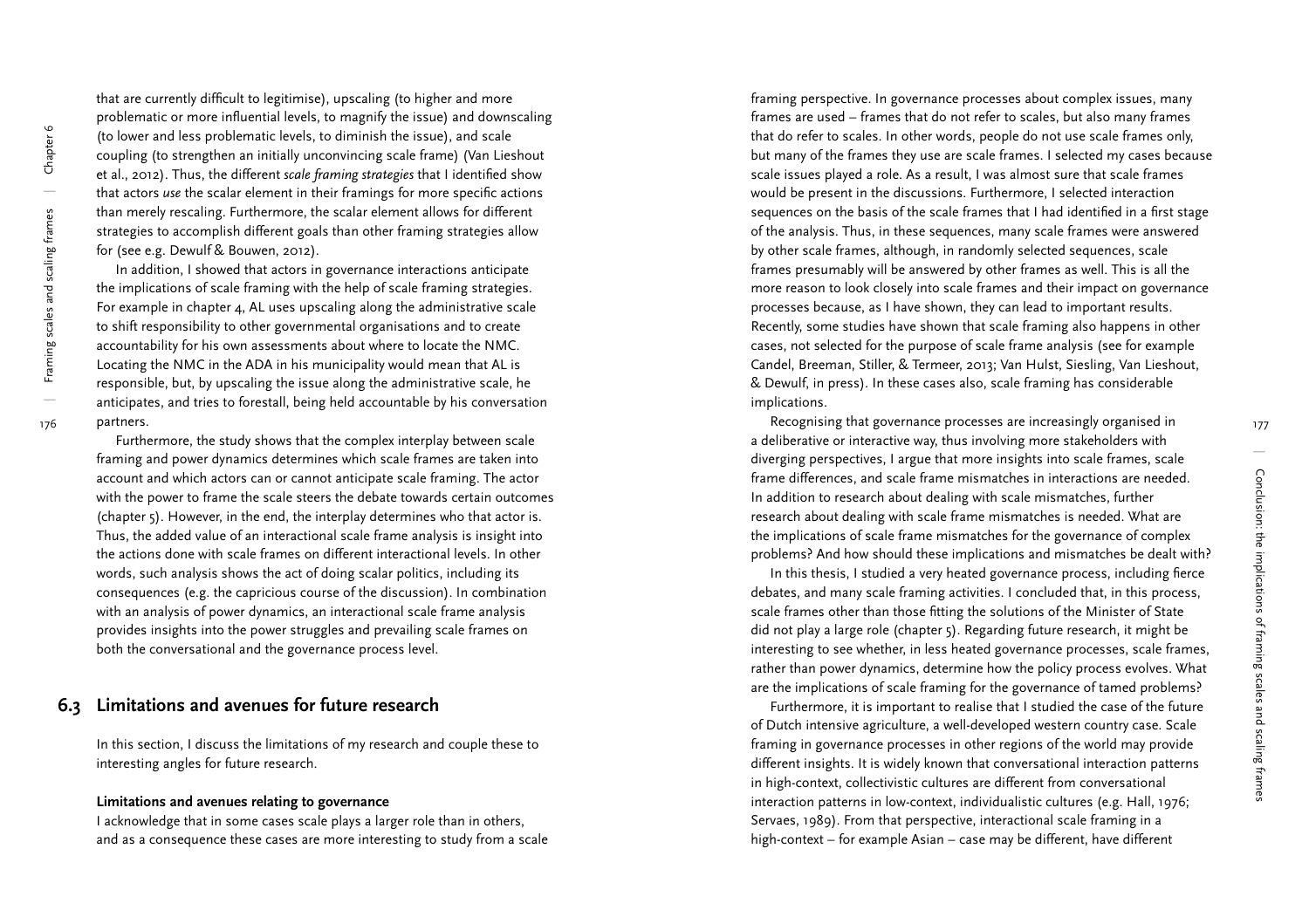that are currently difficult to legitimise), upscaling (to higher and more problematic or more influential levels, to magnify the issue) and downscaling (to lower and less problematic levels, to diminish the issue), and scale coupling (to strengthen an initially unconvincing scale frame) (Van Lieshout et al., 2012). Thus, the different *scale framing strategies* that I identified show that actors *use* the scalar element in their framings for more specific actions than merely rescaling. Furthermore, the scalar element allows for different strategies to accomplish different goals than other framing strategies allow for (see e.g. Dewulf & Bouwen, 2012).

In addition, I showed that actors in governance interactions anticipate the implications of scale framing with the help of scale framing strategies. For example in chapter 4, AL uses upscaling along the administrative scale to shift responsibility to other governmental organisations and to create accountability for his own assessments about where to locate the NMC. Locating the NMC in the ADA in his municipality would mean that AL is responsible, but, by upscaling the issue along the administrative scale, he anticipates, and tries to forestall, being held accountable by his conversation partners.

Furthermore, the study shows that the complex interplay between scale framing and power dynamics determines which scale frames are taken into account and which actors can or cannot anticipate scale framing. The actor with the power to frame the scale steers the debate towards certain outcomes (chapter 5). However, in the end, the interplay determines who that actor is. Thus, the added value of an interactional scale frame analysis is insight into the actions done with scale frames on different interactional levels. In other words, such analysis shows the act of doing scalar politics, including its consequences (e.g. the capricious course of the discussion). In combination with an analysis of power dynamics, an interactional scale frame analysis provides insights into the power struggles and prevailing scale frames on both the conversational and the governance process level.

## 6.3 Limitations and avenues for future research

In this section, I discuss the limitations of my research and couple these to interesting angles for future research.

**Limitations and avenues relating to governance**

I acknowledge that in some cases scale plays a larger role than in others, and as a consequence these cases are more interesting to study from a scale framing perspective. In governance processes about complex issues, many frames are used – frames that do not refer to scales, but also many frames that do refer to scales. In other words, people do not use scale frames only, but many of the frames they use are scale frames. I selected my cases because scale issues played a role. As a result, I was almost sure that scale frames would be present in the discussions. Furthermore, I selected interaction sequences on the basis of the scale frames that I had identified in a first stage of the analysis. Thus, in these sequences, many scale frames were answered by other scale frames, although, in randomly selected sequences, scale frames presumably will be answered by other frames as well. This is all the more reason to look closely into scale frames and their impact on governance processes because, as I have shown, they can lead to important results. Recently, some studies have shown that scale framing also happens in other cases, not selected for the purpose of scale frame analysis (see for example Candel, Breeman, Stiller, & Termeer, 2013; Van Hulst, Siesling, Van Lieshout, & Dewulf, in press). In these cases also, scale framing has considerable implications.

Recognising that governance processes are increasingly organised in a deliberative or interactive way, thus involving more stakeholders with diverging perspectives, I argue that more insights into scale frames, scale frame differences, and scale frame mismatches in interactions are needed. In addition to research about dealing with scale mismatches, further research about dealing with scale frame mismatches is needed. What are the implications of scale frame mismatches for the governance of complex problems? And how should these implications and mismatches be dealt with?

In this thesis, I studied a very heated governance process, including fierce debates, and many scale framing activities. I concluded that, in this process, scale frames other than those fitting the solutions of the Minister of State did not play a large role (chapter 5). Regarding future research, it might be interesting to see whether, in less heated governance processes, scale frames, rather than power dynamics, determine how the policy process evolves. What are the implications of scale framing for the governance of tamed problems?

Furthermore, it is important to realise that I studied the case of the future of Dutch intensive agriculture, a well-developed western country case. Scale framing in governance processes in other regions of the world may provide different insights. It is widely known that conversational interaction patterns in high-context, collectivistic cultures are different from conversational interaction patterns in low-context, individualistic cultures (e.g. Hall, 1976; Servaes, 1989). From that perspective, interactional scale framing in a high-context – for example Asian – case may be different, have different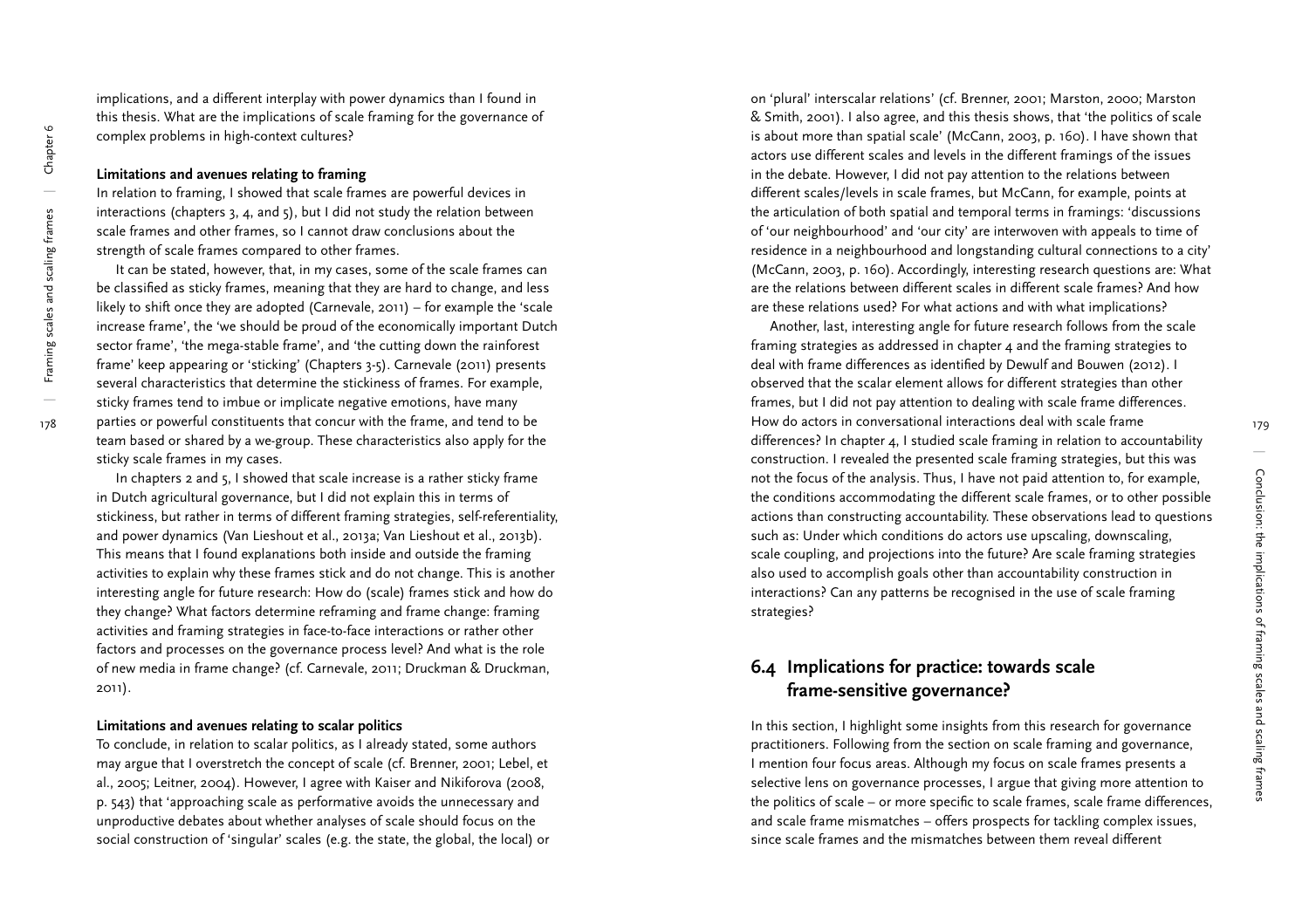implications, and a different interplay with power dynamics than I found in this thesis. What are the implications of scale framing for the governance of complex problems in high-context cultures?

**Limitations and avenues relating to framing**

In relation to framing, I showed that scale frames are powerful devices in interactions (chapters 3, 4, and 5), but I did not study the relation between scale frames and other frames, so I cannot draw conclusions about the strength of scale frames compared to other frames.

It can be stated, however, that, in my cases, some of the scale frames can be classified as sticky frames, meaning that they are hard to change, and less likely to shift once they are adopted (Carnevale, 2011) – for example the 'scale increase frame', the 'we should be proud of the economically important Dutch sector frame', 'the mega-stable frame', and 'the cutting down the rainforest frame' keep appearing or 'sticking' (Chapters 3-5). Carnevale (2011) presents several characteristics that determine the stickiness of frames. For example, sticky frames tend to imbue or implicate negative emotions, have many parties or powerful constituents that concur with the frame, and tend to be team based or shared by a we-group. These characteristics also apply for the sticky scale frames in my cases.

In chapters 2 and 5, I showed that scale increase is a rather sticky frame in Dutch agricultural governance, but I did not explain this in terms of stickiness, but rather in terms of different framing strategies, self-referentiality, and power dynamics (Van Lieshout et al., 2013a; Van Lieshout et al., 2013b). This means that I found explanations both inside and outside the framing activities to explain why these frames stick and do not change. This is another interesting angle for future research: How do (scale) frames stick and how do they change? What factors determine reframing and frame change: framing activities and framing strategies in face-to-face interactions or rather other factors and processes on the governance process level? And what is the role of new media in frame change? (cf. Carnevale, 2011; Druckman & Druckman, 2011).

**Limitations and avenues relating to scalar politics**

To conclude, in relation to scalar politics, as I already stated, some authors may argue that I overstretch the concept of scale (cf. Brenner, 2001; Lebel, et al., 2005; Leitner, 2004). However, I agree with Kaiser and Nikiforova (2008, p. 543) that 'approaching scale as performative avoids the unnecessary and unproductive debates about whether analyses of scale should focus on the social construction of 'singular' scales (e.g. the state, the global, the local) or on 'plural' interscalar relations' (cf. Brenner, 2001; Marston, 2000; Marston & Smith, 2001). I also agree, and this thesis shows, that 'the politics of scale is about more than spatial scale' (McCann, 2003, p. 160). I have shown that actors use different scales and levels in the different framings of the issues in the debate. However, I did not pay attention to the relations between different scales/levels in scale frames, but McCann, for example, points at the articulation of both spatial and temporal terms in framings: 'discussions of 'our neighbourhood' and 'our city' are interwoven with appeals to time of residence in a neighbourhood and longstanding cultural connections to a city' (McCann, 2003, p. 160). Accordingly, interesting research questions are: What are the relations between different scales in different scale frames? And how are these relations used? For what actions and with what implications?

Another, last, interesting angle for future research follows from the scale framing strategies as addressed in chapter 4 and the framing strategies to deal with frame differences as identified by Dewulf and Bouwen (2012). I observed that the scalar element allows for different strategies than other frames, but I did not pay attention to dealing with scale frame differences. How do actors in conversational interactions deal with scale frame differences? In chapter 4, I studied scale framing in relation to accountability construction. I revealed the presented scale framing strategies, but this was not the focus of the analysis. Thus, I have not paid attention to, for example, the conditions accommodating the different scale frames, or to other possible actions than constructing accountability. These observations lead to questions such as: Under which conditions do actors use upscaling, downscaling, scale coupling, and projections into the future? Are scale framing strategies also used to accomplish goals other than accountability construction in interactions? Can any patterns be recognised in the use of scale framing strategies?

## 6.4 Implications for practice: towards scale frame-sensitive governance?

In this section, I highlight some insights from this research for governance practitioners. Following from the section on scale framing and governance, I mention four focus areas. Although my focus on scale frames presents a selective lens on governance processes, I argue that giving more attention to the politics of scale – or more specific to scale frames, scale frame differences, and scale frame mismatches – offers prospects for tackling complex issues, since scale frames and the mismatches between them reveal different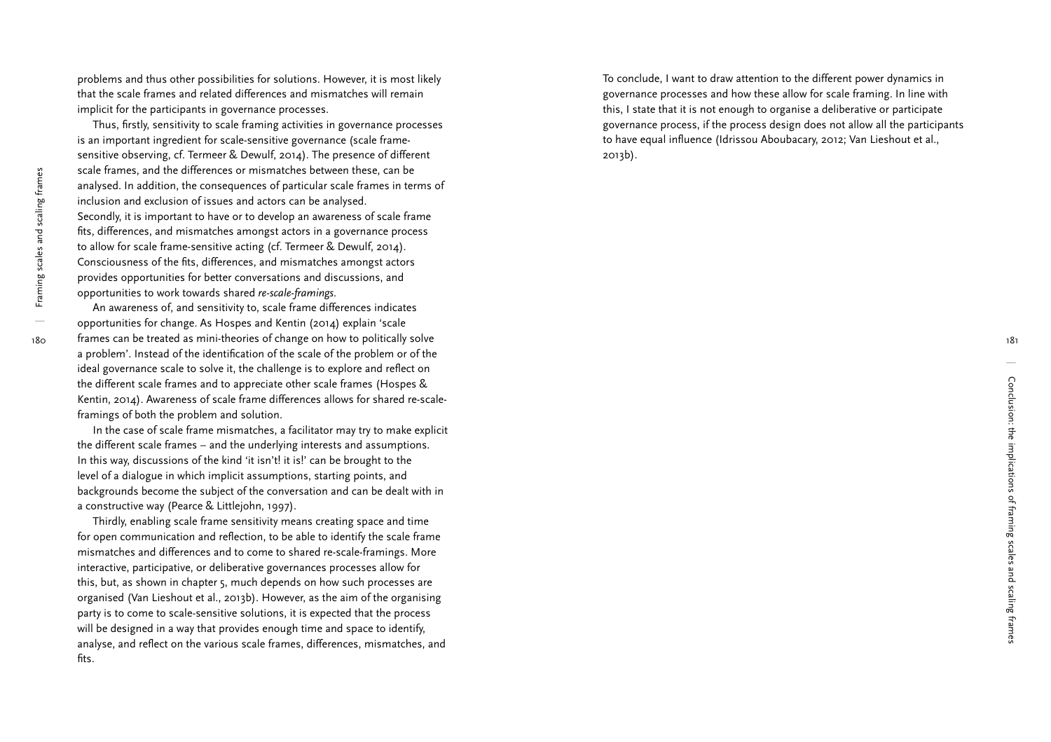problems and thus other possibilities for solutions. However, it is most likely that the scale frames and related differences and mismatches will remain implicit for the participants in governance processes.

Thus, firstly, sensitivity to scale framing activities in governance processes is an important ingredient for scale-sensitive governance (scale frame-sensitive observing, cf. Termeer & Dewulf, 2014). The presence of different scale frames, and the differences or mismatches between these, can be analysed. In addition, the consequences of particular scale frames in terms of inclusion and exclusion of issues and actors can be analysed.
Secondly, it is important to have or to develop an awareness of scale frame fits, differences, and mismatches amongst actors in a governance process to allow for scale frame-sensitive acting (cf. Termeer & Dewulf, 2014). Consciousness of the fits, differences, and mismatches amongst actors provides opportunities for better conversations and discussions, and opportunities to work towards shared *re-scale-framings*.

An awareness of, and sensitivity to, scale frame differences indicates opportunities for change. As Hospes and Kentin (2014) explain 'scale frames can be treated as mini-theories of change on how to politically solve a problem'. Instead of the identification of the scale of the problem or of the ideal governance scale to solve it, the challenge is to explore and reflect on the different scale frames and to appreciate other scale frames (Hospes & Kentin, 2014). Awareness of scale frame differences allows for shared re-scale-framings of both the problem and solution.

In the case of scale frame mismatches, a facilitator may try to make explicit the different scale frames – and the underlying interests and assumptions. In this way, discussions of the kind 'it isn't! it is!' can be brought to the level of a dialogue in which implicit assumptions, starting points, and backgrounds become the subject of the conversation and can be dealt with in a constructive way (Pearce & Littlejohn, 1997).

Thirdly, enabling scale frame sensitivity means creating space and time for open communication and reflection, to be able to identify the scale frame mismatches and differences and to come to shared re-scale-framings. More interactive, participative, or deliberative governances processes allow for this, but, as shown in chapter 5, much depends on how such processes are organised (Van Lieshout et al., 2013b). However, as the aim of the organising party is to come to scale-sensitive solutions, it is expected that the process will be designed in a way that provides enough time and space to identify, analyse, and reflect on the various scale frames, differences, mismatches, and fits.

To conclude, I want to draw attention to the different power dynamics in governance processes and how these allow for scale framing. In line with this, I state that it is not enough to organise a deliberative or participate governance process, if the process design does not allow all the participants to have equal influence (Idrissou Aboubacary, 2012; Van Lieshout et al., 2013b).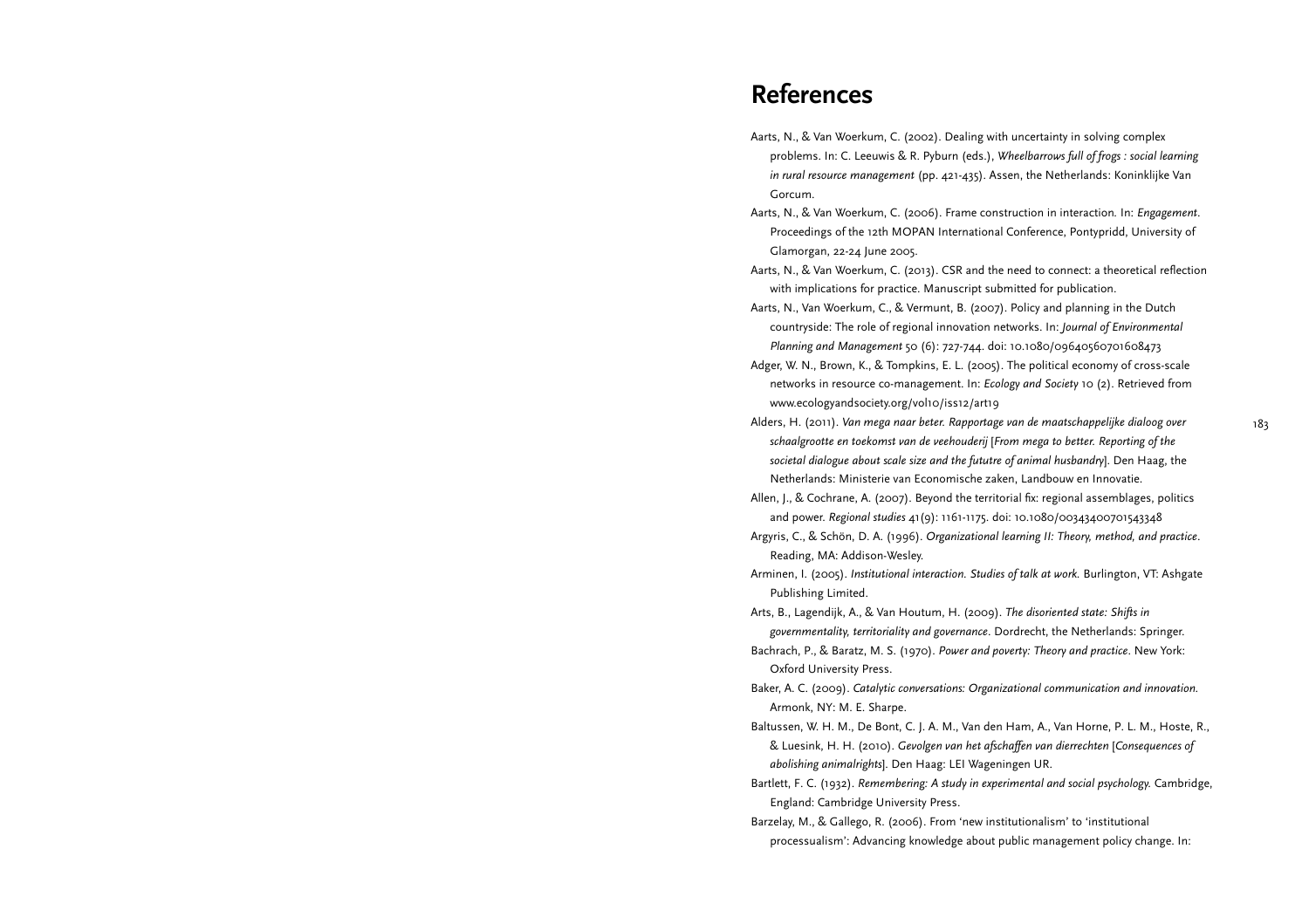# References

Aarts, N., & Van Woerkum, C. (2002). Dealing with uncertainty in solving complex problems. In: C. Leeuwis & R. Pyburn (eds.), *Wheelbarrows full of frogs : social learning in rural resource management* (pp. 421-435). Assen, the Netherlands: Koninklijke Van Gorcum.

Aarts, N., & Van Woerkum, C. (2006). Frame construction in interaction. In: *Engagement*. Proceedings of the 12th MOPAN International Conference, Pontypridd, University of Glamorgan, 22-24 June 2005.

Aarts, N., & Van Woerkum, C. (2013). CSR and the need to connect: a theoretical reflection with implications for practice. Manuscript submitted for publication.

Aarts, N., Van Woerkum, C., & Vermunt, B. (2007). Policy and planning in the Dutch countryside: The role of regional innovation networks. In: *Journal of Environmental Planning and Management* 50 (6): 727-744. doi: 10.1080/09640560701608473

Adger, W. N., Brown, K., & Tompkins, E. L. (2005). The political economy of cross-scale networks in resource co-management. In: *Ecology and Society* 10 (2). Retrieved from www.ecologyandsociety.org/vol10/iss12/art19

Alders, H. (2011). *Van mega naar beter. Rapportage van de maatschappelijke dialoog over schaalgrootte en toekomst van de veehouderij* [*From mega to better. Reporting of the societal dialogue about scale size and the fututre of animal husbandry*]. Den Haag, the Netherlands: Ministerie van Economische zaken, Landbouw en Innovatie.

Allen, J., & Cochrane, A. (2007). Beyond the territorial fix: regional assemblages, politics and power. *Regional studies* 41(9): 1161-1175. doi: 10.1080/00343400701543348

Argyris, C., & Schön, D. A. (1996). *Organizational learning II: Theory, method, and practice*. Reading, MA: Addison-Wesley.

Arminen, I. (2005). *Institutional interaction. Studies of talk at work.* Burlington, VT: Ashgate Publishing Limited.

Arts, B., Lagendijk, A., & Van Houtum, H. (2009). *The disoriented state: Shifts in governmentality, territoriality and governance*. Dordrecht, the Netherlands: Springer.

Bachrach, P., & Baratz, M. S. (1970). *Power and poverty: Theory and practice*. New York: Oxford University Press.

Baker, A. C. (2009). *Catalytic conversations: Organizational communication and innovation.* Armonk, NY: M. E. Sharpe.

Baltussen, W. H. M., De Bont, C. J. A. M., Van den Ham, A., Van Horne, P. L. M., Hoste, R., & Luesink, H. H. (2010). *Gevolgen van het afschaffen van dierrechten* [*Consequences of abolishing animalrights*]. Den Haag: LEI Wageningen UR.

Bartlett, F. C. (1932). *Remembering: A study in experimental and social psychology.* Cambridge, England: Cambridge University Press.

Barzelay, M., & Gallego, R. (2006). From 'new institutionalism' to 'institutional processualism': Advancing knowledge about public management policy change. In: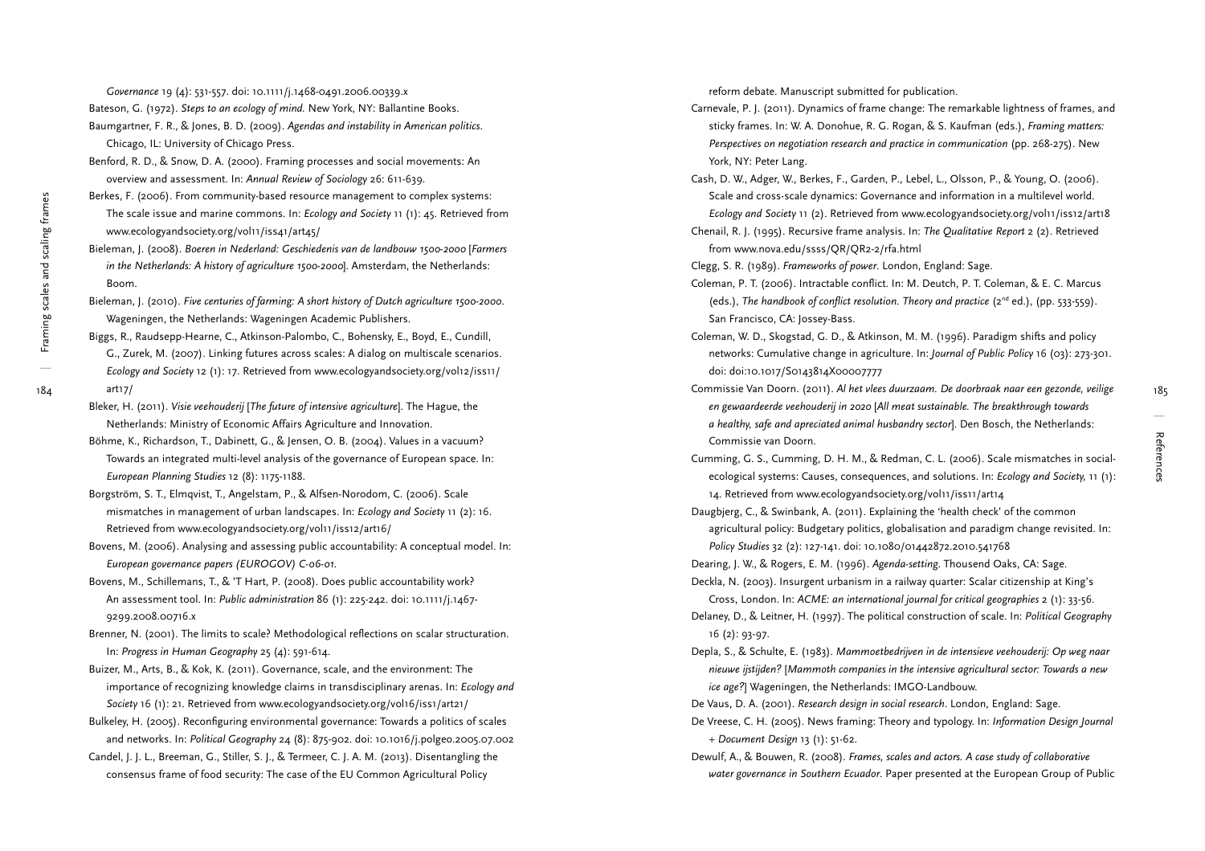*Governance* 19 (4): 531-557. doi: 10.1111/j.1468-0491.2006.00339.x

Bateson, G. (1972). *Steps to an ecology of mind.* New York, NY: Ballantine Books.

Baumgartner, F. R., & Jones, B. D. (2009). *Agendas and instability in American politics.* Chicago, IL: University of Chicago Press.

Benford, R. D., & Snow, D. A. (2000). Framing processes and social movements: An overview and assessment. In: *Annual Review of Sociology* 26: 611-639.

Berkes, F. (2006). From community-based resource management to complex systems: The scale issue and marine commons. In: *Ecology and Society* 11 (1): 45. Retrieved from www.ecologyandsociety.org/vol11/iss41/art45/

Bieleman, J. (2008). *Boeren in Nederland: Geschiedenis van de landbouw 1500-2000* [*Farmers in the Netherlands: A history of agriculture 1500-2000*]. Amsterdam, the Netherlands: Boom.

Bieleman, J. (2010). *Five centuries of farming: A short history of Dutch agriculture 1500-2000.* Wageningen, the Netherlands: Wageningen Academic Publishers.

Biggs, R., Raudsepp-Hearne, C., Atkinson-Palombo, C., Bohensky, E., Boyd, E., Cundill, G., Zurek, M. (2007). Linking futures across scales: A dialog on multiscale scenarios. *Ecology and Society* 12 (1): 17. Retrieved from www.ecologyandsociety.org/vol12/iss11/art17/

Bleker, H. (2011). *Visie veehouderij* [*The future of intensive agriculture*]. The Hague, the Netherlands: Ministry of Economic Affairs Agriculture and Innovation.

Böhme, K., Richardson, T., Dabinett, G., & Jensen, O. B. (2004). Values in a vacuum? Towards an integrated multi-level analysis of the governance of European space. In: *European Planning Studies* 12 (8): 1175-1188.

Borgström, S. T., Elmqvist, T., Angelstam, P., & Alfsen-Norodom, C. (2006). Scale mismatches in management of urban landscapes. In: *Ecology and Society* 11 (2): 16. Retrieved from www.ecologyandsociety.org/vol11/iss12/art16/

Bovens, M. (2006). Analysing and assessing public accountability: A conceptual model. In: *European governance papers (EUROGOV) C-06-01.*

Bovens, M., Schillemans, T., & 'T Hart, P. (2008). Does public accountability work? An assessment tool. In: *Public administration* 86 (1): 225-242. doi: 10.1111/j.1467-9299.2008.00716.x

Brenner, N. (2001). The limits to scale? Methodological reflections on scalar structuration. In: *Progress in Human Geography* 25 (4): 591-614.

Buizer, M., Arts, B., & Kok, K. (2011). Governance, scale, and the environment: The importance of recognizing knowledge claims in transdisciplinary arenas. In: *Ecology and Society* 16 (1): 21. Retrieved from www.ecologyandsociety.org/vol16/iss1/art21/

Bulkeley, H. (2005). Reconfiguring environmental governance: Towards a politics of scales and networks. In: *Political Geography* 24 (8): 875-902. doi: 10.1016/j.polgeo.2005.07.002

Candel, J. J. L., Breeman, G., Stiller, S. J., & Termeer, C. J. A. M. (2013). Disentangling the consensus frame of food security: The case of the EU Common Agricultural Policy reform debate. Manuscript submitted for publication.

Carnevale, P. J. (2011). Dynamics of frame change: The remarkable lightness of frames, and sticky frames. In: W. A. Donohue, R. G. Rogan, & S. Kaufman (eds.), *Framing matters: Perspectives on negotiation research and practice in communication* (pp. 268-275). New York, NY: Peter Lang.

Cash, D. W., Adger, W., Berkes, F., Garden, P., Lebel, L., Olsson, P., & Young, O. (2006). Scale and cross-scale dynamics: Governance and information in a multilevel world. *Ecology and Society* 11 (2). Retrieved from www.ecologyandsociety.org/vol11/iss12/art18

Chenail, R. J. (1995). Recursive frame analysis. In: *The Qualitative Report* 2 (2). Retrieved from www.nova.edu/ssss/QR/QR2-2/rfa.html

Clegg, S. R. (1989). *Frameworks of power.* London, England: Sage.

Coleman, P. T. (2006). Intractable conflict. In: M. Deutch, P. T. Coleman, & E. C. Marcus (eds.), *The handbook of conflict resolution. Theory and practice* (2nd ed.), (pp. 533-559). San Francisco, CA: Jossey-Bass.

Coleman, W. D., Skogstad, G. D., & Atkinson, M. M. (1996). Paradigm shifts and policy networks: Cumulative change in agriculture. In: *Journal of Public Policy* 16 (03): 273-301. doi: doi:10.1017/S0143814X00007777

Commissie Van Doorn. (2011). *Al het vlees duurzaam. De doorbraak naar een gezonde, veilige en gewaardeerde veehouderij in 2020* [*All meat sustainable. The breakthrough towards a healthy, safe and apreciated animal husbandry sector*]. Den Bosch, the Netherlands: Commissie van Doorn.

Cumming, G. S., Cumming, D. H. M., & Redman, C. L. (2006). Scale mismatches in social-ecological systems: Causes, consequences, and solutions. In: *Ecology and Society,* 11 (1): 14. Retrieved from www.ecologyandsociety.org/vol11/iss11/art14

Daugbjerg, C., & Swinbank, A. (2011). Explaining the 'health check' of the common agricultural policy: Budgetary politics, globalisation and paradigm change revisited. In: *Policy Studies* 32 (2): 127-141. doi: 10.1080/01442872.2010.541768

Dearing, J. W., & Rogers, E. M. (1996). *Agenda-setting.* Thousend Oaks, CA: Sage.

Deckla, N. (2003). Insurgent urbanism in a railway quarter: Scalar citizenship at King's Cross, London. In: *ACME: an international journal for critical geographies* 2 (1): 33-56.

Delaney, D., & Leitner, H. (1997). The political construction of scale. In: *Political Geography* 16 (2): 93-97.

Depla, S., & Schulte, E. (1983). *Mammoetbedrijven in de intensieve veehouderij: Op weg naar nieuwe ijstijden?* [*Mammoth companies in the intensive agricultural sector: Towards a new ice age?*] Wageningen, the Netherlands: IMGO-Landbouw.

De Vaus, D. A. (2001). *Research design in social research.* London, England: Sage.

De Vreese, C. H. (2005). News framing: Theory and typology. In: *Information Design Journal + Document Design* 13 (1): 51-62.

Dewulf, A., & Bouwen, R. (2008). *Frames, scales and actors. A case study of collaborative water governance in Southern Ecuador.* Paper presented at the European Group of Public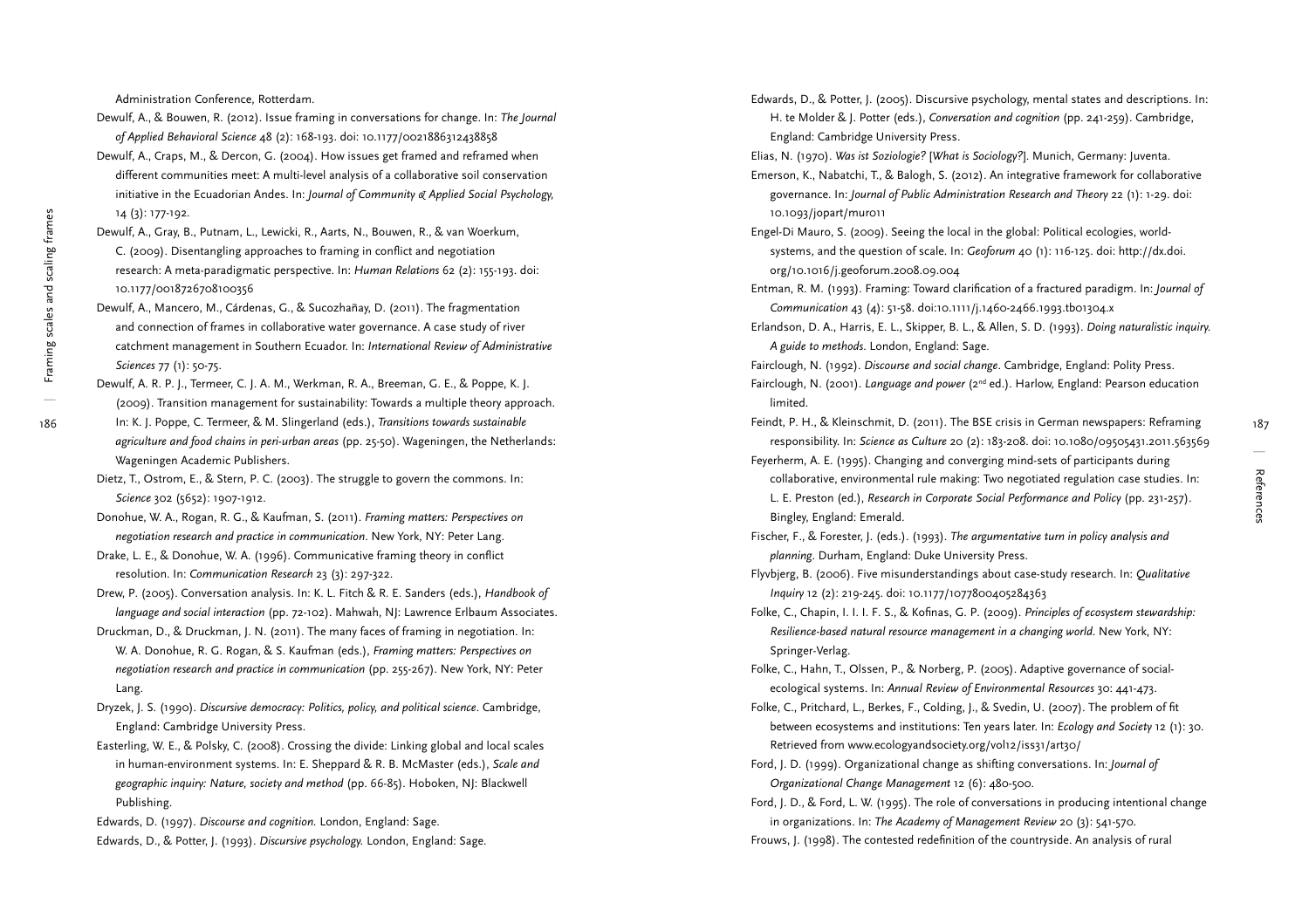Administration Conference, Rotterdam.

Dewulf, A., & Bouwen, R. (2012). Issue framing in conversations for change. In: *The Journal of Applied Behavioral Science* 48 (2): 168-193. doi: 10.1177/0021886312438858

Dewulf, A., Craps, M., & Dercon, G. (2004). How issues get framed and reframed when different communities meet: A multi-level analysis of a collaborative soil conservation initiative in the Ecuadorian Andes. In: *Journal of Community & Applied Social Psychology*, 14 (3): 177-192.

Dewulf, A., Gray, B., Putnam, L., Lewicki, R., Aarts, N., Bouwen, R., & van Woerkum, C. (2009). Disentangling approaches to framing in conflict and negotiation research: A meta-paradigmatic perspective. In: *Human Relations* 62 (2): 155-193. doi: 10.1177/0018726708100356

Dewulf, A., Mancero, M., Cárdenas, G., & Sucozhañay, D. (2011). The fragmentation and connection of frames in collaborative water governance. A case study of river catchment management in Southern Ecuador. In: *International Review of Administrative Sciences* 77 (1): 50-75.

Dewulf, A. R. P. J., Termeer, C. J. A. M., Werkman, R. A., Breeman, G. E., & Poppe, K. J. (2009). Transition management for sustainability: Towards a multiple theory approach. In: K. J. Poppe, C. Termeer, & M. Slingerland (eds.), *Transitions towards sustainable agriculture and food chains in peri-urban areas* (pp. 25-50). Wageningen, the Netherlands: Wageningen Academic Publishers.

Dietz, T., Ostrom, E., & Stern, P. C. (2003). The struggle to govern the commons. In: *Science* 302 (5652): 1907-1912.

Donohue, W. A., Rogan, R. G., & Kaufman, S. (2011). *Framing matters: Perspectives on negotiation research and practice in communication*. New York, NY: Peter Lang.

Drake, L. E., & Donohue, W. A. (1996). Communicative framing theory in conflict resolution. In: *Communication Research* 23 (3): 297-322.

Drew, P. (2005). Conversation analysis. In: K. L. Fitch & R. E. Sanders (eds.), *Handbook of language and social interaction* (pp. 72-102). Mahwah, NJ: Lawrence Erlbaum Associates.

Druckman, D., & Druckman, J. N. (2011). The many faces of framing in negotiation. In: W. A. Donohue, R. G. Rogan, & S. Kaufman (eds.), *Framing matters: Perspectives on negotiation research and practice in communication* (pp. 255-267). New York, NY: Peter Lang.

Dryzek, J. S. (1990). *Discursive democracy: Politics, policy, and political science*. Cambridge, England: Cambridge University Press.

Easterling, W. E., & Polsky, C. (2008). Crossing the divide: Linking global and local scales in human-environment systems. In: E. Sheppard & R. B. McMaster (eds.), *Scale and geographic inquiry: Nature, society and method* (pp. 66-85). Hoboken, NJ: Blackwell Publishing.

Edwards, D. (1997). *Discourse and cognition.* London, England: Sage.

Edwards, D., & Potter, J. (1993). *Discursive psychology.* London, England: Sage.

Edwards, D., & Potter, J. (2005). Discursive psychology, mental states and descriptions. In: H. te Molder & J. Potter (eds.), *Conversation and cognition* (pp. 241-259). Cambridge, England: Cambridge University Press.

Elias, N. (1970). *Was ist Soziologie?* [*What is Sociology?*]. Munich, Germany: Juventa.

Emerson, K., Nabatchi, T., & Balogh, S. (2012). An integrative framework for collaborative governance. In: *Journal of Public Administration Research and Theory* 22 (1): 1-29. doi: 10.1093/jopart/mur011

Engel-Di Mauro, S. (2009). Seeing the local in the global: Political ecologies, world-systems, and the question of scale. In: *Geoforum* 40 (1): 116-125. doi: http://dx.doi.org/10.1016/j.geoforum.2008.09.004

Entman, R. M. (1993). Framing: Toward clarification of a fractured paradigm. In: *Journal of Communication* 43 (4): 51-58. doi:10.1111/j.1460-2466.1993.tb01304.x

Erlandson, D. A., Harris, E. L., Skipper, B. L., & Allen, S. D. (1993). *Doing naturalistic inquiry. A guide to methods*. London, England: Sage.

Fairclough, N. (1992). *Discourse and social change*. Cambridge, England: Polity Press.

Fairclough, N. (2001). *Language and power* (2nd ed.). Harlow, England: Pearson education limited.

Feindt, P. H., & Kleinschmit, D. (2011). The BSE crisis in German newspapers: Reframing responsibility. In: *Science as Culture* 20 (2): 183-208. doi: 10.1080/09505431.2011.563569

Feyerherm, A. E. (1995). Changing and converging mind-sets of participants during collaborative, environmental rule making: Two negotiated regulation case studies. In: L. E. Preston (ed.), *Research in Corporate Social Performance and Policy* (pp. 231-257). Bingley, England: Emerald.

Fischer, F., & Forester, J. (eds.). (1993). *The argumentative turn in policy analysis and planning*. Durham, England: Duke University Press.

Flyvbjerg, B. (2006). Five misunderstandings about case-study research. In: *Qualitative Inquiry* 12 (2): 219-245. doi: 10.1177/1077800405284363

Folke, C., Chapin, I. I. I. F. S., & Kofinas, G. P. (2009). *Principles of ecosystem stewardship: Resilience-based natural resource management in a changing world.* New York, NY: Springer-Verlag.

Folke, C., Hahn, T., Olssen, P., & Norberg, P. (2005). Adaptive governance of social-ecological systems. In: *Annual Review of Environmental Resources* 30: 441-473.

Folke, C., Pritchard, L., Berkes, F., Colding, J., & Svedin, U. (2007). The problem of fit between ecosystems and institutions: Ten years later. In: *Ecology and Society* 12 (1): 30. Retrieved from www.ecologyandsociety.org/vol12/iss31/art30/

Ford, J. D. (1999). Organizational change as shifting conversations. In: *Journal of Organizational Change Management* 12 (6): 480-500.

Ford, J. D., & Ford, L. W. (1995). The role of conversations in producing intentional change in organizations. In: *The Academy of Management Review* 20 (3): 541-570.

Frouws, J. (1998). The contested redefinition of the countryside. An analysis of rural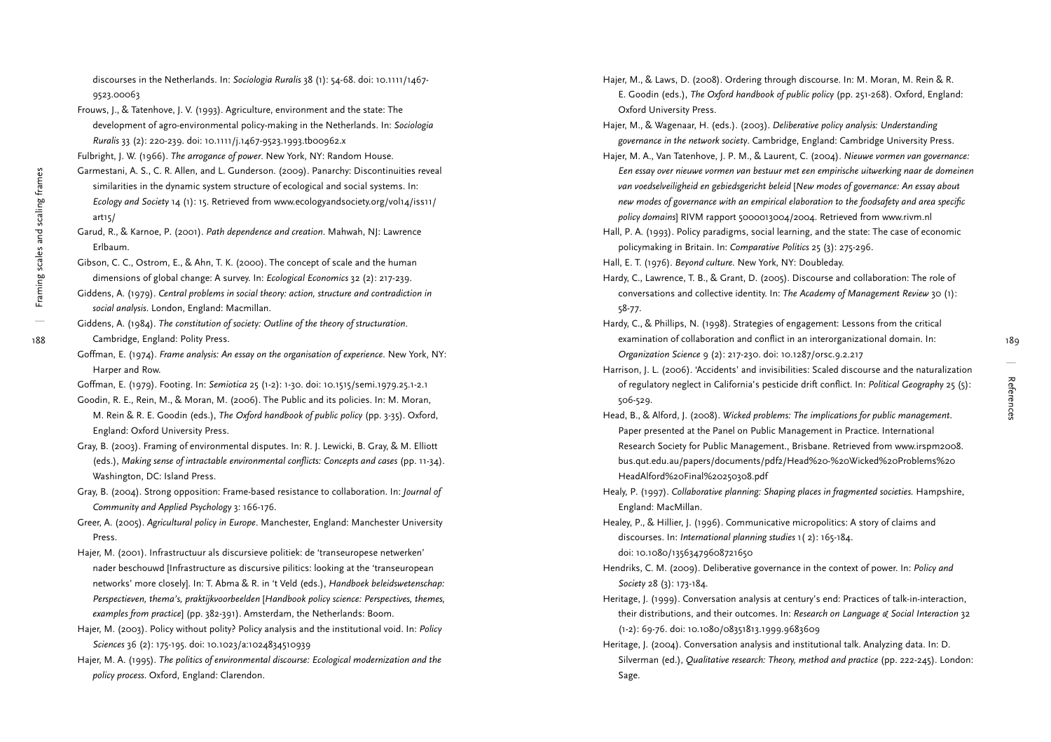discourses in the Netherlands. In: *Sociologia Ruralis* 38 (1): 54-68. doi: 10.1111/1467-9523.00063

Frouws, J., & Tatenhove, J. V. (1993). Agriculture, environment and the state: The development of agro-environmental policy-making in the Netherlands. In: *Sociologia Ruralis* 33 (2): 220-239. doi: 10.1111/j.1467-9523.1993.tb00962.x

Fulbright, J. W. (1966). *The arrogance of power*. New York, NY: Random House.

Garmestani, A. S., C. R. Allen, and L. Gunderson. (2009). Panarchy: Discontinuities reveal similarities in the dynamic system structure of ecological and social systems. In: *Ecology and Society* 14 (1): 15. Retrieved from www.ecologyandsociety.org/vol14/iss11/art15/

Garud, R., & Karnoe, P. (2001). *Path dependence and creation*. Mahwah, NJ: Lawrence Erlbaum.

Gibson, C. C., Ostrom, E., & Ahn, T. K. (2000). The concept of scale and the human dimensions of global change: A survey. In: *Ecological Economics* 32 (2): 217-239.

Giddens, A. (1979). *Central problems in social theory: action, structure and contradiction in social analysis*. London, England: Macmillan.

Giddens, A. (1984). *The constitution of society: Outline of the theory of structuration*. Cambridge, England: Polity Press.

Goffman, E. (1974). *Frame analysis: An essay on the organisation of experience*. New York, NY: Harper and Row.

Goffman, E. (1979). Footing. In: *Semiotica* 25 (1-2): 1-30. doi: 10.1515/semi.1979.25.1-2.1

Goodin, R. E., Rein, M., & Moran, M. (2006). The Public and its policies. In: M. Moran, M. Rein & R. E. Goodin (eds.), *The Oxford handbook of public policy* (pp. 3-35). Oxford, England: Oxford University Press.

Gray, B. (2003). Framing of environmental disputes. In: R. J. Lewicki, B. Gray, & M. Elliott (eds.), *Making sense of intractable environmental conflicts: Concepts and cases* (pp. 11-34). Washington, DC: Island Press.

Gray, B. (2004). Strong opposition: Frame-based resistance to collaboration. In: *Journal of Community and Applied Psychology* 3: 166-176.

Greer, A. (2005). *Agricultural policy in Europe*. Manchester, England: Manchester University Press.

Hajer, M. (2001). Infrastructuur als discursieve politiek: de 'transeuropese netwerken' nader beschouwd [Infrastructure as discursive pilitics: looking at the 'transeuropean networks' more closely]. In: T. Abma & R. in 't Veld (eds.), *Handboek beleidswetenschap: Perspectieven, thema's, praktijkvoorbeelden* [*Handbook policy science: Perspectives, themes, examples from practice*] (pp. 382-391). Amsterdam, the Netherlands: Boom.

Hajer, M. (2003). Policy without polity? Policy analysis and the institutional void. In: *Policy Sciences* 36 (2): 175-195. doi: 10.1023/a:1024834510939

Hajer, M. A. (1995). *The politics of environmental discourse: Ecological modernization and the policy process*. Oxford, England: Clarendon.

Hajer, M., & Laws, D. (2008). Ordering through discourse. In: M. Moran, M. Rein & R. E. Goodin (eds.), *The Oxford handbook of public policy* (pp. 251-268). Oxford, England: Oxford University Press.

Hajer, M., & Wagenaar, H. (eds.). (2003). *Deliberative policy analysis: Understanding governance in the network society*. Cambridge, England: Cambridge University Press.

Hajer, M. A., Van Tatenhove, J. P. M., & Laurent, C. (2004). *Nieuwe vormen van governance: Een essay over nieuwe vormen van bestuur met een empirische uitwerking naar de domeinen van voedselveiligheid en gebiedsgericht beleid* [*New modes of governance: An essay about new modes of governance with an empirical elaboration to the foodsafety and area specific policy domains*] RIVM rapport 5000013004/2004. Retrieved from www.rivm.nl

Hall, P. A. (1993). Policy paradigms, social learning, and the state: The case of economic policymaking in Britain. In: *Comparative Politics* 25 (3): 275-296.

Hall, E. T. (1976). *Beyond culture*. New York, NY: Doubleday.

Hardy, C., Lawrence, T. B., & Grant, D. (2005). Discourse and collaboration: The role of conversations and collective identity. In: *The Academy of Management Review* 30 (1): 58-77.

Hardy, C., & Phillips, N. (1998). Strategies of engagement: Lessons from the critical examination of collaboration and conflict in an interorganizational domain. In: *Organization Science* 9 (2): 217-230. doi: 10.1287/orsc.9.2.217

Harrison, J. L. (2006). 'Accidents' and invisibilities: Scaled discourse and the naturalization of regulatory neglect in California's pesticide drift conflict. In: *Political Geography* 25 (5): 506-529.

Head, B., & Alford, J. (2008). *Wicked problems: The implications for public management*. Paper presented at the Panel on Public Management in Practice. International Research Society for Public Management., Brisbane. Retrieved from www.irspm2008.bus.qut.edu.au/papers/documents/pdf2/Head%20-%20Wicked%20Problems%20HeadAlford%20Final%20250308.pdf

Healy, P. (1997). *Collaborative planning: Shaping places in fragmented societies.* Hampshire, England: MacMillan.

Healey, P., & Hillier, J. (1996). Communicative micropolitics: A story of claims and discourses. In: *International planning studies* 1( 2): 165-184. doi: 10.1080/13563479608721650

Hendriks, C. M. (2009). Deliberative governance in the context of power. In: *Policy and Society* 28 (3): 173-184.

Heritage, J. (1999). Conversation analysis at century's end: Practices of talk-in-interaction, their distributions, and their outcomes. In: *Research on Language & Social Interaction* 32 (1-2): 69-76. doi: 10.1080/08351813.1999.9683609

Heritage, J. (2004). Conversation analysis and institutional talk. Analyzing data. In: D. Silverman (ed.), *Qualitative research: Theory, method and practice* (pp. 222-245). London: Sage.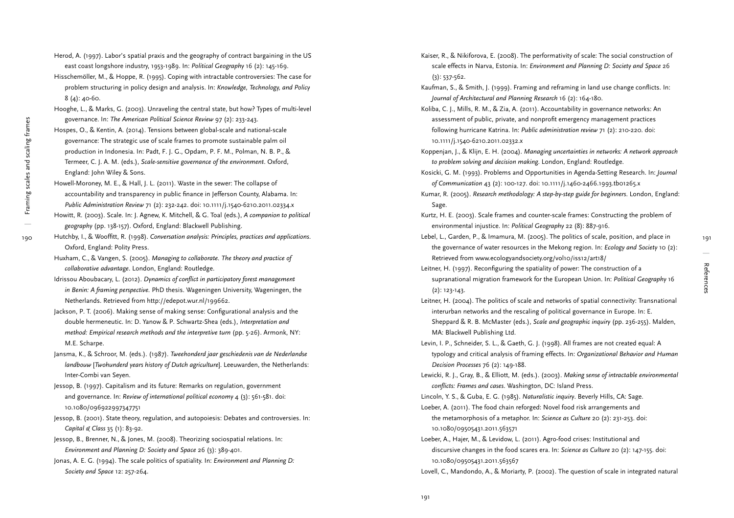Herod, A. (1997). Labor's spatial praxis and the geography of contract bargaining in the US east coast longshore industry, 1953-1989. In: *Political Geography* 16 (2): 145-169.

Hisschemöller, M., & Hoppe, R. (1995). Coping with intractable controversies: The case for problem structuring in policy design and analysis. In: *Knowledge, Technology, and Policy* 8 (4): 40-60.

Hooghe, L., & Marks, G. (2003). Unraveling the central state, but how? Types of multi-level governance. In: *The American Political Science Review* 97 (2): 233-243.

Hospes, O., & Kentin, A. (2014). Tensions between global-scale and national-scale governance: The strategic use of scale frames to promote sustainable palm oil production in Indonesia. In: Padt, F. J. G., Opdam, P. F. M., Polman, N. B. P., & Termeer, C. J. A. M. (eds.), *Scale-sensitive governance of the environment*. Oxford, England: John Wiley & Sons.

Howell-Moroney, M. E., & Hall, J. L. (2011). Waste in the sewer: The collapse of accountability and transparency in public finance in Jefferson County, Alabama. In: *Public Administration Review* 71 (2): 232-242. doi: 10.1111/j.1540-6210.2011.02334.x

Howitt, R. (2003). Scale. In: J. Agnew, K. Mitchell, & G. Toal (eds.), *A companion to political geography* (pp. 138-157). Oxford, England: Blackwell Publishing.

Hutchby, I., & Wooffitt, R. (1998). *Conversation analysis: Principles, practices and applications*. Oxford, England: Polity Press.

Huxham, C., & Vangen, S. (2005). *Managing to collaborate. The theory and practice of collaborative advantage*. London, England: Routledge.

Idrissou Aboubacary, L. (2012). *Dynamics of conflict in participatory forest management in Benin: A framing perspective*. PhD thesis. Wageningen University, Wageningen, the Netherlands. Retrieved from http://edepot.wur.nl/199662.

Jackson, P. T. (2006). Making sense of making sense: Configurational analysis and the double hermeneutic. In: D. Yanow & P. Schwartz-Shea (eds.), *Interpretation and method: Empirical research methods and the interpretive turn* (pp. 5-26). Armonk, NY: M.E. Scharpe.

Jansma, K., & Schroor, M. (eds.). (1987). *Tweehonderd jaar geschiedenis van de Nederlandse landbouw* [*Twohunderd years history of Dutch agriculture*]. Leeuwarden, the Netherlands: Inter-Combi van Seyen.

Jessop, B. (1997). Capitalism and its future: Remarks on regulation, government and governance. In: *Review of international political economy* 4 (3): 561-581. doi: 10.1080/096922997347751

Jessop, B. (2001). State theory, regulation, and autopoiesis: Debates and controversies. In: *Capital & Class* 35 (1): 83-92.

Jessop, B., Brenner, N., & Jones, M. (2008). Theorizing sociospatial relations. In: *Environment and Planning D: Society and Space* 26 (3): 389-401.

Jonas, A. E. G. (1994). The scale politics of spatiality. In: *Environment and Planning D: Society and Space* 12: 257-264.

Kaiser, R., & Nikiforova, E. (2008). The performativity of scale: The social construction of scale effects in Narva, Estonia. In: *Environment and Planning D: Society and Space* 26 (3): 537-562.

Kaufman, S., & Smith, J. (1999). Framing and reframing in land use change conflicts. In: *Journal of Architectural and Planning Research* 16 (2): 164-180.

Koliba, C. J., Mills, R. M., & Zia, A. (2011). Accountability in governance networks: An assessment of public, private, and nonprofit emergency management practices following hurricane Katrina. In: *Public administration review* 71 (2): 210-220. doi: 10.1111/j.1540-6210.2011.02332.x

Koppenjan, J., & Klijn, E. H. (2004). *Managing uncertainties in networks: A network approach to problem solving and decision making*. London, England: Routledge.

Kosicki, G. M. (1993). Problems and Opportunities in Agenda-Setting Research. In: *Journal of Communication* 43 (2): 100-127. doi: 10.1111/j.1460-2466.1993.tb01265.x

Kumar, R. (2005). *Research methodology: A step-by-step guide for beginners*. London, England: Sage.

Kurtz, H. E. (2003). Scale frames and counter-scale frames: Constructing the problem of environmental injustice. In: *Political Geography* 22 (8): 887-916.

Lebel, L., Garden, P., & Imamura, M. (2005). The politics of scale, position, and place in the governance of water resources in the Mekong region. In: *Ecology and Society* 10 (2): Retrieved from www.ecologyandsociety.org/vol10/iss12/art18/

Leitner, H. (1997). Reconfiguring the spatiality of power: The construction of a supranational migration framework for the European Union. In: *Political Geography* 16 (2): 123-143.

Leitner, H. (2004). The politics of scale and networks of spatial connectivity: Transnational interurban networks and the rescaling of political governance in Europe. In: E. Sheppard & R. B. McMaster (eds.), *Scale and geographic inquiry* (pp. 236-255). Malden, MA: Blackwell Publishing Ltd.

Levin, I. P., Schneider, S. L., & Gaeth, G. J. (1998). All frames are not created equal: A typology and critical analysis of framing effects. In: *Organizational Behavior and Human Decision Processes* 76 (2): 149-188.

Lewicki, R. J., Gray, B., & Elliott, M. (eds.). (2003). *Making sense of intractable environmental conflicts: Frames and cases*. Washington, DC: Island Press.

Lincoln, Y. S., & Guba, E. G. (1985). *Naturalistic inquiry*. Beverly Hills, CA: Sage.

Loeber, A. (2011). The food chain reforged: Novel food risk arrangements and the metamorphosis of a metaphor. In: *Science as Culture* 20 (2): 231-253. doi: 10.1080/09505431.2011.563571

Loeber, A., Hajer, M., & Levidow, L. (2011). Agro-food crises: Institutional and discursive changes in the food scares era. In: *Science as Culture* 20 (2): 147-155. doi: 10.1080/09505431.2011.563567

Lovell, C., Mandondo, A., & Moriarty, P. (2002). The question of scale in integrated natural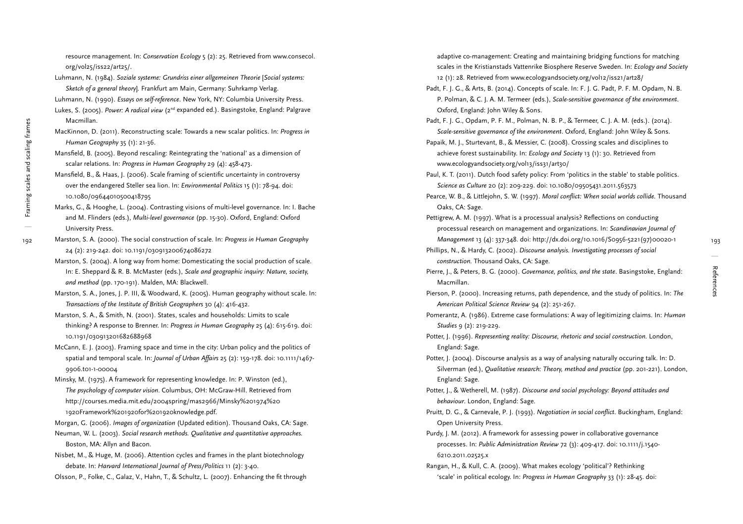resource management. In: *Conservation Ecology* 5 (2): 25. Retrieved from www.consecol.org/vol25/iss22/art25/.

Luhmann, N. (1984). *Soziale systeme: Grundriss einer allgemeinen Theorie* [*Social systems: Sketch of a general theory*]. Frankfurt am Main, Germany: Suhrkamp Verlag.

Luhmann, N. (1990). *Essays on self-reference*. New York, NY: Columbia University Press.

Lukes, S. (2005). *Power: A radical view* (2nd expanded ed.). Basingstoke, England: Palgrave Macmillan.

MacKinnon, D. (2011). Reconstructing scale: Towards a new scalar politics. In: *Progress in Human Geography* 35 (1): 21-36.

Mansfield, B. (2005). Beyond rescaling: Reintegrating the 'national' as a dimension of scalar relations. In: *Progress in Human Geography* 29 (4): 458-473.

Mansfield, B., & Haas, J. (2006). Scale framing of scientific uncertainty in controversy over the endangered Steller sea lion. In: *Environmental Politics* 15 (1): 78-94. doi: 10.1080/09644010500418795

Marks, G., & Hooghe, L. (2004). Contrasting visions of multi-level governance. In: I. Bache and M. Flinders (eds.), *Multi-level governance* (pp. 15-30). Oxford, England: Oxford University Press.

Marston, S. A. (2000). The social construction of scale. In: *Progress in Human Geography* 24 (2): 219-242. doi: 10.1191/030913200674086272

Marston, S. (2004). A long way from home: Domesticating the social production of scale. In: E. Sheppard & R. B. McMaster (eds.), *Scale and geographic inquiry: Nature, society, and method* (pp. 170-191). Malden, MA: Blackwell.

Marston, S. A., Jones, J. P. III, & Woodward, K. (2005). Human geography without scale. In: *Transactions of the Institute of British Geographers* 30 (4): 416-432.

Marston, S. A., & Smith, N. (2001). States, scales and households: Limits to scale thinking? A response to Brenner. In: *Progress in Human Geography* 25 (4): 615-619. doi: 10.1191/030913201682688968

McCann, E. J. (2003). Framing space and time in the city: Urban policy and the politics of spatial and temporal scale. In: *Journal of Urban Affairs* 25 (2): 159-178. doi: 10.1111/1467-9906.t01-1-00004

Minsky, M. (1975). A framework for representing knowledge. In: P. Winston (ed.), *The psychology of computer vision*. Columbus, OH: McGraw-Hill. Retrieved from http://courses.media.mit.edu/2004spring/mas2966/Minsky%201974%20 1920Framework%201920for%201920knowledge.pdf.

Morgan, G. (2006). *Images of organization* (Updated edition). Thousand Oaks, CA: Sage.

Neuman, W. L. (2003). *Social research methods. Qualitative and quantitative approaches.* Boston, MA: Allyn and Bacon.

Nisbet, M., & Huge, M. (2006). Attention cycles and frames in the plant biotechnology debate. In: *Harvard International Journal of Press/Politics* 11 (2): 3-40.

Olsson, P., Folke, C., Galaz, V., Hahn, T., & Schultz, L. (2007). Enhancing the fit through adaptive co-management: Creating and maintaining bridging functions for matching scales in the Kristianstads Vattenrike Biosphere Reserve Sweden. In: *Ecology and Society* 12 (1): 28. Retrieved from www.ecologyandsociety.org/vol12/iss21/art28/

Padt, F. J. G., & Arts, B. (2014). Concepts of scale. In: F. J. G. Padt, P. F. M. Opdam, N. B. P. Polman, & C. J. A. M. Termeer (eds.), *Scale-sensitive governance of the environment*. Oxford, England: John Wiley & Sons.

Padt, F. J. G., Opdam, P. F. M., Polman, N. B. P., & Termeer, C. J. A. M. (eds.). (2014). *Scale-sensitive governance of the environment*. Oxford, England: John Wiley & Sons.

Papaik, M. J., Sturtevant, B., & Messier, C. (2008). Crossing scales and disciplines to achieve forest sustainability. In: *Ecology and Society* 13 (1): 30. Retrieved from www.ecologyandsociety.org/vol13/iss31/art30/

Paul, K. T. (2011). Dutch food safety policy: From 'politics in the stable' to stable politics. *Science as Culture* 20 (2): 209-229. doi: 10.1080/09505431.2011.563573

Pearce, W. B., & Littlejohn, S. W. (1997). *Moral conflict: When social worlds collide.* Thousand Oaks, CA: Sage.

Pettigrew, A. M. (1997). What is a processual analysis? Reflections on conducting processual research on management and organizations. In: *Scandinavian Journal of Management* 13 (4): 337-348. doi: http://dx.doi.org/10.1016/S0956-5221(97)00020-1

Phillips, N., & Hardy, C. (2002). *Discourse analysis. Investigating processes of social construction.* Thousand Oaks, CA: Sage.

Pierre, J., & Peters, B. G. (2000). *Governance, politics, and the state*. Basingstoke, England: Macmillan.

Pierson, P. (2000). Increasing returns, path dependence, and the study of politics. In: *The American Political Science Review* 94 (2): 251-267.

Pomerantz, A. (1986). Extreme case formulations: A way of legitimizing claims. In: *Human Studies* 9 (2): 219-229.

Potter, J. (1996). *Representing reality: Discourse, rhetoric and social construction.* London, England: Sage.

Potter, J. (2004). Discourse analysis as a way of analysing naturally occuring talk. In: D. Silverman (ed.), *Qualitative research: Theory, method and practice* (pp. 201-221). London, England: Sage.

Potter, J., & Wetherell, M. (1987). *Discourse and social psychology: Beyond attitudes and behaviour*. London, England: Sage.

Pruitt, D. G., & Carnevale, P. J. (1993). *Negotiation in social conflict*. Buckingham, England: Open University Press.

Purdy, J. M. (2012). A framework for assessing power in collaborative governance processes. In: *Public Administration Review* 72 (3): 409-417. doi: 10.1111/j.1540-6210.2011.02525.x

Rangan, H., & Kull, C. A. (2009). What makes ecology 'political'? Rethinking 'scale' in political ecology. In: *Progress in Human Geography* 33 (1): 28-45. doi: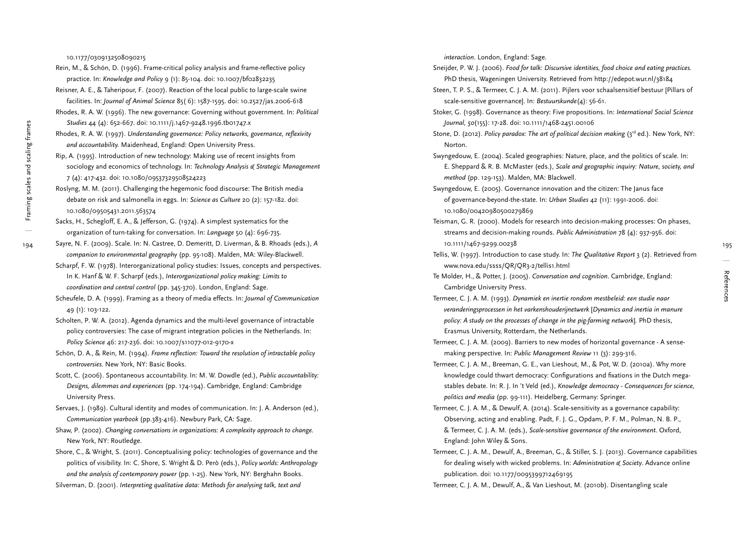10.1177/0309132508090215

Rein, M., & Schön, D. (1996). Frame-critical policy analysis and frame-reflective policy practice. In: *Knowledge and Policy* 9 (1): 85-104. doi: 10.1007/bf02832235

Reisner, A. E., & Taheripour, F. (2007). Reaction of the local public to large-scale swine facilities. In: *Journal of Animal Science* 85( 6): 1587-1595. doi: 10.2527/jas.2006-618

Rhodes, R. A. W. (1996). The new governance: Governing without government. In: *Political Studies* 44 (4): 652-667. doi: 10.1111/j.1467-9248.1996.tb01747.x

Rhodes, R. A. W. (1997). *Understanding governance: Policy networks, governance, reflexivity and accountability*. Maidenhead, England: Open University Press.

Rip, A. (1995). Introduction of new technology: Making use of recent insights from sociology and economics of technology. In: *Technology Analysis & Strategic Management* 7 (4): 417-432. doi: 10.1080/09537329508524223

Roslyng, M. M. (2011). Challenging the hegemonic food discourse: The British media debate on risk and salmonella in eggs. In: *Science as Culture* 20 (2): 157-182. doi: 10.1080/09505431.2011.563574

Sacks, H., Schegloff, E. A., & Jefferson, G. (1974). A simplest systematics for the organization of turn-taking for conversation. In: *Language* 50 (4): 696-735.

Sayre, N. F. (2009). Scale. In: N. Castree, D. Demeritt, D. Liverman, & B. Rhoads (eds.), *A companion to environmental geography* (pp. 95-108). Malden, MA: Wiley-Blackwell.

Scharpf, F. W. (1978). Interorganizational policy studies: Issues, concepts and perspectives. In K. Hanf & W. F. Scharpf (eds.), *Interorganizational policy making: Limits to coordination and central control* (pp. 345-370). London, England: Sage.

Scheufele, D. A. (1999). Framing as a theory of media effects. In: *Journal of Communication* 49 (1): 103-122.

Scholten, P. W. A. (2012). Agenda dynamics and the multi-level governance of intractable policy controversies: The case of migrant integration policies in the Netherlands. In: *Policy Science* 46: 217-236. doi: 10.1007/s11077-012-9170-x

Schön, D. A., & Rein, M. (1994). *Frame reflection: Toward the resolution of intractable policy controversies*. New York, NY: Basic Books.

Scott, C. (2006). Spontaneous accountability. In: M. W. Dowdle (ed.), *Public accountability: Designs, dilemmas and experiences* (pp. 174-194). Cambridge, England: Cambridge University Press.

Servaes, J. (1989). Cultural identity and modes of communication. In: J. A. Anderson (ed.), *Communication yearbook* (pp.383-416). Newbury Park, CA: Sage.

Shaw, P. (2002). *Changing conversations in organizations: A complexity approach to change*. New York, NY: Routledge.

Shore, C., & Wright, S. (2011). Conceptualising policy: technologies of governance and the politics of visibility. In: C. Shore, S. Wright & D. Però (eds.), *Policy worlds: Anthropology and the analysis of contemporary power* (pp. 1-25). New York, NY: Berghahn Books.

Silverman, D. (2001). *Interpreting qualitative data: Methods for analysing talk, text and interaction*. London, England: Sage.

Sneijder, P. W. J. (2006). *Food for talk: Discursive identities, food choice and eating practices*. PhD thesis, Wageningen University. Retrieved from http://edepot.wur.nl/38184

Steen, T. P. S., & Termeer, C. J. A. M. (2011). Pijlers voor schaalsensitief bestuur [Pillars of scale-sensitive governance]. In: *Bestuurskunde* (4): 56-61.

Stoker, G. (1998). Governance as theory: Five propositions. In: *International Social Science Journal, 50*(155): 17-28. doi: 10.1111/1468-2451.00106

Stone, D. (2012). *Policy paradox: The art of political decision making* (3rd ed.). New York, NY: Norton.

Swyngedouw, E. (2004). Scaled geographies: Nature, place, and the politics of scale. In: E. Sheppard & R. B. McMaster (eds.), *Scale and geographic inquiry: Nature, society, and method* (pp. 129-153). Malden, MA: Blackwell.

Swyngedouw, E. (2005). Governance innovation and the citizen: The Janus face of governance-beyond-the-state. In: *Urban Studies* 42 (11): 1991-2006. doi: 10.1080/00420980500279869

Teisman, G. R. (2000). Models for research into decision-making processes: On phases, streams and decision-making rounds. *Public Administration* 78 (4): 937-956. doi: 10.1111/1467-9299.00238

Tellis, W. (1997). Introduction to case study. In: *The Qualitative Report* 3 (2). Retrieved from www.nova.edu/ssss/QR/QR3-2/tellis1.html

Te Molder, H., & Potter, J. (2005). *Conversation and cognition*. Cambridge, England: Cambridge University Press.

Termeer, C. J. A. M. (1993). *Dynamiek en inertie rondom mestbeleid: een studie naar veranderingsprocessen in het varkenshouderijnetwerk* [*Dynamics and inertia in manure policy: A study on the processes of change in the pig-farming network*]. PhD thesis, Erasmus University, Rotterdam, the Netherlands.

Termeer, C. J. A. M. (2009). Barriers to new modes of horizontal governance - A sense-making perspective. In: *Public Management Review* 11 (3): 299-316.

Termeer, C. J. A. M., Breeman, G. E., van Lieshout, M., & Pot, W. D. (2010a). Why more knowledge could thwart democracy: Configurations and fixations in the Dutch mega-stables debate. In: R. J. In 't Veld (ed.), *Knowledge democracy - Consequences for science, politics and media* (pp. 99-111). Heidelberg, Germany: Springer.

Termeer, C. J. A. M., & Dewulf, A. (2014). Scale-sensitivity as a governance capability: Observing, acting and enabling. Padt, F. J. G., Opdam, P. F. M., Polman, N. B. P., & Termeer, C. J. A. M. (eds.), *Scale-sensitive governance of the environment*. Oxford, England: John Wiley & Sons.

Termeer, C. J. A. M., Dewulf, A., Breeman, G., & Stiller, S. J. (2013). Governance capabilities for dealing wisely with wicked problems. In: *Administration & Society*. Advance online publication. doi: 10.1177/0095399712469195

Termeer, C. J. A. M., Dewulf, A., & Van Lieshout, M. (2010b). Disentangling scale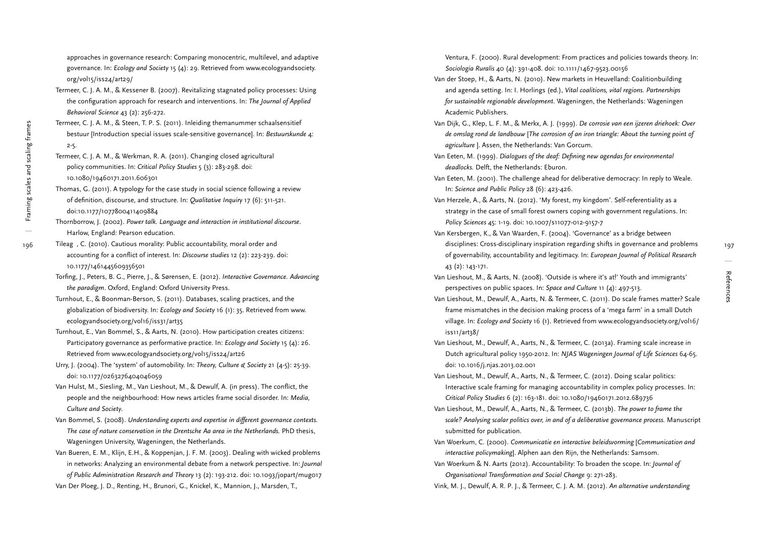approaches in governance research: Comparing monocentric, multilevel, and adaptive governance. In: *Ecology and Society* 15 (4): 29. Retrieved from www.ecologyandsociety.org/vol15/iss24/art29/

Termeer, C. J. A. M., & Kessener B. (2007). Revitalizing stagnated policy processes: Using the configuration approach for research and interventions. In: *The Journal of Applied Behavioral Science* 43 (2): 256-272.

Termeer, C. J. A. M., & Steen, T. P. S. (2011). Inleiding themanummer schaalsensitief bestuur [Introduction special issues scale-sensitive governance]. In: *Bestuurskunde* 4: 2-5.

Termeer, C. J. A. M., & Werkman, R. A. (2011). Changing closed agricultural policy communities. In: *Critical Policy Studies* 5 (3): 283-298. doi: 10.1080/19460171.2011.606301

Thomas, G. (2011). A typology for the case study in social science following a review of definition, discourse, and structure. In: *Qualitative Inquiry* 17 (6): 511-521. doi:10.1177/1077800411409884

Thornborrow, J. (2002). *Power talk. Language and interaction in institutional discourse*. Harlow, England: Pearson education.

Tileag , C. (2010). Cautious morality: Public accountability, moral order and accounting for a conflict of interest. In: *Discourse studies* 12 (2): 223-239. doi: 10.1177/1461445609356501

Torfing, J., Peters, B. G., Pierre, J., & Sørensen, E. (2012). *Interactive Governance. Advancing the paradigm*. Oxford, England: Oxford University Press.

Turnhout, E., & Boonman-Berson, S. (2011). Databases, scaling practices, and the globalization of biodiversity. In: *Ecology and Society* 16 (1): 35. Retrieved from www.ecologyandsociety.org/vol16/iss31/art35

Turnhout, E., Van Bommel, S., & Aarts, N. (2010). How participation creates citizens: Participatory governance as performative practice. In: *Ecology and Society* 15 (4): 26. Retrieved from www.ecologyandsociety.org/vol15/iss24/art26

Urry, J. (2004). The 'system' of automobility. In: *Theory, Culture & Society* 21 (4-5): 25-39. doi: 10.1177/0263276404046059

Van Hulst, M., Siesling, M., Van Lieshout, M., & Dewulf, A. (in press). The conflict, the people and the neighbourhood: How news articles frame social disorder. In: *Media, Culture and Society*.

Van Bommel, S. (2008). *Understanding experts and expertise in different governance contexts. The case of nature conservation in the Drentsche Aa area in the Netherlands.* PhD thesis, Wageningen University, Wageningen, the Netherlands.

Van Bueren, E. M., Klijn, E.H., & Koppenjan, J. F. M. (2003). Dealing with wicked problems in networks: Analyzing an environmental debate from a network perspective. In: *Journal of Public Administration Research and Theory* 13 (2): 193-212. doi: 10.1093/jopart/mug017

Van Der Ploeg, J. D., Renting, H., Brunori, G., Knickel, K., Mannion, J., Marsden, T., Ventura, F. (2000). Rural development: From practices and policies towards theory. In: *Sociologia Ruralis* 40 (4): 391-408. doi: 10.1111/1467-9523.00156

Van der Stoep, H., & Aarts, N. (2010). New markets in Heuvelland: Coalitionbuilding and agenda setting. In: I. Horlings (ed.), *Vital coalitions, vital regions. Partnerships for sustainable regionable development*. Wageningen, the Netherlands: Wageningen Academic Publishers.

Van Dijk, G., Klep, L. F. M., & Merkx, A. J. (1999). *De corrosie van een ijzeren driehoek: Over de omslag rond de landbouw* [*The corrosion of an iron triangle: About the turning point of agriculture* ]. Assen, the Netherlands: Van Gorcum.

Van Eeten, M. (1999). *Dialogues of the deaf: Defining new agendas for environmental deadlocks.* Delft, the Netherlands: Eburon.

Van Eeten, M. (2001). The challenge ahead for deliberative democracy: In reply to Weale. In: *Science and Public Policy* 28 (6): 423-426.

Van Herzele, A., & Aarts, N. (2012). 'My forest, my kingdom'. Self-referentiality as a strategy in the case of small forest owners coping with government regulations. In: *Policy Sciences* 45: 1-19. doi: 10.1007/s11077-012-9157-7

Van Kersbergen, K., & Van Waarden, F. (2004). 'Governance' as a bridge between disciplines: Cross-disciplinary inspiration regarding shifts in governance and problems of governability, accountability and legitimacy. In: *European Journal of Political Research* 43 (2): 143-171.

Van Lieshout, M., & Aarts, N. (2008). 'Outside is where it's at!' Youth and immigrants' perspectives on public spaces. In: *Space and Culture* 11 (4): 497-513.

Van Lieshout, M., Dewulf, A., Aarts, N. & Termeer, C. (2011). Do scale frames matter? Scale frame mismatches in the decision making process of a 'mega farm' in a small Dutch village. In: *Ecology and Society* 16 (1). Retrieved from www.ecologyandsociety.org/vol16/iss11/art38/

Van Lieshout, M., Dewulf, A., Aarts, N., & Termeer, C. (2013a). Framing scale increase in Dutch agricultural policy 1950-2012. In: *NJAS Wageningen Journal of Life Sciences* 64-65. doi: 10.1016/j.njas.2013.02.001

Van Lieshout, M., Dewulf, A., Aarts, N., & Termeer, C. (2012). Doing scalar politics: Interactive scale framing for managing accountability in complex policy processes. In: *Critical Policy Studies* 6 (2): 163-181. doi: 10.1080/19460171.2012.689736

Van Lieshout, M., Dewulf, A., Aarts, N., & Termeer, C. (2013b). *The power to frame the scale? Analysing scalar politics over, in and of a deliberative governance process.* Manuscript submitted for publication.

Van Woerkum, C. (2000). *Communicatie en interactive beleidsvorming* [*Communication and interactive policymaking*]. Alphen aan den Rijn, the Netherlands: Samsom.

Van Woerkum & N. Aarts (2012). Accountability: To broaden the scope. In: *Journal of Organisational Transformation and Social Change* 9: 271-283.

Vink, M. J., Dewulf, A. R. P. J., & Termeer, C. J. A. M. (2012). *An alternative understanding*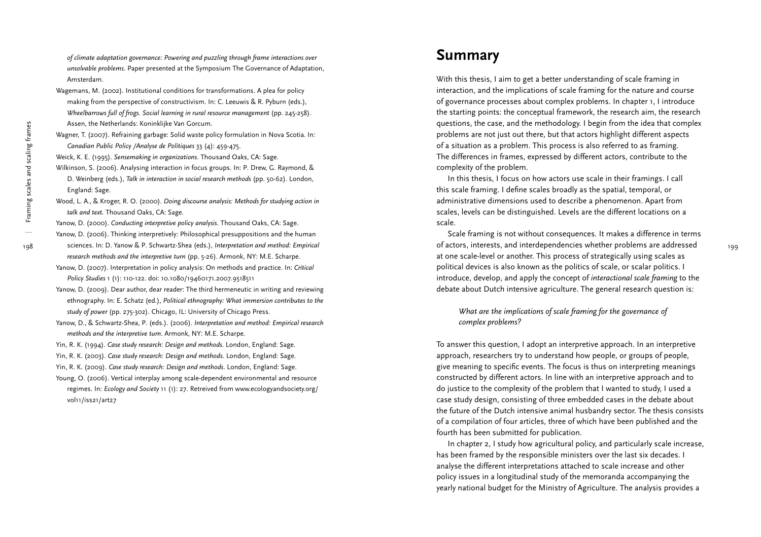*of climate adaptation governance: Powering and puzzling through frame interactions over unsolvable problems*. Paper presented at the Symposium The Governance of Adaptation, Amsterdam.

Wagemans, M. (2002). Institutional conditions for transformations. A plea for policy making from the perspective of constructivism. In: C. Leeuwis & R. Pyburn (eds.), *Wheelbarrows full of frogs. Social learning in rural resource management* (pp. 245-258). Assen, the Netherlands: Koninklijke Van Gorcum.

Wagner, T. (2007). Refraining garbage: Solid waste policy formulation in Nova Scotia. In: *Canadian Public Policy /Analyse de Politiques* 33 (4): 459-475.

Weick, K. E. (1995). *Sensemaking in organizations*. Thousand Oaks, CA: Sage.

Wilkinson, S. (2006). Analysing interaction in focus groups. In: P. Drew, G. Raymond, & D. Weinberg (eds.), *Talk in interaction in social research methods* (pp. 50-62). London, England: Sage.

Wood, L. A., & Kroger, R. O. (2000). *Doing discourse analysis: Methods for studying action in talk and text*. Thousand Oaks, CA: Sage.

Yanow, D. (2000). *Conducting interpretive policy analysis*. Thousand Oaks, CA: Sage.

Yanow, D. (2006). Thinking interpretively: Philosophical presuppositions and the human sciences. In: D. Yanow & P. Schwartz-Shea (eds.), *Interpretation and method: Empirical research methods and the interpretive turn* (pp. 5-26). Armonk, NY: M.E. Scharpe.

Yanow, D. (2007). Interpretation in policy analysis: On methods and practice. In: *Critical Policy Studies* 1 (1): 110-122. doi: 10.1080/19460171.2007.9518511

Yanow, D. (2009). Dear author, dear reader: The third hermeneutic in writing and reviewing ethnography. In: E. Schatz (ed.), *Political ethnography: What immersion contributes to the study of power* (pp. 275-302). Chicago, IL: University of Chicago Press.

Yanow, D., & Schwartz-Shea, P. (eds.). (2006). *Interpretation and method: Empirical research methods and the interpretive turn*. Armonk, NY: M.E. Scharpe.

Yin, R. K. (1994). *Case study research: Design and methods*. London, England: Sage.

Yin, R. K. (2003). *Case study research: Design and methods*. London, England: Sage.

Yin, R. K. (2009). *Case study research: Design and methods*. London, England: Sage.

Young, O. (2006). Vertical interplay among scale-dependent environmental and resource regimes. In: *Ecology and Society* 11 (1): 27. Retreived from www.ecologyandsociety.org/vol11/iss21/art27

# Summary

With this thesis, I aim to get a better understanding of scale framing in interaction, and the implications of scale framing for the nature and course of governance processes about complex problems. In chapter 1, I introduce the starting points: the conceptual framework, the research aim, the research questions, the case, and the methodology. I begin from the idea that complex problems are not just out there, but that actors highlight different aspects of a situation as a problem. This process is also referred to as framing. The differences in frames, expressed by different actors, contribute to the complexity of the problem.

In this thesis, I focus on how actors use scale in their framings. I call this scale framing. I define scales broadly as the spatial, temporal, or administrative dimensions used to describe a phenomenon. Apart from scales, levels can be distinguished. Levels are the different locations on a scale.

Scale framing is not without consequences. It makes a difference in terms of actors, interests, and interdependencies whether problems are addressed at one scale-level or another. This process of strategically using scales as political devices is also known as the politics of scale, or scalar politics. I introduce, develop, and apply the concept of *interactional scale framing* to the debate about Dutch intensive agriculture. The general research question is:

> *What are the implications of scale framing for the governance of complex problems?*

To answer this question, I adopt an interpretive approach. In an interpretive approach, researchers try to understand how people, or groups of people, give meaning to specific events. The focus is thus on interpreting meanings constructed by different actors. In line with an interpretive approach and to do justice to the complexity of the problem that I wanted to study, I used a case study design, consisting of three embedded cases in the debate about the future of the Dutch intensive animal husbandry sector. The thesis consists of a compilation of four articles, three of which have been published and the fourth has been submitted for publication.

In chapter 2, I study how agricultural policy, and particularly scale increase, has been framed by the responsible ministers over the last six decades. I analyse the different interpretations attached to scale increase and other policy issues in a longitudinal study of the memoranda accompanying the yearly national budget for the Ministry of Agriculture. The analysis provides a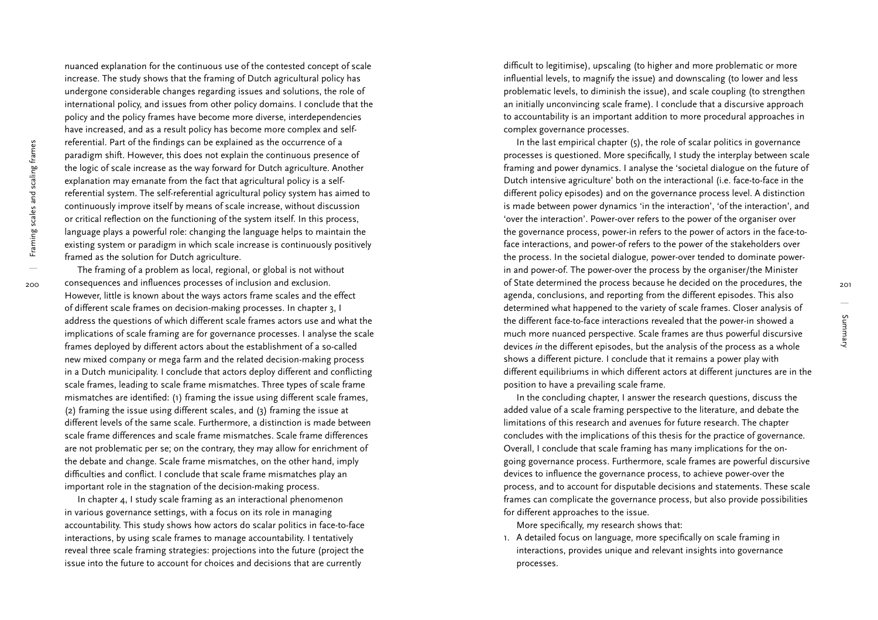nuanced explanation for the continuous use of the contested concept of scale increase. The study shows that the framing of Dutch agricultural policy has undergone considerable changes regarding issues and solutions, the role of international policy, and issues from other policy domains. I conclude that the policy and the policy frames have become more diverse, interdependencies have increased, and as a result policy has become more complex and self-referential. Part of the findings can be explained as the occurrence of a paradigm shift. However, this does not explain the continuous presence of the logic of scale increase as the way forward for Dutch agriculture. Another explanation may emanate from the fact that agricultural policy is a self-referential system. The self-referential agricultural policy system has aimed to continuously improve itself by means of scale increase, without discussion or critical reflection on the functioning of the system itself. In this process, language plays a powerful role: changing the language helps to maintain the existing system or paradigm in which scale increase is continuously positively framed as the solution for Dutch agriculture.

The framing of a problem as local, regional, or global is not without consequences and influences processes of inclusion and exclusion. However, little is known about the ways actors frame scales and the effect of different scale frames on decision-making processes. In chapter 3, I address the questions of which different scale frames actors use and what the implications of scale framing are for governance processes. I analyse the scale frames deployed by different actors about the establishment of a so-called new mixed company or mega farm and the related decision-making process in a Dutch municipality. I conclude that actors deploy different and conflicting scale frames, leading to scale frame mismatches. Three types of scale frame mismatches are identified: (1) framing the issue using different scale frames, (2) framing the issue using different scales, and (3) framing the issue at different levels of the same scale. Furthermore, a distinction is made between scale frame differences and scale frame mismatches. Scale frame differences are not problematic per se; on the contrary, they may allow for enrichment of the debate and change. Scale frame mismatches, on the other hand, imply difficulties and conflict. I conclude that scale frame mismatches play an important role in the stagnation of the decision-making process.

In chapter 4, I study scale framing as an interactional phenomenon in various governance settings, with a focus on its role in managing accountability. This study shows how actors do scalar politics in face-to-face interactions, by using scale frames to manage accountability. I tentatively reveal three scale framing strategies: projections into the future (project the issue into the future to account for choices and decisions that are currently difficult to legitimise), upscaling (to higher and more problematic or more influential levels, to magnify the issue) and downscaling (to lower and less problematic levels, to diminish the issue), and scale coupling (to strengthen an initially unconvincing scale frame). I conclude that a discursive approach to accountability is an important addition to more procedural approaches in complex governance processes.

In the last empirical chapter (5), the role of scalar politics in governance processes is questioned. More specifically, I study the interplay between scale framing and power dynamics. I analyse the 'societal dialogue on the future of Dutch intensive agriculture' both on the interactional (i.e. face-to-face in the different policy episodes) and on the governance process level. A distinction is made between power dynamics 'in the interaction', 'of the interaction', and 'over the interaction'. Power-over refers to the power of the organiser over the governance process, power-in refers to the power of actors in the face-to-face interactions, and power-of refers to the power of the stakeholders over the process. In the societal dialogue, power-over tended to dominate power-in and power-of. The power-over the process by the organiser/the Minister of State determined the process because he decided on the procedures, the agenda, conclusions, and reporting from the different episodes. This also determined what happened to the variety of scale frames. Closer analysis of the different face-to-face interactions revealed that the power-in showed a much more nuanced perspective. Scale frames are thus powerful discursive devices *in* the different episodes, but the analysis of the process as a whole shows a different picture. I conclude that it remains a power play with different equilibriums in which different actors at different junctures are in the position to have a prevailing scale frame.

In the concluding chapter, I answer the research questions, discuss the added value of a scale framing perspective to the literature, and debate the limitations of this research and avenues for future research. The chapter concludes with the implications of this thesis for the practice of governance. Overall, I conclude that scale framing has many implications for the on-going governance process. Furthermore, scale frames are powerful discursive devices to influence the governance process, to achieve power-over the process, and to account for disputable decisions and statements. These scale frames can complicate the governance process, but also provide possibilities for different approaches to the issue.

More specifically, my research shows that:

1. A detailed focus on language, more specifically on scale framing in interactions, provides unique and relevant insights into governance processes.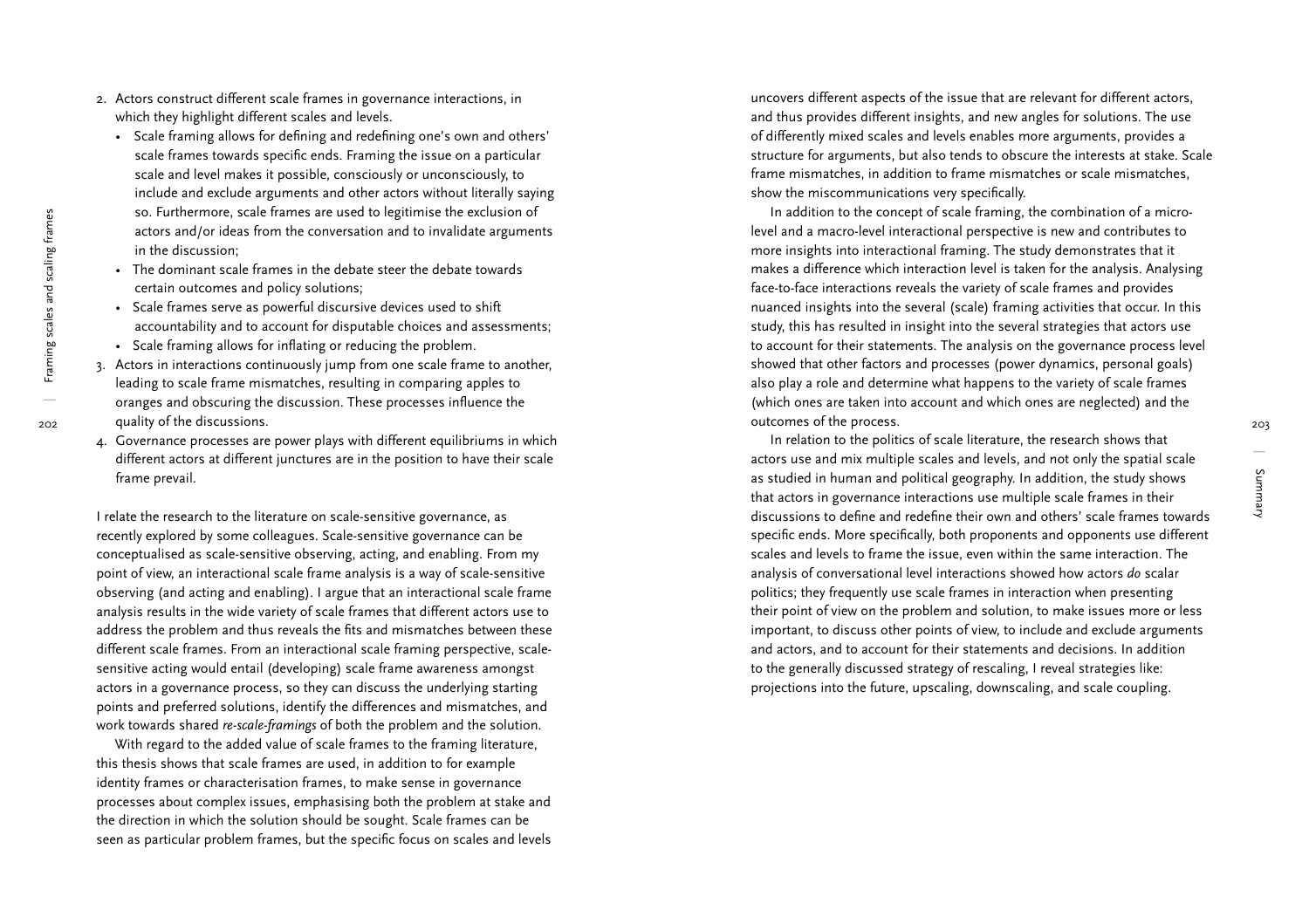2. Actors construct different scale frames in governance interactions, in which they highlight different scales and levels.
   - Scale framing allows for defining and redefining one's own and others' scale frames towards specific ends. Framing the issue on a particular scale and level makes it possible, consciously or unconsciously, to include and exclude arguments and other actors without literally saying so. Furthermore, scale frames are used to legitimise the exclusion of actors and/or ideas from the conversation and to invalidate arguments in the discussion;
   - The dominant scale frames in the debate steer the debate towards certain outcomes and policy solutions;
   - Scale frames serve as powerful discursive devices used to shift accountability and to account for disputable choices and assessments;
   - Scale framing allows for inflating or reducing the problem.
3. Actors in interactions continuously jump from one scale frame to another, leading to scale frame mismatches, resulting in comparing apples to oranges and obscuring the discussion. These processes influence the quality of the discussions.
4. Governance processes are power plays with different equilibriums in which different actors at different junctures are in the position to have their scale frame prevail.

I relate the research to the literature on scale-sensitive governance, as recently explored by some colleagues. Scale-sensitive governance can be conceptualised as scale-sensitive observing, acting, and enabling. From my point of view, an interactional scale frame analysis is a way of scale-sensitive observing (and acting and enabling). I argue that an interactional scale frame analysis results in the wide variety of scale frames that different actors use to address the problem and thus reveals the fits and mismatches between these different scale frames. From an interactional scale framing perspective, scale-sensitive acting would entail (developing) scale frame awareness amongst actors in a governance process, so they can discuss the underlying starting points and preferred solutions, identify the differences and mismatches, and work towards shared *re-scale-framings* of both the problem and the solution.

With regard to the added value of scale frames to the framing literature, this thesis shows that scale frames are used, in addition to for example identity frames or characterisation frames, to make sense in governance processes about complex issues, emphasising both the problem at stake and the direction in which the solution should be sought. Scale frames can be seen as particular problem frames, but the specific focus on scales and levels uncovers different aspects of the issue that are relevant for different actors, and thus provides different insights, and new angles for solutions. The use of differently mixed scales and levels enables more arguments, provides a structure for arguments, but also tends to obscure the interests at stake. Scale frame mismatches, in addition to frame mismatches or scale mismatches, show the miscommunications very specifically.

In addition to the concept of scale framing, the combination of a micro-level and a macro-level interactional perspective is new and contributes to more insights into interactional framing. The study demonstrates that it makes a difference which interaction level is taken for the analysis. Analysing face-to-face interactions reveals the variety of scale frames and provides nuanced insights into the several (scale) framing activities that occur. In this study, this has resulted in insight into the several strategies that actors use to account for their statements. The analysis on the governance process level showed that other factors and processes (power dynamics, personal goals) also play a role and determine what happens to the variety of scale frames (which ones are taken into account and which ones are neglected) and the outcomes of the process.

In relation to the politics of scale literature, the research shows that actors use and mix multiple scales and levels, and not only the spatial scale as studied in human and political geography. In addition, the study shows that actors in governance interactions use multiple scale frames in their discussions to define and redefine their own and others' scale frames towards specific ends. More specifically, both proponents and opponents use different scales and levels to frame the issue, even within the same interaction. The analysis of conversational level interactions showed how actors *do* scalar politics; they frequently use scale frames in interaction when presenting their point of view on the problem and solution, to make issues more or less important, to discuss other points of view, to include and exclude arguments and actors, and to account for their statements and decisions. In addition to the generally discussed strategy of rescaling, I reveal strategies like: projections into the future, upscaling, downscaling, and scale coupling.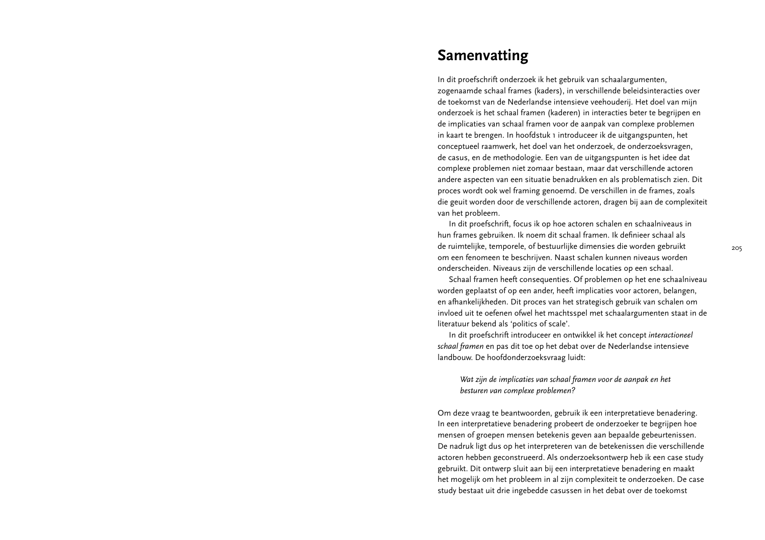# Samenvatting

In dit proefschrift onderzoek ik het gebruik van schaalargumenten, zogenaamde schaal frames (kaders), in verschillende beleidsinteracties over de toekomst van de Nederlandse intensieve veehouderij. Het doel van mijn onderzoek is het schaal framen (kaderen) in interacties beter te begrijpen en de implicaties van schaal framen voor de aanpak van complexe problemen in kaart te brengen. In hoofdstuk 1 introduceer ik de uitgangspunten, het conceptueel raamwerk, het doel van het onderzoek, de onderzoeksvragen, de casus, en de methodologie. Een van de uitgangspunten is het idee dat complexe problemen niet zomaar bestaan, maar dat verschillende actoren andere aspecten van een situatie benadrukken en als problematisch zien. Dit proces wordt ook wel framing genoemd. De verschillen in de frames, zoals die geuit worden door de verschillende actoren, dragen bij aan de complexiteit van het probleem.

In dit proefschrift, focus ik op hoe actoren schalen en schaalniveaus in hun frames gebruiken. Ik noem dit schaal framen. Ik definieer schaal als de ruimtelijke, temporele, of bestuurlijke dimensies die worden gebruikt om een fenomeen te beschrijven. Naast schalen kunnen niveaus worden onderscheiden. Niveaus zijn de verschillende locaties op een schaal.

Schaal framen heeft consequenties. Of problemen op het ene schaalniveau worden geplaatst of op een ander, heeft implicaties voor actoren, belangen, en afhankelijkheden. Dit proces van het strategisch gebruik van schalen om invloed uit te oefenen ofwel het machtsspel met schaalargumenten staat in de literatuur bekend als 'politics of scale'.

In dit proefschrift introduceer en ontwikkel ik het concept *interactioneel schaal framen* en pas dit toe op het debat over de Nederlandse intensieve landbouw. De hoofdonderzoeksvraag luidt:

> *Wat zijn de implicaties van schaal framen voor de aanpak en het besturen van complexe problemen?*

Om deze vraag te beantwoorden, gebruik ik een interpretatieve benadering. In een interpretatieve benadering probeert de onderzoeker te begrijpen hoe mensen of groepen mensen betekenis geven aan bepaalde gebeurtenissen. De nadruk ligt dus op het interpreteren van de betekenissen die verschillende actoren hebben geconstrueerd. Als onderzoeksontwerp heb ik een case study gebruikt. Dit ontwerp sluit aan bij een interpretatieve benadering en maakt het mogelijk om het probleem in al zijn complexiteit te onderzoeken. De case study bestaat uit drie ingebedde casussen in het debat over de toekomst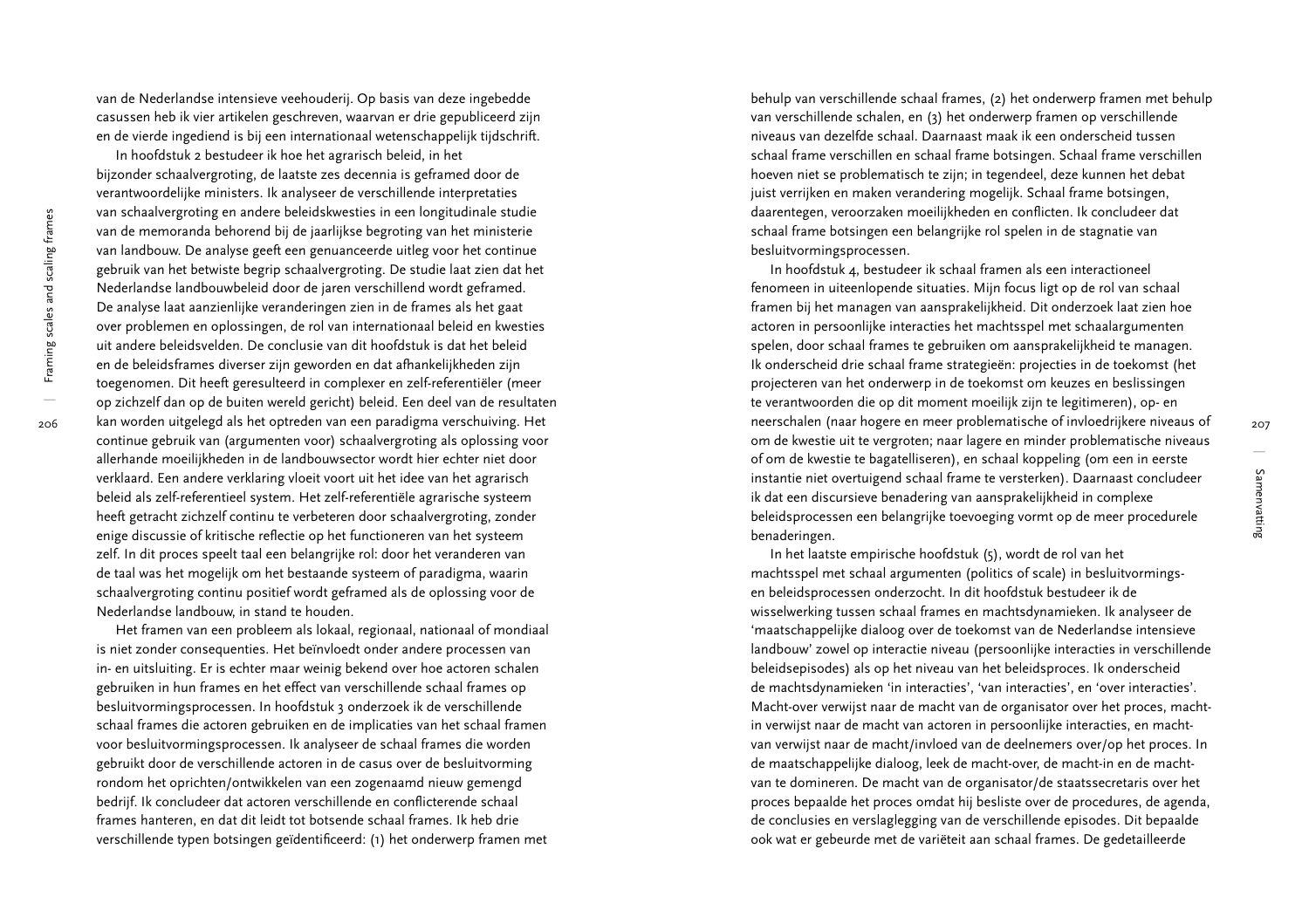van de Nederlandse intensieve veehouderij. Op basis van deze ingebedde casussen heb ik vier artikelen geschreven, waarvan er drie gepubliceerd zijn en de vierde ingediend is bij een internationaal wetenschappelijk tijdschrift.

In hoofdstuk 2 bestudeer ik hoe het agrarisch beleid, in het bijzonder schaalvergroting, de laatste zes decennia is geframed door de verantwoordelijke ministers. Ik analyseer de verschillende interpretaties van schaalvergroting en andere beleidskwesties in een longitudinale studie van de memoranda behorend bij de jaarlijkse begroting van het ministerie van landbouw. De analyse geeft een genuanceerde uitleg voor het continue gebruik van het betwiste begrip schaalvergroting. De studie laat zien dat het Nederlandse landbouwbeleid door de jaren verschillend wordt geframed. De analyse laat aanzienlijke veranderingen zien in de frames als het gaat over problemen en oplossingen, de rol van internationaal beleid en kwesties uit andere beleidsvelden. De conclusie van dit hoofdstuk is dat het beleid en de beleidsframes diverser zijn geworden en dat afhankelijkheden zijn toegenomen. Dit heeft geresulteerd in complexer en zelf-referentiëler (meer op zichzelf dan op de buiten wereld gericht) beleid. Een deel van de resultaten kan worden uitgelegd als het optreden van een paradigma verschuiving. Het continue gebruik van (argumenten voor) schaalvergroting als oplossing voor allerhande moeilijkheden in de landbouwsector wordt hier echter niet door verklaard. Een andere verklaring vloeit voort uit het idee van het agrarisch beleid als zelf-referentieel system. Het zelf-referentiële agrarische systeem heeft getracht zichzelf continu te verbeteren door schaalvergroting, zonder enige discussie of kritische reflectie op het functioneren van het systeem zelf. In dit proces speelt taal een belangrijke rol: door het veranderen van de taal was het mogelijk om het bestaande systeem of paradigma, waarin schaalvergroting continu positief wordt geframed als de oplossing voor de Nederlandse landbouw, in stand te houden.

Het framen van een probleem als lokaal, regionaal, nationaal of mondiaal is niet zonder consequenties. Het beïnvloedt onder andere processen van in- en uitsluiting. Er is echter maar weinig bekend over hoe actoren schalen gebruiken in hun frames en het effect van verschillende schaal frames op besluitvormingsprocessen. In hoofdstuk 3 onderzoek ik de verschillende schaal frames die actoren gebruiken en de implicaties van het schaal framen voor besluitvormingsprocessen. Ik analyseer de schaal frames die worden gebruikt door de verschillende actoren in de casus over de besluitvorming rondom het oprichten/ontwikkelen van een zogenaamd nieuw gemengd bedrijf. Ik concludeer dat actoren verschillende en conflicterende schaal frames hanteren, en dat dit leidt tot botsende schaal frames. Ik heb drie verschillende typen botsingen geïdentificeerd: (1) het onderwerp framen met behulp van verschillende schaal frames, (2) het onderwerp framen met behulp van verschillende schalen, en (3) het onderwerp framen op verschillende niveaus van dezelfde schaal. Daarnaast maak ik een onderscheid tussen schaal frame verschillen en schaal frame botsingen. Schaal frame verschillen hoeven niet se problematisch te zijn; in tegendeel, deze kunnen het debat juist verrijken en maken verandering mogelijk. Schaal frame botsingen, daarentegen, veroorzaken moeilijkheden en conflicten. Ik concludeer dat schaal frame botsingen een belangrijke rol spelen in de stagnatie van besluitvormingsprocessen.

In hoofdstuk 4, bestudeer ik schaal framen als een interactioneel fenomeen in uiteenlopende situaties. Mijn focus ligt op de rol van schaal framen bij het managen van aansprakelijkheid. Dit onderzoek laat zien hoe actoren in persoonlijke interacties het machtsspel met schaalargumenten spelen, door schaal frames te gebruiken om aansprakelijkheid te managen. Ik onderscheid drie schaal frame strategieën: projecties in de toekomst (het projecteren van het onderwerp in de toekomst om keuzes en beslissingen te verantwoorden die op dit moment moeilijk zijn te legitimeren), op- en neerschalen (naar hogere en meer problematische of invloedrijkere niveaus of om de kwestie uit te vergroten; naar lagere en minder problematische niveaus of om de kwestie te bagatelliseren), en schaal koppeling (om een in eerste instantie niet overtuigend schaal frame te versterken). Daarnaast concludeer ik dat een discursieve benadering van aansprakelijkheid in complexe beleidsprocessen een belangrijke toevoeging vormt op de meer procedurele benaderingen.

In het laatste empirische hoofdstuk (5), wordt de rol van het machtsspel met schaal argumenten (politics of scale) in besluitvormings- en beleidsprocessen onderzocht. In dit hoofdstuk bestudeer ik de wisselwerking tussen schaal frames en machtsdynamieken. Ik analyseer de 'maatschappelijke dialoog over de toekomst van de Nederlandse intensieve landbouw' zowel op interactie niveau (persoonlijke interacties in verschillende beleidsepisodes) als op het niveau van het beleidsproces. Ik onderscheid de machtsdynamieken 'in interacties', 'van interacties', en 'over interacties'. Macht-over verwijst naar de macht van de organisator over het proces, macht-in verwijst naar de macht van actoren in persoonlijke interacties, en macht-van verwijst naar de macht/invloed van de deelnemers over/op het proces. In de maatschappelijke dialoog, leek de macht-over, de macht-in en de macht-van te domineren. De macht van de organisator/de staatssecretaris over het proces bepaalde het proces omdat hij besliste over de procedures, de agenda, de conclusies en verslaglegging van de verschillende episodes. Dit bepaalde ook wat er gebeurde met de variëteit aan schaal frames. De gedetailleerde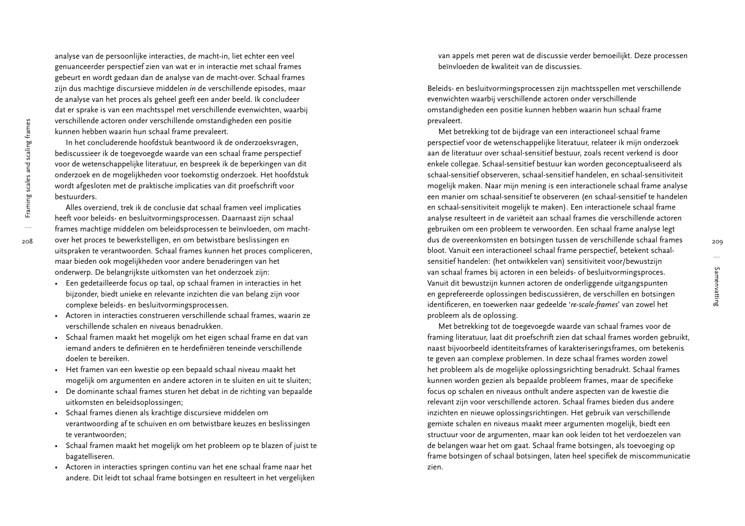analyse van de persoonlijke interacties, de macht-in, liet echter een veel genuanceerder perspectief zien van wat er in interactie met schaal frames gebeurt en wordt gedaan dan de analyse van de macht-over. Schaal frames zijn dus machtige discursieve middelen *in* de verschillende episodes, maar de analyse van het proces als geheel geeft een ander beeld. Ik concludeer dat er sprake is van een machtsspel met verschillende evenwichten, waarbij verschillende actoren onder verschillende omstandigheden een positie kunnen hebben waarin hun schaal frame prevaleert.

In het concluderende hoofdstuk beantwoord ik de onderzoeksvragen, bediscussieer ik de toegevoegde waarde van een schaal frame perspectief voor de wetenschappelijke literatuur, en bespreek ik de beperkingen van dit onderzoek en de mogelijkheden voor toekomstig onderzoek. Het hoofdstuk wordt afgesloten met de praktische implicaties van dit proefschrift voor bestuurders.

Alles overziend, trek ik de conclusie dat schaal framen veel implicaties heeft voor beleids- en besluitvormingsprocessen. Daarnaast zijn schaal frames machtige middelen om beleidsprocessen te beïnvloeden, om machtover het proces te bewerkstelligen, en om betwistbare beslissingen en uitspraken te verantwoorden. Schaal frames kunnen het proces compliceren, maar bieden ook mogelijkheden voor andere benaderingen van het onderwerp. De belangrijkste uitkomsten van het onderzoek zijn:

- Een gedetailleerde focus op taal, op schaal framen in interacties in het bijzonder, biedt unieke en relevante inzichten die van belang zijn voor complexe beleids- en besluitvormingsprocessen.
- Actoren in interacties construeren verschillende schaal frames, waarin ze verschillende schalen en niveaus benadrukken.
- Schaal framen maakt het mogelijk om het eigen schaal frame en dat van iemand anders te definiëren en te herdefiniëren teneinde verschillende doelen te bereiken.
- Het framen van een kwestie op een bepaald schaal niveau maakt het mogelijk om argumenten en andere actoren in te sluiten en uit te sluiten;
- De dominante schaal frames sturen het debat in de richting van bepaalde uitkomsten en beleidsoplossingen;
- Schaal frames dienen als krachtige discursieve middelen om verantwoording af te schuiven en om betwistbare keuzes en beslissingen te verantwoorden;
- Schaal framen maakt het mogelijk om het probleem op te blazen of juist te bagatelliseren.
- Actoren in interacties springen continu van het ene schaal frame naar het andere. Dit leidt tot schaal frame botsingen en resulteert in het vergelijken van appels met peren wat de discussie verder bemoeilijkt. Deze processen beïnvloeden de kwaliteit van de discussies.

Beleids- en besluitvormingsprocessen zijn machtsspellen met verschillende evenwichten waarbij verschillende actoren onder verschillende omstandigheden een positie kunnen hebben waarin hun schaal frame prevaleert.

Met betrekking tot de bijdrage van een interactioneel schaal frame perspectief voor de wetenschappelijke literatuur, relateer ik mijn onderzoek aan de literatuur over schaal-sensitief bestuur, zoals recent verkend is door enkele collegae. Schaal-sensitief bestuur kan worden geconceptualiseerd als schaal-sensitief observeren, schaal-sensitief handelen, en schaal-sensitiviteit mogelijk maken. Naar mijn mening is een interactionele schaal frame analyse een manier om schaal-sensitief te observeren (en schaal-sensitief te handelen en schaal-sensitiviteit mogelijk te maken). Een interactionele schaal frame analyse resulteert in de variëteit aan schaal frames die verschillende actoren gebruiken om een probleem te verwoorden. Een schaal frame analyse legt dus de overeenkomsten en botsingen tussen de verschillende schaal frames bloot. Vanuit een interactioneel schaal frame perspectief, betekent schaal-sensitief handelen: (het ontwikkelen van) sensitiviteit voor/bewustzijn van schaal frames bij actoren in een beleids- of besluitvormingsproces. Vanuit dit bewustzijn kunnen actoren de onderliggende uitgangspunten en geprefereerde oplossingen bediscussiëren, de verschillen en botsingen identificeren, en toewerken naar gedeelde '*re-scale-frames*' van zowel het probleem als de oplossing.

Met betrekking tot de toegevoegde waarde van schaal frames voor de framing literatuur, laat dit proefschrift zien dat schaal frames worden gebruikt, naast bijvoorbeeld identiteitsframes of karakteriseringsframes, om betekenis te geven aan complexe problemen. In deze schaal frames worden zowel het probleem als de mogelijke oplossingsrichting benadrukt. Schaal frames kunnen worden gezien als bepaalde probleem frames, maar de specifieke focus op schalen en niveaus onthult andere aspecten van de kwestie die relevant zijn voor verschillende actoren. Schaal frames bieden dus andere inzichten en nieuwe oplossingsrichtingen. Het gebruik van verschillende gemixte schalen en niveaus maakt meer argumenten mogelijk, biedt een structuur voor de argumenten, maar kan ook leiden tot het verdoezelen van de belangen waar het om gaat. Schaal frame botsingen, als toevoeging op frame botsingen of schaal botsingen, laten heel specifiek de miscommunicatie zien.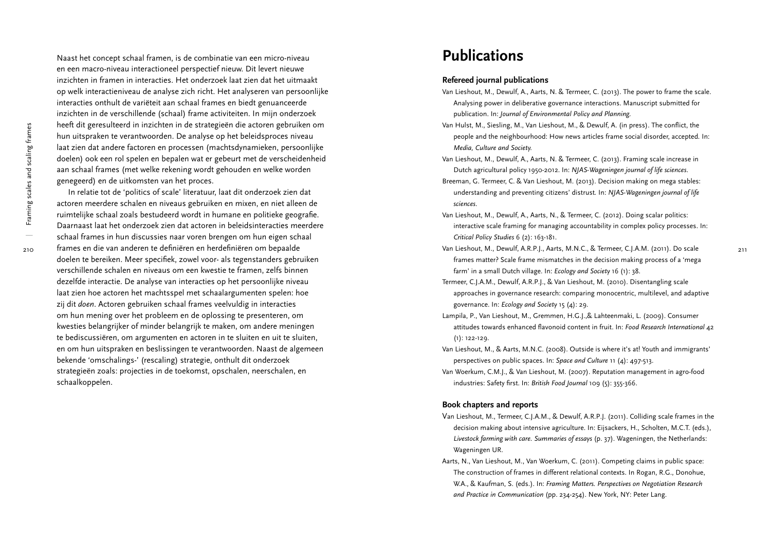Naast het concept schaal framen, is de combinatie van een micro-niveau en een macro-niveau interactioneel perspectief nieuw. Dit levert nieuwe inzichten in framen in interacties. Het onderzoek laat zien dat het uitmaakt op welk interactieniveau de analyse zich richt. Het analyseren van persoonlijke interacties onthult de variëteit aan schaal frames en biedt genuanceerde inzichten in de verschillende (schaal) frame activiteiten. In mijn onderzoek heeft dit geresulteerd in inzichten in de strategieën die actoren gebruiken om hun uitspraken te verantwoorden. De analyse op het beleidsproces niveau laat zien dat andere factoren en processen (machtsdynamieken, persoonlijke doelen) ook een rol spelen en bepalen wat er gebeurt met de verscheidenheid aan schaal frames (met welke rekening wordt gehouden en welke worden genegeerd) en de uitkomsten van het proces.

In relatie tot de 'politics of scale' literatuur, laat dit onderzoek zien dat actoren meerdere schalen en niveaus gebruiken en mixen, en niet alleen de ruimtelijke schaal zoals bestudeerd wordt in humane en politieke geografie. Daarnaast laat het onderzoek zien dat actoren in beleidsinteracties meerdere schaal frames in hun discussies naar voren brengen om hun eigen schaal frames en die van anderen te definiëren en herdefiniëren om bepaalde doelen te bereiken. Meer specifiek, zowel voor- als tegenstanders gebruiken verschillende schalen en niveaus om een kwestie te framen, zelfs binnen dezelfde interactie. De analyse van interacties op het persoonlijke niveau laat zien hoe actoren het machtsspel met schaalargumenten spelen: hoe zij dit *doen*. Actoren gebruiken schaal frames veelvuldig in interacties om hun mening over het probleem en de oplossing te presenteren, om kwesties belangrijker of minder belangrijk te maken, om andere meningen te bediscussiëren, om argumenten en actoren in te sluiten en uit te sluiten, en om hun uitspraken en beslissingen te verantwoorden. Naast de algemeen bekende 'omschalings-' (rescaling) strategie, onthult dit onderzoek strategieën zoals: projecties in de toekomst, opschalen, neerschalen, en schaalkoppelen.

# Publications

### Refereed journal publications

Van Lieshout, M., Dewulf, A., Aarts, N. & Termeer, C. (2013). The power to frame the scale. Analysing power in deliberative governance interactions. Manuscript submitted for publication. In: *Journal of Environmental Policy and Planning*.

Van Hulst, M., Siesling, M., Van Lieshout, M., & Dewulf, A. (in press). The conflict, the people and the neighbourhood: How news articles frame social disorder, accepted. In: *Media, Culture and Society*.

Van Lieshout, M., Dewulf, A., Aarts, N. & Termeer, C. (2013). Framing scale increase in Dutch agricultural policy 1950-2012. In: *NJAS-Wageningen journal of life sciences*.

Breeman, G. Termeer, C. & Van Lieshout, M. (2013). Decision making on mega stables: understanding and preventing citizens' distrust. In: *NJAS-Wageningen journal of life sciences*.

Van Lieshout, M., Dewulf, A., Aarts, N., & Termeer, C. (2012). Doing scalar politics: interactive scale framing for managing accountability in complex policy processes. In: *Critical Policy Studies* 6 (2): 163-181.

Van Lieshout, M., Dewulf, A.R.P.J., Aarts, M.N.C., & Termeer, C.J.A.M. (2011). Do scale frames matter? Scale frame mismatches in the decision making process of a 'mega farm' in a small Dutch village. In: *Ecology and Society* 16 (1): 38.

Termeer, C.J.A.M., Dewulf, A.R.P.J., & Van Lieshout, M. (2010). Disentangling scale approaches in governance research: comparing monocentric, multilevel, and adaptive governance. In: *Ecology and Society* 15 (4): 29.

Lampila, P., Van Lieshout, M., Gremmen, H.G.J.,& Lahteenmaki, L. (2009). Consumer attitudes towards enhanced flavonoid content in fruit. In: *Food Research International* 42 (1): 122-129.

Van Lieshout, M., & Aarts, M.N.C. (2008). Outside is where it's at! Youth and immigrants' perspectives on public spaces. In: *Space and Culture* 11 (4): 497-513.

Van Woerkum, C.M.J., & Van Lieshout, M. (2007). Reputation management in agro-food industries: Safety first. In: *British Food Journal* 109 (5): 355-366.

### Book chapters and reports

Van Lieshout, M., Termeer, C.J.A.M., & Dewulf, A.R.P.J. (2011). Colliding scale frames in the decision making about intensive agriculture. In: Eijsackers, H., Scholten, M.C.T. (eds.), *Livestock farming with care. Summaries of essays* (p. 37). Wageningen, the Netherlands: Wageningen UR.

Aarts, N., Van Lieshout, M., Van Woerkum, C. (2011). Competing claims in public space: The construction of frames in different relational contexts. In Rogan, R.G., Donohue, W.A., & Kaufman, S. (eds.). In: *Framing Matters. Perspectives on Negotiation Research and Practice in Communication* (pp. 234-254). New York, NY: Peter Lang.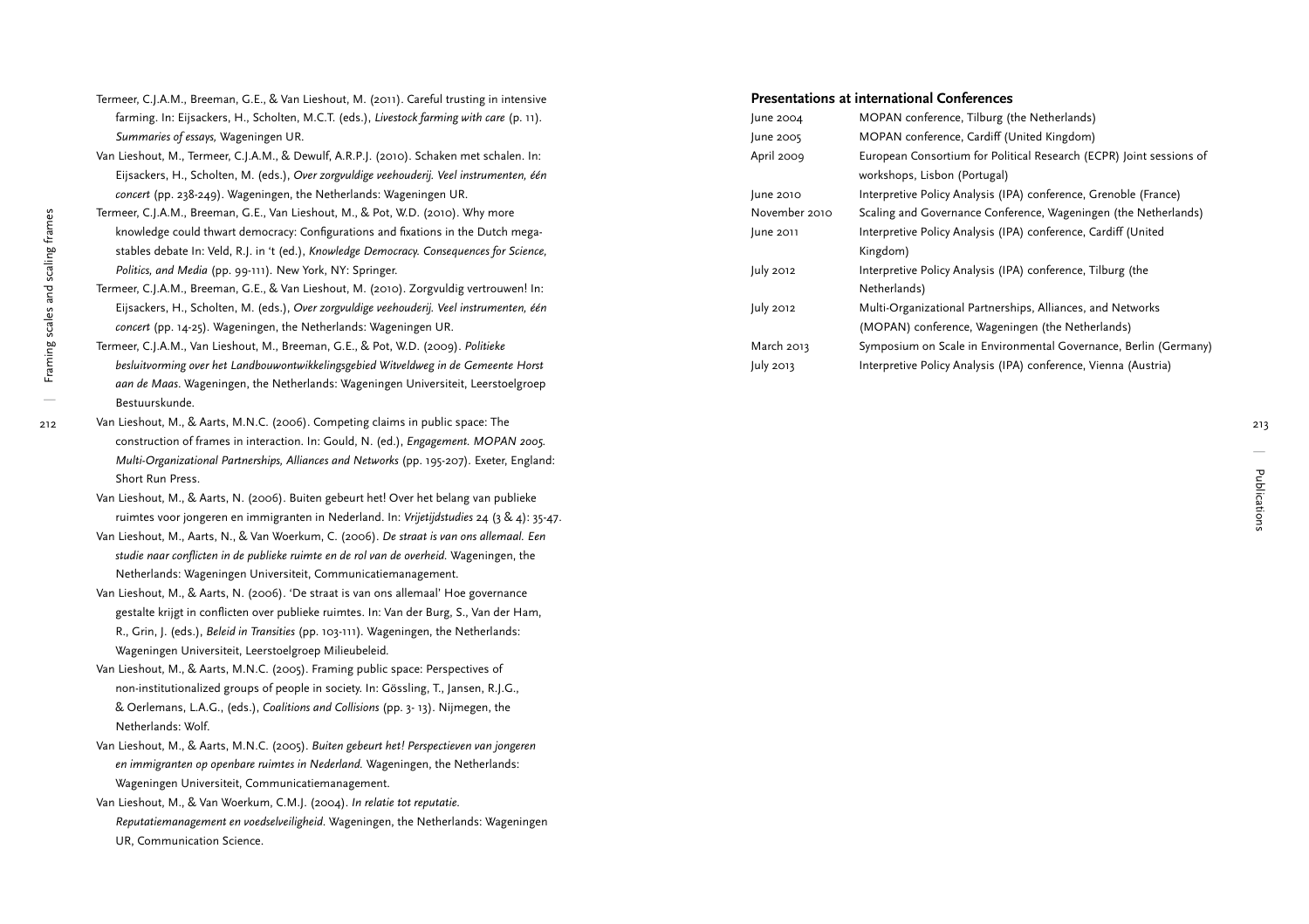Termeer, C.J.A.M., Breeman, G.E., & Van Lieshout, M. (2011). Careful trusting in intensive farming. In: Eijsackers, H., Scholten, M.C.T. (eds.), *Livestock farming with care* (p. 11). *Summaries of essays,* Wageningen UR.

Van Lieshout, M., Termeer, C.J.A.M., & Dewulf, A.R.P.J. (2010). Schaken met schalen. In: Eijsackers, H., Scholten, M. (eds.), *Over zorgvuldige veehouderij. Veel instrumenten, één concert* (pp. 238-249). Wageningen, the Netherlands: Wageningen UR.

Termeer, C.J.A.M., Breeman, G.E., Van Lieshout, M., & Pot, W.D. (2010). Why more knowledge could thwart democracy: Configurations and fixations in the Dutch mega-stables debate In: Veld, R.J. in 't (ed.), *Knowledge Democracy. Consequences for Science, Politics, and Media* (pp. 99-111). New York, NY: Springer.

Termeer, C.J.A.M., Breeman, G.E., & Van Lieshout, M. (2010). Zorgvuldig vertrouwen! In: Eijsackers, H., Scholten, M. (eds.), *Over zorgvuldige veehouderij. Veel instrumenten, één concert* (pp. 14-25). Wageningen, the Netherlands: Wageningen UR.

Termeer, C.J.A.M., Van Lieshout, M., Breeman, G.E., & Pot, W.D. (2009). *Politieke besluitvorming over het Landbouwontwikkelingsgebied Witveldweg in de Gemeente Horst aan de Maas*. Wageningen, the Netherlands: Wageningen Universiteit, Leerstoelgroep Bestuurskunde.

Van Lieshout, M., & Aarts, M.N.C. (2006). Competing claims in public space: The construction of frames in interaction. In: Gould, N. (ed.), *Engagement. MOPAN 2005. Multi-Organizational Partnerships, Alliances and Networks* (pp. 195-207). Exeter, England: Short Run Press.

Van Lieshout, M., & Aarts, N. (2006). Buiten gebeurt het! Over het belang van publieke ruimtes voor jongeren en immigranten in Nederland. In: *Vrijetijdstudies* 24 (3 & 4): 35-47.

Van Lieshout, M., Aarts, N., & Van Woerkum, C. (2006). *De straat is van ons allemaal. Een studie naar conflicten in de publieke ruimte en de rol van de overheid.* Wageningen, the Netherlands: Wageningen Universiteit, Communicatiemanagement.

Van Lieshout, M., & Aarts, N. (2006). 'De straat is van ons allemaal' Hoe governance gestalte krijgt in conflicten over publieke ruimtes. In: Van der Burg, S., Van der Ham, R., Grin, J. (eds.), *Beleid in Transities* (pp. 103-111). Wageningen, the Netherlands: Wageningen Universiteit, Leerstoelgroep Milieubeleid.

Van Lieshout, M., & Aarts, M.N.C. (2005). Framing public space: Perspectives of non-institutionalized groups of people in society. In: Gössling, T., Jansen, R.J.G., & Oerlemans, L.A.G., (eds.), *Coalitions and Collisions* (pp. 3- 13). Nijmegen, the Netherlands: Wolf.

Van Lieshout, M., & Aarts, M.N.C. (2005). *Buiten gebeurt het! Perspectieven van jongeren en immigranten op openbare ruimtes in Nederland.* Wageningen, the Netherlands: Wageningen Universiteit, Communicatiemanagement.

Van Lieshout, M., & Van Woerkum, C.M.J. (2004). *In relatie tot reputatie. Reputatiemanagement en voedselveiligheid*. Wageningen, the Netherlands: Wageningen UR, Communication Science.

### Presentations at international Conferences

| | |
|---|---|
| June 2004 | MOPAN conference, Tilburg (the Netherlands) |
| June 2005 | MOPAN conference, Cardiff (United Kingdom) |
| April 2009 | European Consortium for Political Research (ECPR) Joint sessions of workshops, Lisbon (Portugal) |
| June 2010 | Interpretive Policy Analysis (IPA) conference, Grenoble (France) |
| November 2010 | Scaling and Governance Conference, Wageningen (the Netherlands) |
| June 2011 | Interpretive Policy Analysis (IPA) conference, Cardiff (United Kingdom) |
| July 2012 | Interpretive Policy Analysis (IPA) conference, Tilburg (the Netherlands) |
| July 2012 | Multi-Organizational Partnerships, Alliances, and Networks (MOPAN) conference, Wageningen (the Netherlands) |
| March 2013 | Symposium on Scale in Environmental Governance, Berlin (Germany) |
| July 2013 | Interpretive Policy Analysis (IPA) conference, Vienna (Austria) |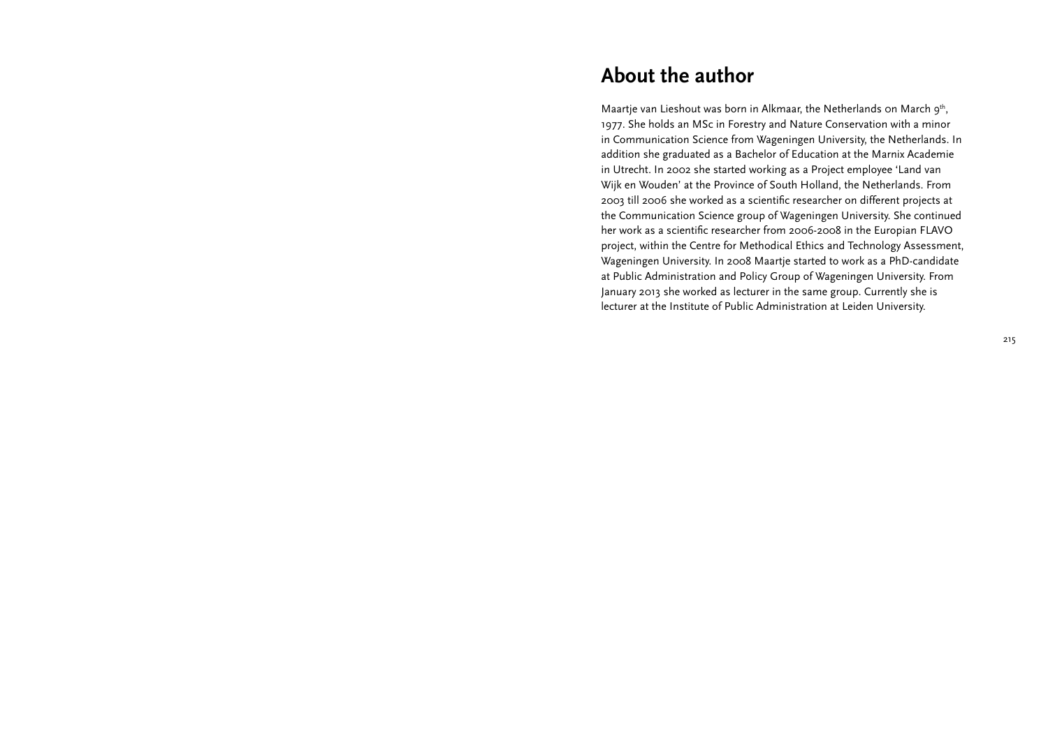# About the author

Maartje van Lieshout was born in Alkmaar, the Netherlands on March 9th, 1977. She holds an MSc in Forestry and Nature Conservation with a minor in Communication Science from Wageningen University, the Netherlands. In addition she graduated as a Bachelor of Education at the Marnix Academie in Utrecht. In 2002 she started working as a Project employee 'Land van Wijk en Wouden' at the Province of South Holland, the Netherlands. From 2003 till 2006 she worked as a scientific researcher on different projects at the Communication Science group of Wageningen University. She continued her work as a scientific researcher from 2006-2008 in the Europian FLAVO project, within the Centre for Methodical Ethics and Technology Assessment, Wageningen University. In 2008 Maartje started to work as a PhD-candidate at Public Administration and Policy Group of Wageningen University. From January 2013 she worked as lecturer in the same group. Currently she is lecturer at the Institute of Public Administration at Leiden University.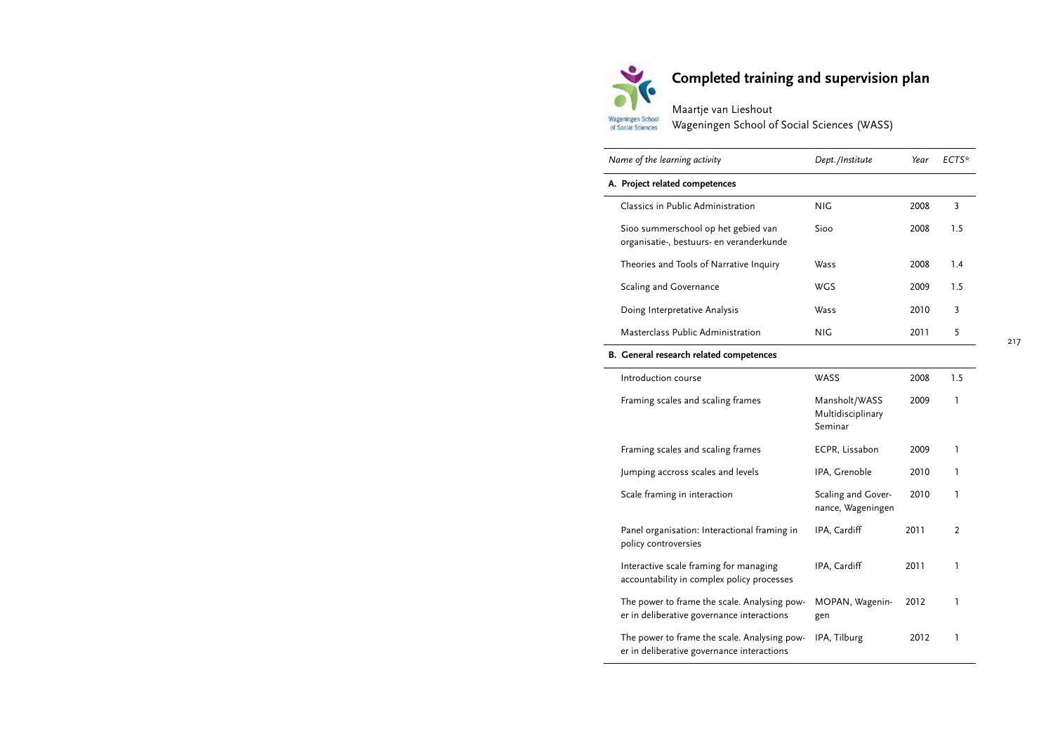# Completed training and supervision plan

Maartje van Lieshout
Wageningen School of Social Sciences (WASS)

| *Name of the learning activity* | *Dept./Institute* | *Year* | *ECTS** |
|---|---|---|---|
| **A. Project related competences** | | | |
| Classics in Public Administration | NIG | 2008 | 3 |
| Sioo summerschool op het gebied van organisatie-, bestuurs- en veranderkunde | Sioo | 2008 | 1.5 |
| Theories and Tools of Narrative Inquiry | Wass | 2008 | 1.4 |
| Scaling and Governance | WGS | 2009 | 1.5 |
| Doing Interpretative Analysis | Wass | 2010 | 3 |
| Masterclass Public Administration | NIG | 2011 | 5 |
| **B. General research related competences** | | | |
| Introduction course | WASS | 2008 | 1.5 |
| Framing scales and scaling frames | Mansholt/WASS Multidisciplinary Seminar | 2009 | 1 |
| Framing scales and scaling frames | ECPR, Lissabon | 2009 | 1 |
| Jumping accross scales and levels | IPA, Grenoble | 2010 | 1 |
| Scale framing in interaction | Scaling and Governance, Wageningen | 2010 | 1 |
| Panel organisation: Interactional framing in policy controversies | IPA, Cardiff | 2011 | 2 |
| Interactive scale framing for managing accountability in complex policy processes | IPA, Cardiff | 2011 | 1 |
| The power to frame the scale. Analysing power in deliberative governance interactions | MOPAN, Wageningen | 2012 | 1 |
| The power to frame the scale. Analysing power in deliberative governance interactions | IPA, Tilburg | 2012 | 1 |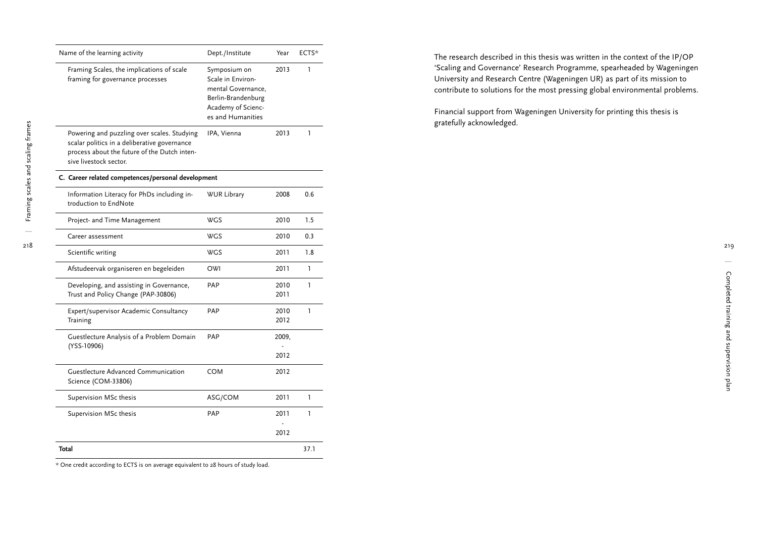| Name of the learning activity | Dept./Institute | Year | ECTS* |
|---|---|---|---|
| Framing Scales, the implications of scale framing for governance processes | Symposium on Scale in Environmental Governance, Berlin-Brandenburg Academy of Sciences and Humanities | 2013 | 1 |
| Powering and puzzling over scales. Studying scalar politics in a deliberative governance process about the future of the Dutch intensive livestock sector. | IPA, Vienna | 2013 | 1 |
| **C. Career related competences/personal development** | | | |
| Information Literacy for PhDs including introduction to EndNote | WUR Library | 2008 | 0.6 |
| Project- and Time Management | WGS | 2010 | 1.5 |
| Career assessment | WGS | 2010 | 0.3 |
| Scientific writing | WGS | 2011 | 1.8 |
| Afstudeervak organiseren en begeleiden | OWI | 2011 | 1 |
| Developing, and assisting in Governance, Trust and Policy Change (PAP-30806) | PAP | 2010 2011 | 1 |
| Expert/supervisor Academic Consultancy Training | PAP | 2010 2012 | 1 |
| Guestlecture Analysis of a Problem Domain (YSS-10906) | PAP | 2009, - 2012 | |
| Guestlecture Advanced Communication Science (COM-33806) | COM | 2012 | |
| Supervision MSc thesis | ASG/COM | 2011 | 1 |
| Supervision MSc thesis | PAP | 2011 - 2012 | 1 |
| **Total** | | | 37.1 |

\* One credit according to ECTS is on average equivalent to 28 hours of study load.

The research described in this thesis was written in the context of the IP/OP 'Scaling and Governance' Research Programme, spearheaded by Wageningen University and Research Centre (Wageningen UR) as part of its mission to contribute to solutions for the most pressing global environmental problems.

Financial support from Wageningen University for printing this thesis is gratefully acknowledged.